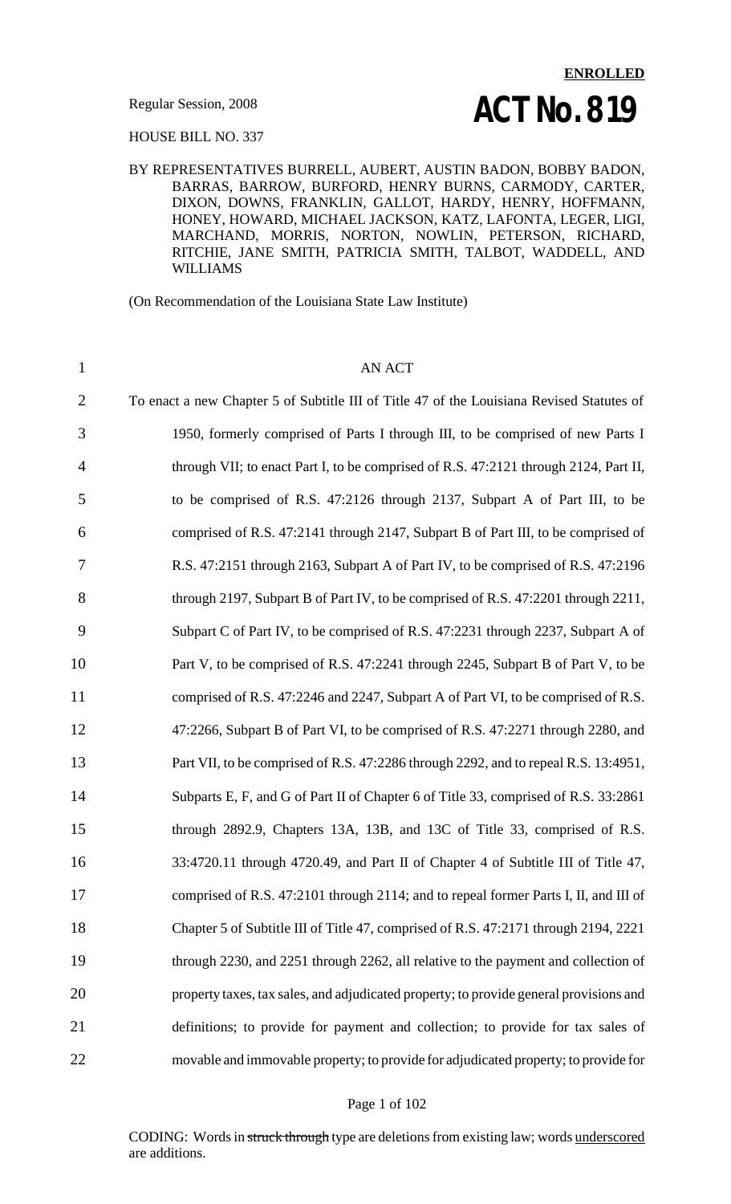**ENROLLED**

Regular Session, 2008

# ACT No. 819

HOUSE BILL NO. 337

BY REPRESENTATIVES BURRELL, AUBERT, AUSTIN BADON, BOBBY BADON, BARRAS, BARROW, BURFORD, HENRY BURNS, CARMODY, CARTER, DIXON, DOWNS, FRANKLIN, GALLOT, HARDY, HENRY, HOFFMANN, HONEY, HOWARD, MICHAEL JACKSON, KATZ, LAFONTA, LEGER, LIGI, MARCHAND, MORRIS, NORTON, NOWLIN, PETERSON, RICHARD, RITCHIE, JANE SMITH, PATRICIA SMITH, TALBOT, WADDELL, AND WILLIAMS

(On Recommendation of the Louisiana State Law Institute)

1 AN ACT

2 To enact a new Chapter 5 of Subtitle III of Title 47 of the Louisiana Revised Statutes of
3 1950, formerly comprised of Parts I through III, to be comprised of new Parts I
4 through VII; to enact Part I, to be comprised of R.S. 47:2121 through 2124, Part II,
5 to be comprised of R.S. 47:2126 through 2137, Subpart A of Part III, to be
6 comprised of R.S. 47:2141 through 2147, Subpart B of Part III, to be comprised of
7 R.S. 47:2151 through 2163, Subpart A of Part IV, to be comprised of R.S. 47:2196
8 through 2197, Subpart B of Part IV, to be comprised of R.S. 47:2201 through 2211,
9 Subpart C of Part IV, to be comprised of R.S. 47:2231 through 2237, Subpart A of
10 Part V, to be comprised of R.S. 47:2241 through 2245, Subpart B of Part V, to be
11 comprised of R.S. 47:2246 and 2247, Subpart A of Part VI, to be comprised of R.S.
12 47:2266, Subpart B of Part VI, to be comprised of R.S. 47:2271 through 2280, and
13 Part VII, to be comprised of R.S. 47:2286 through 2292, and to repeal R.S. 13:4951,
14 Subparts E, F, and G of Part II of Chapter 6 of Title 33, comprised of R.S. 33:2861
15 through 2892.9, Chapters 13A, 13B, and 13C of Title 33, comprised of R.S.
16 33:4720.11 through 4720.49, and Part II of Chapter 4 of Subtitle III of Title 47,
17 comprised of R.S. 47:2101 through 2114; and to repeal former Parts I, II, and III of
18 Chapter 5 of Subtitle III of Title 47, comprised of R.S. 47:2171 through 2194, 2221
19 through 2230, and 2251 through 2262, all relative to the payment and collection of
20 property taxes, tax sales, and adjudicated property; to provide general provisions and
21 definitions; to provide for payment and collection; to provide for tax sales of
22 movable and immovable property; to provide for adjudicated property; to provide for

CODING: Words in ~~struck through~~ type are deletions from existing law; words <u>underscored</u> are additions.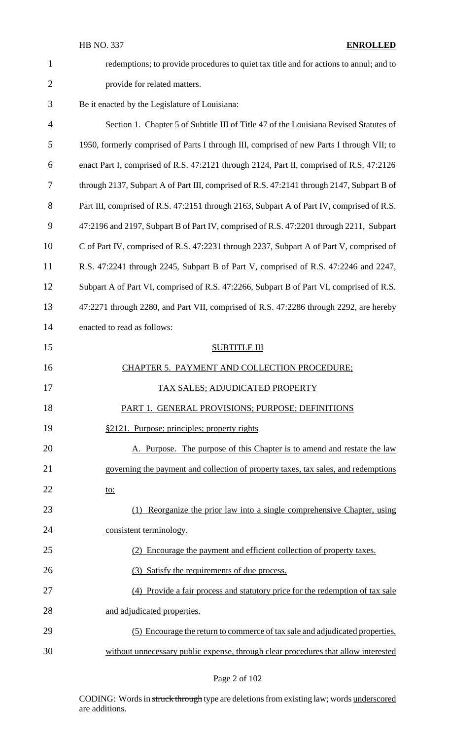redemptions; to provide procedures to quiet tax title and for actions to annul; and to provide for related matters.

Be it enacted by the Legislature of Louisiana:

Section 1. Chapter 5 of Subtitle III of Title 47 of the Louisiana Revised Statutes of 1950, formerly comprised of Parts I through III, comprised of new Parts I through VII; to enact Part I, comprised of R.S. 47:2121 through 2124, Part II, comprised of R.S. 47:2126 through 2137, Subpart A of Part III, comprised of R.S. 47:2141 through 2147, Subpart B of Part III, comprised of R.S. 47:2151 through 2163, Subpart A of Part IV, comprised of R.S. 47:2196 and 2197, Subpart B of Part IV, comprised of R.S. 47:2201 through 2211, Subpart C of Part IV, comprised of R.S. 47:2231 through 2237, Subpart A of Part V, comprised of R.S. 47:2241 through 2245, Subpart B of Part V, comprised of R.S. 47:2246 and 2247, Subpart A of Part VI, comprised of R.S. 47:2266, Subpart B of Part VI, comprised of R.S. 47:2271 through 2280, and Part VII, comprised of R.S. 47:2286 through 2292, are hereby enacted to read as follows:

SUBTITLE III

CHAPTER 5. PAYMENT AND COLLECTION PROCEDURE;

TAX SALES; ADJUDICATED PROPERTY

PART 1. GENERAL PROVISIONS; PURPOSE; DEFINITIONS

§2121. Purpose; principles; property rights

A. Purpose. The purpose of this Chapter is to amend and restate the law governing the payment and collection of property taxes, tax sales, and redemptions to:

(1) Reorganize the prior law into a single comprehensive Chapter, using consistent terminology.

(2) Encourage the payment and efficient collection of property taxes.

(3) Satisfy the requirements of due process.

(4) Provide a fair process and statutory price for the redemption of tax sale and adjudicated properties.

(5) Encourage the return to commerce of tax sale and adjudicated properties, without unnecessary public expense, through clear procedures that allow interested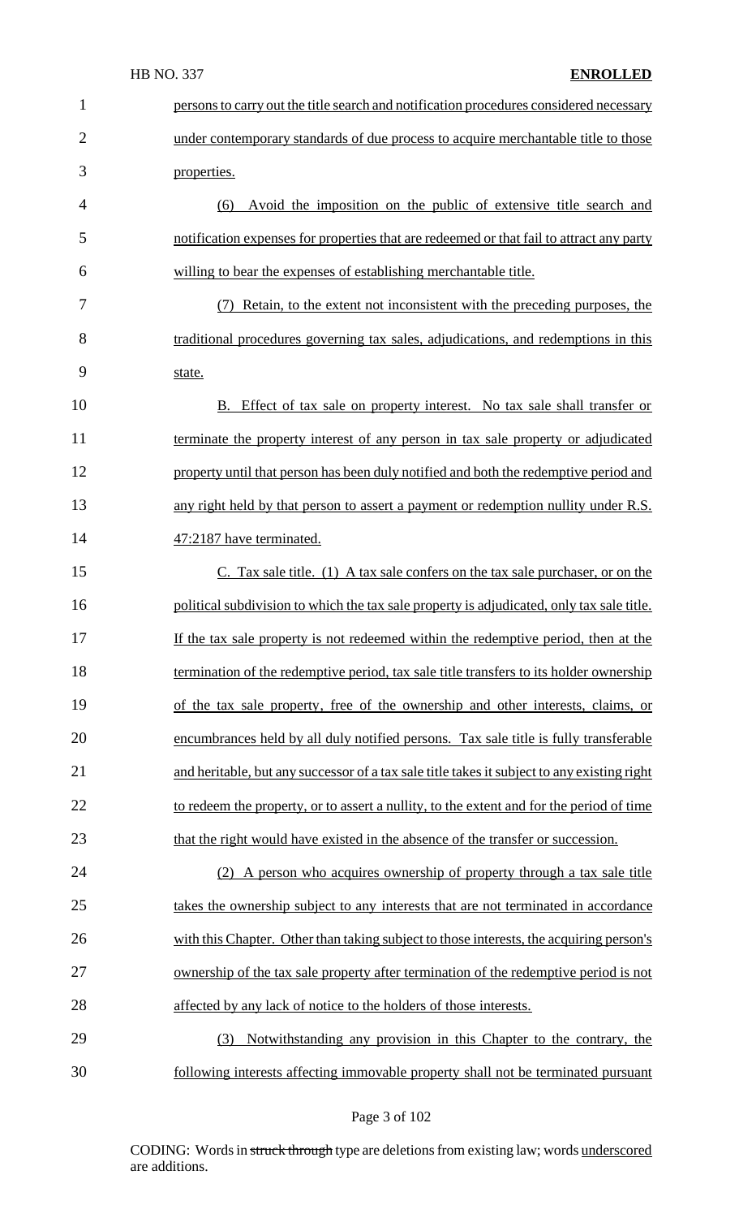persons to carry out the title search and notification procedures considered necessary under contemporary standards of due process to acquire merchantable title to those properties.

(6) Avoid the imposition on the public of extensive title search and notification expenses for properties that are redeemed or that fail to attract any party willing to bear the expenses of establishing merchantable title.

(7) Retain, to the extent not inconsistent with the preceding purposes, the traditional procedures governing tax sales, adjudications, and redemptions in this state.

B. Effect of tax sale on property interest. No tax sale shall transfer or terminate the property interest of any person in tax sale property or adjudicated property until that person has been duly notified and both the redemptive period and any right held by that person to assert a payment or redemption nullity under R.S. 47:2187 have terminated.

C. Tax sale title. (1) A tax sale confers on the tax sale purchaser, or on the political subdivision to which the tax sale property is adjudicated, only tax sale title. If the tax sale property is not redeemed within the redemptive period, then at the termination of the redemptive period, tax sale title transfers to its holder ownership of the tax sale property, free of the ownership and other interests, claims, or encumbrances held by all duly notified persons. Tax sale title is fully transferable and heritable, but any successor of a tax sale title takes it subject to any existing right to redeem the property, or to assert a nullity, to the extent and for the period of time that the right would have existed in the absence of the transfer or succession.

(2) A person who acquires ownership of property through a tax sale title takes the ownership subject to any interests that are not terminated in accordance with this Chapter. Other than taking subject to those interests, the acquiring person's ownership of the tax sale property after termination of the redemptive period is not affected by any lack of notice to the holders of those interests.

(3) Notwithstanding any provision in this Chapter to the contrary, the following interests affecting immovable property shall not be terminated pursuant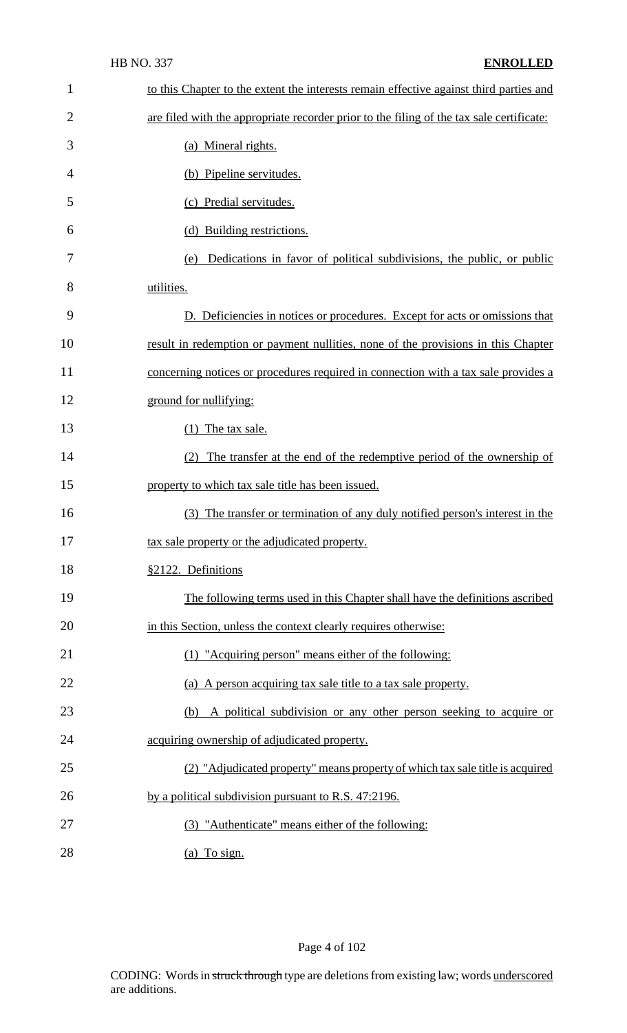to this Chapter to the extent the interests remain effective against third parties and are filed with the appropriate recorder prior to the filing of the tax sale certificate:

(a) Mineral rights.

(b) Pipeline servitudes.

(c) Predial servitudes.

(d) Building restrictions.

(e) Dedications in favor of political subdivisions, the public, or public utilities.

D. Deficiencies in notices or procedures. Except for acts or omissions that result in redemption or payment nullities, none of the provisions in this Chapter concerning notices or procedures required in connection with a tax sale provides a ground for nullifying:

(1) The tax sale.

(2) The transfer at the end of the redemptive period of the ownership of property to which tax sale title has been issued.

(3) The transfer or termination of any duly notified person's interest in the tax sale property or the adjudicated property.

§2122. Definitions

The following terms used in this Chapter shall have the definitions ascribed in this Section, unless the context clearly requires otherwise:

(1) "Acquiring person" means either of the following:

(a) A person acquiring tax sale title to a tax sale property.

(b) A political subdivision or any other person seeking to acquire or acquiring ownership of adjudicated property.

(2) "Adjudicated property" means property of which tax sale title is acquired by a political subdivision pursuant to R.S. 47:2196.

(3) "Authenticate" means either of the following:

(a) To sign.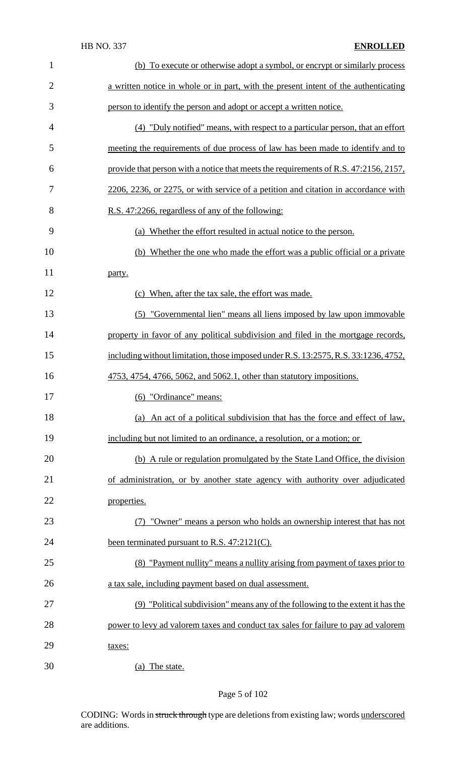(b) To execute or otherwise adopt a symbol, or encrypt or similarly process a written notice in whole or in part, with the present intent of the authenticating person to identify the person and adopt or accept a written notice.

(4) "Duly notified" means, with respect to a particular person, that an effort meeting the requirements of due process of law has been made to identify and to provide that person with a notice that meets the requirements of R.S. 47:2156, 2157, 2206, 2236, or 2275, or with service of a petition and citation in accordance with R.S. 47:2266, regardless of any of the following:

(a) Whether the effort resulted in actual notice to the person.

(b) Whether the one who made the effort was a public official or a private party.

(c) When, after the tax sale, the effort was made.

(5) "Governmental lien" means all liens imposed by law upon immovable property in favor of any political subdivision and filed in the mortgage records, including without limitation, those imposed under R.S. 13:2575, R.S. 33:1236, 4752, 4753, 4754, 4766, 5062, and 5062.1, other than statutory impositions.

(6) "Ordinance" means:

(a) An act of a political subdivision that has the force and effect of law, including but not limited to an ordinance, a resolution, or a motion; or

(b) A rule or regulation promulgated by the State Land Office, the division of administration, or by another state agency with authority over adjudicated properties.

(7) "Owner" means a person who holds an ownership interest that has not been terminated pursuant to R.S. 47:2121(C).

(8) "Payment nullity" means a nullity arising from payment of taxes prior to a tax sale, including payment based on dual assessment.

(9) "Political subdivision" means any of the following to the extent it has the power to levy ad valorem taxes and conduct tax sales for failure to pay ad valorem taxes:

(a) The state.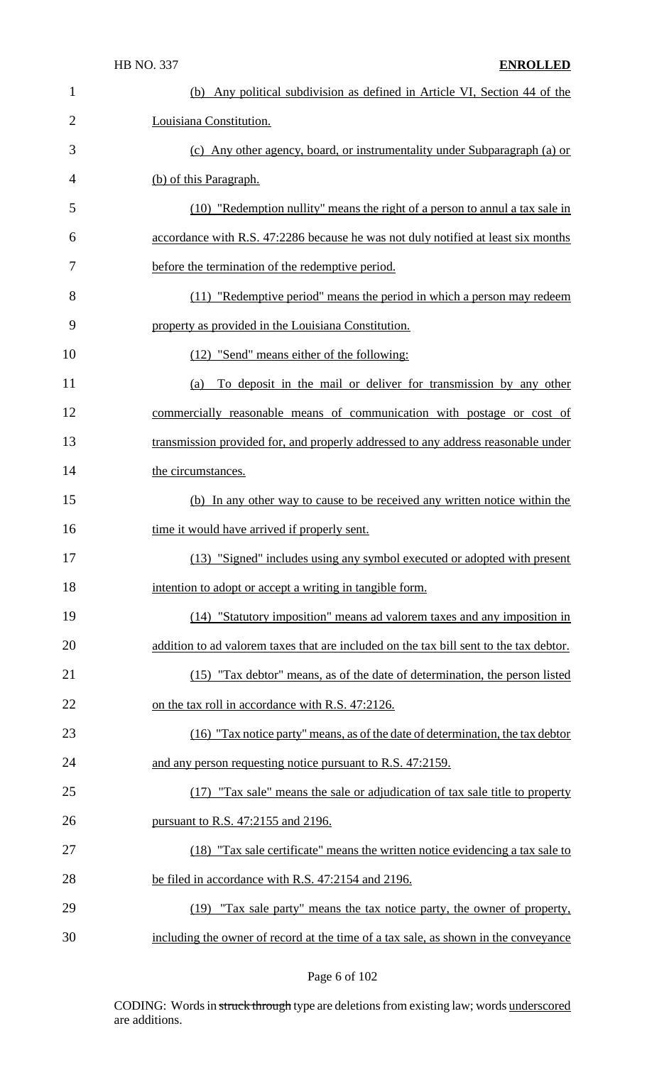(b) Any political subdivision as defined in Article VI, Section 44 of the Louisiana Constitution.

(c) Any other agency, board, or instrumentality under Subparagraph (a) or (b) of this Paragraph.

(10) "Redemption nullity" means the right of a person to annul a tax sale in accordance with R.S. 47:2286 because he was not duly notified at least six months before the termination of the redemptive period.

(11) "Redemptive period" means the period in which a person may redeem property as provided in the Louisiana Constitution.

(12) "Send" means either of the following:

(a) To deposit in the mail or deliver for transmission by any other commercially reasonable means of communication with postage or cost of transmission provided for, and properly addressed to any address reasonable under the circumstances.

(b) In any other way to cause to be received any written notice within the time it would have arrived if properly sent.

(13) "Signed" includes using any symbol executed or adopted with present intention to adopt or accept a writing in tangible form.

(14) "Statutory imposition" means ad valorem taxes and any imposition in addition to ad valorem taxes that are included on the tax bill sent to the tax debtor.

(15) "Tax debtor" means, as of the date of determination, the person listed on the tax roll in accordance with R.S. 47:2126.

(16) "Tax notice party" means, as of the date of determination, the tax debtor and any person requesting notice pursuant to R.S. 47:2159.

(17) "Tax sale" means the sale or adjudication of tax sale title to property pursuant to R.S. 47:2155 and 2196.

(18) "Tax sale certificate" means the written notice evidencing a tax sale to be filed in accordance with R.S. 47:2154 and 2196.

(19) "Tax sale party" means the tax notice party, the owner of property, including the owner of record at the time of a tax sale, as shown in the conveyance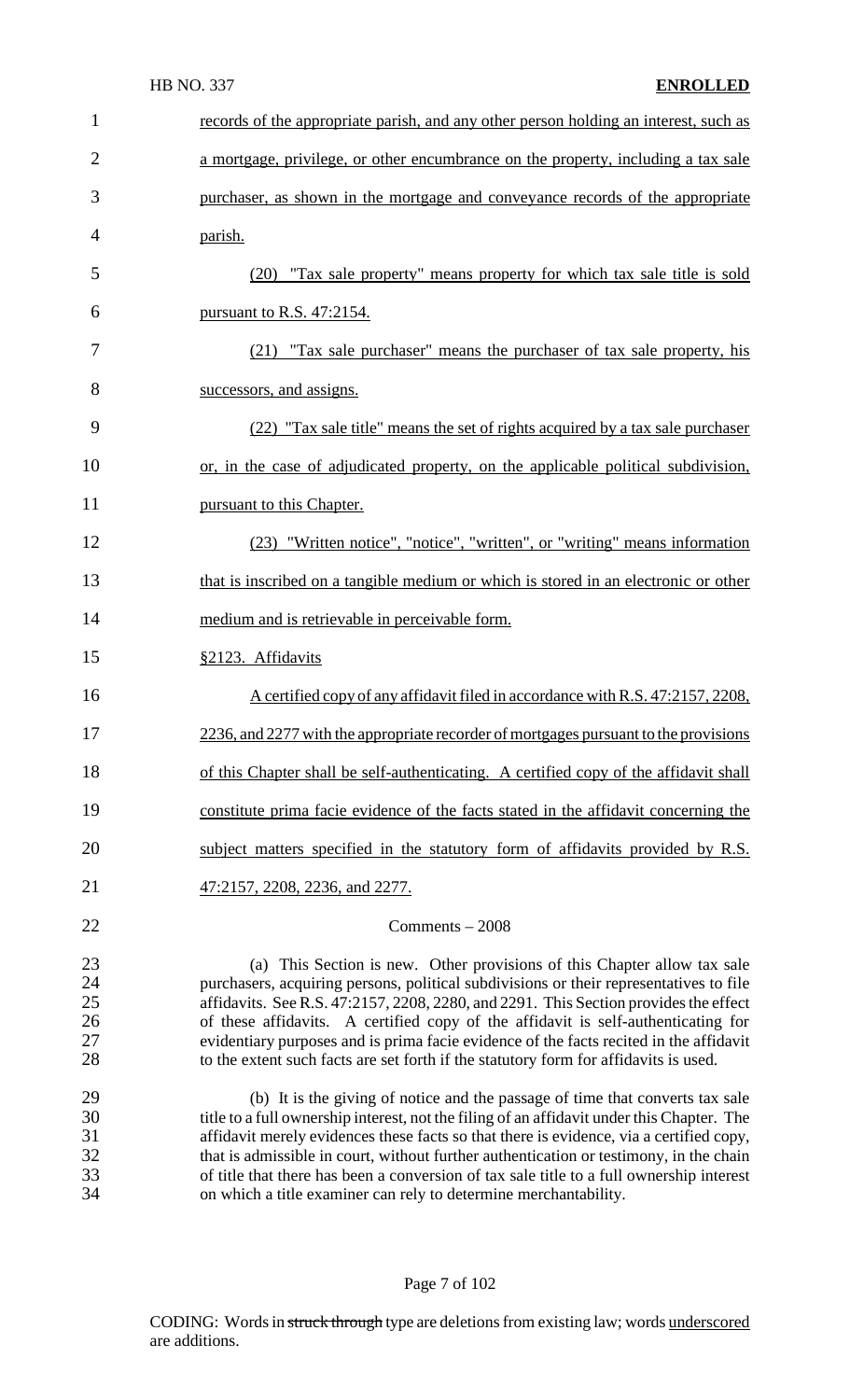records of the appropriate parish, and any other person holding an interest, such as a mortgage, privilege, or other encumbrance on the property, including a tax sale purchaser, as shown in the mortgage and conveyance records of the appropriate parish.

(20) "Tax sale property" means property for which tax sale title is sold pursuant to R.S. 47:2154.

(21) "Tax sale purchaser" means the purchaser of tax sale property, his successors, and assigns.

(22) "Tax sale title" means the set of rights acquired by a tax sale purchaser or, in the case of adjudicated property, on the applicable political subdivision, pursuant to this Chapter.

(23) "Written notice", "notice", "written", or "writing" means information that is inscribed on a tangible medium or which is stored in an electronic or other medium and is retrievable in perceivable form.

§2123. Affidavits

A certified copy of any affidavit filed in accordance with R.S. 47:2157, 2208, 2236, and 2277 with the appropriate recorder of mortgages pursuant to the provisions of this Chapter shall be self-authenticating. A certified copy of the affidavit shall constitute prima facie evidence of the facts stated in the affidavit concerning the subject matters specified in the statutory form of affidavits provided by R.S. 47:2157, 2208, 2236, and 2277.

Comments – 2008

(a) This Section is new. Other provisions of this Chapter allow tax sale purchasers, acquiring persons, political subdivisions or their representatives to file affidavits. See R.S. 47:2157, 2208, 2280, and 2291. This Section provides the effect of these affidavits. A certified copy of the affidavit is self-authenticating for evidentiary purposes and is prima facie evidence of the facts recited in the affidavit to the extent such facts are set forth if the statutory form for affidavits is used.

(b) It is the giving of notice and the passage of time that converts tax sale title to a full ownership interest, not the filing of an affidavit under this Chapter. The affidavit merely evidences these facts so that there is evidence, via a certified copy, that is admissible in court, without further authentication or testimony, in the chain of title that there has been a conversion of tax sale title to a full ownership interest on which a title examiner can rely to determine merchantability.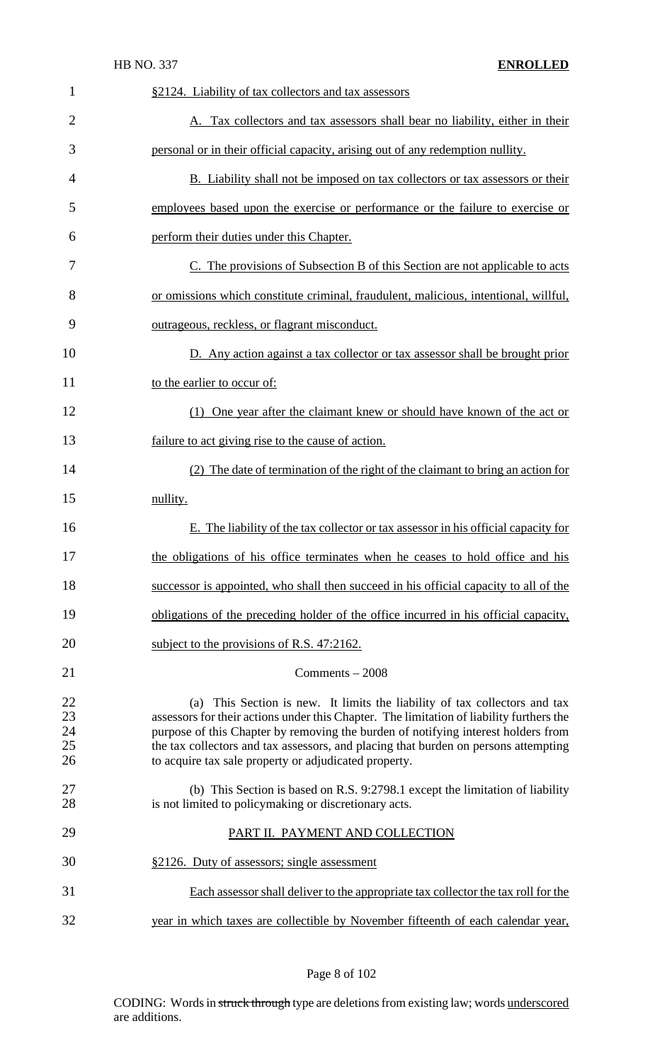§2124. Liability of tax collectors and tax assessors

A. Tax collectors and tax assessors shall bear no liability, either in their personal or in their official capacity, arising out of any redemption nullity.

B. Liability shall not be imposed on tax collectors or tax assessors or their employees based upon the exercise or performance or the failure to exercise or perform their duties under this Chapter.

C. The provisions of Subsection B of this Section are not applicable to acts or omissions which constitute criminal, fraudulent, malicious, intentional, willful, outrageous, reckless, or flagrant misconduct.

D. Any action against a tax collector or tax assessor shall be brought prior to the earlier to occur of:

(1) One year after the claimant knew or should have known of the act or failure to act giving rise to the cause of action.

(2) The date of termination of the right of the claimant to bring an action for nullity.

E. The liability of the tax collector or tax assessor in his official capacity for the obligations of his office terminates when he ceases to hold office and his successor is appointed, who shall then succeed in his official capacity to all of the obligations of the preceding holder of the office incurred in his official capacity, subject to the provisions of R.S. 47:2162.

Comments – 2008

(a) This Section is new. It limits the liability of tax collectors and tax assessors for their actions under this Chapter. The limitation of liability furthers the purpose of this Chapter by removing the burden of notifying interest holders from the tax collectors and tax assessors, and placing that burden on persons attempting to acquire tax sale property or adjudicated property.

(b) This Section is based on R.S. 9:2798.1 except the limitation of liability is not limited to policymaking or discretionary acts.

PART II. PAYMENT AND COLLECTION

§2126. Duty of assessors; single assessment

Each assessor shall deliver to the appropriate tax collector the tax roll for the year in which taxes are collectible by November fifteenth of each calendar year,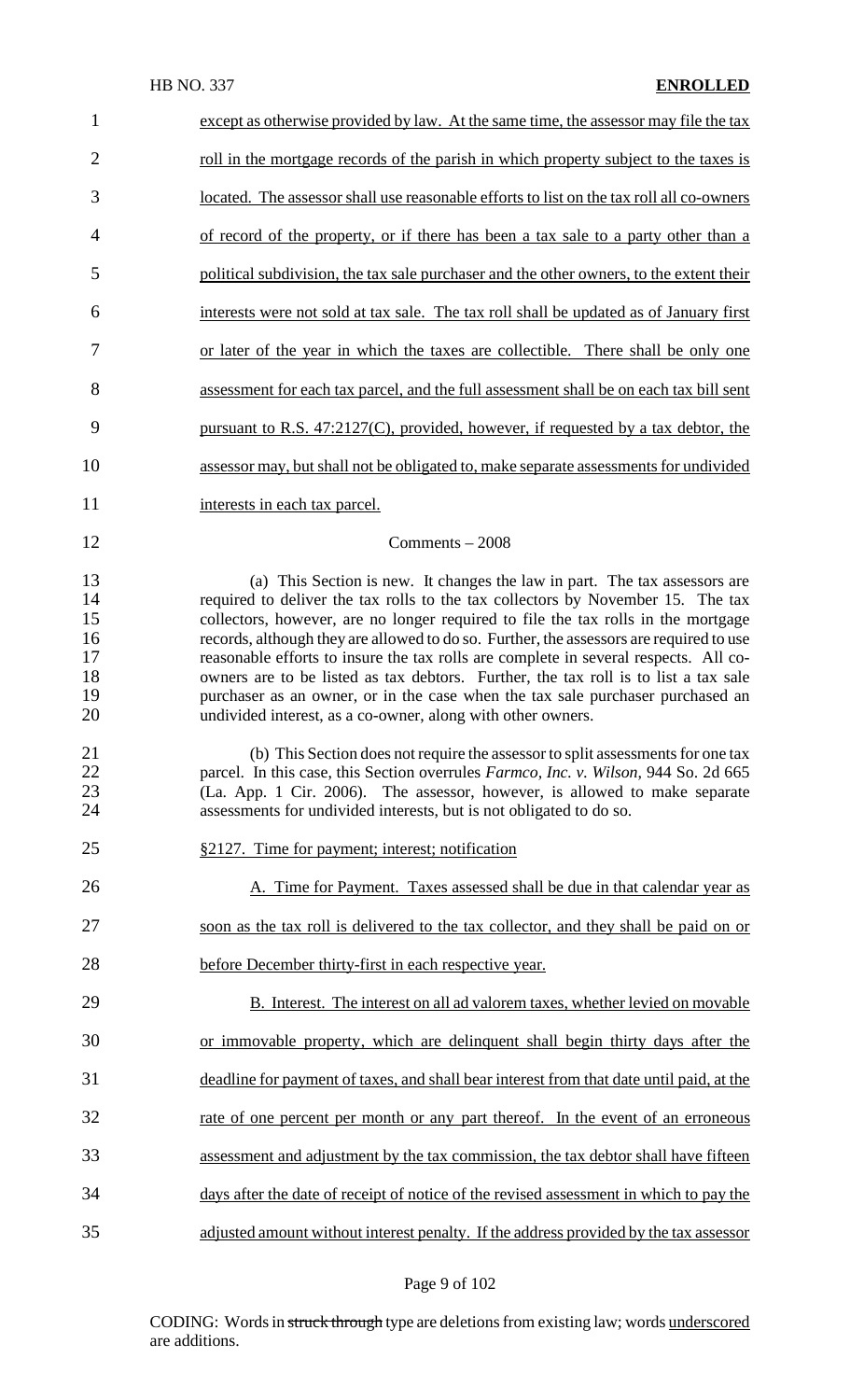except as otherwise provided by law. At the same time, the assessor may file the tax roll in the mortgage records of the parish in which property subject to the taxes is located. The assessor shall use reasonable efforts to list on the tax roll all co-owners of record of the property, or if there has been a tax sale to a party other than a political subdivision, the tax sale purchaser and the other owners, to the extent their interests were not sold at tax sale. The tax roll shall be updated as of January first or later of the year in which the taxes are collectible. There shall be only one assessment for each tax parcel, and the full assessment shall be on each tax bill sent pursuant to R.S. 47:2127(C), provided, however, if requested by a tax debtor, the assessor may, but shall not be obligated to, make separate assessments for undivided interests in each tax parcel.

Comments – 2008

(a) This Section is new. It changes the law in part. The tax assessors are required to deliver the tax rolls to the tax collectors by November 15. The tax collectors, however, are no longer required to file the tax rolls in the mortgage records, although they are allowed to do so. Further, the assessors are required to use reasonable efforts to insure the tax rolls are complete in several respects. All co-owners are to be listed as tax debtors. Further, the tax roll is to list a tax sale purchaser as an owner, or in the case when the tax sale purchaser purchased an undivided interest, as a co-owner, along with other owners.

(b) This Section does not require the assessor to split assessments for one tax parcel. In this case, this Section overrules *Farmco, Inc. v. Wilson,* 944 So. 2d 665 (La. App. 1 Cir. 2006). The assessor, however, is allowed to make separate assessments for undivided interests, but is not obligated to do so.

§2127. Time for payment; interest; notification

A. Time for Payment. Taxes assessed shall be due in that calendar year as soon as the tax roll is delivered to the tax collector, and they shall be paid on or before December thirty-first in each respective year.

B. Interest. The interest on all ad valorem taxes, whether levied on movable or immovable property, which are delinquent shall begin thirty days after the deadline for payment of taxes, and shall bear interest from that date until paid, at the rate of one percent per month or any part thereof. In the event of an erroneous assessment and adjustment by the tax commission, the tax debtor shall have fifteen days after the date of receipt of notice of the revised assessment in which to pay the adjusted amount without interest penalty. If the address provided by the tax assessor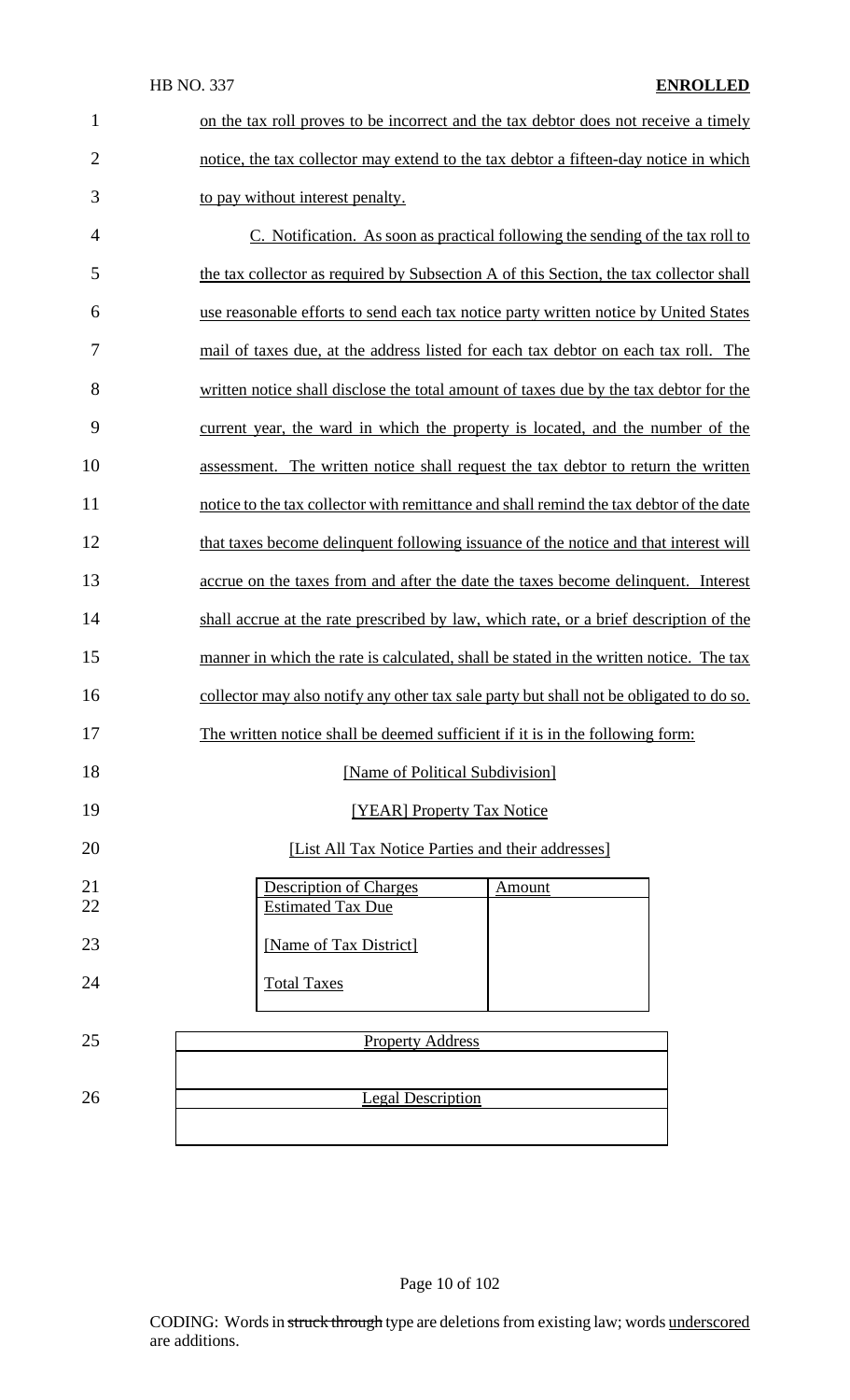on the tax roll proves to be incorrect and the tax debtor does not receive a timely notice, the tax collector may extend to the tax debtor a fifteen-day notice in which to pay without interest penalty.

C. Notification. As soon as practical following the sending of the tax roll to the tax collector as required by Subsection A of this Section, the tax collector shall use reasonable efforts to send each tax notice party written notice by United States mail of taxes due, at the address listed for each tax debtor on each tax roll. The written notice shall disclose the total amount of taxes due by the tax debtor for the current year, the ward in which the property is located, and the number of the assessment. The written notice shall request the tax debtor to return the written notice to the tax collector with remittance and shall remind the tax debtor of the date that taxes become delinquent following issuance of the notice and that interest will accrue on the taxes from and after the date the taxes become delinquent. Interest shall accrue at the rate prescribed by law, which rate, or a brief description of the manner in which the rate is calculated, shall be stated in the written notice. The tax collector may also notify any other tax sale party but shall not be obligated to do so. The written notice shall be deemed sufficient if it is in the following form:

[Name of Political Subdivision]

[YEAR] Property Tax Notice

[List All Tax Notice Parties and their addresses]

| Description of Charges | Amount |
|---|---|
| Estimated Tax Due | |
| [Name of Tax District] | |
| Total Taxes | |

| Property Address |
|---|
| |

| Legal Description |
|---|
| |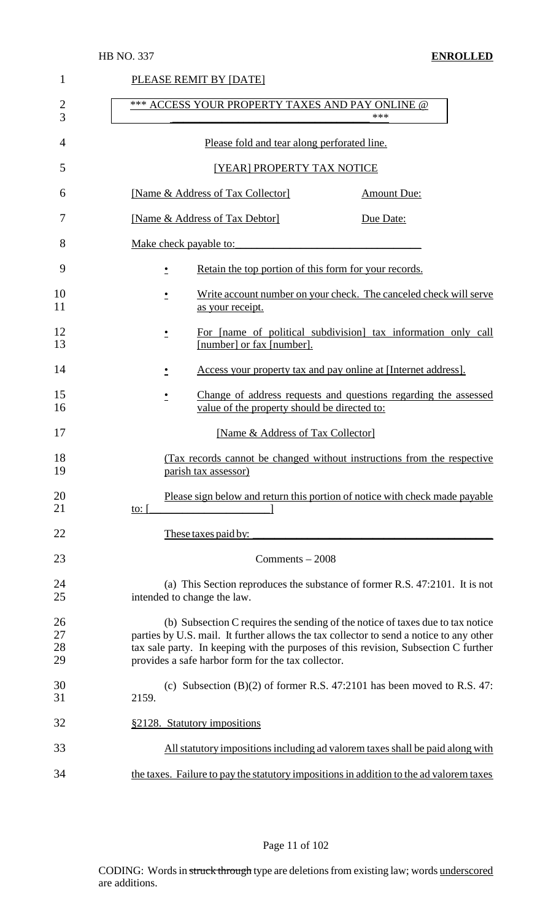PLEASE REMIT BY [DATE]

*** ACCESS YOUR PROPERTY TAXES AND PAY ONLINE @ ___________________________________ ***

Please fold and tear along perforated line.

[YEAR] PROPERTY TAX NOTICE

[Name & Address of Tax Collector] Amount Due:

[Name & Address of Tax Debtor] Due Date:

Make check payable to: ___________________________________

- Retain the top portion of this form for your records.
- Write account number on your check. The canceled check will serve as your receipt.
- For [name of political subdivision] tax information only call [number] or fax [number].
- Access your property tax and pay online at [Internet address].
- Change of address requests and questions regarding the assessed value of the property should be directed to:

[Name & Address of Tax Collector]

(Tax records cannot be changed without instructions from the respective parish tax assessor)

Please sign below and return this portion of notice with check made payable to: [ _____________________ ]

These taxes paid by: ___________________________________________

Comments – 2008

(a) This Section reproduces the substance of former R.S. 47:2101. It is not intended to change the law.

(b) Subsection C requires the sending of the notice of taxes due to tax notice parties by U.S. mail. It further allows the tax collector to send a notice to any other tax sale party. In keeping with the purposes of this revision, Subsection C further provides a safe harbor form for the tax collector.

(c) Subsection (B)(2) of former R.S. 47:2101 has been moved to R.S. 47: 2159.

§2128. Statutory impositions

All statutory impositions including ad valorem taxes shall be paid along with the taxes. Failure to pay the statutory impositions in addition to the ad valorem taxes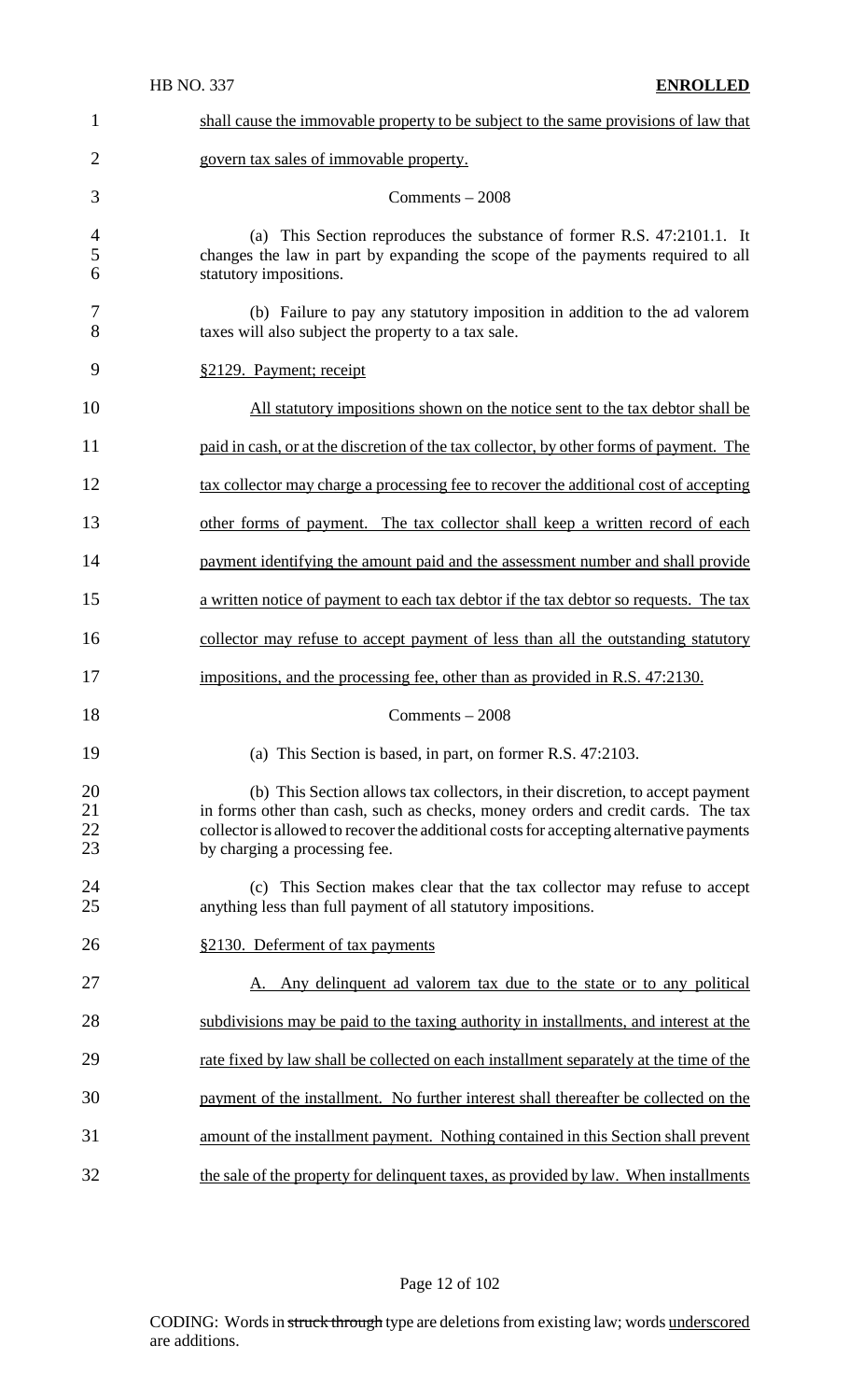shall cause the immovable property to be subject to the same provisions of law that govern tax sales of immovable property.

Comments – 2008

(a) This Section reproduces the substance of former R.S. 47:2101.1. It changes the law in part by expanding the scope of the payments required to all statutory impositions.

(b) Failure to pay any statutory imposition in addition to the ad valorem taxes will also subject the property to a tax sale.

§2129. Payment; receipt

All statutory impositions shown on the notice sent to the tax debtor shall be paid in cash, or at the discretion of the tax collector, by other forms of payment. The tax collector may charge a processing fee to recover the additional cost of accepting other forms of payment. The tax collector shall keep a written record of each payment identifying the amount paid and the assessment number and shall provide a written notice of payment to each tax debtor if the tax debtor so requests. The tax collector may refuse to accept payment of less than all the outstanding statutory impositions, and the processing fee, other than as provided in R.S. 47:2130.

Comments – 2008

(a) This Section is based, in part, on former R.S. 47:2103.

(b) This Section allows tax collectors, in their discretion, to accept payment in forms other than cash, such as checks, money orders and credit cards. The tax collector is allowed to recover the additional costs for accepting alternative payments by charging a processing fee.

(c) This Section makes clear that the tax collector may refuse to accept anything less than full payment of all statutory impositions.

§2130. Deferment of tax payments

A. Any delinquent ad valorem tax due to the state or to any political subdivisions may be paid to the taxing authority in installments, and interest at the rate fixed by law shall be collected on each installment separately at the time of the payment of the installment. No further interest shall thereafter be collected on the amount of the installment payment. Nothing contained in this Section shall prevent the sale of the property for delinquent taxes, as provided by law. When installments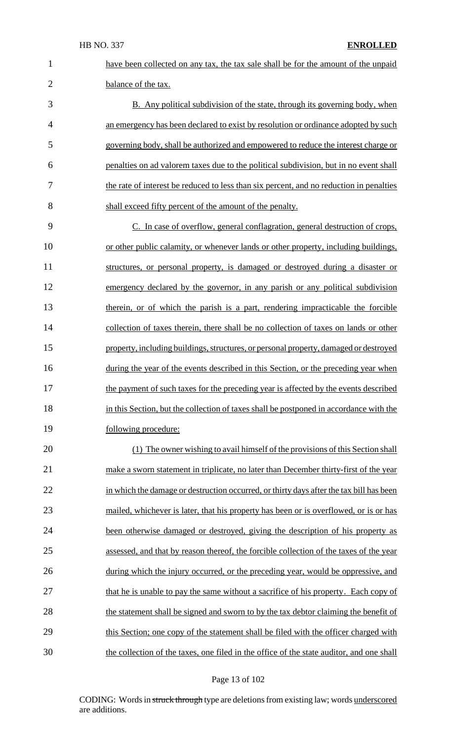have been collected on any tax, the tax sale shall be for the amount of the unpaid balance of the tax.

B. Any political subdivision of the state, through its governing body, when an emergency has been declared to exist by resolution or ordinance adopted by such governing body, shall be authorized and empowered to reduce the interest charge or penalties on ad valorem taxes due to the political subdivision, but in no event shall the rate of interest be reduced to less than six percent, and no reduction in penalties shall exceed fifty percent of the amount of the penalty.

C. In case of overflow, general conflagration, general destruction of crops, or other public calamity, or whenever lands or other property, including buildings, structures, or personal property, is damaged or destroyed during a disaster or emergency declared by the governor, in any parish or any political subdivision therein, or of which the parish is a part, rendering impracticable the forcible collection of taxes therein, there shall be no collection of taxes on lands or other property, including buildings, structures, or personal property, damaged or destroyed during the year of the events described in this Section, or the preceding year when the payment of such taxes for the preceding year is affected by the events described in this Section, but the collection of taxes shall be postponed in accordance with the following procedure:

(1) The owner wishing to avail himself of the provisions of this Section shall make a sworn statement in triplicate, no later than December thirty-first of the year in which the damage or destruction occurred, or thirty days after the tax bill has been mailed, whichever is later, that his property has been or is overflowed, or is or has been otherwise damaged or destroyed, giving the description of his property as assessed, and that by reason thereof, the forcible collection of the taxes of the year during which the injury occurred, or the preceding year, would be oppressive, and that he is unable to pay the same without a sacrifice of his property. Each copy of the statement shall be signed and sworn to by the tax debtor claiming the benefit of this Section; one copy of the statement shall be filed with the officer charged with the collection of the taxes, one filed in the office of the state auditor, and one shall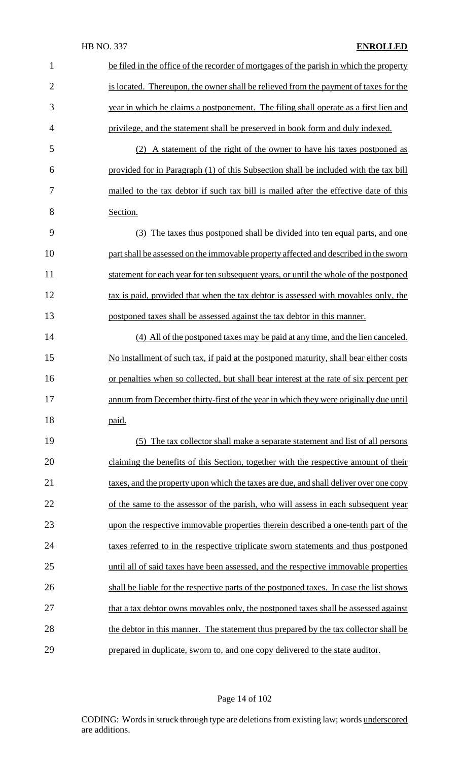be filed in the office of the recorder of mortgages of the parish in which the property is located. Thereupon, the owner shall be relieved from the payment of taxes for the year in which he claims a postponement. The filing shall operate as a first lien and privilege, and the statement shall be preserved in book form and duly indexed.

(2) A statement of the right of the owner to have his taxes postponed as provided for in Paragraph (1) of this Subsection shall be included with the tax bill mailed to the tax debtor if such tax bill is mailed after the effective date of this Section.

(3) The taxes thus postponed shall be divided into ten equal parts, and one part shall be assessed on the immovable property affected and described in the sworn statement for each year for ten subsequent years, or until the whole of the postponed tax is paid, provided that when the tax debtor is assessed with movables only, the postponed taxes shall be assessed against the tax debtor in this manner.

(4) All of the postponed taxes may be paid at any time, and the lien canceled. No installment of such tax, if paid at the postponed maturity, shall bear either costs or penalties when so collected, but shall bear interest at the rate of six percent per annum from December thirty-first of the year in which they were originally due until paid.

(5) The tax collector shall make a separate statement and list of all persons claiming the benefits of this Section, together with the respective amount of their taxes, and the property upon which the taxes are due, and shall deliver over one copy of the same to the assessor of the parish, who will assess in each subsequent year upon the respective immovable properties therein described a one-tenth part of the taxes referred to in the respective triplicate sworn statements and thus postponed until all of said taxes have been assessed, and the respective immovable properties shall be liable for the respective parts of the postponed taxes. In case the list shows that a tax debtor owns movables only, the postponed taxes shall be assessed against the debtor in this manner. The statement thus prepared by the tax collector shall be prepared in duplicate, sworn to, and one copy delivered to the state auditor.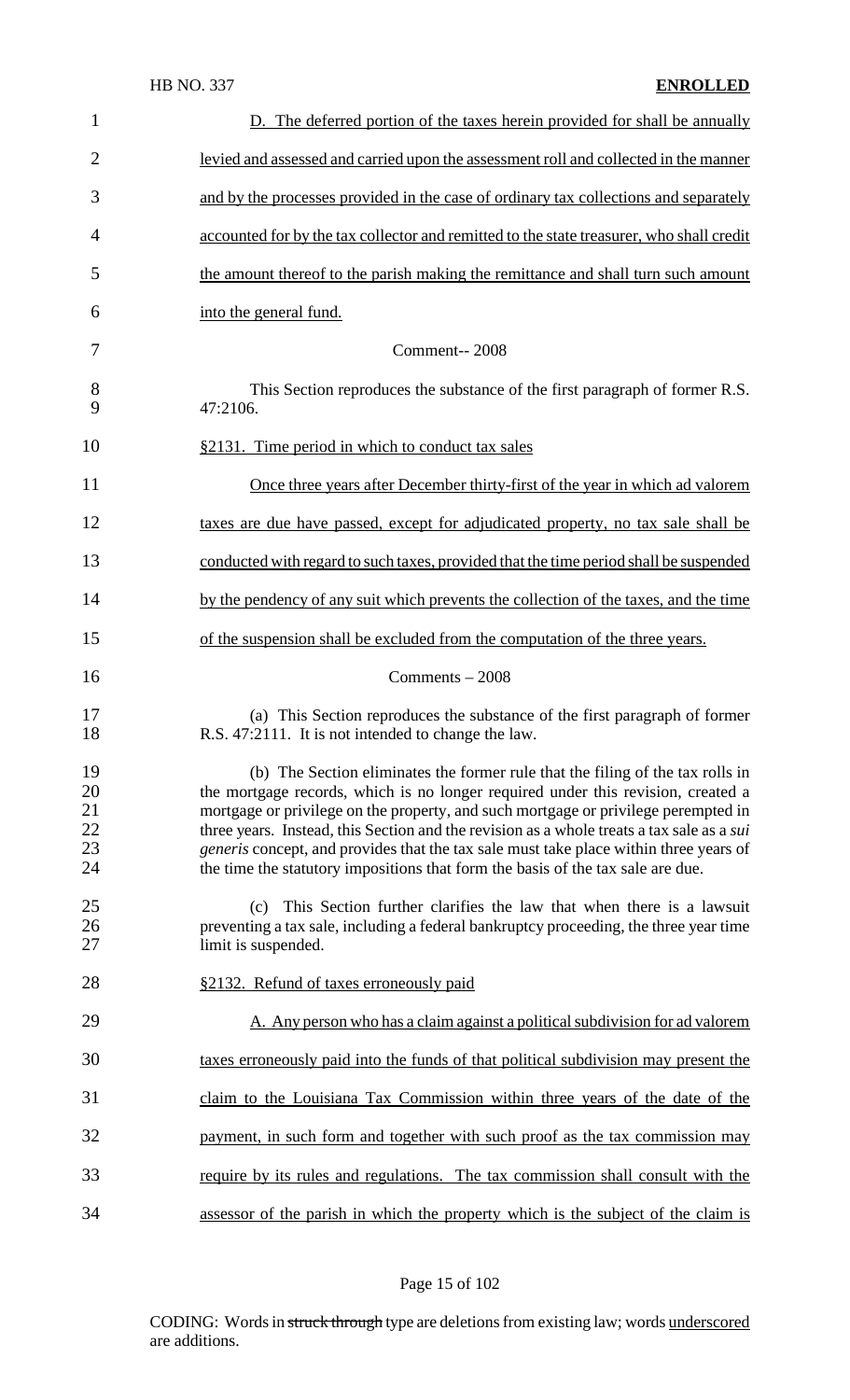D. The deferred portion of the taxes herein provided for shall be annually levied and assessed and carried upon the assessment roll and collected in the manner and by the processes provided in the case of ordinary tax collections and separately accounted for by the tax collector and remitted to the state treasurer, who shall credit the amount thereof to the parish making the remittance and shall turn such amount into the general fund.

Comment-- 2008

This Section reproduces the substance of the first paragraph of former R.S. 47:2106.

§2131. Time period in which to conduct tax sales

Once three years after December thirty-first of the year in which ad valorem taxes are due have passed, except for adjudicated property, no tax sale shall be conducted with regard to such taxes, provided that the time period shall be suspended by the pendency of any suit which prevents the collection of the taxes, and the time of the suspension shall be excluded from the computation of the three years.

Comments – 2008

(a) This Section reproduces the substance of the first paragraph of former R.S. 47:2111. It is not intended to change the law.

(b) The Section eliminates the former rule that the filing of the tax rolls in the mortgage records, which is no longer required under this revision, created a mortgage or privilege on the property, and such mortgage or privilege perempted in three years. Instead, this Section and the revision as a whole treats a tax sale as a *sui generis* concept, and provides that the tax sale must take place within three years of the time the statutory impositions that form the basis of the tax sale are due.

(c) This Section further clarifies the law that when there is a lawsuit preventing a tax sale, including a federal bankruptcy proceeding, the three year time limit is suspended.

§2132. Refund of taxes erroneously paid

A. Any person who has a claim against a political subdivision for ad valorem taxes erroneously paid into the funds of that political subdivision may present the claim to the Louisiana Tax Commission within three years of the date of the payment, in such form and together with such proof as the tax commission may require by its rules and regulations. The tax commission shall consult with the assessor of the parish in which the property which is the subject of the claim is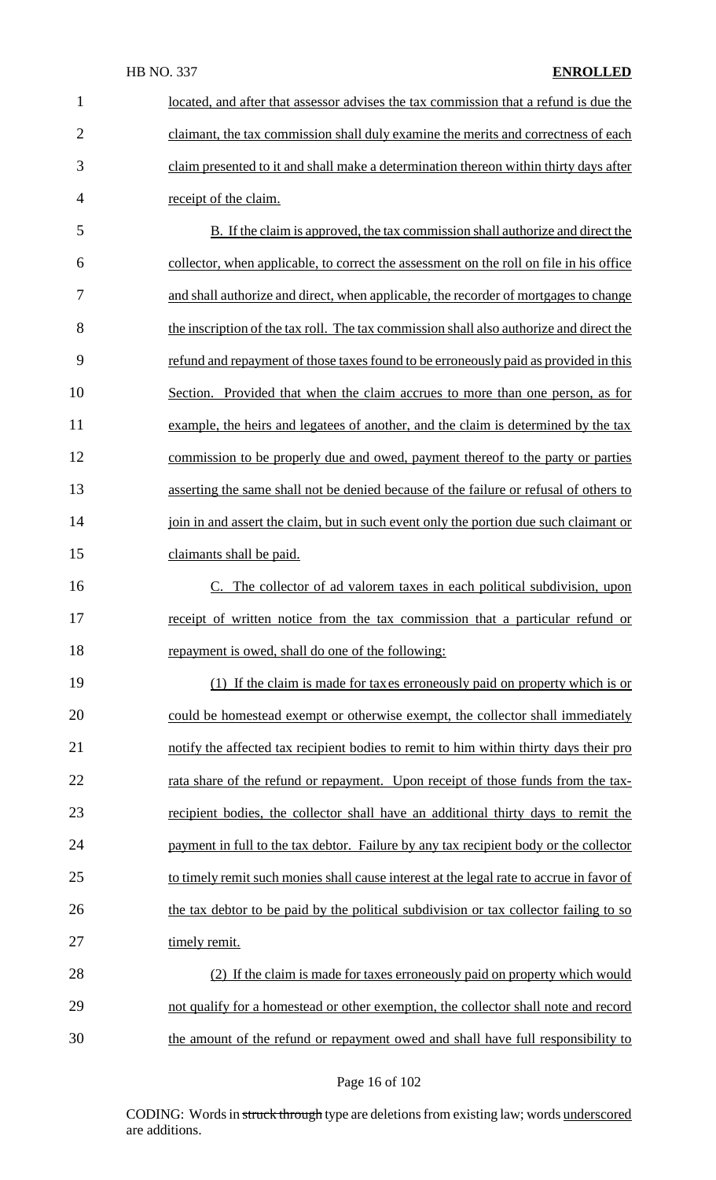located, and after that assessor advises the tax commission that a refund is due the claimant, the tax commission shall duly examine the merits and correctness of each claim presented to it and shall make a determination thereon within thirty days after receipt of the claim.

B. If the claim is approved, the tax commission shall authorize and direct the collector, when applicable, to correct the assessment on the roll on file in his office and shall authorize and direct, when applicable, the recorder of mortgages to change the inscription of the tax roll. The tax commission shall also authorize and direct the refund and repayment of those taxes found to be erroneously paid as provided in this Section. Provided that when the claim accrues to more than one person, as for example, the heirs and legatees of another, and the claim is determined by the tax commission to be properly due and owed, payment thereof to the party or parties asserting the same shall not be denied because of the failure or refusal of others to join in and assert the claim, but in such event only the portion due such claimant or claimants shall be paid.

C. The collector of ad valorem taxes in each political subdivision, upon receipt of written notice from the tax commission that a particular refund or repayment is owed, shall do one of the following:

(1) If the claim is made for taxes erroneously paid on property which is or could be homestead exempt or otherwise exempt, the collector shall immediately notify the affected tax recipient bodies to remit to him within thirty days their pro rata share of the refund or repayment. Upon receipt of those funds from the tax-recipient bodies, the collector shall have an additional thirty days to remit the payment in full to the tax debtor. Failure by any tax recipient body or the collector to timely remit such monies shall cause interest at the legal rate to accrue in favor of the tax debtor to be paid by the political subdivision or tax collector failing to so timely remit.

(2) If the claim is made for taxes erroneously paid on property which would not qualify for a homestead or other exemption, the collector shall note and record the amount of the refund or repayment owed and shall have full responsibility to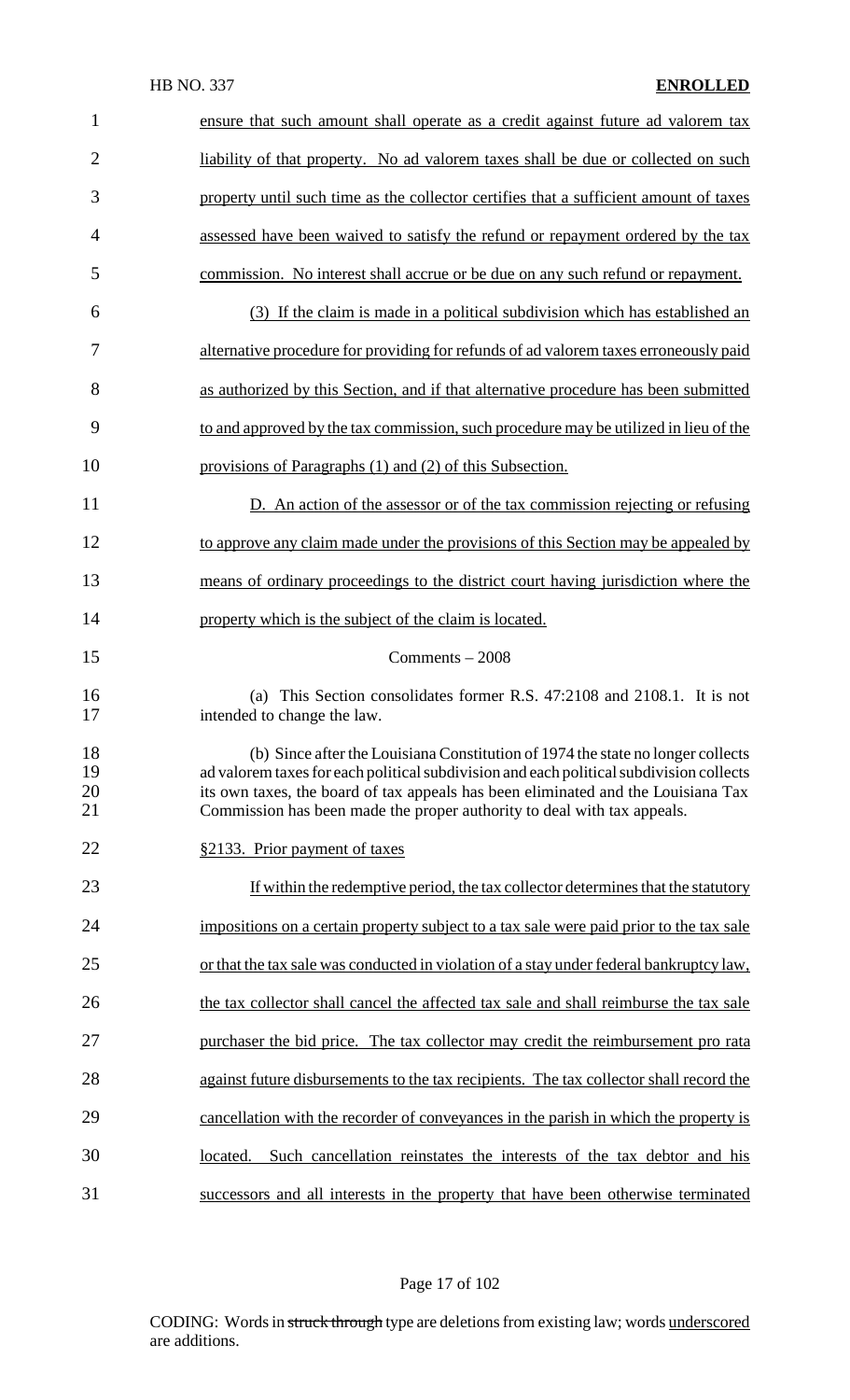ensure that such amount shall operate as a credit against future ad valorem tax liability of that property. No ad valorem taxes shall be due or collected on such property until such time as the collector certifies that a sufficient amount of taxes assessed have been waived to satisfy the refund or repayment ordered by the tax commission. No interest shall accrue or be due on any such refund or repayment.

(3) If the claim is made in a political subdivision which has established an alternative procedure for providing for refunds of ad valorem taxes erroneously paid as authorized by this Section, and if that alternative procedure has been submitted to and approved by the tax commission, such procedure may be utilized in lieu of the provisions of Paragraphs (1) and (2) of this Subsection.

D. An action of the assessor or of the tax commission rejecting or refusing to approve any claim made under the provisions of this Section may be appealed by means of ordinary proceedings to the district court having jurisdiction where the property which is the subject of the claim is located.

Comments – 2008

(a) This Section consolidates former R.S. 47:2108 and 2108.1. It is not intended to change the law.

(b) Since after the Louisiana Constitution of 1974 the state no longer collects ad valorem taxes for each political subdivision and each political subdivision collects its own taxes, the board of tax appeals has been eliminated and the Louisiana Tax Commission has been made the proper authority to deal with tax appeals.

§2133. Prior payment of taxes

If within the redemptive period, the tax collector determines that the statutory impositions on a certain property subject to a tax sale were paid prior to the tax sale or that the tax sale was conducted in violation of a stay under federal bankruptcy law, the tax collector shall cancel the affected tax sale and shall reimburse the tax sale purchaser the bid price. The tax collector may credit the reimbursement pro rata against future disbursements to the tax recipients. The tax collector shall record the cancellation with the recorder of conveyances in the parish in which the property is located. Such cancellation reinstates the interests of the tax debtor and his successors and all interests in the property that have been otherwise terminated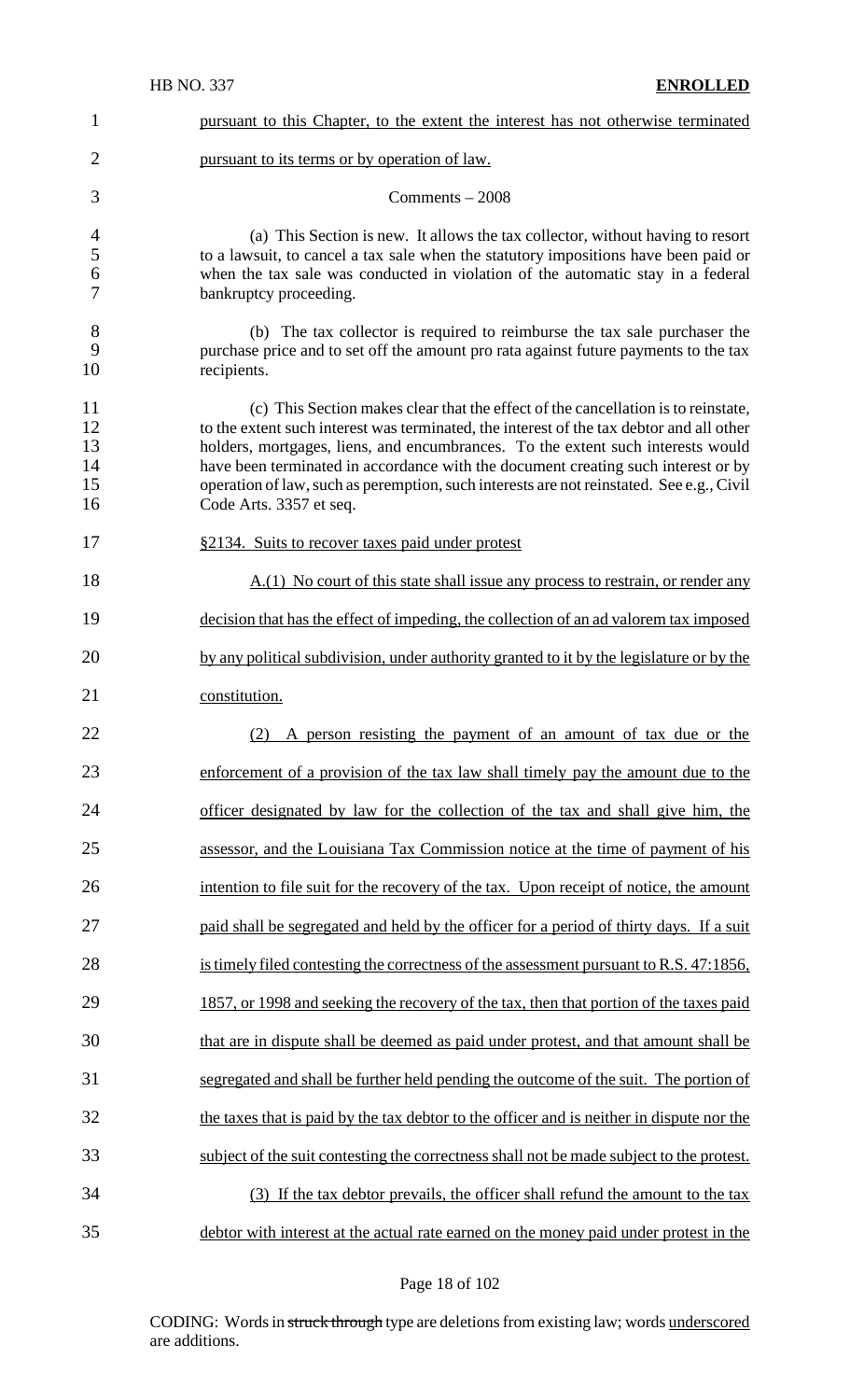pursuant to this Chapter, to the extent the interest has not otherwise terminated pursuant to its terms or by operation of law.

Comments – 2008

(a) This Section is new. It allows the tax collector, without having to resort to a lawsuit, to cancel a tax sale when the statutory impositions have been paid or when the tax sale was conducted in violation of the automatic stay in a federal bankruptcy proceeding.

(b) The tax collector is required to reimburse the tax sale purchaser the purchase price and to set off the amount pro rata against future payments to the tax recipients.

(c) This Section makes clear that the effect of the cancellation is to reinstate, to the extent such interest was terminated, the interest of the tax debtor and all other holders, mortgages, liens, and encumbrances. To the extent such interests would have been terminated in accordance with the document creating such interest or by operation of law, such as peremption, such interests are not reinstated. See e.g., Civil Code Arts. 3357 et seq.

§2134. Suits to recover taxes paid under protest

A.(1) No court of this state shall issue any process to restrain, or render any decision that has the effect of impeding, the collection of an ad valorem tax imposed by any political subdivision, under authority granted to it by the legislature or by the constitution.

(2) A person resisting the payment of an amount of tax due or the enforcement of a provision of the tax law shall timely pay the amount due to the officer designated by law for the collection of the tax and shall give him, the assessor, and the Louisiana Tax Commission notice at the time of payment of his intention to file suit for the recovery of the tax. Upon receipt of notice, the amount paid shall be segregated and held by the officer for a period of thirty days. If a suit is timely filed contesting the correctness of the assessment pursuant to R.S. 47:1856, 1857, or 1998 and seeking the recovery of the tax, then that portion of the taxes paid that are in dispute shall be deemed as paid under protest, and that amount shall be segregated and shall be further held pending the outcome of the suit. The portion of the taxes that is paid by the tax debtor to the officer and is neither in dispute nor the subject of the suit contesting the correctness shall not be made subject to the protest.

(3) If the tax debtor prevails, the officer shall refund the amount to the tax debtor with interest at the actual rate earned on the money paid under protest in the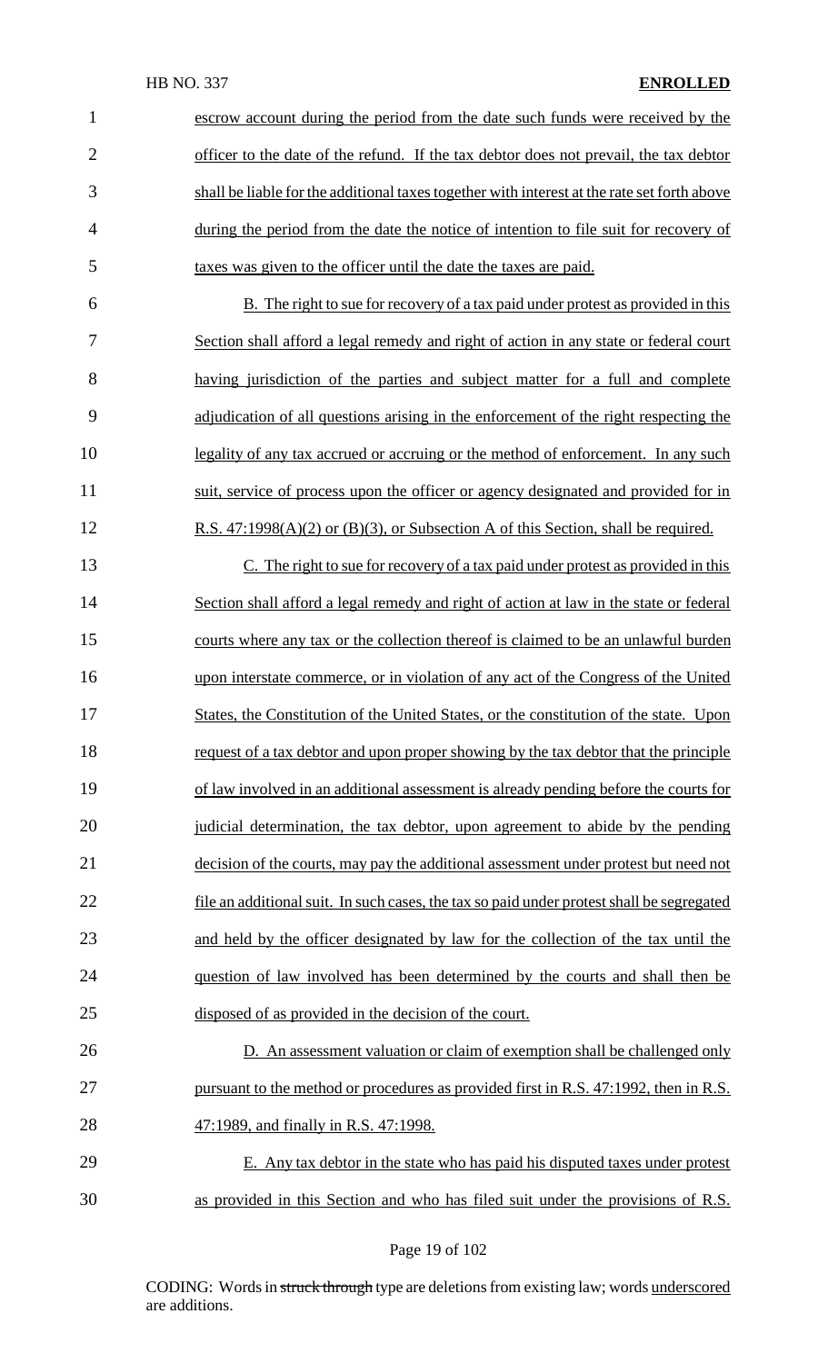escrow account during the period from the date such funds were received by the officer to the date of the refund. If the tax debtor does not prevail, the tax debtor shall be liable for the additional taxes together with interest at the rate set forth above during the period from the date the notice of intention to file suit for recovery of taxes was given to the officer until the date the taxes are paid.

B. The right to sue for recovery of a tax paid under protest as provided in this Section shall afford a legal remedy and right of action in any state or federal court having jurisdiction of the parties and subject matter for a full and complete adjudication of all questions arising in the enforcement of the right respecting the legality of any tax accrued or accruing or the method of enforcement. In any such suit, service of process upon the officer or agency designated and provided for in R.S. 47:1998(A)(2) or (B)(3), or Subsection A of this Section, shall be required.

C. The right to sue for recovery of a tax paid under protest as provided in this Section shall afford a legal remedy and right of action at law in the state or federal courts where any tax or the collection thereof is claimed to be an unlawful burden upon interstate commerce, or in violation of any act of the Congress of the United States, the Constitution of the United States, or the constitution of the state. Upon request of a tax debtor and upon proper showing by the tax debtor that the principle of law involved in an additional assessment is already pending before the courts for judicial determination, the tax debtor, upon agreement to abide by the pending decision of the courts, may pay the additional assessment under protest but need not file an additional suit. In such cases, the tax so paid under protest shall be segregated and held by the officer designated by law for the collection of the tax until the question of law involved has been determined by the courts and shall then be disposed of as provided in the decision of the court.

D. An assessment valuation or claim of exemption shall be challenged only pursuant to the method or procedures as provided first in R.S. 47:1992, then in R.S. 47:1989, and finally in R.S. 47:1998.

E. Any tax debtor in the state who has paid his disputed taxes under protest as provided in this Section and who has filed suit under the provisions of R.S.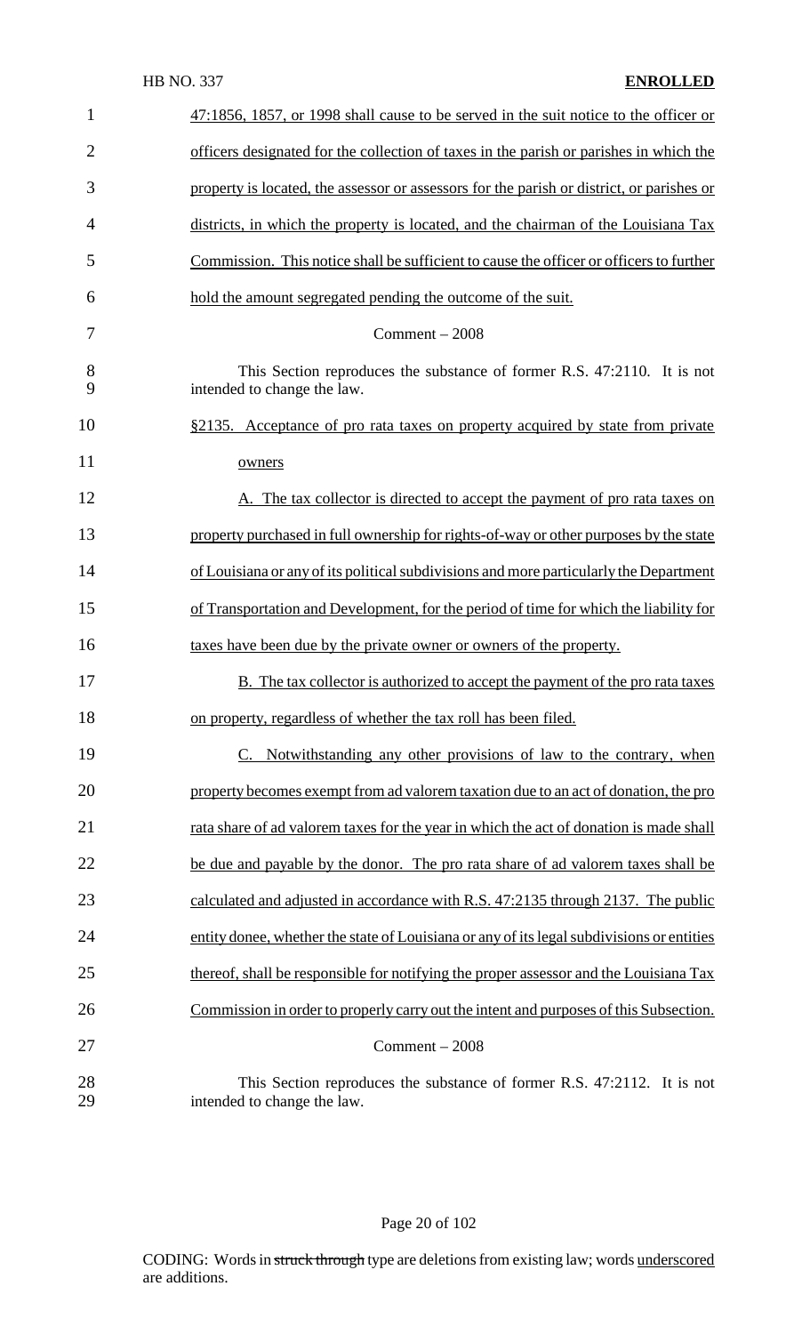47:1856, 1857, or 1998 shall cause to be served in the suit notice to the officer or officers designated for the collection of taxes in the parish or parishes in which the property is located, the assessor or assessors for the parish or district, or parishes or districts, in which the property is located, and the chairman of the Louisiana Tax Commission. This notice shall be sufficient to cause the officer or officers to further hold the amount segregated pending the outcome of the suit.

Comment – 2008

This Section reproduces the substance of former R.S. 47:2110. It is not intended to change the law.

§2135. Acceptance of pro rata taxes on property acquired by state from private owners

A. The tax collector is directed to accept the payment of pro rata taxes on property purchased in full ownership for rights-of-way or other purposes by the state of Louisiana or any of its political subdivisions and more particularly the Department of Transportation and Development, for the period of time for which the liability for taxes have been due by the private owner or owners of the property.

B. The tax collector is authorized to accept the payment of the pro rata taxes on property, regardless of whether the tax roll has been filed.

C. Notwithstanding any other provisions of law to the contrary, when property becomes exempt from ad valorem taxation due to an act of donation, the pro rata share of ad valorem taxes for the year in which the act of donation is made shall be due and payable by the donor. The pro rata share of ad valorem taxes shall be calculated and adjusted in accordance with R.S. 47:2135 through 2137. The public entity donee, whether the state of Louisiana or any of its legal subdivisions or entities thereof, shall be responsible for notifying the proper assessor and the Louisiana Tax Commission in order to properly carry out the intent and purposes of this Subsection.

Comment – 2008

This Section reproduces the substance of former R.S. 47:2112. It is not intended to change the law.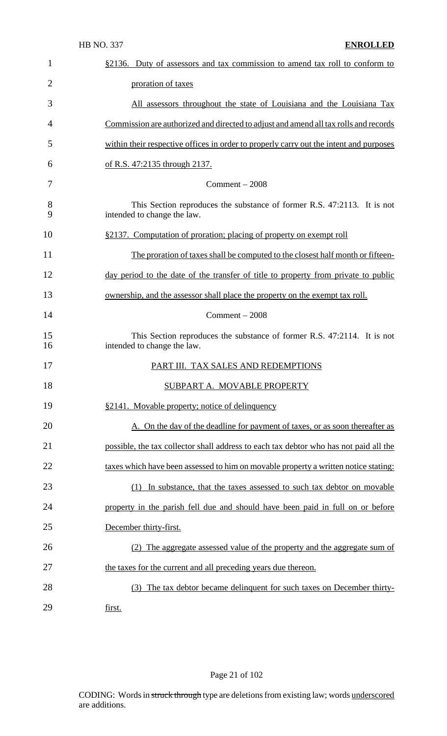§2136. Duty of assessors and tax commission to amend tax roll to conform to proration of taxes

All assessors throughout the state of Louisiana and the Louisiana Tax Commission are authorized and directed to adjust and amend all tax rolls and records within their respective offices in order to properly carry out the intent and purposes of R.S. 47:2135 through 2137.

Comment – 2008

This Section reproduces the substance of former R.S. 47:2113. It is not intended to change the law.

§2137. Computation of proration; placing of property on exempt roll

The proration of taxes shall be computed to the closest half month or fifteen-day period to the date of the transfer of title to property from private to public ownership, and the assessor shall place the property on the exempt tax roll.

Comment – 2008

This Section reproduces the substance of former R.S. 47:2114. It is not intended to change the law.

PART III. TAX SALES AND REDEMPTIONS

SUBPART A. MOVABLE PROPERTY

§2141. Movable property; notice of delinquency

A. On the day of the deadline for payment of taxes, or as soon thereafter as possible, the tax collector shall address to each tax debtor who has not paid all the taxes which have been assessed to him on movable property a written notice stating:

(1) In substance, that the taxes assessed to such tax debtor on movable property in the parish fell due and should have been paid in full on or before December thirty-first.

(2) The aggregate assessed value of the property and the aggregate sum of the taxes for the current and all preceding years due thereon.

(3) The tax debtor became delinquent for such taxes on December thirty-first.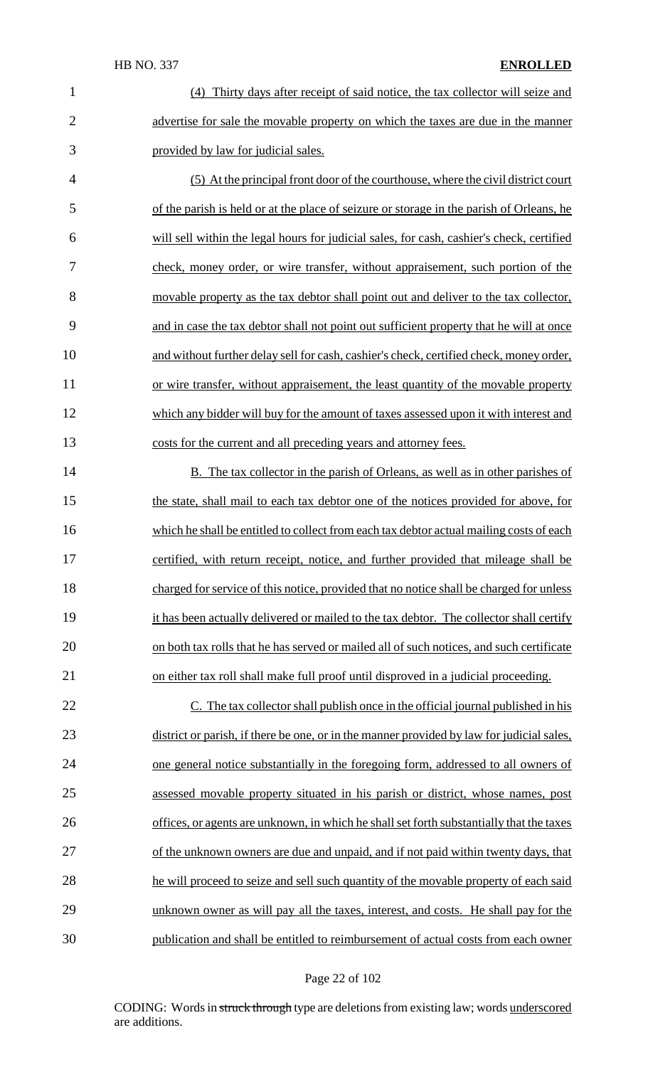(4) Thirty days after receipt of said notice, the tax collector will seize and advertise for sale the movable property on which the taxes are due in the manner provided by law for judicial sales.

(5) At the principal front door of the courthouse, where the civil district court of the parish is held or at the place of seizure or storage in the parish of Orleans, he will sell within the legal hours for judicial sales, for cash, cashier's check, certified check, money order, or wire transfer, without appraisement, such portion of the movable property as the tax debtor shall point out and deliver to the tax collector, and in case the tax debtor shall not point out sufficient property that he will at once and without further delay sell for cash, cashier's check, certified check, money order, or wire transfer, without appraisement, the least quantity of the movable property which any bidder will buy for the amount of taxes assessed upon it with interest and costs for the current and all preceding years and attorney fees.

B. The tax collector in the parish of Orleans, as well as in other parishes of the state, shall mail to each tax debtor one of the notices provided for above, for which he shall be entitled to collect from each tax debtor actual mailing costs of each certified, with return receipt, notice, and further provided that mileage shall be charged for service of this notice, provided that no notice shall be charged for unless it has been actually delivered or mailed to the tax debtor. The collector shall certify on both tax rolls that he has served or mailed all of such notices, and such certificate on either tax roll shall make full proof until disproved in a judicial proceeding.

C. The tax collector shall publish once in the official journal published in his district or parish, if there be one, or in the manner provided by law for judicial sales, one general notice substantially in the foregoing form, addressed to all owners of assessed movable property situated in his parish or district, whose names, post offices, or agents are unknown, in which he shall set forth substantially that the taxes of the unknown owners are due and unpaid, and if not paid within twenty days, that he will proceed to seize and sell such quantity of the movable property of each said unknown owner as will pay all the taxes, interest, and costs. He shall pay for the publication and shall be entitled to reimbursement of actual costs from each owner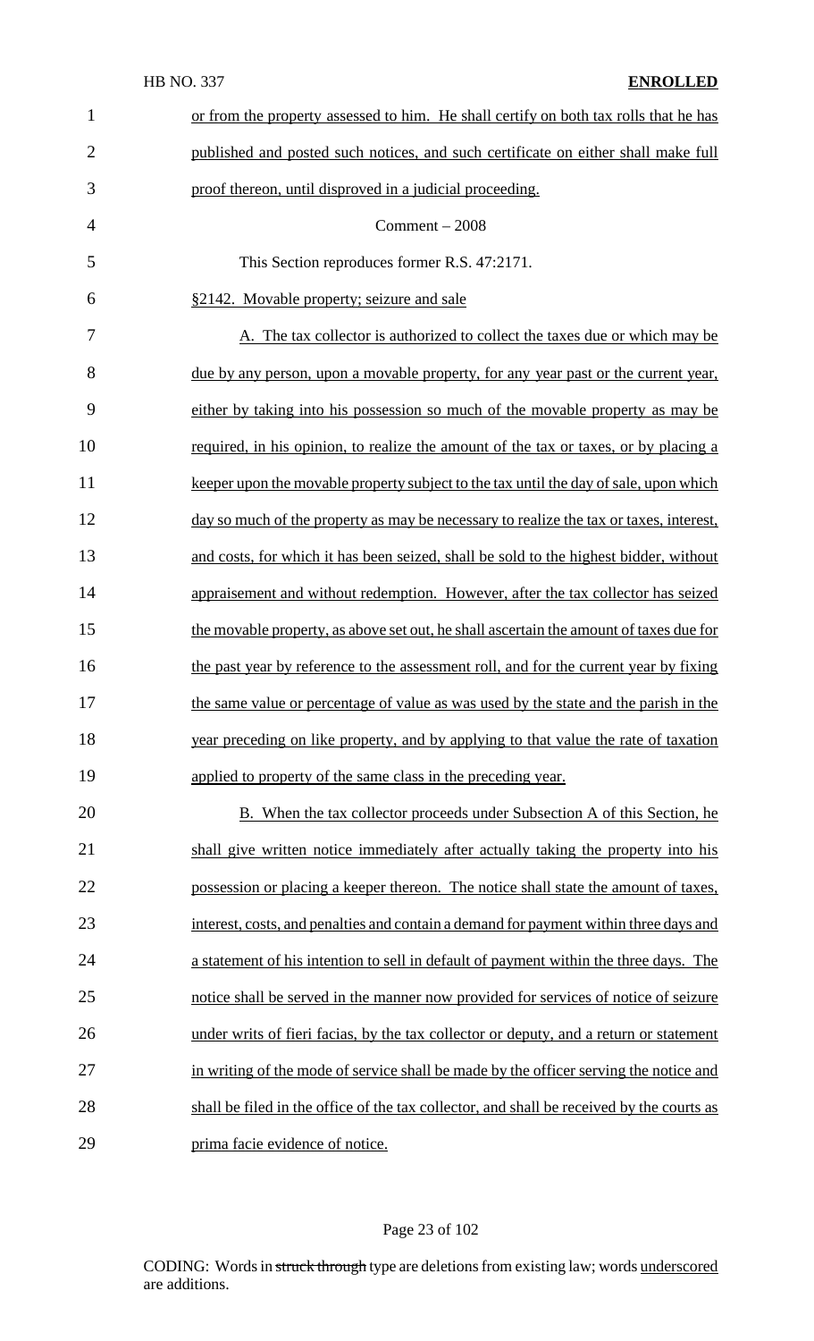or from the property assessed to him. He shall certify on both tax rolls that he has published and posted such notices, and such certificate on either shall make full proof thereon, until disproved in a judicial proceeding.

Comment – 2008

This Section reproduces former R.S. 47:2171.

§2142. Movable property; seizure and sale

A. The tax collector is authorized to collect the taxes due or which may be due by any person, upon a movable property, for any year past or the current year, either by taking into his possession so much of the movable property as may be required, in his opinion, to realize the amount of the tax or taxes, or by placing a keeper upon the movable property subject to the tax until the day of sale, upon which day so much of the property as may be necessary to realize the tax or taxes, interest, and costs, for which it has been seized, shall be sold to the highest bidder, without appraisement and without redemption. However, after the tax collector has seized the movable property, as above set out, he shall ascertain the amount of taxes due for the past year by reference to the assessment roll, and for the current year by fixing the same value or percentage of value as was used by the state and the parish in the year preceding on like property, and by applying to that value the rate of taxation applied to property of the same class in the preceding year.

B. When the tax collector proceeds under Subsection A of this Section, he shall give written notice immediately after actually taking the property into his possession or placing a keeper thereon. The notice shall state the amount of taxes, interest, costs, and penalties and contain a demand for payment within three days and a statement of his intention to sell in default of payment within the three days. The notice shall be served in the manner now provided for services of notice of seizure under writs of fieri facias, by the tax collector or deputy, and a return or statement in writing of the mode of service shall be made by the officer serving the notice and shall be filed in the office of the tax collector, and shall be received by the courts as prima facie evidence of notice.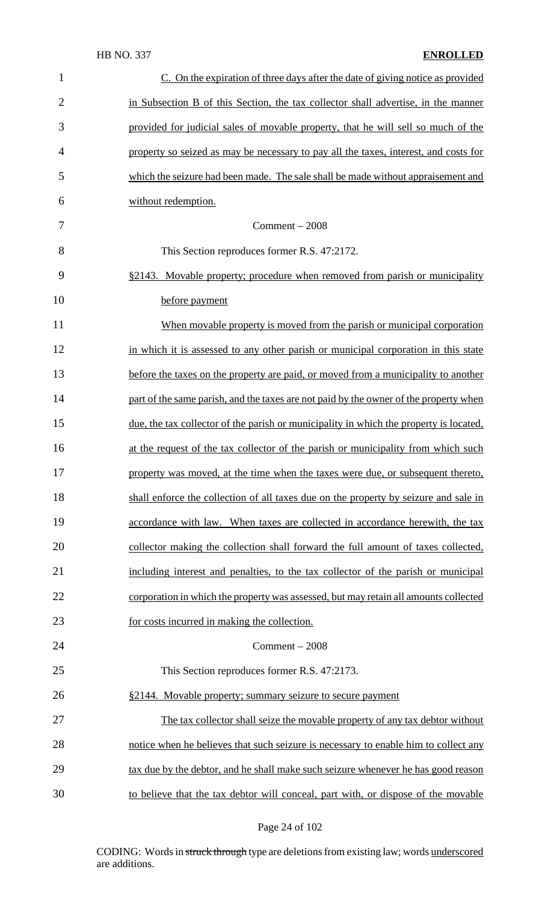C. On the expiration of three days after the date of giving notice as provided in Subsection B of this Section, the tax collector shall advertise, in the manner provided for judicial sales of movable property, that he will sell so much of the property so seized as may be necessary to pay all the taxes, interest, and costs for which the seizure had been made. The sale shall be made without appraisement and without redemption.

Comment – 2008

This Section reproduces former R.S. 47:2172.

§2143. Movable property; procedure when removed from parish or municipality before payment

When movable property is moved from the parish or municipal corporation in which it is assessed to any other parish or municipal corporation in this state before the taxes on the property are paid, or moved from a municipality to another part of the same parish, and the taxes are not paid by the owner of the property when due, the tax collector of the parish or municipality in which the property is located, at the request of the tax collector of the parish or municipality from which such property was moved, at the time when the taxes were due, or subsequent thereto, shall enforce the collection of all taxes due on the property by seizure and sale in accordance with law. When taxes are collected in accordance herewith, the tax collector making the collection shall forward the full amount of taxes collected, including interest and penalties, to the tax collector of the parish or municipal corporation in which the property was assessed, but may retain all amounts collected for costs incurred in making the collection.

Comment – 2008

This Section reproduces former R.S. 47:2173.

§2144. Movable property; summary seizure to secure payment

The tax collector shall seize the movable property of any tax debtor without notice when he believes that such seizure is necessary to enable him to collect any tax due by the debtor, and he shall make such seizure whenever he has good reason to believe that the tax debtor will conceal, part with, or dispose of the movable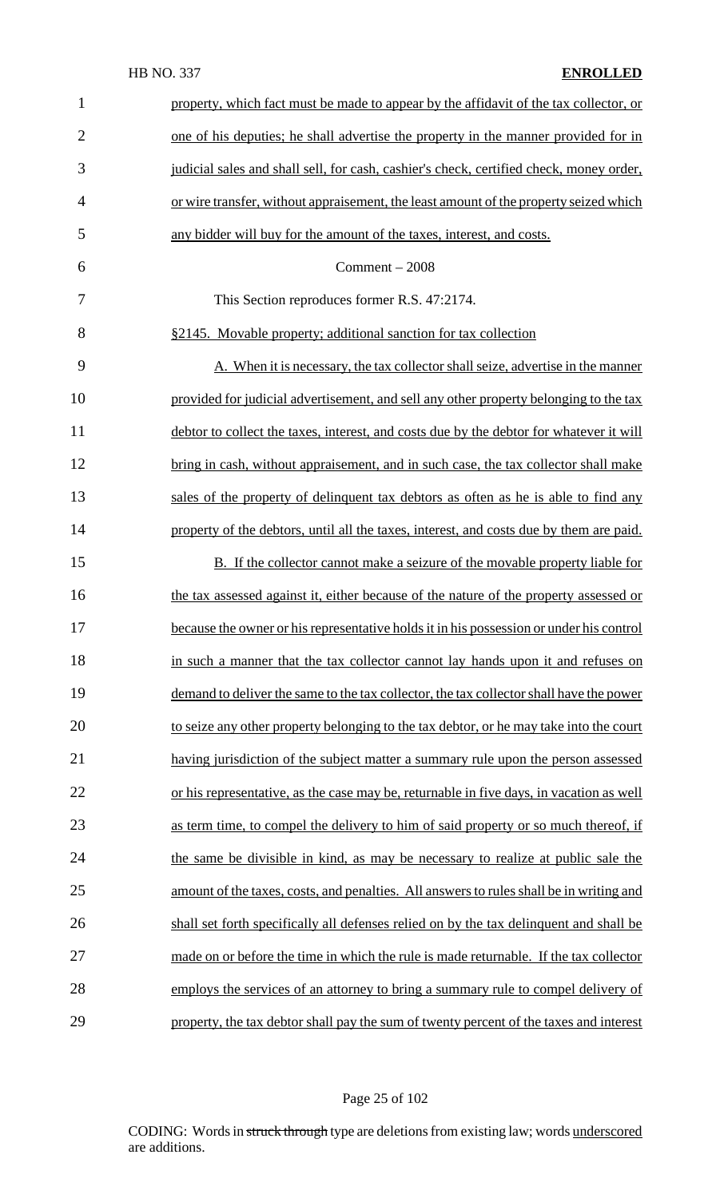property, which fact must be made to appear by the affidavit of the tax collector, or one of his deputies; he shall advertise the property in the manner provided for in judicial sales and shall sell, for cash, cashier's check, certified check, money order, or wire transfer, without appraisement, the least amount of the property seized which any bidder will buy for the amount of the taxes, interest, and costs.

Comment – 2008

This Section reproduces former R.S. 47:2174.

§2145. Movable property; additional sanction for tax collection

A. When it is necessary, the tax collector shall seize, advertise in the manner provided for judicial advertisement, and sell any other property belonging to the tax debtor to collect the taxes, interest, and costs due by the debtor for whatever it will bring in cash, without appraisement, and in such case, the tax collector shall make sales of the property of delinquent tax debtors as often as he is able to find any property of the debtors, until all the taxes, interest, and costs due by them are paid.

B. If the collector cannot make a seizure of the movable property liable for the tax assessed against it, either because of the nature of the property assessed or because the owner or his representative holds it in his possession or under his control in such a manner that the tax collector cannot lay hands upon it and refuses on demand to deliver the same to the tax collector, the tax collector shall have the power to seize any other property belonging to the tax debtor, or he may take into the court having jurisdiction of the subject matter a summary rule upon the person assessed or his representative, as the case may be, returnable in five days, in vacation as well as term time, to compel the delivery to him of said property or so much thereof, if the same be divisible in kind, as may be necessary to realize at public sale the amount of the taxes, costs, and penalties. All answers to rules shall be in writing and shall set forth specifically all defenses relied on by the tax delinquent and shall be made on or before the time in which the rule is made returnable. If the tax collector employs the services of an attorney to bring a summary rule to compel delivery of property, the tax debtor shall pay the sum of twenty percent of the taxes and interest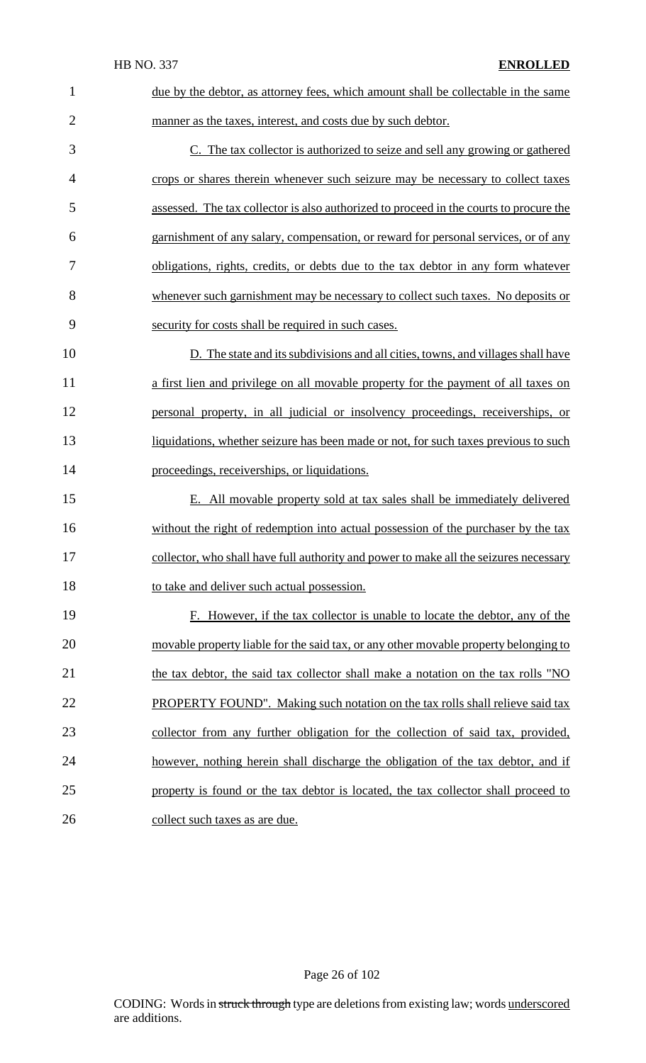due by the debtor, as attorney fees, which amount shall be collectable in the same manner as the taxes, interest, and costs due by such debtor.

C. The tax collector is authorized to seize and sell any growing or gathered crops or shares therein whenever such seizure may be necessary to collect taxes assessed. The tax collector is also authorized to proceed in the courts to procure the garnishment of any salary, compensation, or reward for personal services, or of any obligations, rights, credits, or debts due to the tax debtor in any form whatever whenever such garnishment may be necessary to collect such taxes. No deposits or security for costs shall be required in such cases.

D. The state and its subdivisions and all cities, towns, and villages shall have a first lien and privilege on all movable property for the payment of all taxes on personal property, in all judicial or insolvency proceedings, receiverships, or liquidations, whether seizure has been made or not, for such taxes previous to such proceedings, receiverships, or liquidations.

E. All movable property sold at tax sales shall be immediately delivered without the right of redemption into actual possession of the purchaser by the tax collector, who shall have full authority and power to make all the seizures necessary to take and deliver such actual possession.

F. However, if the tax collector is unable to locate the debtor, any of the movable property liable for the said tax, or any other movable property belonging to the tax debtor, the said tax collector shall make a notation on the tax rolls "NO PROPERTY FOUND". Making such notation on the tax rolls shall relieve said tax collector from any further obligation for the collection of said tax, provided, however, nothing herein shall discharge the obligation of the tax debtor, and if property is found or the tax debtor is located, the tax collector shall proceed to collect such taxes as are due.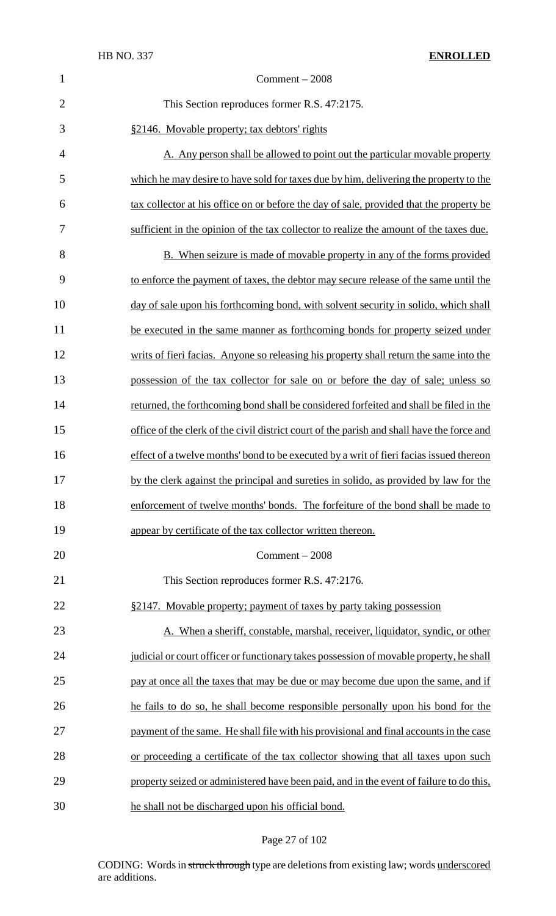Comment – 2008

This Section reproduces former R.S. 47:2175.

§2146. Movable property; tax debtors' rights

A. Any person shall be allowed to point out the particular movable property which he may desire to have sold for taxes due by him, delivering the property to the tax collector at his office on or before the day of sale, provided that the property be sufficient in the opinion of the tax collector to realize the amount of the taxes due.

B. When seizure is made of movable property in any of the forms provided to enforce the payment of taxes, the debtor may secure release of the same until the day of sale upon his forthcoming bond, with solvent security in solido, which shall be executed in the same manner as forthcoming bonds for property seized under writs of fieri facias. Anyone so releasing his property shall return the same into the possession of the tax collector for sale on or before the day of sale; unless so returned, the forthcoming bond shall be considered forfeited and shall be filed in the office of the clerk of the civil district court of the parish and shall have the force and effect of a twelve months' bond to be executed by a writ of fieri facias issued thereon by the clerk against the principal and sureties in solido, as provided by law for the enforcement of twelve months' bonds. The forfeiture of the bond shall be made to appear by certificate of the tax collector written thereon.

Comment – 2008

This Section reproduces former R.S. 47:2176.

§2147. Movable property; payment of taxes by party taking possession

A. When a sheriff, constable, marshal, receiver, liquidator, syndic, or other judicial or court officer or functionary takes possession of movable property, he shall pay at once all the taxes that may be due or may become due upon the same, and if he fails to do so, he shall become responsible personally upon his bond for the payment of the same. He shall file with his provisional and final accounts in the case or proceeding a certificate of the tax collector showing that all taxes upon such property seized or administered have been paid, and in the event of failure to do this, he shall not be discharged upon his official bond.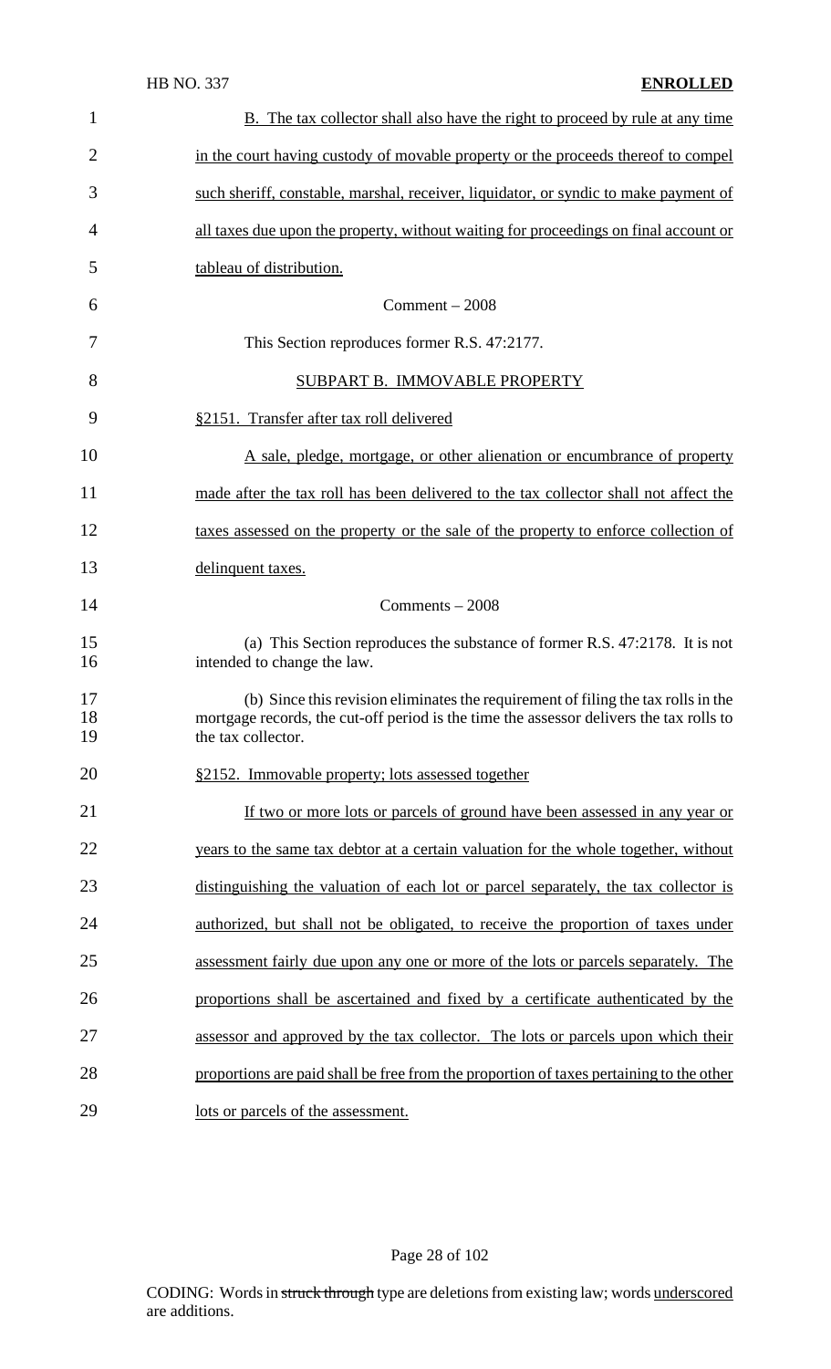B. The tax collector shall also have the right to proceed by rule at any time in the court having custody of movable property or the proceeds thereof to compel such sheriff, constable, marshal, receiver, liquidator, or syndic to make payment of all taxes due upon the property, without waiting for proceedings on final account or tableau of distribution.

Comment – 2008

This Section reproduces former R.S. 47:2177.

SUBPART B. IMMOVABLE PROPERTY

§2151. Transfer after tax roll delivered

A sale, pledge, mortgage, or other alienation or encumbrance of property made after the tax roll has been delivered to the tax collector shall not affect the taxes assessed on the property or the sale of the property to enforce collection of delinquent taxes.

Comments – 2008

(a) This Section reproduces the substance of former R.S. 47:2178. It is not intended to change the law.

(b) Since this revision eliminates the requirement of filing the tax rolls in the mortgage records, the cut-off period is the time the assessor delivers the tax rolls to the tax collector.

§2152. Immovable property; lots assessed together

If two or more lots or parcels of ground have been assessed in any year or years to the same tax debtor at a certain valuation for the whole together, without distinguishing the valuation of each lot or parcel separately, the tax collector is authorized, but shall not be obligated, to receive the proportion of taxes under assessment fairly due upon any one or more of the lots or parcels separately. The proportions shall be ascertained and fixed by a certificate authenticated by the assessor and approved by the tax collector. The lots or parcels upon which their proportions are paid shall be free from the proportion of taxes pertaining to the other lots or parcels of the assessment.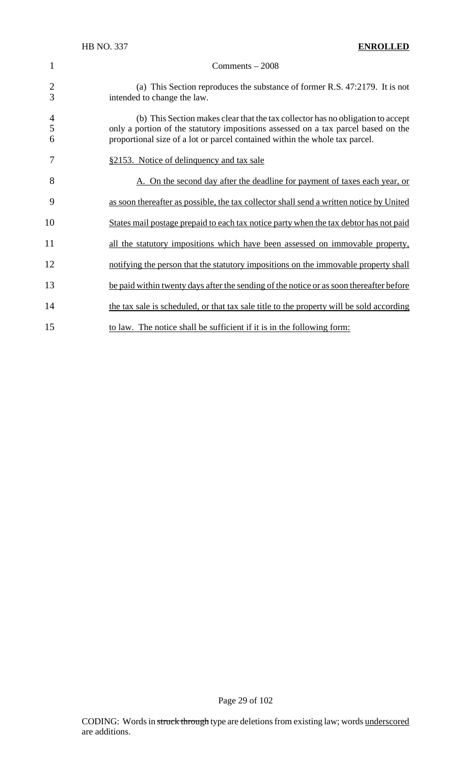Comments – 2008

(a) This Section reproduces the substance of former R.S. 47:2179. It is not intended to change the law.

(b) This Section makes clear that the tax collector has no obligation to accept only a portion of the statutory impositions assessed on a tax parcel based on the proportional size of a lot or parcel contained within the whole tax parcel.

§2153. Notice of delinquency and tax sale

A. On the second day after the deadline for payment of taxes each year, or as soon thereafter as possible, the tax collector shall send a written notice by United States mail postage prepaid to each tax notice party when the tax debtor has not paid all the statutory impositions which have been assessed on immovable property, notifying the person that the statutory impositions on the immovable property shall be paid within twenty days after the sending of the notice or as soon thereafter before the tax sale is scheduled, or that tax sale title to the property will be sold according to law. The notice shall be sufficient if it is in the following form: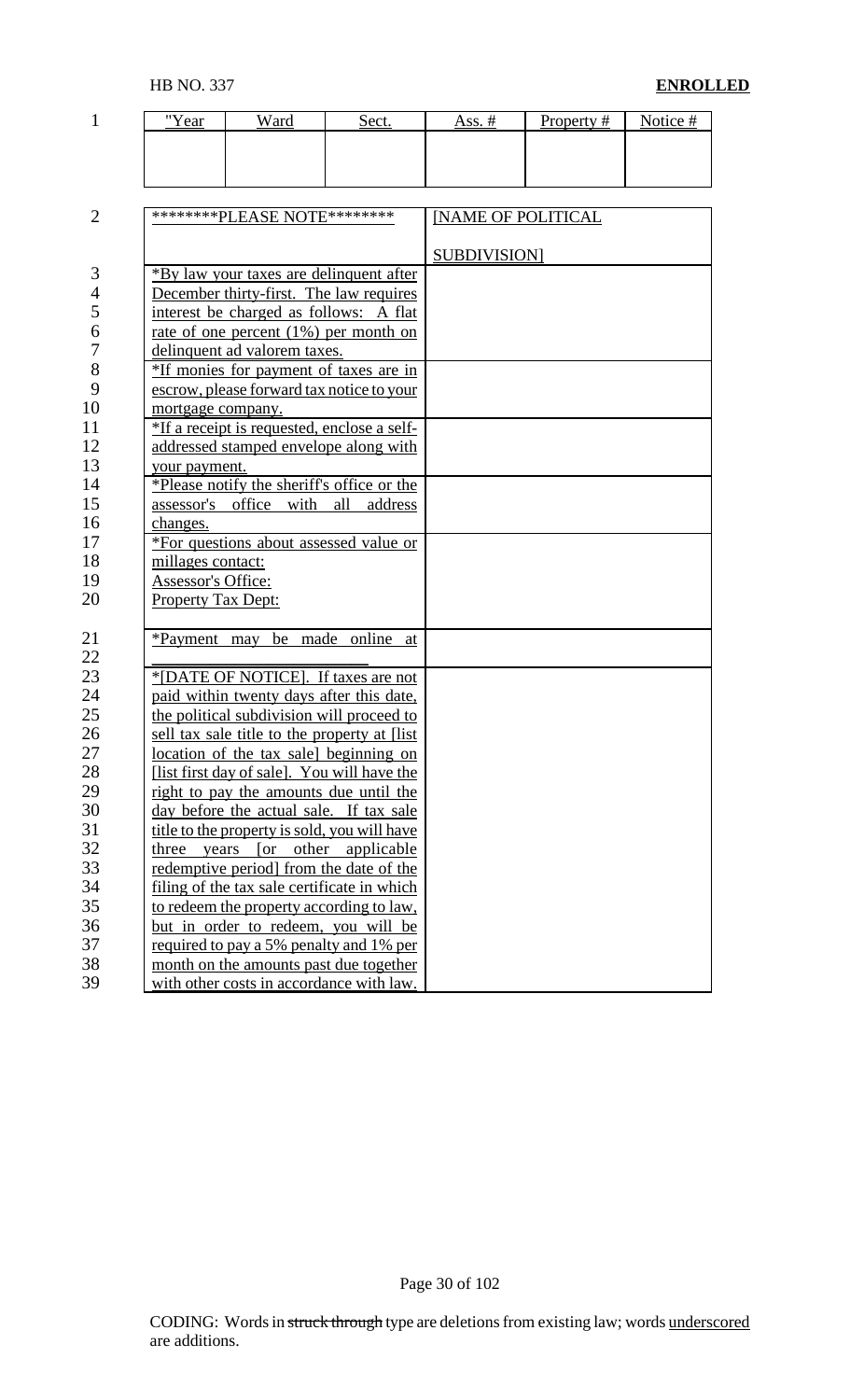| "Year | Ward | Sect. | Ass. # | Property # | Notice # |
|---|---|---|---|---|---|
| | | | | | |

| ********PLEASE NOTE******** | [NAME OF POLITICAL SUBDIVISION] |
|---|---|
| *By law your taxes are delinquent after December thirty-first. The law requires interest be charged as follows: A flat rate of one percent (1%) per month on delinquent ad valorem taxes. | |
| *If monies for payment of taxes are in escrow, please forward tax notice to your mortgage company. | |
| *If a receipt is requested, enclose a self-addressed stamped envelope along with your payment. | |
| *Please notify the sheriff's office or the assessor's office with all address changes. | |
| *For questions about assessed value or millages contact: Assessor's Office: Property Tax Dept: | |
| *Payment may be made online at ______________________ | |
| *[DATE OF NOTICE]. If taxes are not paid within twenty days after this date, the political subdivision will proceed to sell tax sale title to the property at [list location of the tax sale] beginning on [list first day of sale]. You will have the right to pay the amounts due until the day before the actual sale. If tax sale title to the property is sold, you will have three years [or other applicable redemptive period] from the date of the filing of the tax sale certificate in which to redeem the property according to law, but in order to redeem, you will be required to pay a 5% penalty and 1% per month on the amounts past due together with other costs in accordance with law. | |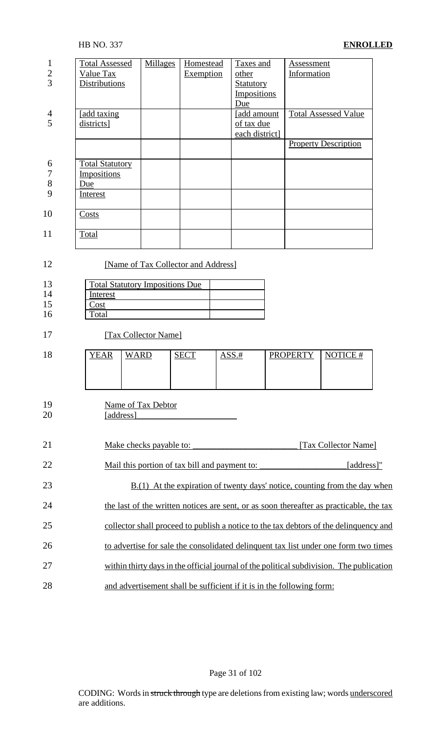| Total Assessed Value Tax Distributions | Millages | Homestead Exemption | Taxes and other Statutory Impositions Due | Assessment Information |
|---|---|---|---|---|
| [add taxing districts] | | | [add amount of tax due each district] | Total Assessed Value |
| | | | | Property Description |
| Total Statutory Impositions Due | | | | |
| Interest | | | | |
| Costs | | | | |
| Total | | | | |

[Name of Tax Collector and Address]

| Total Statutory Impositions Due | |
|---|---|
| Interest | |
| Cost | |
| Total | |

[Tax Collector Name]

| YEAR | WARD | SECT | ASS.# | PROPERTY | NOTICE # |
|---|---|---|---|---|---|
| | | | | | |

Name of Tax Debtor
[address]______________________

Make checks payable to: ________________________ [Tax Collector Name]

Mail this portion of tax bill and payment to: ____________________[address]"

B.(1) At the expiration of twenty days' notice, counting from the day when the last of the written notices are sent, or as soon thereafter as practicable, the tax collector shall proceed to publish a notice to the tax debtors of the delinquency and to advertise for sale the consolidated delinquent tax list under one form two times within thirty days in the official journal of the political subdivision. The publication and advertisement shall be sufficient if it is in the following form: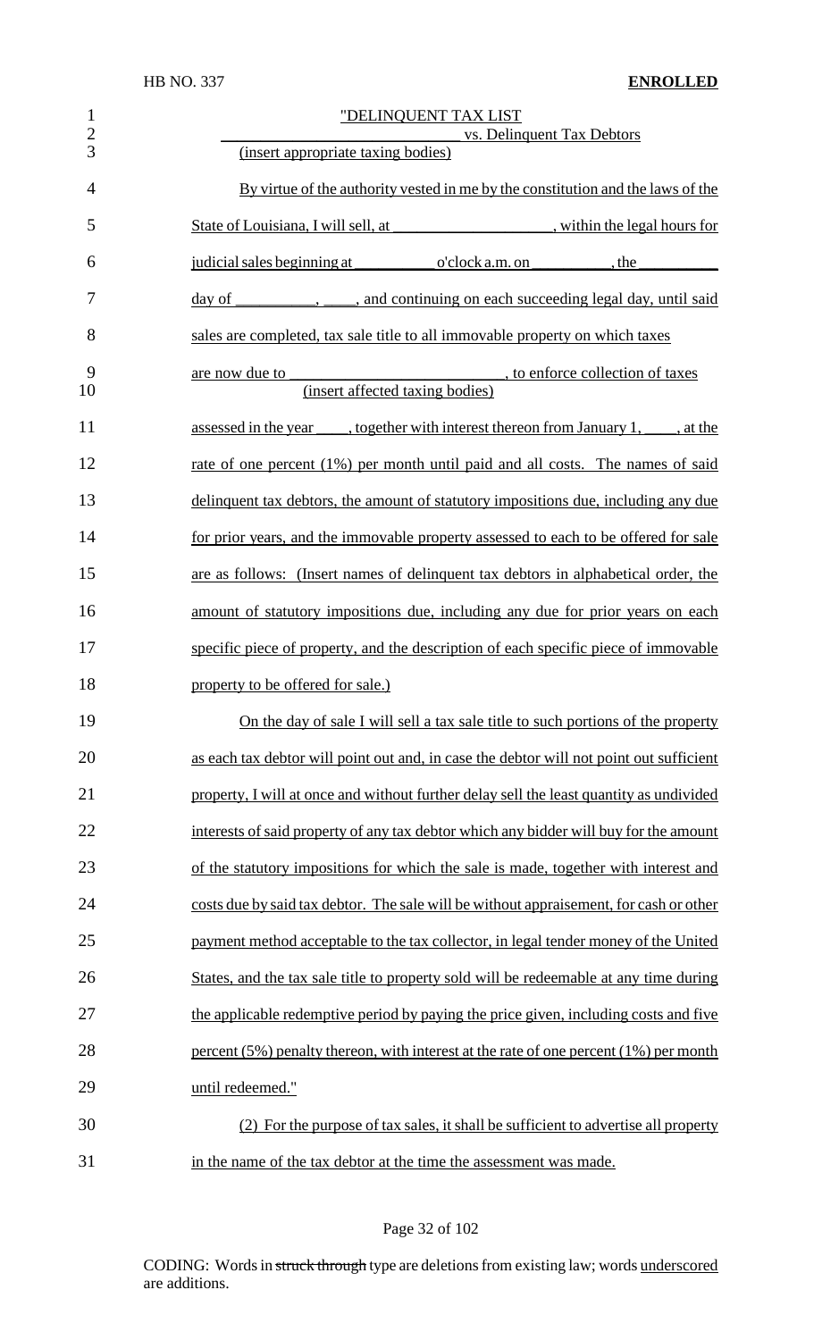"DELINQUENT TAX LIST

______________________________ vs. Delinquent Tax Debtors
(insert appropriate taxing bodies)

By virtue of the authority vested in me by the constitution and the laws of the State of Louisiana, I will sell, at ____________________, within the legal hours for judicial sales beginning at __________ o'clock a.m. on __________, the __________ day of __________, ____, and continuing on each succeeding legal day, until said sales are completed, tax sale title to all immovable property on which taxes are now due to __________________________, to enforce collection of taxes
(insert affected taxing bodies)
assessed in the year ____, together with interest thereon from January 1, ____, at the rate of one percent (1%) per month until paid and all costs. The names of said delinquent tax debtors, the amount of statutory impositions due, including any due for prior years, and the immovable property assessed to each to be offered for sale are as follows: (Insert names of delinquent tax debtors in alphabetical order, the amount of statutory impositions due, including any due for prior years on each specific piece of property, and the description of each specific piece of immovable property to be offered for sale.)

On the day of sale I will sell a tax sale title to such portions of the property as each tax debtor will point out and, in case the debtor will not point out sufficient property, I will at once and without further delay sell the least quantity as undivided interests of said property of any tax debtor which any bidder will buy for the amount of the statutory impositions for which the sale is made, together with interest and costs due by said tax debtor. The sale will be without appraisement, for cash or other payment method acceptable to the tax collector, in legal tender money of the United States, and the tax sale title to property sold will be redeemable at any time during the applicable redemptive period by paying the price given, including costs and five percent (5%) penalty thereon, with interest at the rate of one percent (1%) per month until redeemed."

(2) For the purpose of tax sales, it shall be sufficient to advertise all property in the name of the tax debtor at the time the assessment was made.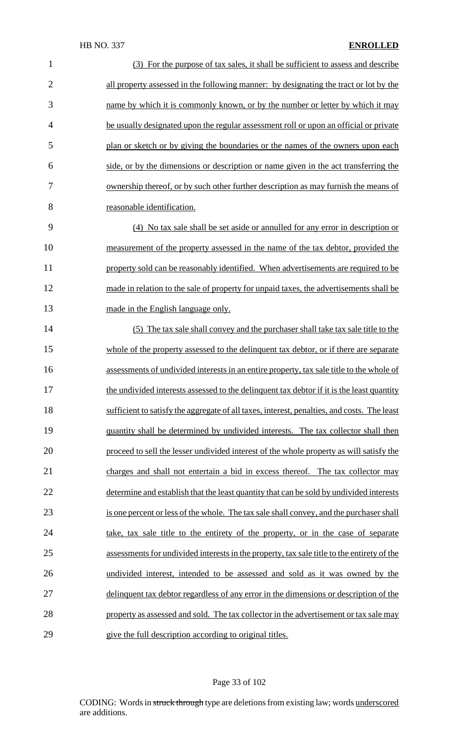(3) For the purpose of tax sales, it shall be sufficient to assess and describe all property assessed in the following manner: by designating the tract or lot by the name by which it is commonly known, or by the number or letter by which it may be usually designated upon the regular assessment roll or upon an official or private plan or sketch or by giving the boundaries or the names of the owners upon each side, or by the dimensions or description or name given in the act transferring the ownership thereof, or by such other further description as may furnish the means of reasonable identification.

(4) No tax sale shall be set aside or annulled for any error in description or measurement of the property assessed in the name of the tax debtor, provided the property sold can be reasonably identified. When advertisements are required to be made in relation to the sale of property for unpaid taxes, the advertisements shall be made in the English language only.

(5) The tax sale shall convey and the purchaser shall take tax sale title to the whole of the property assessed to the delinquent tax debtor, or if there are separate assessments of undivided interests in an entire property, tax sale title to the whole of the undivided interests assessed to the delinquent tax debtor if it is the least quantity sufficient to satisfy the aggregate of all taxes, interest, penalties, and costs. The least quantity shall be determined by undivided interests. The tax collector shall then proceed to sell the lesser undivided interest of the whole property as will satisfy the charges and shall not entertain a bid in excess thereof. The tax collector may determine and establish that the least quantity that can be sold by undivided interests is one percent or less of the whole. The tax sale shall convey, and the purchaser shall take, tax sale title to the entirety of the property, or in the case of separate assessments for undivided interests in the property, tax sale title to the entirety of the undivided interest, intended to be assessed and sold as it was owned by the delinquent tax debtor regardless of any error in the dimensions or description of the property as assessed and sold. The tax collector in the advertisement or tax sale may give the full description according to original titles.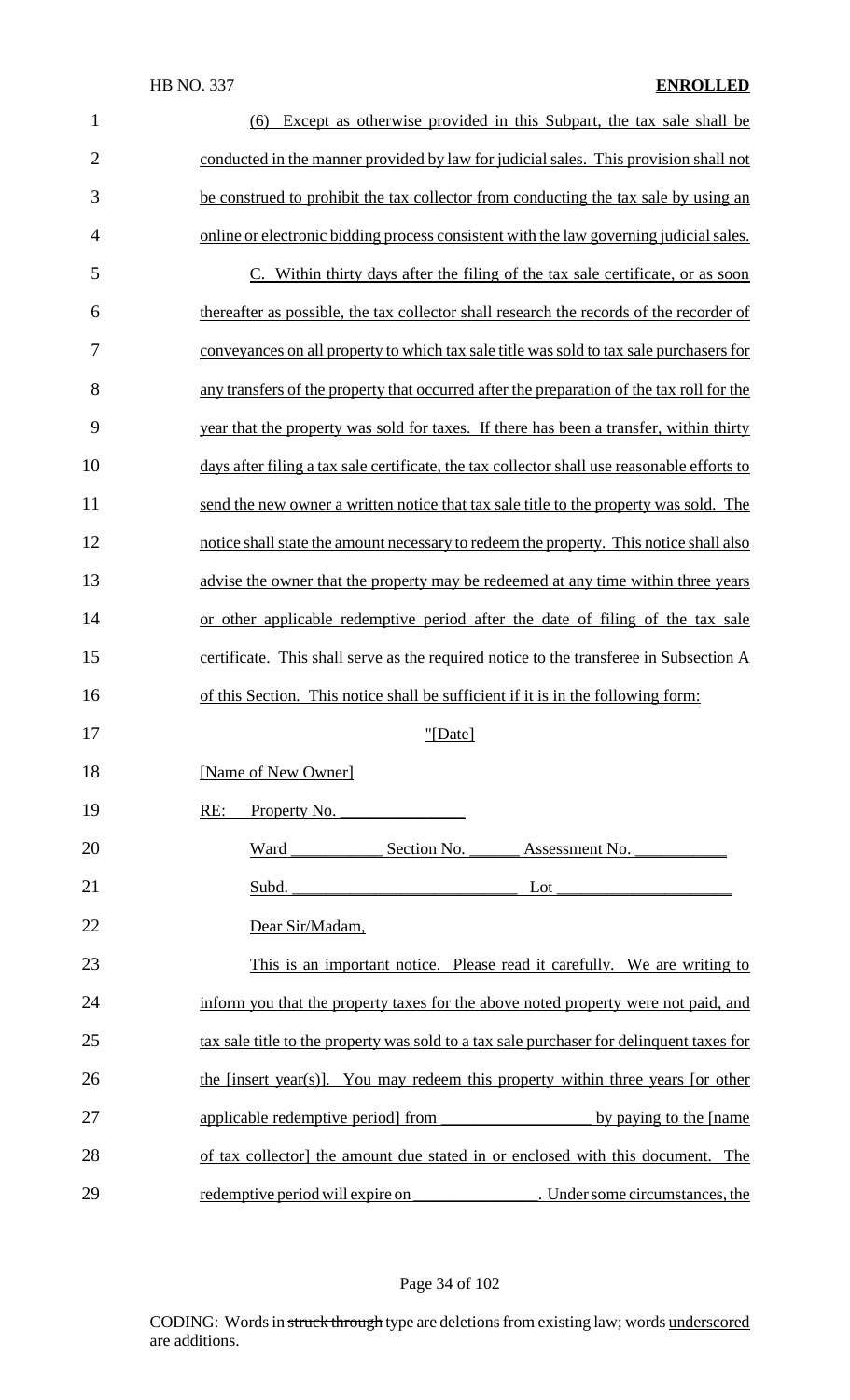(6) Except as otherwise provided in this Subpart, the tax sale shall be conducted in the manner provided by law for judicial sales. This provision shall not be construed to prohibit the tax collector from conducting the tax sale by using an online or electronic bidding process consistent with the law governing judicial sales.

C. Within thirty days after the filing of the tax sale certificate, or as soon thereafter as possible, the tax collector shall research the records of the recorder of conveyances on all property to which tax sale title was sold to tax sale purchasers for any transfers of the property that occurred after the preparation of the tax roll for the year that the property was sold for taxes. If there has been a transfer, within thirty days after filing a tax sale certificate, the tax collector shall use reasonable efforts to send the new owner a written notice that tax sale title to the property was sold. The notice shall state the amount necessary to redeem the property. This notice shall also advise the owner that the property may be redeemed at any time within three years or other applicable redemptive period after the date of filing of the tax sale certificate. This shall serve as the required notice to the transferee in Subsection A of this Section. This notice shall be sufficient if it is in the following form:

"[Date]

[Name of New Owner]

RE: Property No. _______________

Ward ___________ Section No. ______ Assessment No. ___________

Subd. ___________________________ Lot _____________________

Dear Sir/Madam,

This is an important notice. Please read it carefully. We are writing to inform you that the property taxes for the above noted property were not paid, and tax sale title to the property was sold to a tax sale purchaser for delinquent taxes for the [insert year(s)]. You may redeem this property within three years [or other applicable redemptive period] from __________________ by paying to the [name of tax collector] the amount due stated in or enclosed with this document. The redemptive period will expire on _______________. Under some circumstances, the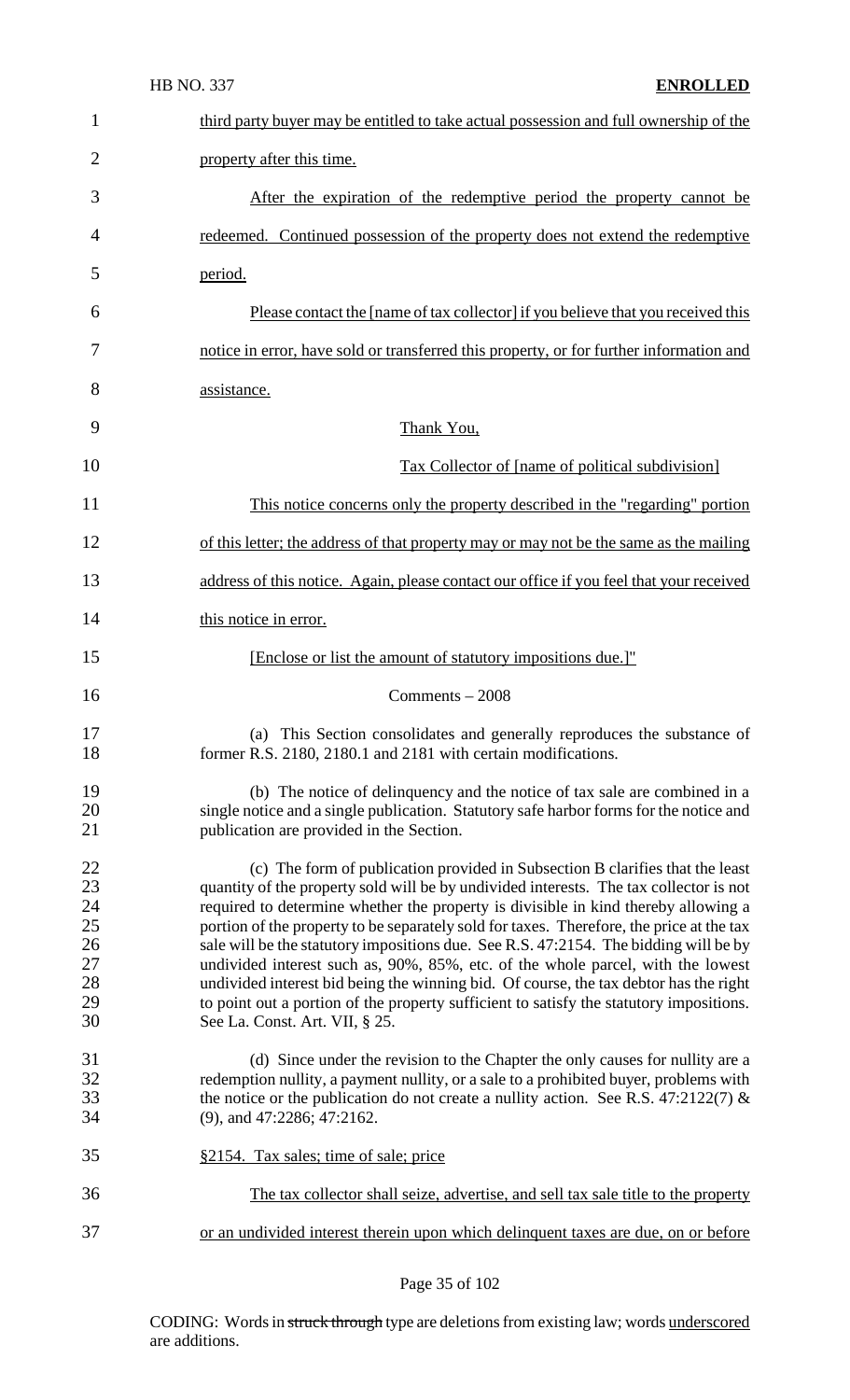third party buyer may be entitled to take actual possession and full ownership of the property after this time.

After the expiration of the redemptive period the property cannot be redeemed. Continued possession of the property does not extend the redemptive period.

Please contact the [name of tax collector] if you believe that you received this notice in error, have sold or transferred this property, or for further information and assistance.

Thank You,

Tax Collector of [name of political subdivision]

This notice concerns only the property described in the "regarding" portion of this letter; the address of that property may or may not be the same as the mailing address of this notice. Again, please contact our office if you feel that your received this notice in error.

[Enclose or list the amount of statutory impositions due.]"

Comments – 2008

(a) This Section consolidates and generally reproduces the substance of former R.S. 2180, 2180.1 and 2181 with certain modifications.

(b) The notice of delinquency and the notice of tax sale are combined in a single notice and a single publication. Statutory safe harbor forms for the notice and publication are provided in the Section.

(c) The form of publication provided in Subsection B clarifies that the least quantity of the property sold will be by undivided interests. The tax collector is not required to determine whether the property is divisible in kind thereby allowing a portion of the property to be separately sold for taxes. Therefore, the price at the tax sale will be the statutory impositions due. See R.S. 47:2154. The bidding will be by undivided interest such as, 90%, 85%, etc. of the whole parcel, with the lowest undivided interest bid being the winning bid. Of course, the tax debtor has the right to point out a portion of the property sufficient to satisfy the statutory impositions. See La. Const. Art. VII, § 25.

(d) Since under the revision to the Chapter the only causes for nullity are a redemption nullity, a payment nullity, or a sale to a prohibited buyer, problems with the notice or the publication do not create a nullity action. See R.S. 47:2122(7) & (9), and 47:2286; 47:2162.

§2154. Tax sales; time of sale; price

The tax collector shall seize, advertise, and sell tax sale title to the property or an undivided interest therein upon which delinquent taxes are due, on or before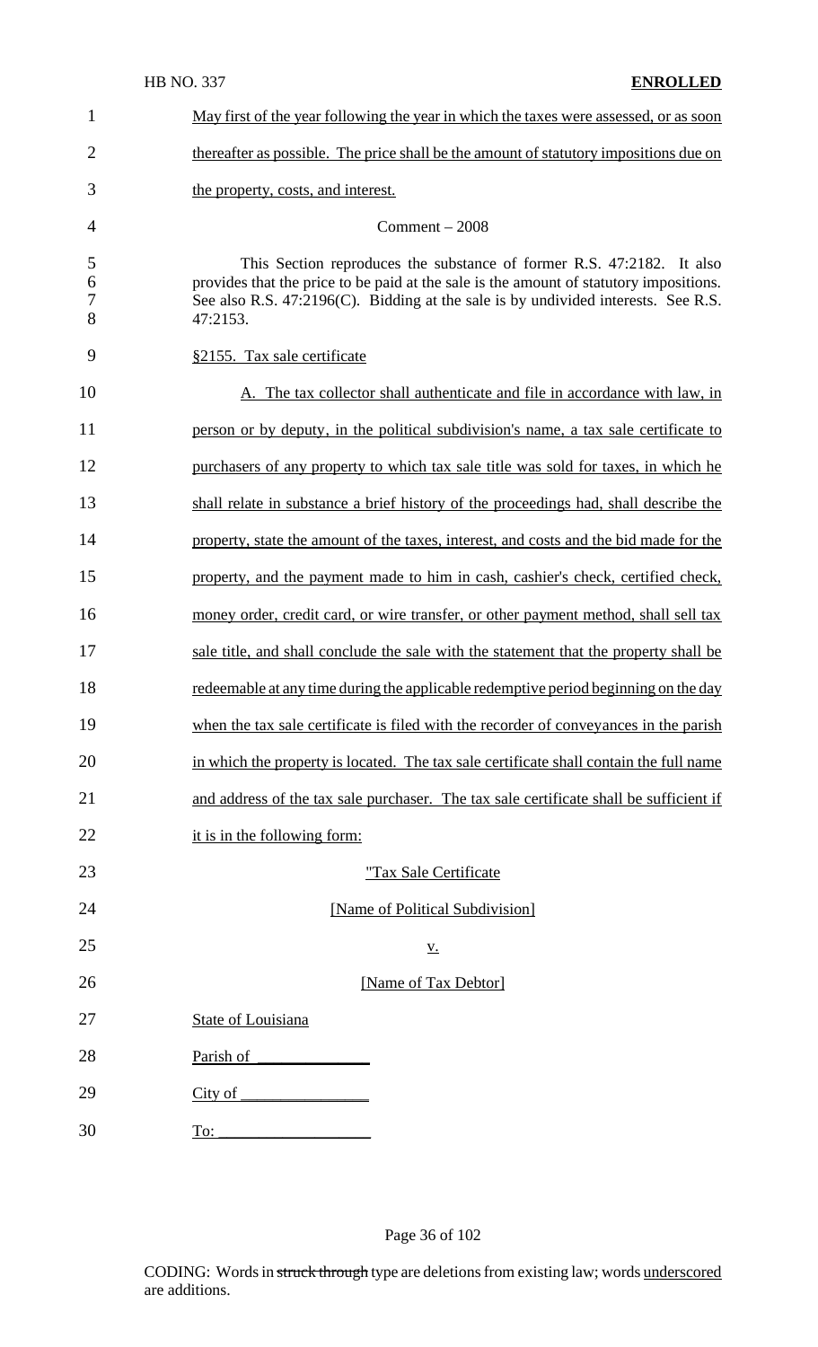May first of the year following the year in which the taxes were assessed, or as soon thereafter as possible. The price shall be the amount of statutory impositions due on the property, costs, and interest.

Comment – 2008

This Section reproduces the substance of former R.S. 47:2182. It also provides that the price to be paid at the sale is the amount of statutory impositions. See also R.S. 47:2196(C). Bidding at the sale is by undivided interests. See R.S. 47:2153.

§2155. Tax sale certificate

A. The tax collector shall authenticate and file in accordance with law, in person or by deputy, in the political subdivision's name, a tax sale certificate to purchasers of any property to which tax sale title was sold for taxes, in which he shall relate in substance a brief history of the proceedings had, shall describe the property, state the amount of the taxes, interest, and costs and the bid made for the property, and the payment made to him in cash, cashier's check, certified check, money order, credit card, or wire transfer, or other payment method, shall sell tax sale title, and shall conclude the sale with the statement that the property shall be redeemable at any time during the applicable redemptive period beginning on the day when the tax sale certificate is filed with the recorder of conveyances in the parish in which the property is located. The tax sale certificate shall contain the full name and address of the tax sale purchaser. The tax sale certificate shall be sufficient if it is in the following form:

"Tax Sale Certificate

[Name of Political Subdivision]

v.

[Name of Tax Debtor]

State of Louisiana

Parish of ______________

City of ________________

To: ___________________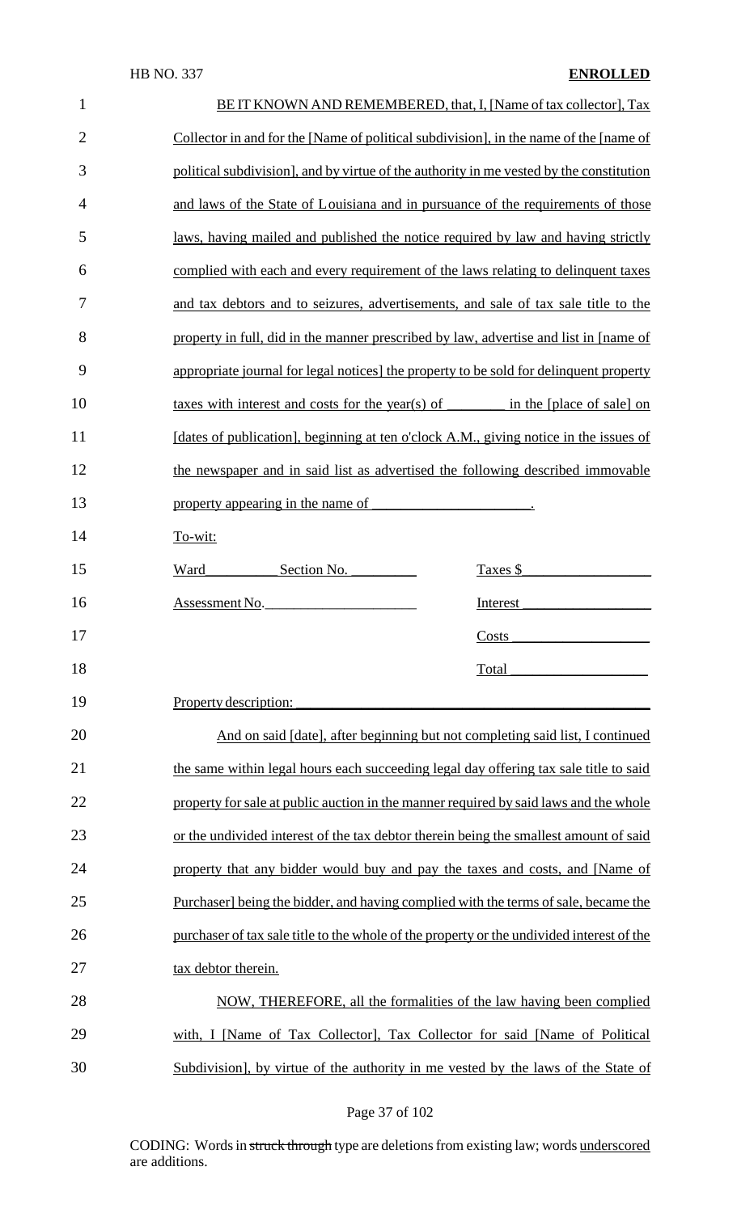BE IT KNOWN AND REMEMBERED, that, I, [Name of tax collector], Tax Collector in and for the [Name of political subdivision], in the name of the [name of political subdivision], and by virtue of the authority in me vested by the constitution and laws of the State of Louisiana and in pursuance of the requirements of those laws, having mailed and published the notice required by law and having strictly complied with each and every requirement of the laws relating to delinquent taxes and tax debtors and to seizures, advertisements, and sale of tax sale title to the property in full, did in the manner prescribed by law, advertise and list in [name of appropriate journal for legal notices] the property to be sold for delinquent property taxes with interest and costs for the year(s) of ________ in the [place of sale] on [dates of publication], beginning at ten o'clock A.M., giving notice in the issues of the newspaper and in said list as advertised the following described immovable property appearing in the name of ______________________.

To-wit:

| | |
|---|---|
| Ward__________ Section No. _________ | Taxes $__________________ |
| Assessment No.____________________ | Interest __________________ |
| | Costs ___________________ |
| | Total ___________________ |

Property description: _____________________________________________

And on said [date], after beginning but not completing said list, I continued the same within legal hours each succeeding legal day offering tax sale title to said property for sale at public auction in the manner required by said laws and the whole or the undivided interest of the tax debtor therein being the smallest amount of said property that any bidder would buy and pay the taxes and costs, and [Name of Purchaser] being the bidder, and having complied with the terms of sale, became the purchaser of tax sale title to the whole of the property or the undivided interest of the tax debtor therein.

NOW, THEREFORE, all the formalities of the law having been complied with, I [Name of Tax Collector], Tax Collector for said [Name of Political Subdivision], by virtue of the authority in me vested by the laws of the State of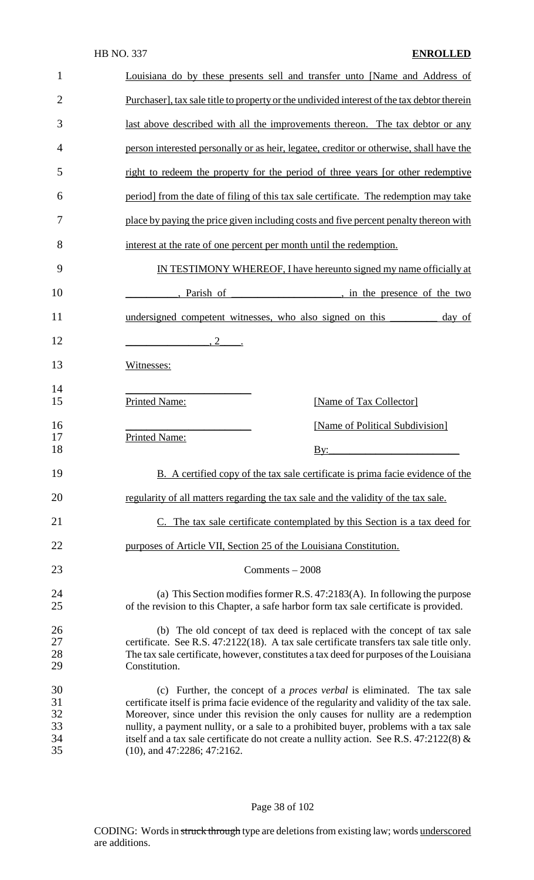Louisiana do by these presents sell and transfer unto [Name and Address of Purchaser], tax sale title to property or the undivided interest of the tax debtor therein last above described with all the improvements thereon. The tax debtor or any person interested personally or as heir, legatee, creditor or otherwise, shall have the right to redeem the property for the period of three years [or other redemptive period] from the date of filing of this tax sale certificate. The redemption may take place by paying the price given including costs and five percent penalty thereon with interest at the rate of one percent per month until the redemption.

IN TESTIMONY WHEREOF, I have hereunto signed my name officially at __________, Parish of _____________________, in the presence of the two undersigned competent witnesses, who also signed on this _________ day of ________________, 2____.

Witnesses:

________________________
Printed Name: [Name of Tax Collector]

________________________ [Name of Political Subdivision]
Printed Name:
By:________________________

B. A certified copy of the tax sale certificate is prima facie evidence of the regularity of all matters regarding the tax sale and the validity of the tax sale.

C. The tax sale certificate contemplated by this Section is a tax deed for purposes of Article VII, Section 25 of the Louisiana Constitution.

Comments – 2008

(a) This Section modifies former R.S. 47:2183(A). In following the purpose of the revision to this Chapter, a safe harbor form tax sale certificate is provided.

(b) The old concept of tax deed is replaced with the concept of tax sale certificate. See R.S. 47:2122(18). A tax sale certificate transfers tax sale title only. The tax sale certificate, however, constitutes a tax deed for purposes of the Louisiana Constitution.

(c) Further, the concept of a *proces verbal* is eliminated. The tax sale certificate itself is prima facie evidence of the regularity and validity of the tax sale. Moreover, since under this revision the only causes for nullity are a redemption nullity, a payment nullity, or a sale to a prohibited buyer, problems with a tax sale itself and a tax sale certificate do not create a nullity action. See R.S. 47:2122(8) & (10), and 47:2286; 47:2162.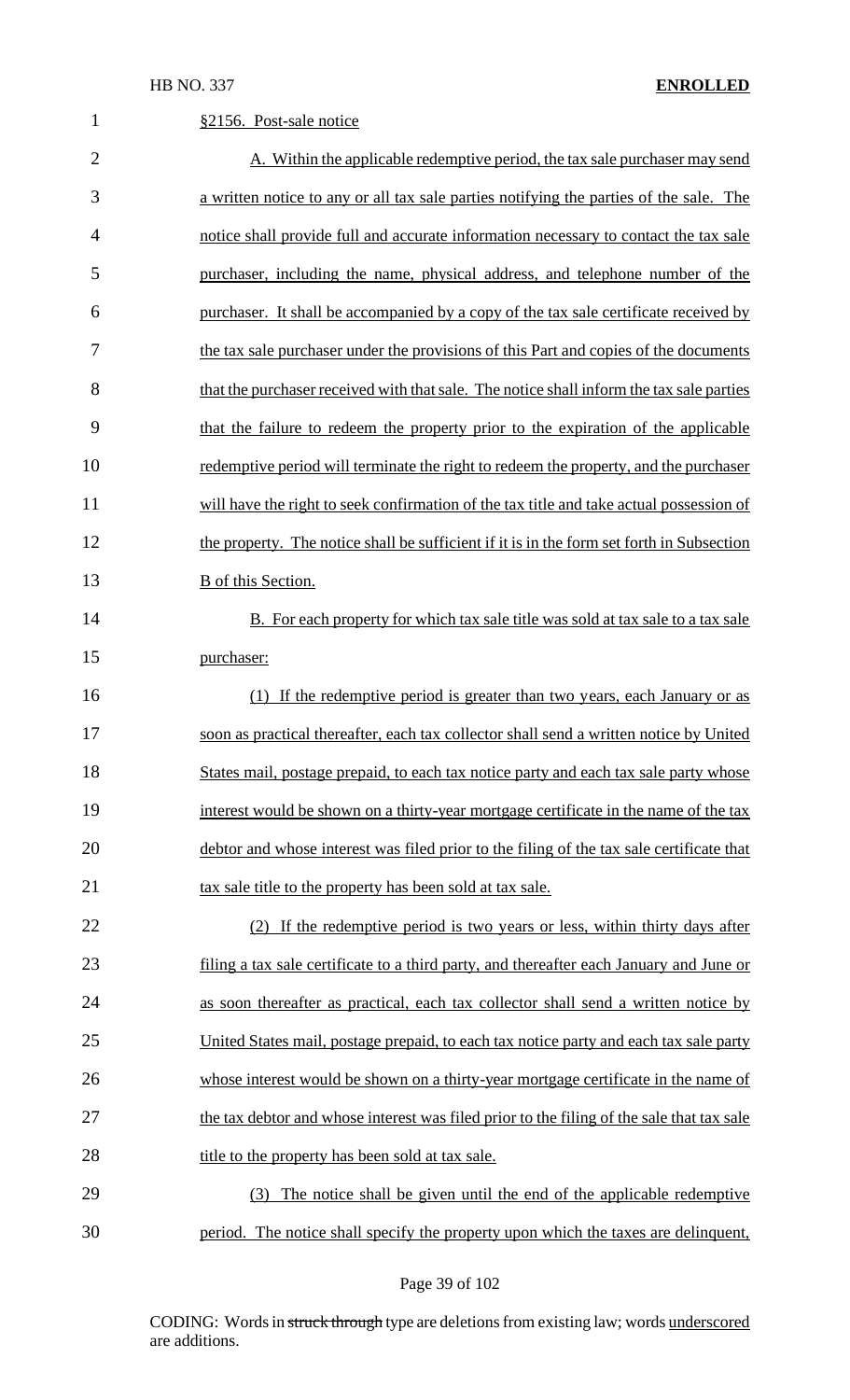§2156. Post-sale notice

A. Within the applicable redemptive period, the tax sale purchaser may send a written notice to any or all tax sale parties notifying the parties of the sale. The notice shall provide full and accurate information necessary to contact the tax sale purchaser, including the name, physical address, and telephone number of the purchaser. It shall be accompanied by a copy of the tax sale certificate received by the tax sale purchaser under the provisions of this Part and copies of the documents that the purchaser received with that sale. The notice shall inform the tax sale parties that the failure to redeem the property prior to the expiration of the applicable redemptive period will terminate the right to redeem the property, and the purchaser will have the right to seek confirmation of the tax title and take actual possession of the property. The notice shall be sufficient if it is in the form set forth in Subsection B of this Section.

B. For each property for which tax sale title was sold at tax sale to a tax sale purchaser:

(1) If the redemptive period is greater than two years, each January or as soon as practical thereafter, each tax collector shall send a written notice by United States mail, postage prepaid, to each tax notice party and each tax sale party whose interest would be shown on a thirty-year mortgage certificate in the name of the tax debtor and whose interest was filed prior to the filing of the tax sale certificate that tax sale title to the property has been sold at tax sale.

(2) If the redemptive period is two years or less, within thirty days after filing a tax sale certificate to a third party, and thereafter each January and June or as soon thereafter as practical, each tax collector shall send a written notice by United States mail, postage prepaid, to each tax notice party and each tax sale party whose interest would be shown on a thirty-year mortgage certificate in the name of the tax debtor and whose interest was filed prior to the filing of the sale that tax sale title to the property has been sold at tax sale.

(3) The notice shall be given until the end of the applicable redemptive period. The notice shall specify the property upon which the taxes are delinquent,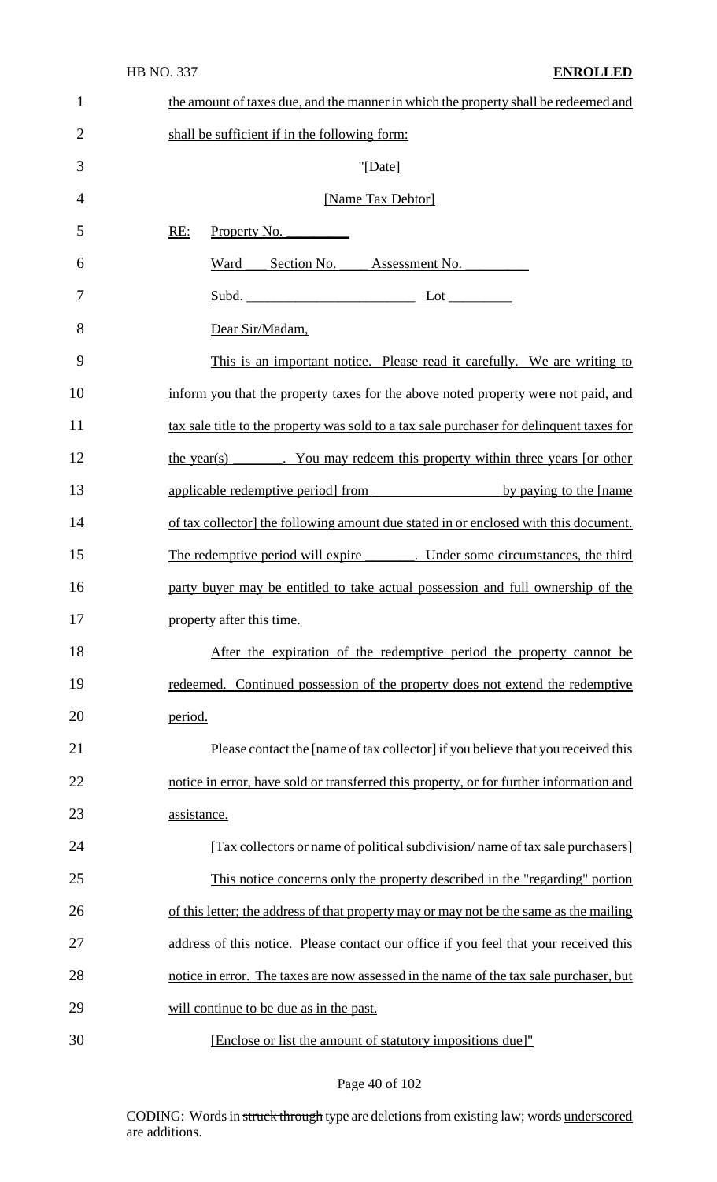the amount of taxes due, and the manner in which the property shall be redeemed and shall be sufficient if in the following form:

"[Date]

[Name Tax Debtor]

RE: Property No. _________

Ward ___ Section No. ____ Assessment No. _________

Subd. ________________________ Lot _________

Dear Sir/Madam,

This is an important notice. Please read it carefully. We are writing to inform you that the property taxes for the above noted property were not paid, and tax sale title to the property was sold to a tax sale purchaser for delinquent taxes for the year(s) _______. You may redeem this property within three years [or other applicable redemptive period] from __________________ by paying to the [name of tax collector] the following amount due stated in or enclosed with this document. The redemptive period will expire _______. Under some circumstances, the third party buyer may be entitled to take actual possession and full ownership of the property after this time.

After the expiration of the redemptive period the property cannot be redeemed. Continued possession of the property does not extend the redemptive period.

Please contact the [name of tax collector] if you believe that you received this notice in error, have sold or transferred this property, or for further information and assistance.

[Tax collectors or name of political subdivision/ name of tax sale purchasers]

This notice concerns only the property described in the "regarding" portion of this letter; the address of that property may or may not be the same as the mailing address of this notice. Please contact our office if you feel that your received this notice in error. The taxes are now assessed in the name of the tax sale purchaser, but will continue to be due as in the past.

[Enclose or list the amount of statutory impositions due]"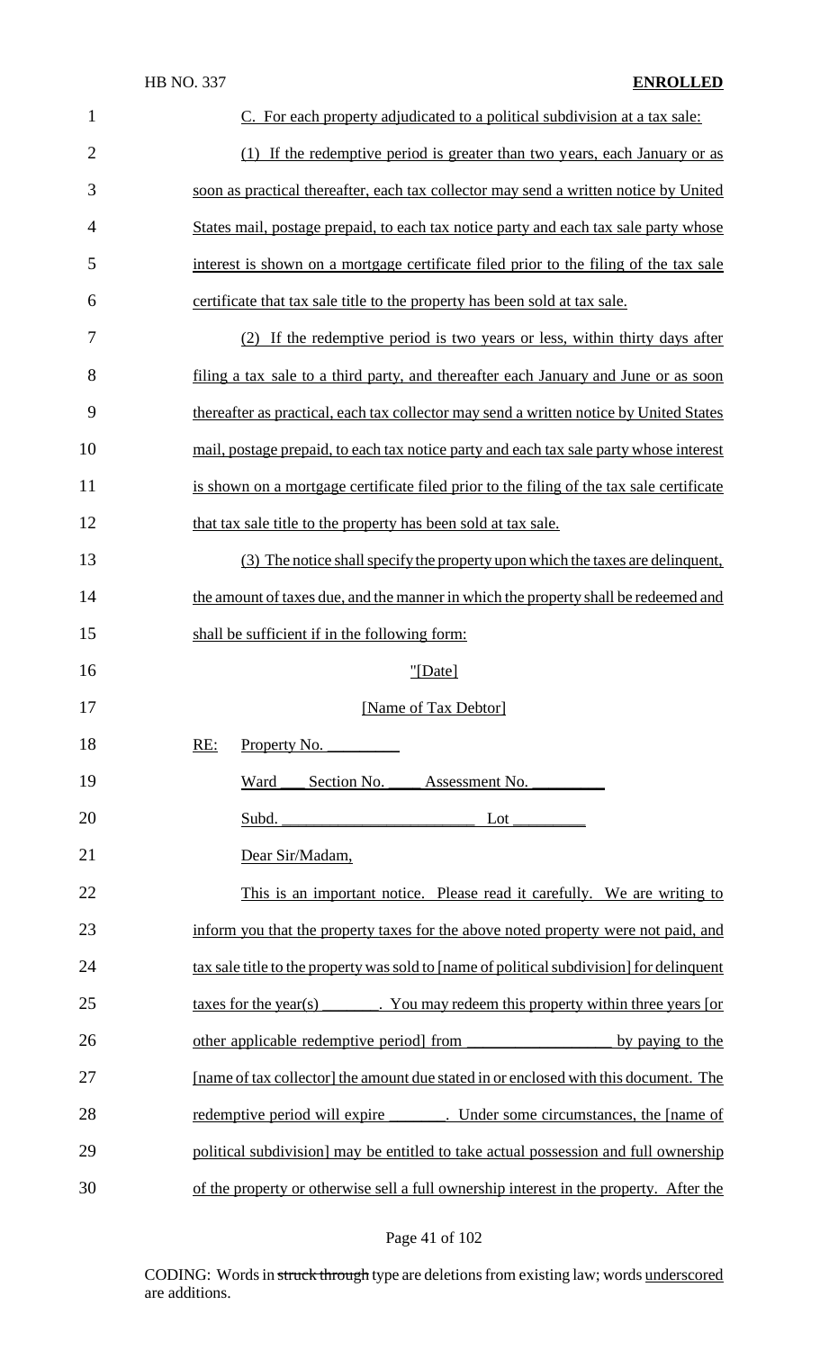C. For each property adjudicated to a political subdivision at a tax sale:

(1) If the redemptive period is greater than two years, each January or as soon as practical thereafter, each tax collector may send a written notice by United States mail, postage prepaid, to each tax notice party and each tax sale party whose interest is shown on a mortgage certificate filed prior to the filing of the tax sale certificate that tax sale title to the property has been sold at tax sale.

(2) If the redemptive period is two years or less, within thirty days after filing a tax sale to a third party, and thereafter each January and June or as soon thereafter as practical, each tax collector may send a written notice by United States mail, postage prepaid, to each tax notice party and each tax sale party whose interest is shown on a mortgage certificate filed prior to the filing of the tax sale certificate that tax sale title to the property has been sold at tax sale.

(3) The notice shall specify the property upon which the taxes are delinquent, the amount of taxes due, and the manner in which the property shall be redeemed and shall be sufficient if in the following form:

"[Date]

[Name of Tax Debtor]

RE: Property No. _________

Ward ___ Section No. ____ Assessment No. _________

Subd. ________________________ Lot _________

Dear Sir/Madam,

This is an important notice. Please read it carefully. We are writing to inform you that the property taxes for the above noted property were not paid, and tax sale title to the property was sold to [name of political subdivision] for delinquent taxes for the year(s) _______. You may redeem this property within three years [or other applicable redemptive period] from __________________ by paying to the [name of tax collector] the amount due stated in or enclosed with this document. The redemptive period will expire _______. Under some circumstances, the [name of political subdivision] may be entitled to take actual possession and full ownership of the property or otherwise sell a full ownership interest in the property. After the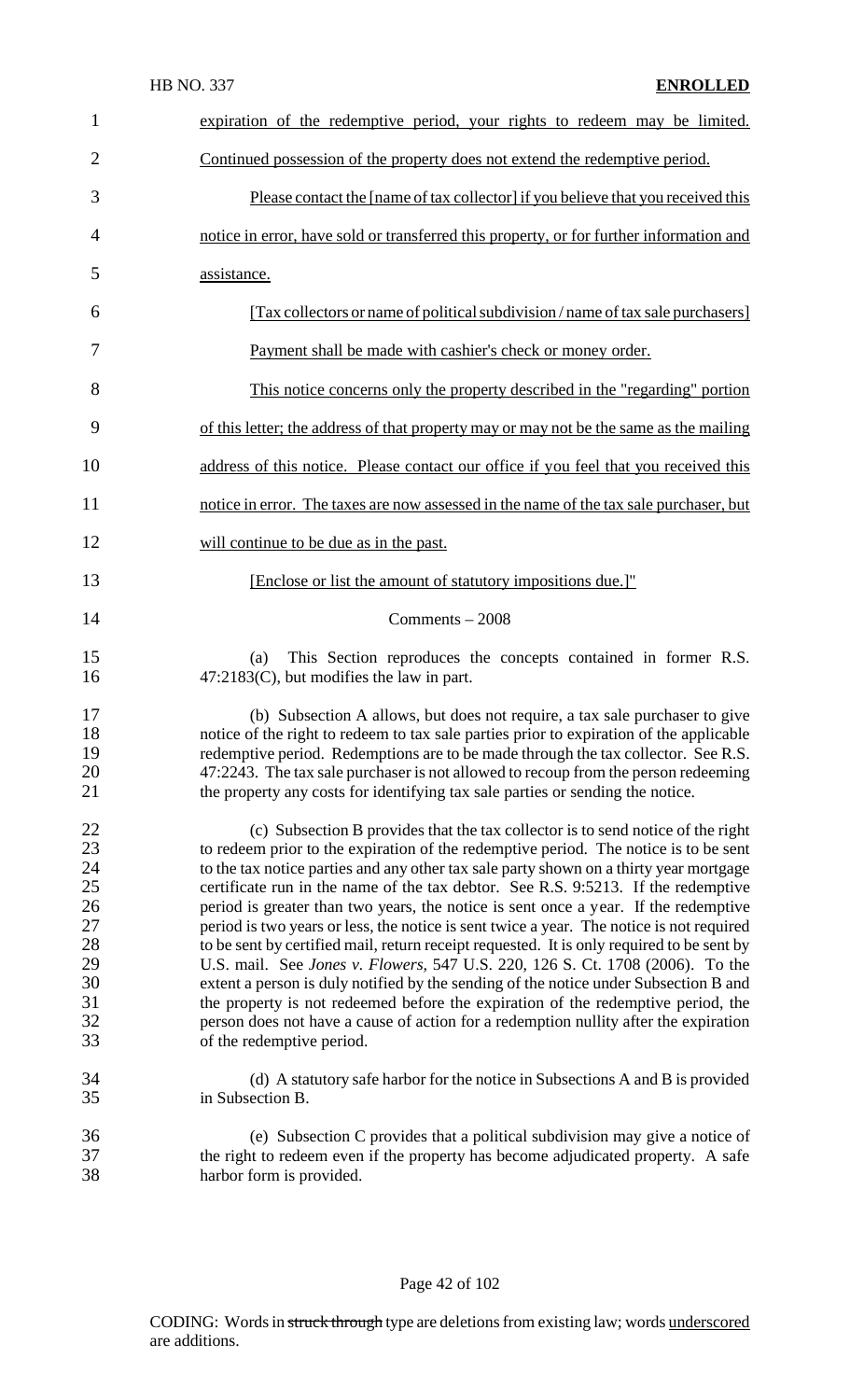expiration of the redemptive period, your rights to redeem may be limited. Continued possession of the property does not extend the redemptive period.

Please contact the [name of tax collector] if you believe that you received this notice in error, have sold or transferred this property, or for further information and assistance.

[Tax collectors or name of political subdivision / name of tax sale purchasers]

Payment shall be made with cashier's check or money order.

This notice concerns only the property described in the "regarding" portion of this letter; the address of that property may or may not be the same as the mailing address of this notice. Please contact our office if you feel that you received this notice in error. The taxes are now assessed in the name of the tax sale purchaser, but will continue to be due as in the past.

[Enclose or list the amount of statutory impositions due.]"

Comments – 2008

(a) This Section reproduces the concepts contained in former R.S. 47:2183(C), but modifies the law in part.

(b) Subsection A allows, but does not require, a tax sale purchaser to give notice of the right to redeem to tax sale parties prior to expiration of the applicable redemptive period. Redemptions are to be made through the tax collector. See R.S. 47:2243. The tax sale purchaser is not allowed to recoup from the person redeeming the property any costs for identifying tax sale parties or sending the notice.

(c) Subsection B provides that the tax collector is to send notice of the right to redeem prior to the expiration of the redemptive period. The notice is to be sent to the tax notice parties and any other tax sale party shown on a thirty year mortgage certificate run in the name of the tax debtor. See R.S. 9:5213. If the redemptive period is greater than two years, the notice is sent once a year. If the redemptive period is two years or less, the notice is sent twice a year. The notice is not required to be sent by certified mail, return receipt requested. It is only required to be sent by U.S. mail. See *Jones v. Flowers,* 547 U.S. 220, 126 S. Ct. 1708 (2006). To the extent a person is duly notified by the sending of the notice under Subsection B and the property is not redeemed before the expiration of the redemptive period, the person does not have a cause of action for a redemption nullity after the expiration of the redemptive period.

(d) A statutory safe harbor for the notice in Subsections A and B is provided in Subsection B.

(e) Subsection C provides that a political subdivision may give a notice of the right to redeem even if the property has become adjudicated property. A safe harbor form is provided.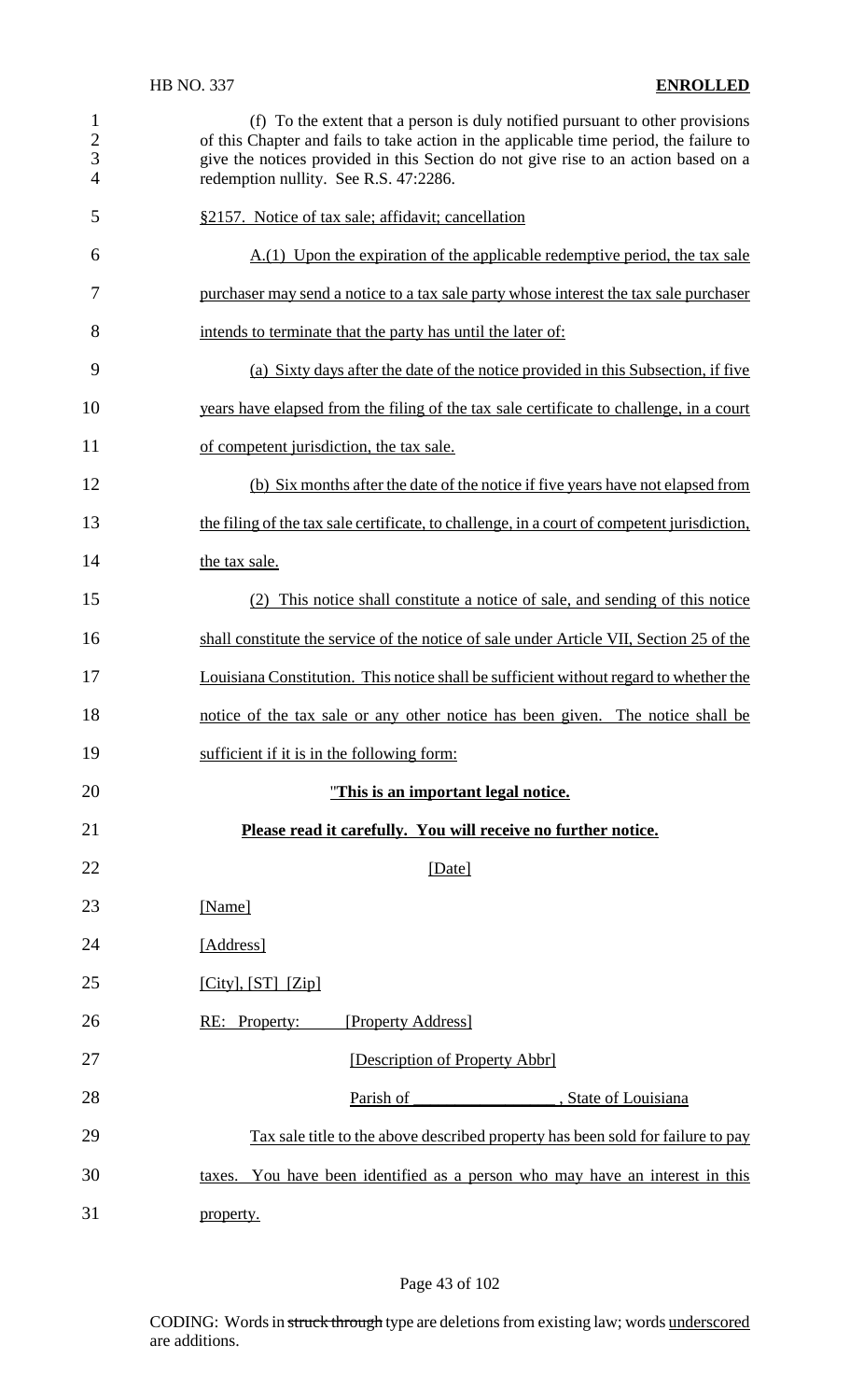(f) To the extent that a person is duly notified pursuant to other provisions of this Chapter and fails to take action in the applicable time period, the failure to give the notices provided in this Section do not give rise to an action based on a redemption nullity. See R.S. 47:2286.

§2157. Notice of tax sale; affidavit; cancellation

A.(1) Upon the expiration of the applicable redemptive period, the tax sale purchaser may send a notice to a tax sale party whose interest the tax sale purchaser intends to terminate that the party has until the later of:

(a) Sixty days after the date of the notice provided in this Subsection, if five years have elapsed from the filing of the tax sale certificate to challenge, in a court of competent jurisdiction, the tax sale.

(b) Six months after the date of the notice if five years have not elapsed from the filing of the tax sale certificate, to challenge, in a court of competent jurisdiction, the tax sale.

(2) This notice shall constitute a notice of sale, and sending of this notice shall constitute the service of the notice of sale under Article VII, Section 25 of the Louisiana Constitution. This notice shall be sufficient without regard to whether the notice of the tax sale or any other notice has been given. The notice shall be sufficient if it is in the following form:

"**This is an important legal notice.**

**Please read it carefully. You will receive no further notice.**

[Date]

[Name]

[Address]

[City], [ST] [Zip]

RE: Property: [Property Address]

[Description of Property Abbr]

Parish of ________________, State of Louisiana

Tax sale title to the above described property has been sold for failure to pay taxes. You have been identified as a person who may have an interest in this property.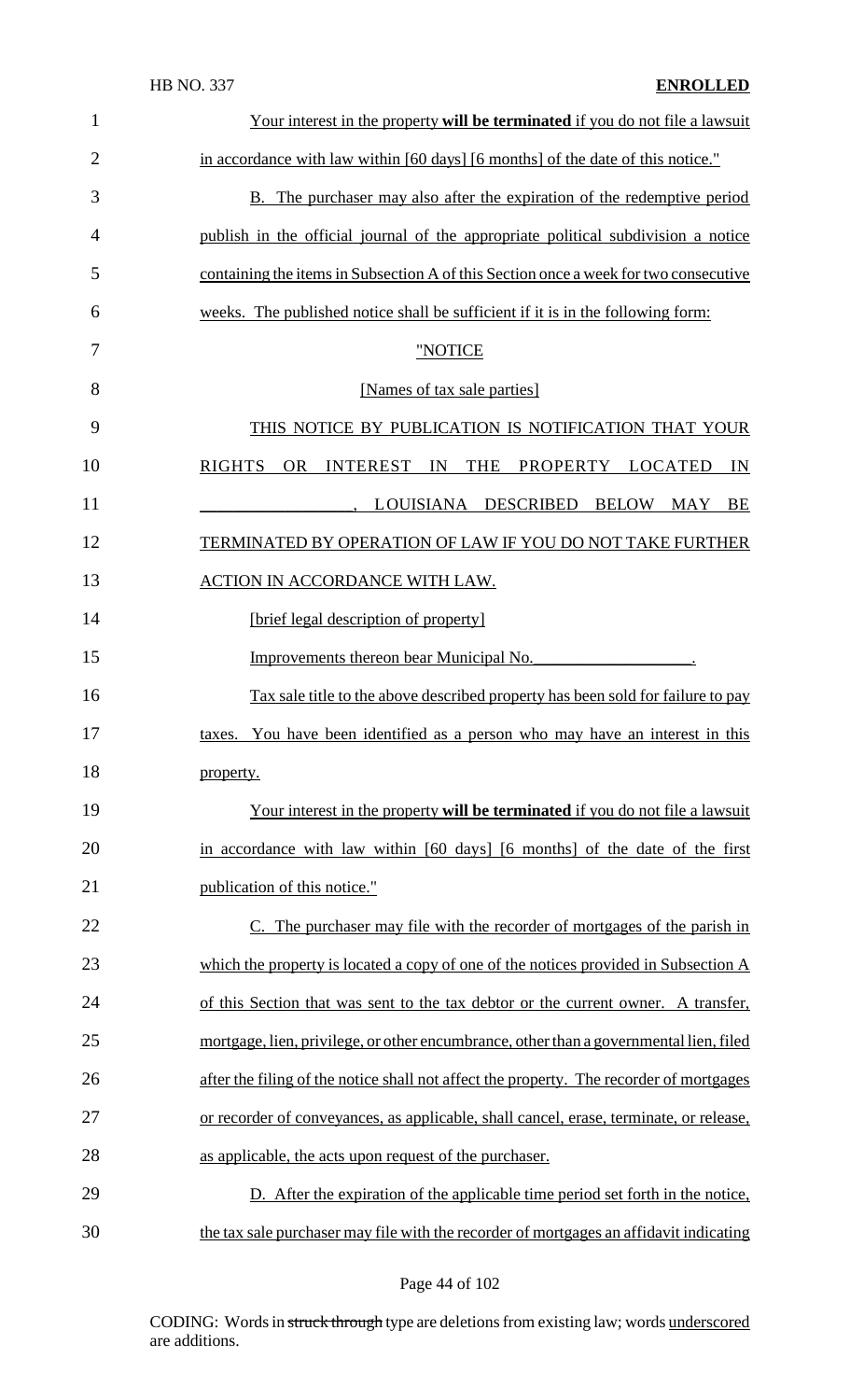Your interest in the property **will be terminated** if you do not file a lawsuit in accordance with law within [60 days] [6 months] of the date of this notice."

B. The purchaser may also after the expiration of the redemptive period publish in the official journal of the appropriate political subdivision a notice containing the items in Subsection A of this Section once a week for two consecutive weeks. The published notice shall be sufficient if it is in the following form:

"NOTICE

[Names of tax sale parties]

THIS NOTICE BY PUBLICATION IS NOTIFICATION THAT YOUR RIGHTS OR INTEREST IN THE PROPERTY LOCATED IN \_\_\_\_\_\_\_\_\_\_\_\_\_\_\_\_\_\_, LOUISIANA DESCRIBED BELOW MAY BE TERMINATED BY OPERATION OF LAW IF YOU DO NOT TAKE FURTHER ACTION IN ACCORDANCE WITH LAW.

[brief legal description of property]

Improvements thereon bear Municipal No.\_\_\_\_\_\_\_\_\_\_\_\_\_\_\_\_\_\_\_.

Tax sale title to the above described property has been sold for failure to pay taxes. You have been identified as a person who may have an interest in this property.

Your interest in the property **will be terminated** if you do not file a lawsuit in accordance with law within [60 days] [6 months] of the date of the first publication of this notice."

C. The purchaser may file with the recorder of mortgages of the parish in which the property is located a copy of one of the notices provided in Subsection A of this Section that was sent to the tax debtor or the current owner. A transfer, mortgage, lien, privilege, or other encumbrance, other than a governmental lien, filed after the filing of the notice shall not affect the property. The recorder of mortgages or recorder of conveyances, as applicable, shall cancel, erase, terminate, or release, as applicable, the acts upon request of the purchaser.

D. After the expiration of the applicable time period set forth in the notice, the tax sale purchaser may file with the recorder of mortgages an affidavit indicating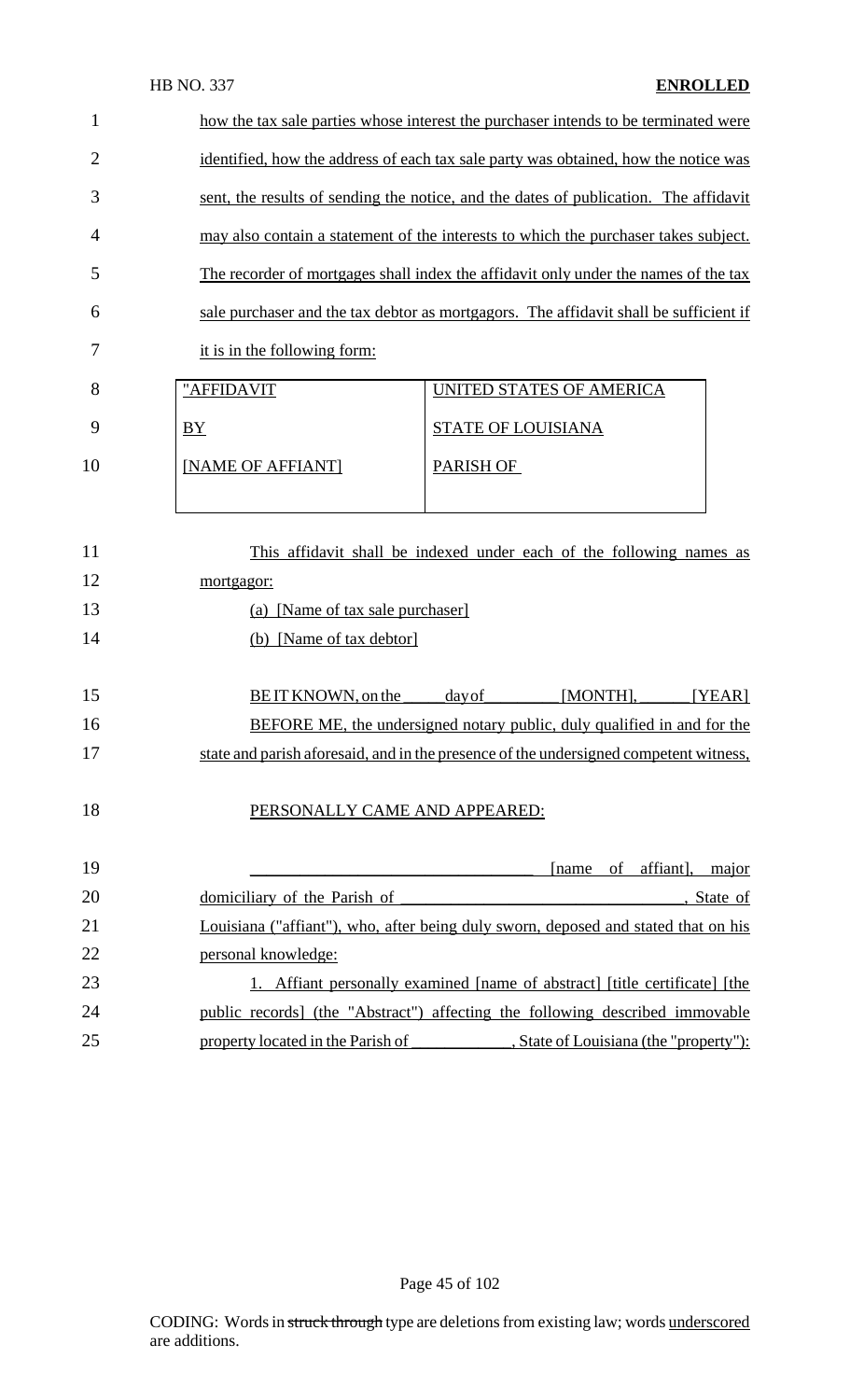how the tax sale parties whose interest the purchaser intends to be terminated were identified, how the address of each tax sale party was obtained, how the notice was sent, the results of sending the notice, and the dates of publication. The affidavit may also contain a statement of the interests to which the purchaser takes subject. The recorder of mortgages shall index the affidavit only under the names of the tax sale purchaser and the tax debtor as mortgagors. The affidavit shall be sufficient if it is in the following form:

| "AFFIDAVIT<br>BY<br>[NAME OF AFFIANT] | UNITED STATES OF AMERICA<br>STATE OF LOUISIANA<br>PARISH OF |
|---|---|

This affidavit shall be indexed under each of the following names as mortgagor:

(a) [Name of tax sale purchaser]

(b) [Name of tax debtor]

BE IT KNOWN, on the _____ day of _________ [MONTH], ______ [YEAR]

BEFORE ME, the undersigned notary public, duly qualified in and for the state and parish aforesaid, and in the presence of the undersigned competent witness,

PERSONALLY CAME AND APPEARED:

_________________________________ [name of affiant], major domiciliary of the Parish of _________________________________, State of Louisiana ("affiant"), who, after being duly sworn, deposed and stated that on his personal knowledge:

1. Affiant personally examined [name of abstract] [title certificate] [the public records] (the "Abstract") affecting the following described immovable property located in the Parish of ____________, State of Louisiana (the "property"):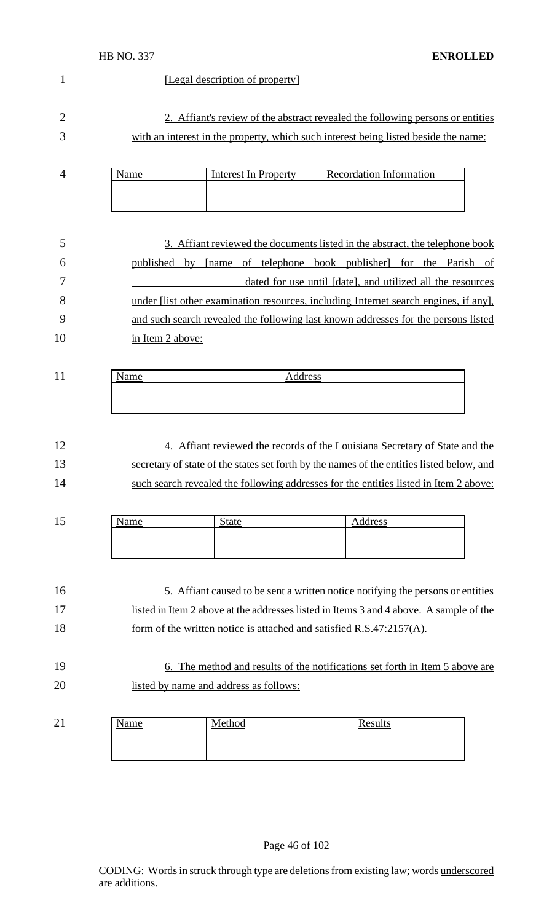[Legal description of property]

2. Affiant's review of the abstract revealed the following persons or entities with an interest in the property, which such interest being listed beside the name:

| Name | Interest In Property | Recordation Information |
| --- | --- | --- |
| | | |

3. Affiant reviewed the documents listed in the abstract, the telephone book published by [name of telephone book publisher] for the Parish of ____________________ dated for use until [date], and utilized all the resources under [list other examination resources, including Internet search engines, if any], and such search revealed the following last known addresses for the persons listed in Item 2 above:

| Name | Address |
| --- | --- |
| | |

4. Affiant reviewed the records of the Louisiana Secretary of State and the secretary of state of the states set forth by the names of the entities listed below, and such search revealed the following addresses for the entities listed in Item 2 above:

| Name | State | Address |
| --- | --- | --- |
| | | |

5. Affiant caused to be sent a written notice notifying the persons or entities listed in Item 2 above at the addresses listed in Items 3 and 4 above. A sample of the form of the written notice is attached and satisfied R.S.47:2157(A).

6. The method and results of the notifications set forth in Item 5 above are listed by name and address as follows:

| Name | Method | Results |
| --- | --- | --- |
| | | |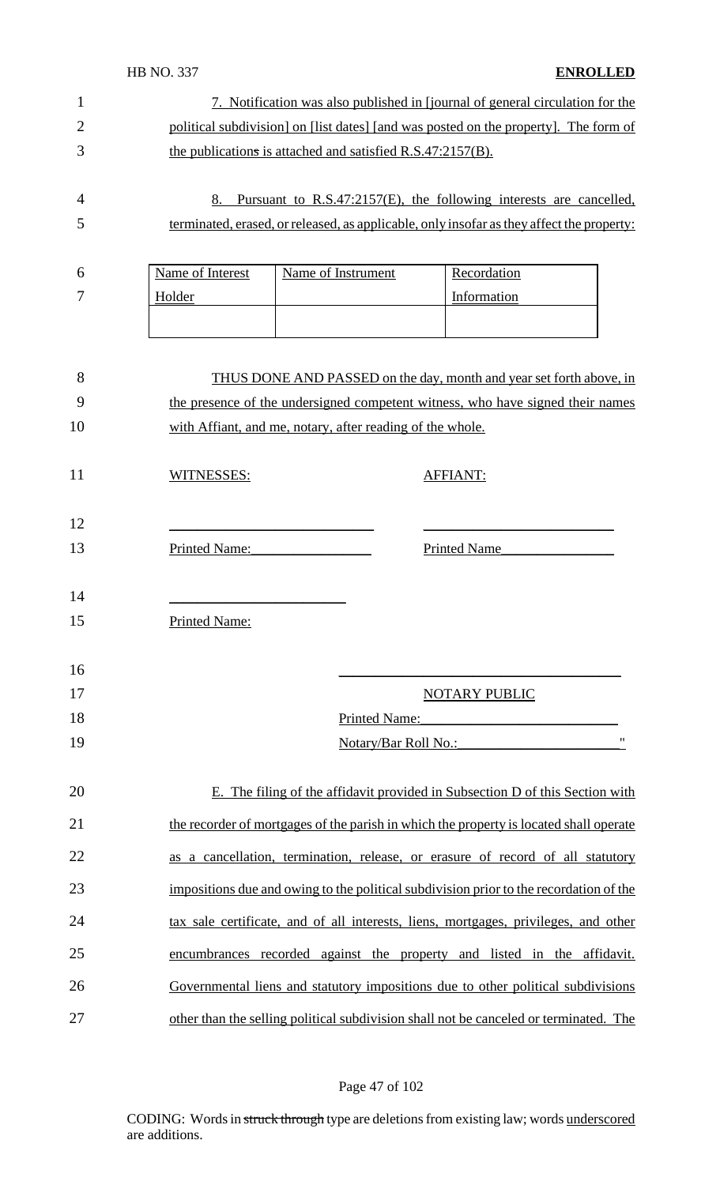7. Notification was also published in [journal of general circulation for the political subdivision] on [list dates] [and was posted on the property]. The form of the publications is attached and satisfied R.S.47:2157(B).

8. Pursuant to R.S.47:2157(E), the following interests are cancelled, terminated, erased, or released, as applicable, only insofar as they affect the property:

| Name of Interest Holder | Name of Instrument | Recordation Information |
|---|---|---|
| | | |

THUS DONE AND PASSED on the day, month and year set forth above, in the presence of the undersigned competent witness, who have signed their names with Affiant, and me, notary, after reading of the whole.

WITNESSES: AFFIANT:

\_\_\_\_\_\_\_\_\_\_\_\_\_\_\_\_\_\_\_\_\_\_\_\_\_\_\_ \_\_\_\_\_\_\_\_\_\_\_\_\_\_\_\_\_\_\_\_\_\_\_\_\_\_\_

Printed Name:\_\_\_\_\_\_\_\_\_\_\_\_\_\_\_\_ Printed Name\_\_\_\_\_\_\_\_\_\_\_\_\_\_\_\_

\_\_\_\_\_\_\_\_\_\_\_\_\_\_\_\_\_\_\_\_\_\_\_\_\_\_\_

Printed Name:

\_\_\_\_\_\_\_\_\_\_\_\_\_\_\_\_\_\_\_\_\_\_\_\_\_\_\_\_\_\_\_\_\_\_\_\_\_\_

NOTARY PUBLIC

Printed Name:\_\_\_\_\_\_\_\_\_\_\_\_\_\_\_\_\_\_\_\_\_\_\_\_\_\_\_

Notary/Bar Roll No.:\_\_\_\_\_\_\_\_\_\_\_\_\_\_\_\_\_\_\_\_\_\_\_"

E. The filing of the affidavit provided in Subsection D of this Section with the recorder of mortgages of the parish in which the property is located shall operate as a cancellation, termination, release, or erasure of record of all statutory impositions due and owing to the political subdivision prior to the recordation of the tax sale certificate, and of all interests, liens, mortgages, privileges, and other encumbrances recorded against the property and listed in the affidavit. Governmental liens and statutory impositions due to other political subdivisions other than the selling political subdivision shall not be canceled or terminated. The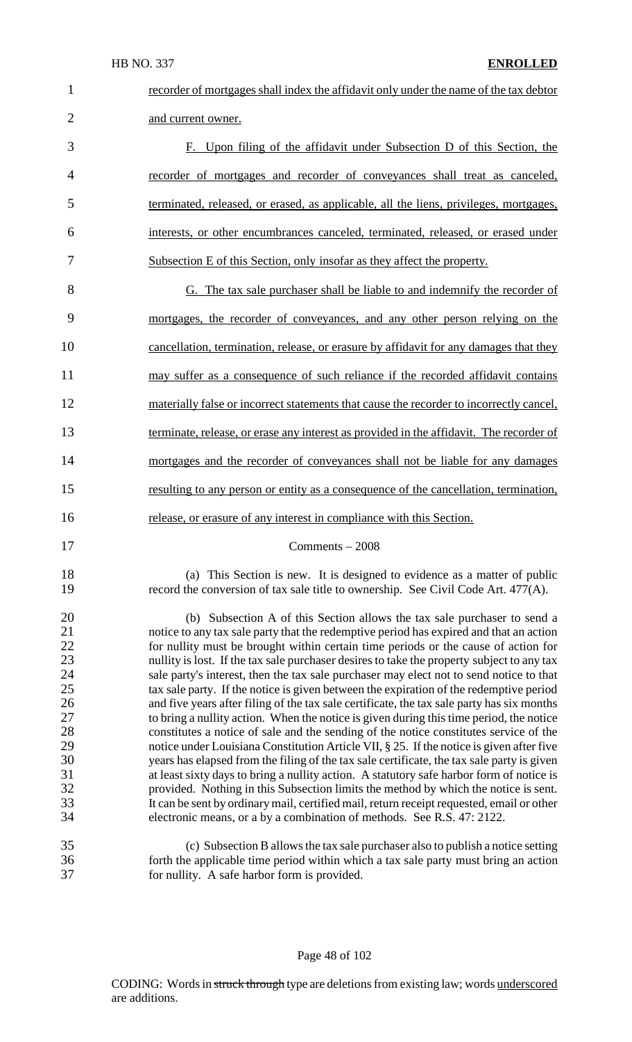recorder of mortgages shall index the affidavit only under the name of the tax debtor and current owner.

F. Upon filing of the affidavit under Subsection D of this Section, the recorder of mortgages and recorder of conveyances shall treat as canceled, terminated, released, or erased, as applicable, all the liens, privileges, mortgages, interests, or other encumbrances canceled, terminated, released, or erased under Subsection E of this Section, only insofar as they affect the property.

G. The tax sale purchaser shall be liable to and indemnify the recorder of mortgages, the recorder of conveyances, and any other person relying on the cancellation, termination, release, or erasure by affidavit for any damages that they may suffer as a consequence of such reliance if the recorded affidavit contains materially false or incorrect statements that cause the recorder to incorrectly cancel, terminate, release, or erase any interest as provided in the affidavit. The recorder of mortgages and the recorder of conveyances shall not be liable for any damages resulting to any person or entity as a consequence of the cancellation, termination, release, or erasure of any interest in compliance with this Section.

Comments – 2008

(a) This Section is new. It is designed to evidence as a matter of public record the conversion of tax sale title to ownership. See Civil Code Art. 477(A).

(b) Subsection A of this Section allows the tax sale purchaser to send a notice to any tax sale party that the redemptive period has expired and that an action for nullity must be brought within certain time periods or the cause of action for nullity is lost. If the tax sale purchaser desires to take the property subject to any tax sale party's interest, then the tax sale purchaser may elect not to send notice to that tax sale party. If the notice is given between the expiration of the redemptive period and five years after filing of the tax sale certificate, the tax sale party has six months to bring a nullity action. When the notice is given during this time period, the notice constitutes a notice of sale and the sending of the notice constitutes service of the notice under Louisiana Constitution Article VII, § 25. If the notice is given after five years has elapsed from the filing of the tax sale certificate, the tax sale party is given at least sixty days to bring a nullity action. A statutory safe harbor form of notice is provided. Nothing in this Subsection limits the method by which the notice is sent. It can be sent by ordinary mail, certified mail, return receipt requested, email or other electronic means, or a by a combination of methods. See R.S. 47: 2122.

(c) Subsection B allows the tax sale purchaser also to publish a notice setting forth the applicable time period within which a tax sale party must bring an action for nullity. A safe harbor form is provided.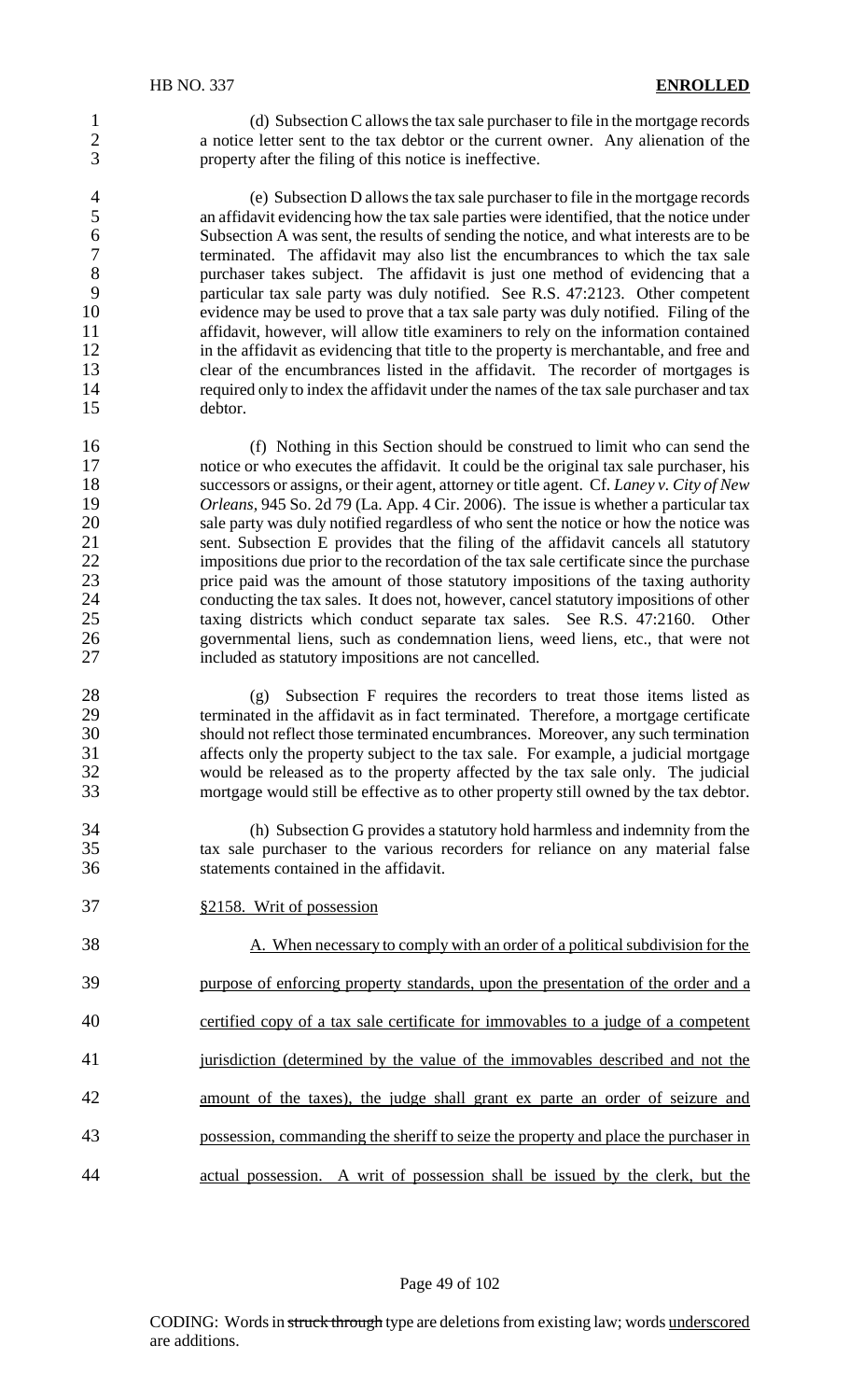(d) Subsection C allows the tax sale purchaser to file in the mortgage records a notice letter sent to the tax debtor or the current owner. Any alienation of the property after the filing of this notice is ineffective.

(e) Subsection D allows the tax sale purchaser to file in the mortgage records an affidavit evidencing how the tax sale parties were identified, that the notice under Subsection A was sent, the results of sending the notice, and what interests are to be terminated. The affidavit may also list the encumbrances to which the tax sale purchaser takes subject. The affidavit is just one method of evidencing that a particular tax sale party was duly notified. See R.S. 47:2123. Other competent evidence may be used to prove that a tax sale party was duly notified. Filing of the affidavit, however, will allow title examiners to rely on the information contained in the affidavit as evidencing that title to the property is merchantable, and free and clear of the encumbrances listed in the affidavit. The recorder of mortgages is required only to index the affidavit under the names of the tax sale purchaser and tax debtor.

(f) Nothing in this Section should be construed to limit who can send the notice or who executes the affidavit. It could be the original tax sale purchaser, his successors or assigns, or their agent, attorney or title agent. Cf. *Laney v. City of New Orleans*, 945 So. 2d 79 (La. App. 4 Cir. 2006). The issue is whether a particular tax sale party was duly notified regardless of who sent the notice or how the notice was sent. Subsection E provides that the filing of the affidavit cancels all statutory impositions due prior to the recordation of the tax sale certificate since the purchase price paid was the amount of those statutory impositions of the taxing authority conducting the tax sales. It does not, however, cancel statutory impositions of other taxing districts which conduct separate tax sales. See R.S. 47:2160. Other governmental liens, such as condemnation liens, weed liens, etc., that were not included as statutory impositions are not cancelled.

(g) Subsection F requires the recorders to treat those items listed as terminated in the affidavit as in fact terminated. Therefore, a mortgage certificate should not reflect those terminated encumbrances. Moreover, any such termination affects only the property subject to the tax sale. For example, a judicial mortgage would be released as to the property affected by the tax sale only. The judicial mortgage would still be effective as to other property still owned by the tax debtor.

(h) Subsection G provides a statutory hold harmless and indemnity from the tax sale purchaser to the various recorders for reliance on any material false statements contained in the affidavit.

§2158. Writ of possession

A. When necessary to comply with an order of a political subdivision for the purpose of enforcing property standards, upon the presentation of the order and a certified copy of a tax sale certificate for immovables to a judge of a competent jurisdiction (determined by the value of the immovables described and not the amount of the taxes), the judge shall grant ex parte an order of seizure and possession, commanding the sheriff to seize the property and place the purchaser in actual possession. A writ of possession shall be issued by the clerk, but the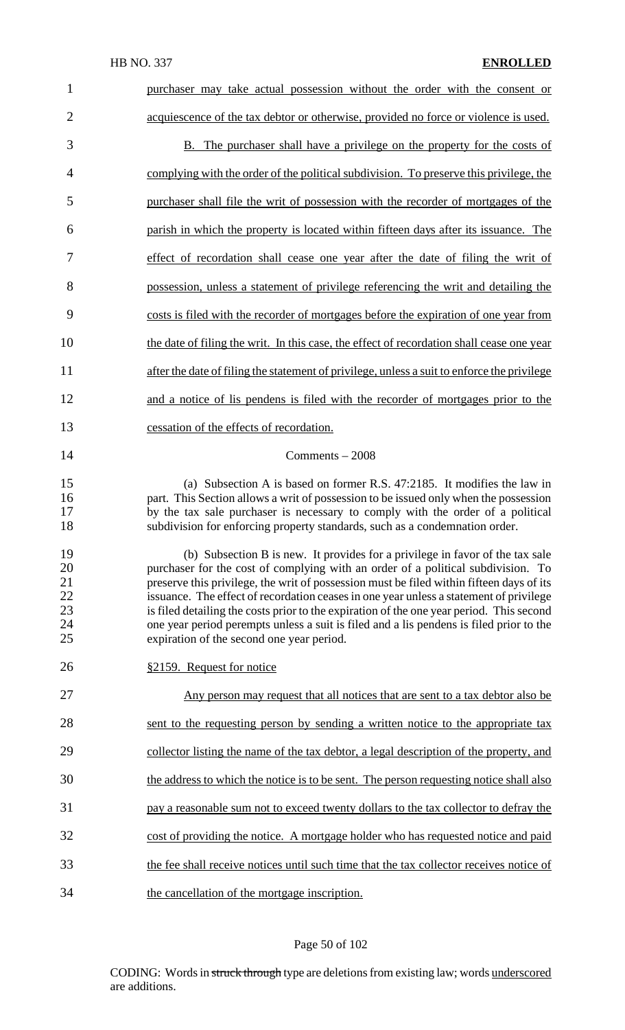purchaser may take actual possession without the order with the consent or acquiescence of the tax debtor or otherwise, provided no force or violence is used.

B. The purchaser shall have a privilege on the property for the costs of complying with the order of the political subdivision. To preserve this privilege, the purchaser shall file the writ of possession with the recorder of mortgages of the parish in which the property is located within fifteen days after its issuance. The effect of recordation shall cease one year after the date of filing the writ of possession, unless a statement of privilege referencing the writ and detailing the costs is filed with the recorder of mortgages before the expiration of one year from the date of filing the writ. In this case, the effect of recordation shall cease one year after the date of filing the statement of privilege, unless a suit to enforce the privilege and a notice of lis pendens is filed with the recorder of mortgages prior to the cessation of the effects of recordation.

Comments – 2008

(a) Subsection A is based on former R.S. 47:2185. It modifies the law in part. This Section allows a writ of possession to be issued only when the possession by the tax sale purchaser is necessary to comply with the order of a political subdivision for enforcing property standards, such as a condemnation order.

(b) Subsection B is new. It provides for a privilege in favor of the tax sale purchaser for the cost of complying with an order of a political subdivision. To preserve this privilege, the writ of possession must be filed within fifteen days of its issuance. The effect of recordation ceases in one year unless a statement of privilege is filed detailing the costs prior to the expiration of the one year period. This second one year period perempts unless a suit is filed and a lis pendens is filed prior to the expiration of the second one year period.

§2159. Request for notice

Any person may request that all notices that are sent to a tax debtor also be sent to the requesting person by sending a written notice to the appropriate tax collector listing the name of the tax debtor, a legal description of the property, and the address to which the notice is to be sent. The person requesting notice shall also pay a reasonable sum not to exceed twenty dollars to the tax collector to defray the cost of providing the notice. A mortgage holder who has requested notice and paid the fee shall receive notices until such time that the tax collector receives notice of the cancellation of the mortgage inscription.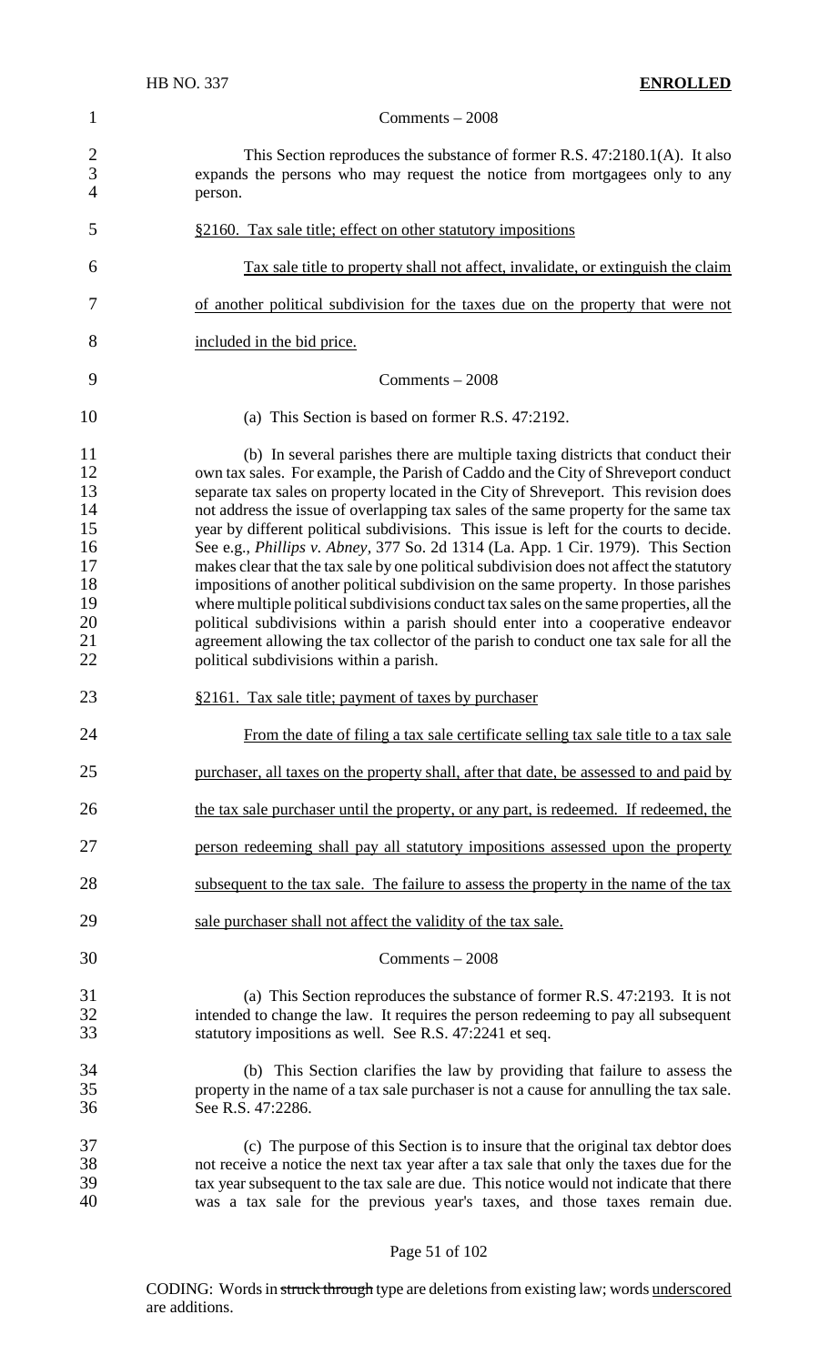Comments – 2008

This Section reproduces the substance of former R.S. 47:2180.1(A). It also expands the persons who may request the notice from mortgagees only to any person.

§2160. Tax sale title; effect on other statutory impositions

Tax sale title to property shall not affect, invalidate, or extinguish the claim of another political subdivision for the taxes due on the property that were not included in the bid price.

Comments – 2008

(a) This Section is based on former R.S. 47:2192.

(b) In several parishes there are multiple taxing districts that conduct their own tax sales. For example, the Parish of Caddo and the City of Shreveport conduct separate tax sales on property located in the City of Shreveport. This revision does not address the issue of overlapping tax sales of the same property for the same tax year by different political subdivisions. This issue is left for the courts to decide. See e.g., *Phillips v. Abney*, 377 So. 2d 1314 (La. App. 1 Cir. 1979). This Section makes clear that the tax sale by one political subdivision does not affect the statutory impositions of another political subdivision on the same property. In those parishes where multiple political subdivisions conduct tax sales on the same properties, all the political subdivisions within a parish should enter into a cooperative endeavor agreement allowing the tax collector of the parish to conduct one tax sale for all the political subdivisions within a parish.

§2161. Tax sale title; payment of taxes by purchaser

From the date of filing a tax sale certificate selling tax sale title to a tax sale purchaser, all taxes on the property shall, after that date, be assessed to and paid by the tax sale purchaser until the property, or any part, is redeemed. If redeemed, the person redeeming shall pay all statutory impositions assessed upon the property subsequent to the tax sale. The failure to assess the property in the name of the tax sale purchaser shall not affect the validity of the tax sale.

Comments – 2008

(a) This Section reproduces the substance of former R.S. 47:2193. It is not intended to change the law. It requires the person redeeming to pay all subsequent statutory impositions as well. See R.S. 47:2241 et seq.

(b) This Section clarifies the law by providing that failure to assess the property in the name of a tax sale purchaser is not a cause for annulling the tax sale. See R.S. 47:2286.

(c) The purpose of this Section is to insure that the original tax debtor does not receive a notice the next tax year after a tax sale that only the taxes due for the tax year subsequent to the tax sale are due. This notice would not indicate that there was a tax sale for the previous year's taxes, and those taxes remain due.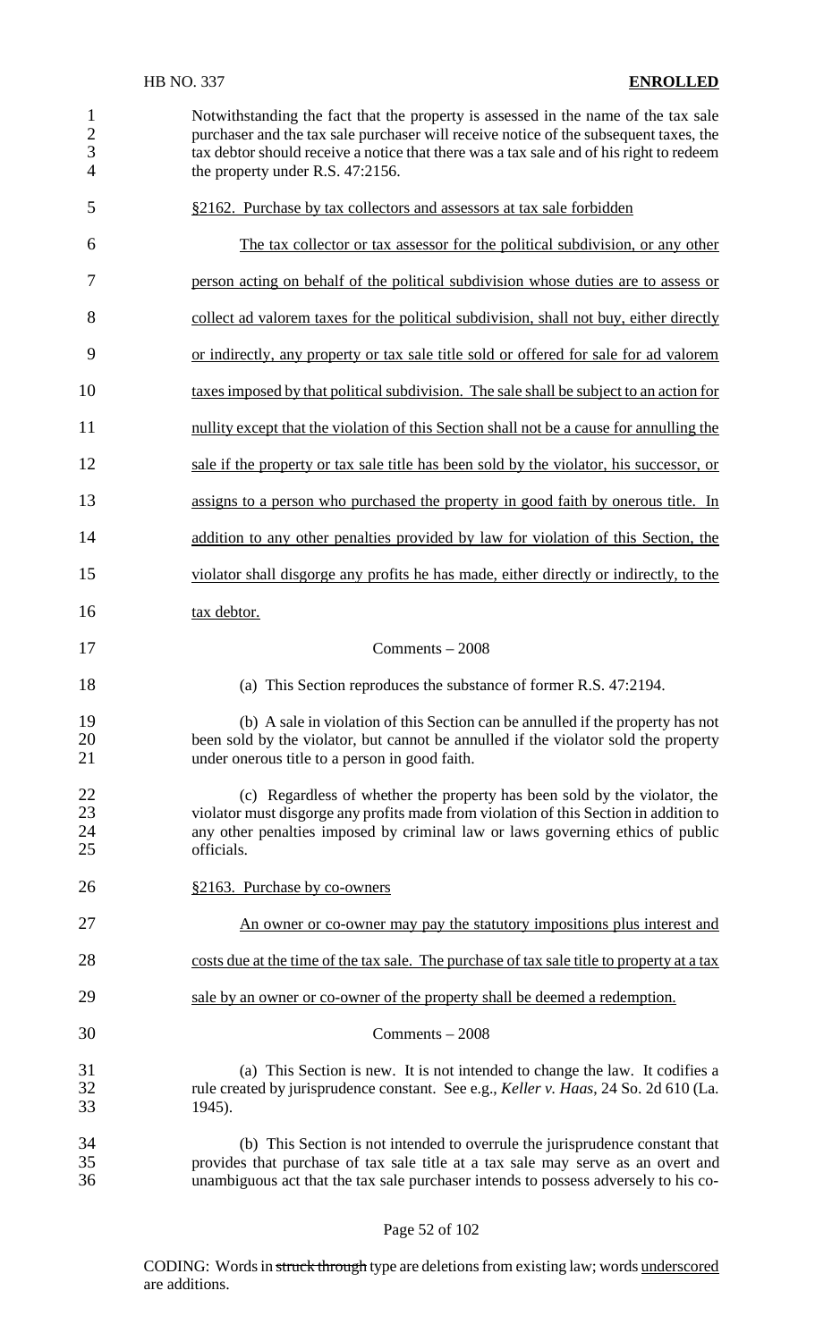Notwithstanding the fact that the property is assessed in the name of the tax sale purchaser and the tax sale purchaser will receive notice of the subsequent taxes, the tax debtor should receive a notice that there was a tax sale and of his right to redeem the property under R.S. 47:2156.

§2162. Purchase by tax collectors and assessors at tax sale forbidden

The tax collector or tax assessor for the political subdivision, or any other person acting on behalf of the political subdivision whose duties are to assess or collect ad valorem taxes for the political subdivision, shall not buy, either directly or indirectly, any property or tax sale title sold or offered for sale for ad valorem taxes imposed by that political subdivision. The sale shall be subject to an action for nullity except that the violation of this Section shall not be a cause for annulling the sale if the property or tax sale title has been sold by the violator, his successor, or assigns to a person who purchased the property in good faith by onerous title. In addition to any other penalties provided by law for violation of this Section, the violator shall disgorge any profits he has made, either directly or indirectly, to the tax debtor.

Comments – 2008

(a) This Section reproduces the substance of former R.S. 47:2194.

(b) A sale in violation of this Section can be annulled if the property has not been sold by the violator, but cannot be annulled if the violator sold the property under onerous title to a person in good faith.

(c) Regardless of whether the property has been sold by the violator, the violator must disgorge any profits made from violation of this Section in addition to any other penalties imposed by criminal law or laws governing ethics of public officials.

§2163. Purchase by co-owners

An owner or co-owner may pay the statutory impositions plus interest and costs due at the time of the tax sale. The purchase of tax sale title to property at a tax sale by an owner or co-owner of the property shall be deemed a redemption.

Comments – 2008

(a) This Section is new. It is not intended to change the law. It codifies a rule created by jurisprudence constant. See e.g., *Keller v. Haas*, 24 So. 2d 610 (La. 1945).

(b) This Section is not intended to overrule the jurisprudence constant that provides that purchase of tax sale title at a tax sale may serve as an overt and unambiguous act that the tax sale purchaser intends to possess adversely to his co-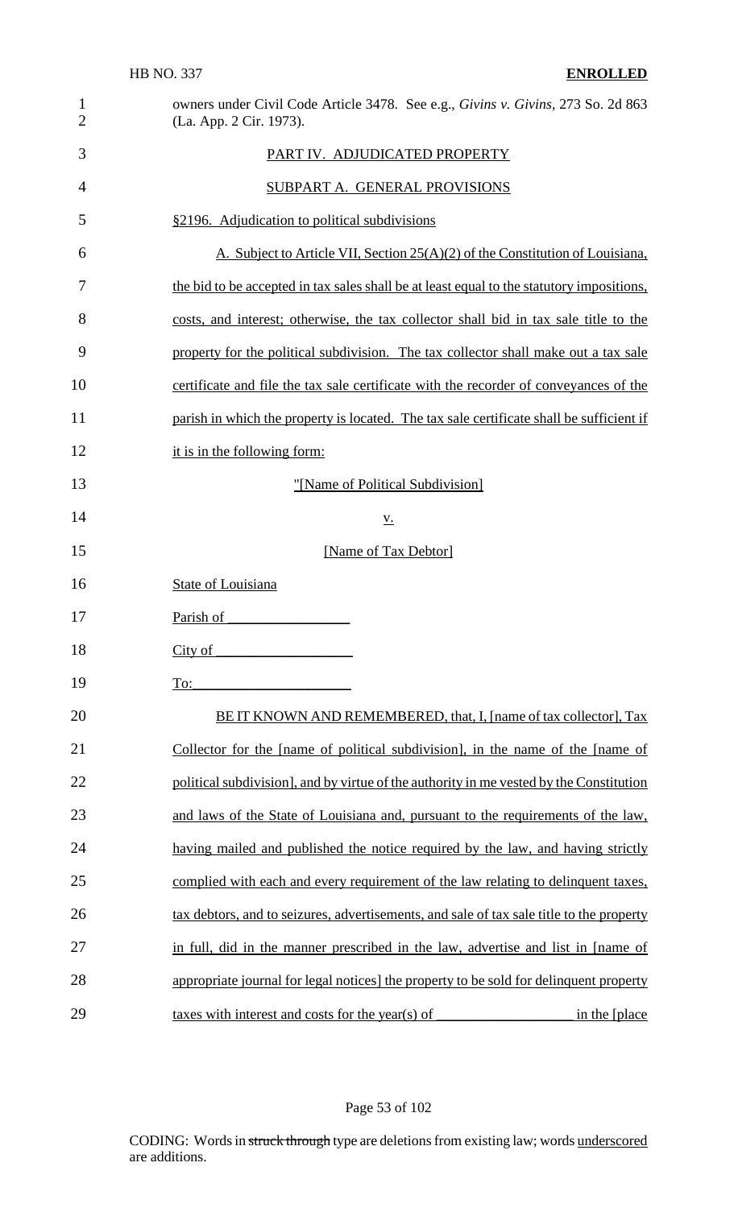owners under Civil Code Article 3478. See e.g., *Givins v. Givins,* 273 So. 2d 863 (La. App. 2 Cir. 1973).

PART IV. ADJUDICATED PROPERTY

SUBPART A. GENERAL PROVISIONS

§2196. Adjudication to political subdivisions

A. Subject to Article VII, Section 25(A)(2) of the Constitution of Louisiana, the bid to be accepted in tax sales shall be at least equal to the statutory impositions, costs, and interest; otherwise, the tax collector shall bid in tax sale title to the property for the political subdivision. The tax collector shall make out a tax sale certificate and file the tax sale certificate with the recorder of conveyances of the parish in which the property is located. The tax sale certificate shall be sufficient if it is in the following form:

"[Name of Political Subdivision]

v.

[Name of Tax Debtor]

State of Louisiana

Parish of \_\_\_\_\_\_\_\_\_\_\_\_\_\_\_\_\_

City of \_\_\_\_\_\_\_\_\_\_\_\_\_\_\_\_\_\_\_

To:\_\_\_\_\_\_\_\_\_\_\_\_\_\_\_\_\_\_\_\_\_\_

BE IT KNOWN AND REMEMBERED, that, I, [name of tax collector], Tax Collector for the [name of political subdivision], in the name of the [name of political subdivision], and by virtue of the authority in me vested by the Constitution and laws of the State of Louisiana and, pursuant to the requirements of the law, having mailed and published the notice required by the law, and having strictly complied with each and every requirement of the law relating to delinquent taxes, tax debtors, and to seizures, advertisements, and sale of tax sale title to the property in full, did in the manner prescribed in the law, advertise and list in [name of appropriate journal for legal notices] the property to be sold for delinquent property taxes with interest and costs for the year(s) of \_\_\_\_\_\_\_\_\_\_\_\_\_\_\_\_\_\_\_ in the [place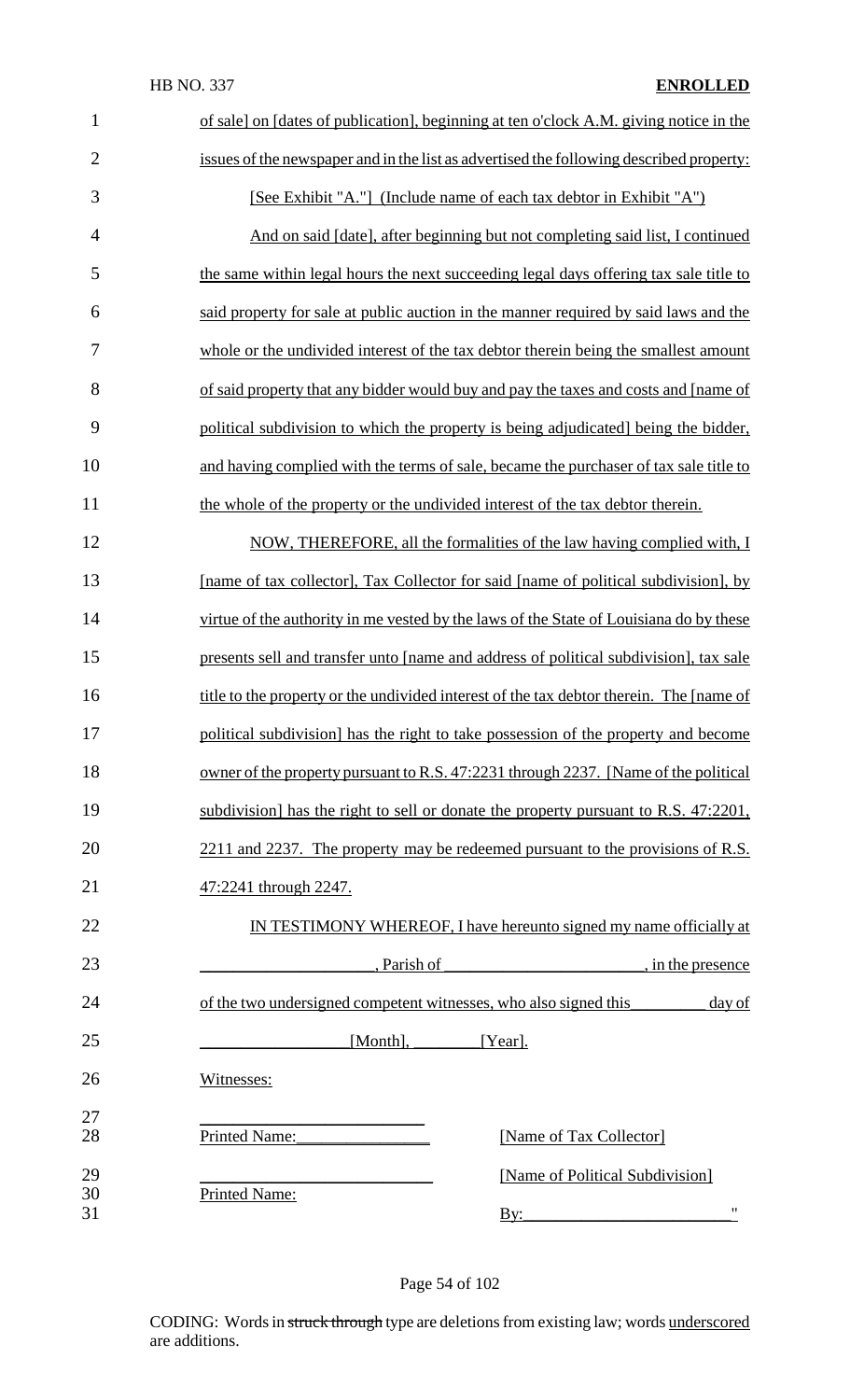of sale] on [dates of publication], beginning at ten o'clock A.M. giving notice in the issues of the newspaper and in the list as advertised the following described property:

[See Exhibit "A."] (Include name of each tax debtor in Exhibit "A")

And on said [date], after beginning but not completing said list, I continued the same within legal hours the next succeeding legal days offering tax sale title to said property for sale at public auction in the manner required by said laws and the whole or the undivided interest of the tax debtor therein being the smallest amount of said property that any bidder would buy and pay the taxes and costs and [name of political subdivision to which the property is being adjudicated] being the bidder, and having complied with the terms of sale, became the purchaser of tax sale title to the whole of the property or the undivided interest of the tax debtor therein.

NOW, THEREFORE, all the formalities of the law having complied with, I [name of tax collector], Tax Collector for said [name of political subdivision], by virtue of the authority in me vested by the laws of the State of Louisiana do by these presents sell and transfer unto [name and address of political subdivision], tax sale title to the property or the undivided interest of the tax debtor therein. The [name of political subdivision] has the right to take possession of the property and become owner of the property pursuant to R.S. 47:2231 through 2237. [Name of the political subdivision] has the right to sell or donate the property pursuant to R.S. 47:2201, 2211 and 2237. The property may be redeemed pursuant to the provisions of R.S. 47:2241 through 2247.

IN TESTIMONY WHEREOF, I have hereunto signed my name officially at ____________________, Parish of ________________________, in the presence of the two undersigned competent witnesses, who also signed this_________ day of _________________ [Month], ________ [Year].

Witnesses:

___________________________
Printed Name:________________ [Name of Tax Collector]

___________________________ [Name of Political Subdivision]
Printed Name:
By:________________________"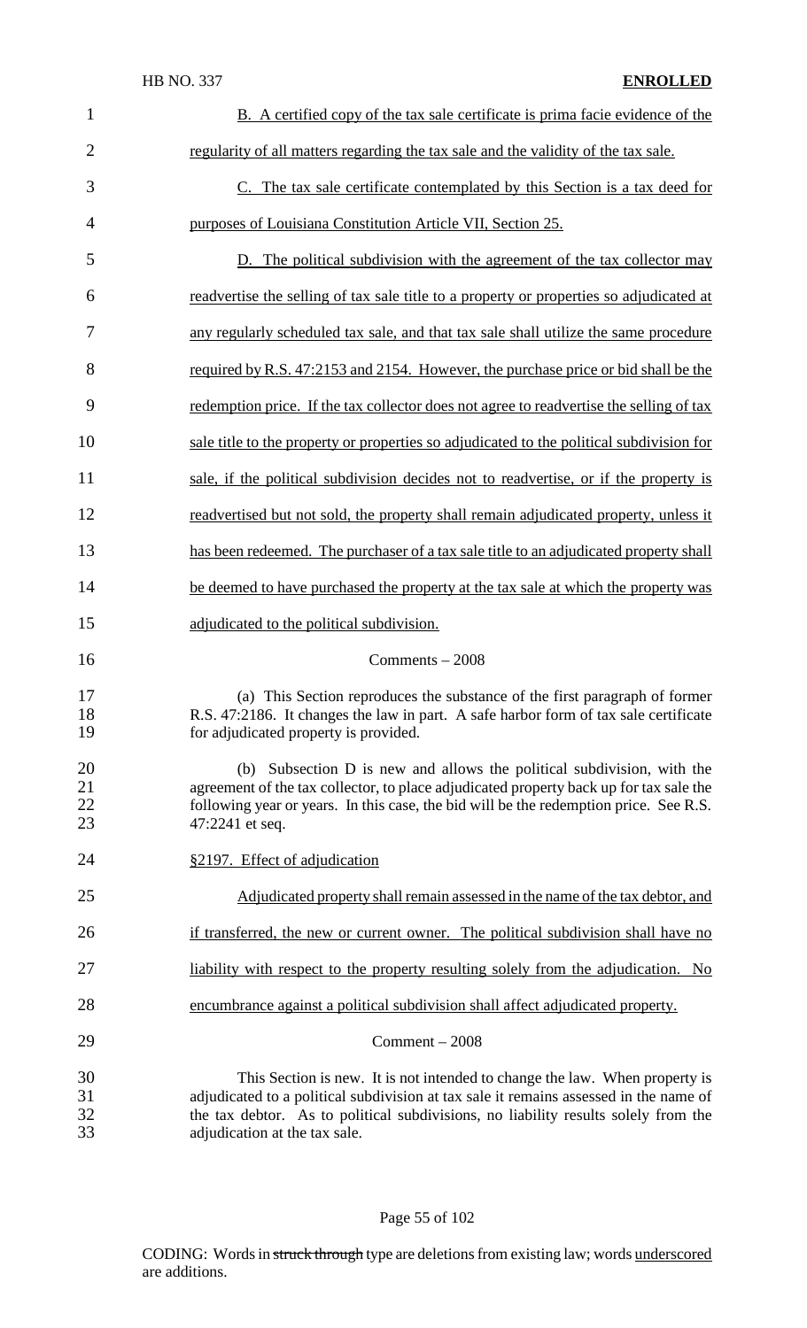B. A certified copy of the tax sale certificate is prima facie evidence of the regularity of all matters regarding the tax sale and the validity of the tax sale.

C. The tax sale certificate contemplated by this Section is a tax deed for purposes of Louisiana Constitution Article VII, Section 25.

D. The political subdivision with the agreement of the tax collector may readvertise the selling of tax sale title to a property or properties so adjudicated at any regularly scheduled tax sale, and that tax sale shall utilize the same procedure required by R.S. 47:2153 and 2154. However, the purchase price or bid shall be the redemption price. If the tax collector does not agree to readvertise the selling of tax sale title to the property or properties so adjudicated to the political subdivision for sale, if the political subdivision decides not to readvertise, or if the property is readvertised but not sold, the property shall remain adjudicated property, unless it has been redeemed. The purchaser of a tax sale title to an adjudicated property shall be deemed to have purchased the property at the tax sale at which the property was adjudicated to the political subdivision.

Comments – 2008

(a) This Section reproduces the substance of the first paragraph of former R.S. 47:2186. It changes the law in part. A safe harbor form of tax sale certificate for adjudicated property is provided.

(b) Subsection D is new and allows the political subdivision, with the agreement of the tax collector, to place adjudicated property back up for tax sale the following year or years. In this case, the bid will be the redemption price. See R.S. 47:2241 et seq.

§2197. Effect of adjudication

Adjudicated property shall remain assessed in the name of the tax debtor, and if transferred, the new or current owner. The political subdivision shall have no liability with respect to the property resulting solely from the adjudication. No encumbrance against a political subdivision shall affect adjudicated property.

Comment – 2008

This Section is new. It is not intended to change the law. When property is adjudicated to a political subdivision at tax sale it remains assessed in the name of the tax debtor. As to political subdivisions, no liability results solely from the adjudication at the tax sale.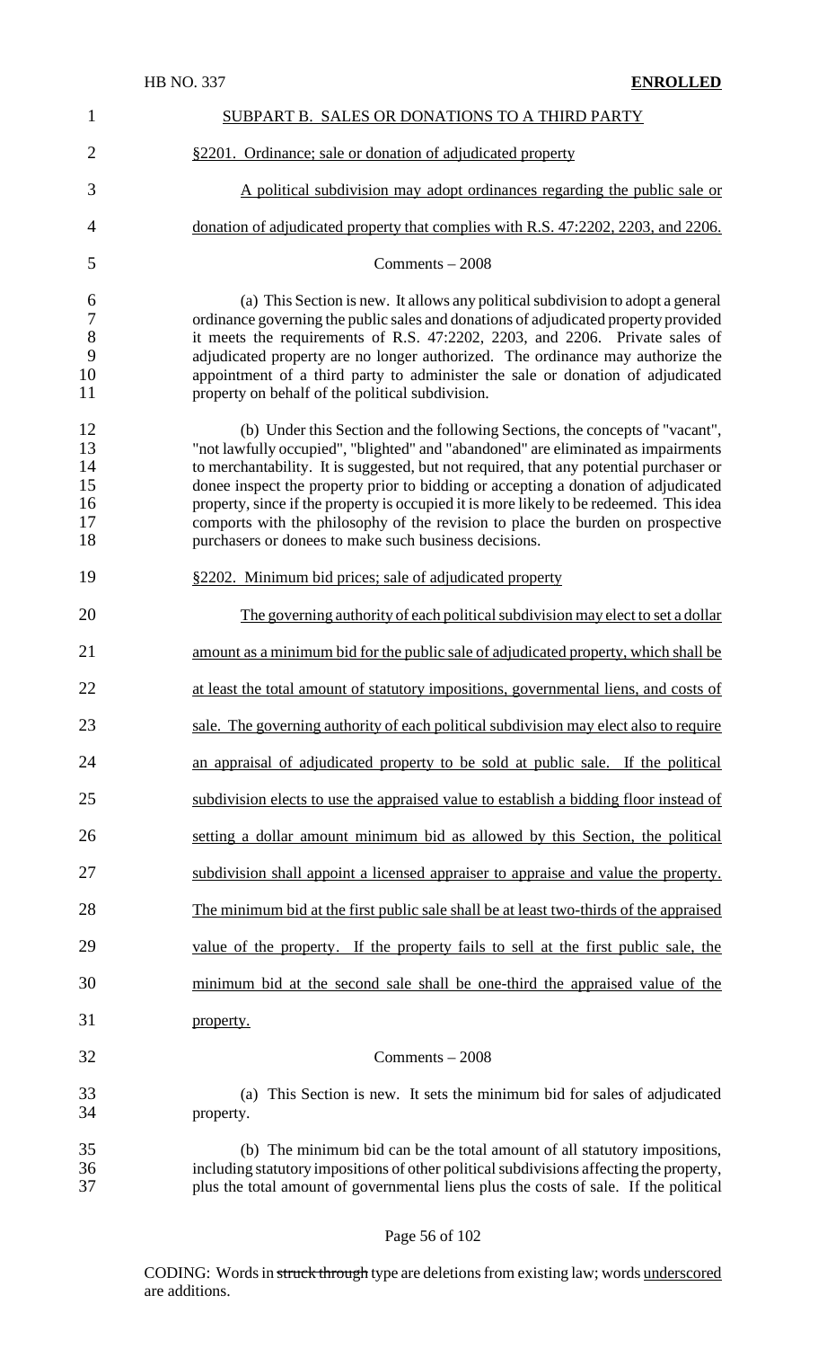SUBPART B. SALES OR DONATIONS TO A THIRD PARTY

§2201. Ordinance; sale or donation of adjudicated property

A political subdivision may adopt ordinances regarding the public sale or donation of adjudicated property that complies with R.S. 47:2202, 2203, and 2206.

Comments – 2008

(a) This Section is new. It allows any political subdivision to adopt a general ordinance governing the public sales and donations of adjudicated property provided it meets the requirements of R.S. 47:2202, 2203, and 2206. Private sales of adjudicated property are no longer authorized. The ordinance may authorize the appointment of a third party to administer the sale or donation of adjudicated property on behalf of the political subdivision.

(b) Under this Section and the following Sections, the concepts of "vacant", "not lawfully occupied", "blighted" and "abandoned" are eliminated as impairments to merchantability. It is suggested, but not required, that any potential purchaser or donee inspect the property prior to bidding or accepting a donation of adjudicated property, since if the property is occupied it is more likely to be redeemed. This idea comports with the philosophy of the revision to place the burden on prospective purchasers or donees to make such business decisions.

§2202. Minimum bid prices; sale of adjudicated property

The governing authority of each political subdivision may elect to set a dollar amount as a minimum bid for the public sale of adjudicated property, which shall be at least the total amount of statutory impositions, governmental liens, and costs of sale. The governing authority of each political subdivision may elect also to require an appraisal of adjudicated property to be sold at public sale. If the political subdivision elects to use the appraised value to establish a bidding floor instead of setting a dollar amount minimum bid as allowed by this Section, the political subdivision shall appoint a licensed appraiser to appraise and value the property. The minimum bid at the first public sale shall be at least two-thirds of the appraised value of the property. If the property fails to sell at the first public sale, the minimum bid at the second sale shall be one-third the appraised value of the property.

Comments – 2008

(a) This Section is new. It sets the minimum bid for sales of adjudicated property.

(b) The minimum bid can be the total amount of all statutory impositions, including statutory impositions of other political subdivisions affecting the property, plus the total amount of governmental liens plus the costs of sale. If the political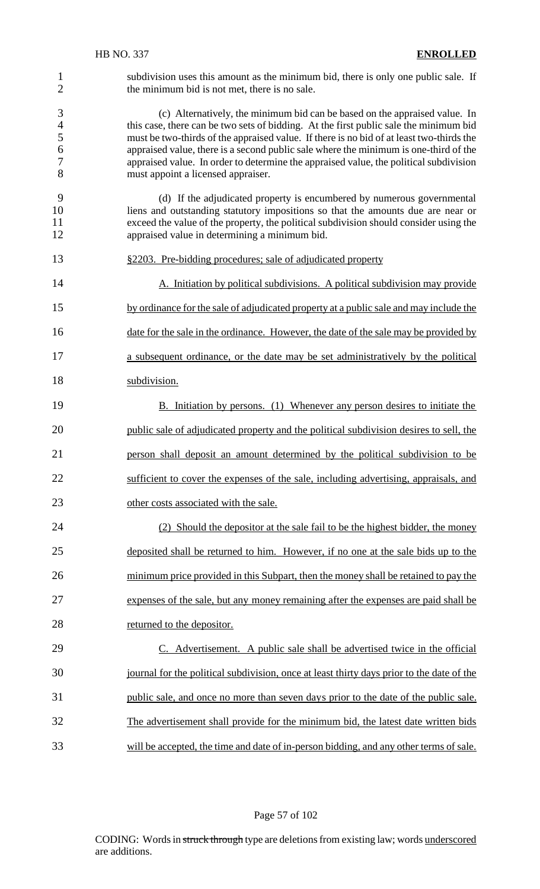subdivision uses this amount as the minimum bid, there is only one public sale. If the minimum bid is not met, there is no sale.

(c) Alternatively, the minimum bid can be based on the appraised value. In this case, there can be two sets of bidding. At the first public sale the minimum bid must be two-thirds of the appraised value. If there is no bid of at least two-thirds the appraised value, there is a second public sale where the minimum is one-third of the appraised value. In order to determine the appraised value, the political subdivision must appoint a licensed appraiser.

(d) If the adjudicated property is encumbered by numerous governmental liens and outstanding statutory impositions so that the amounts due are near or exceed the value of the property, the political subdivision should consider using the appraised value in determining a minimum bid.

§2203. Pre-bidding procedures; sale of adjudicated property

A. Initiation by political subdivisions. A political subdivision may provide by ordinance for the sale of adjudicated property at a public sale and may include the date for the sale in the ordinance. However, the date of the sale may be provided by a subsequent ordinance, or the date may be set administratively by the political subdivision.

B. Initiation by persons. (1) Whenever any person desires to initiate the public sale of adjudicated property and the political subdivision desires to sell, the person shall deposit an amount determined by the political subdivision to be sufficient to cover the expenses of the sale, including advertising, appraisals, and other costs associated with the sale.

(2) Should the depositor at the sale fail to be the highest bidder, the money deposited shall be returned to him. However, if no one at the sale bids up to the minimum price provided in this Subpart, then the money shall be retained to pay the expenses of the sale, but any money remaining after the expenses are paid shall be returned to the depositor.

C. Advertisement. A public sale shall be advertised twice in the official journal for the political subdivision, once at least thirty days prior to the date of the public sale, and once no more than seven days prior to the date of the public sale. The advertisement shall provide for the minimum bid, the latest date written bids will be accepted, the time and date of in-person bidding, and any other terms of sale.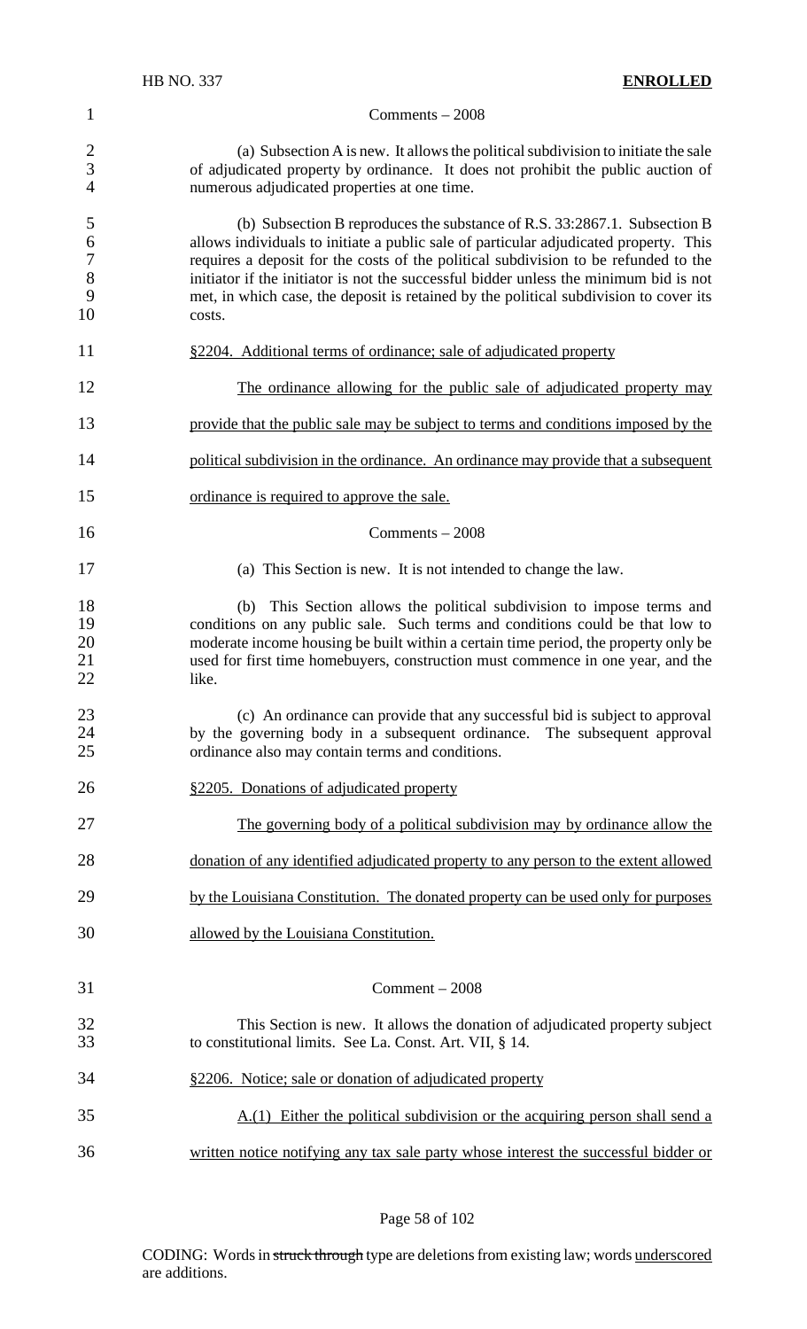Comments – 2008

(a) Subsection A is new. It allows the political subdivision to initiate the sale of adjudicated property by ordinance. It does not prohibit the public auction of numerous adjudicated properties at one time.

(b) Subsection B reproduces the substance of R.S. 33:2867.1. Subsection B allows individuals to initiate a public sale of particular adjudicated property. This requires a deposit for the costs of the political subdivision to be refunded to the initiator if the initiator is not the successful bidder unless the minimum bid is not met, in which case, the deposit is retained by the political subdivision to cover its costs.

§2204. Additional terms of ordinance; sale of adjudicated property

The ordinance allowing for the public sale of adjudicated property may provide that the public sale may be subject to terms and conditions imposed by the political subdivision in the ordinance. An ordinance may provide that a subsequent ordinance is required to approve the sale.

Comments – 2008

(a) This Section is new. It is not intended to change the law.

(b) This Section allows the political subdivision to impose terms and conditions on any public sale. Such terms and conditions could be that low to moderate income housing be built within a certain time period, the property only be used for first time homebuyers, construction must commence in one year, and the like.

(c) An ordinance can provide that any successful bid is subject to approval by the governing body in a subsequent ordinance. The subsequent approval ordinance also may contain terms and conditions.

§2205. Donations of adjudicated property

The governing body of a political subdivision may by ordinance allow the donation of any identified adjudicated property to any person to the extent allowed by the Louisiana Constitution. The donated property can be used only for purposes allowed by the Louisiana Constitution.

Comment – 2008

This Section is new. It allows the donation of adjudicated property subject to constitutional limits. See La. Const. Art. VII, § 14.

§2206. Notice; sale or donation of adjudicated property

A.(1) Either the political subdivision or the acquiring person shall send a written notice notifying any tax sale party whose interest the successful bidder or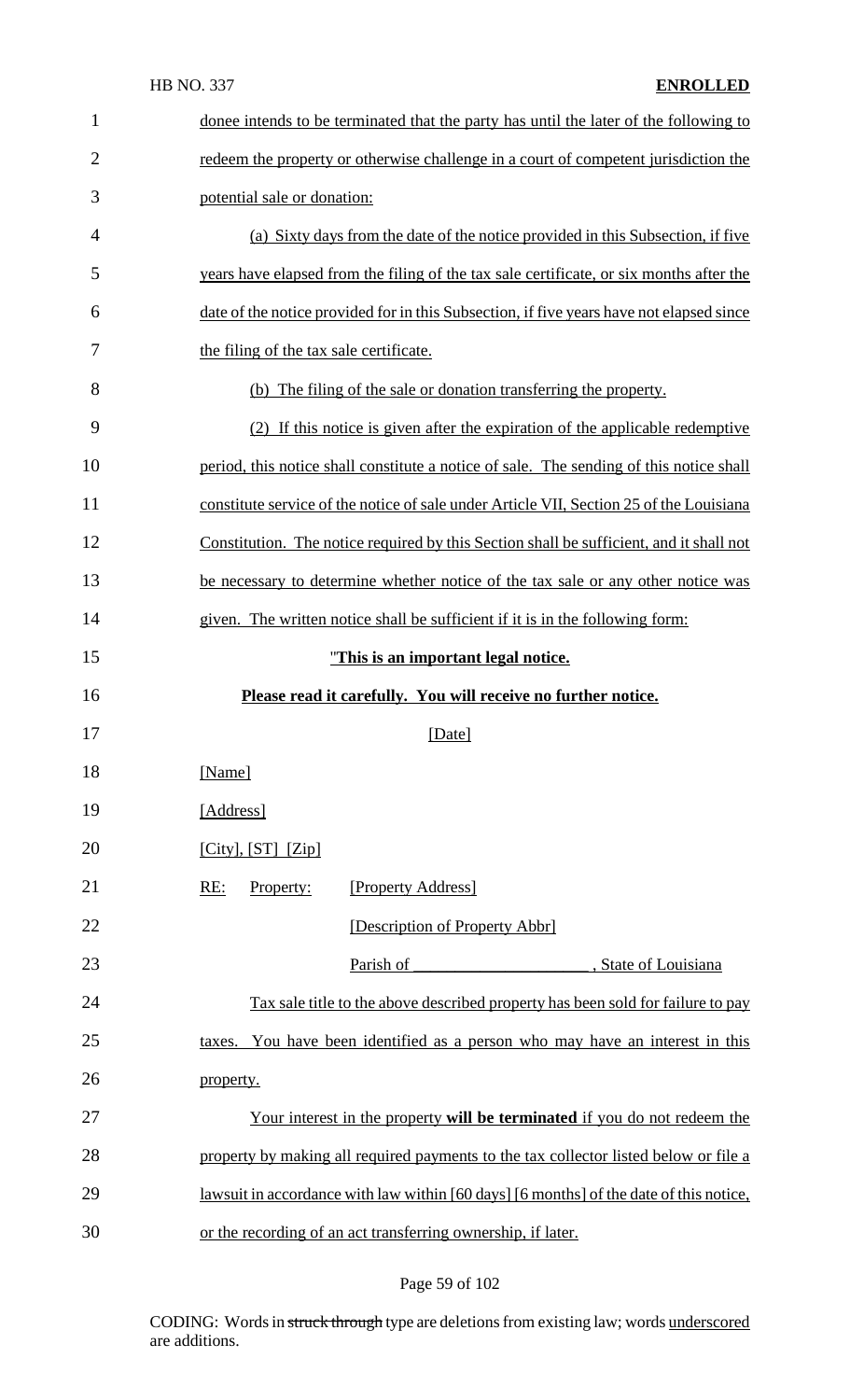donee intends to be terminated that the party has until the later of the following to redeem the property or otherwise challenge in a court of competent jurisdiction the potential sale or donation:

(a) Sixty days from the date of the notice provided in this Subsection, if five years have elapsed from the filing of the tax sale certificate, or six months after the date of the notice provided for in this Subsection, if five years have not elapsed since the filing of the tax sale certificate.

(b) The filing of the sale or donation transferring the property.

(2) If this notice is given after the expiration of the applicable redemptive period, this notice shall constitute a notice of sale. The sending of this notice shall constitute service of the notice of sale under Article VII, Section 25 of the Louisiana Constitution. The notice required by this Section shall be sufficient, and it shall not be necessary to determine whether notice of the tax sale or any other notice was given. The written notice shall be sufficient if it is in the following form:

"**This is an important legal notice.**

**Please read it carefully. You will receive no further notice.**

[Date]

[Name]

[Address]

[City], [ST] [Zip]

RE: Property: [Property Address]

[Description of Property Abbr]

Parish of ______________________, State of Louisiana

Tax sale title to the above described property has been sold for failure to pay taxes. You have been identified as a person who may have an interest in this property.

Your interest in the property **will be terminated** if you do not redeem the property by making all required payments to the tax collector listed below or file a lawsuit in accordance with law within [60 days] [6 months] of the date of this notice, or the recording of an act transferring ownership, if later.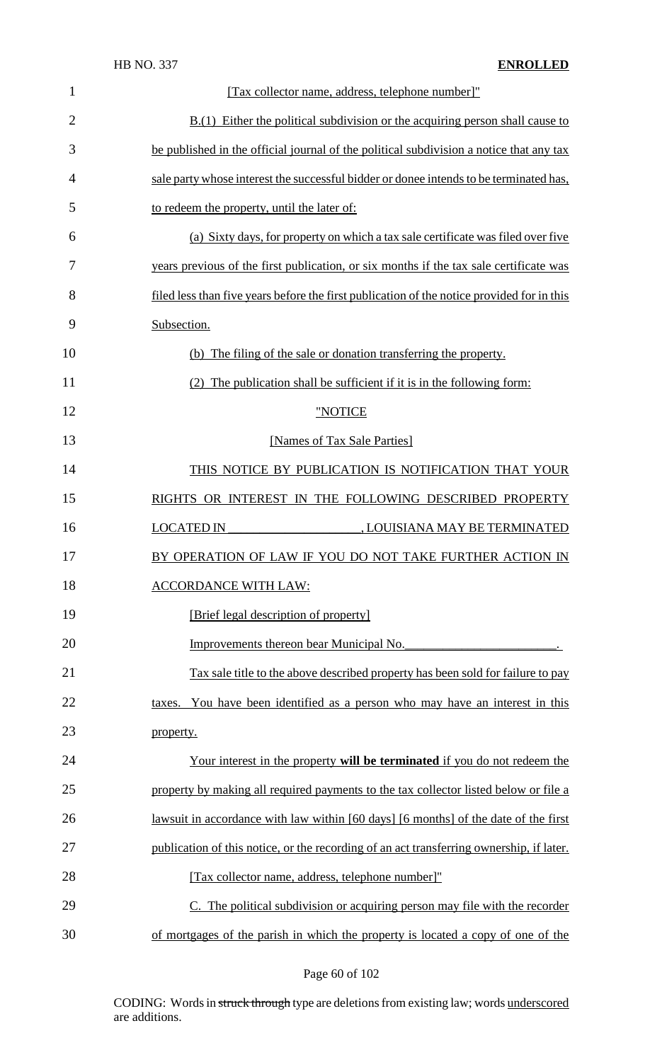[Tax collector name, address, telephone number]"

B.(1) Either the political subdivision or the acquiring person shall cause to be published in the official journal of the political subdivision a notice that any tax sale party whose interest the successful bidder or donee intends to be terminated has, to redeem the property, until the later of:

(a) Sixty days, for property on which a tax sale certificate was filed over five years previous of the first publication, or six months if the tax sale certificate was filed less than five years before the first publication of the notice provided for in this Subsection.

(b) The filing of the sale or donation transferring the property.

(2) The publication shall be sufficient if it is in the following form:

"NOTICE

[Names of Tax Sale Parties]

THIS NOTICE BY PUBLICATION IS NOTIFICATION THAT YOUR RIGHTS OR INTEREST IN THE FOLLOWING DESCRIBED PROPERTY LOCATED IN ____________________, LOUISIANA MAY BE TERMINATED BY OPERATION OF LAW IF YOU DO NOT TAKE FURTHER ACTION IN ACCORDANCE WITH LAW:

[Brief legal description of property]

Improvements thereon bear Municipal No.________________________.

Tax sale title to the above described property has been sold for failure to pay taxes. You have been identified as a person who may have an interest in this property.

Your interest in the property **will be terminated** if you do not redeem the property by making all required payments to the tax collector listed below or file a lawsuit in accordance with law within [60 days] [6 months] of the date of the first publication of this notice, or the recording of an act transferring ownership, if later.

[Tax collector name, address, telephone number]"

C. The political subdivision or acquiring person may file with the recorder of mortgages of the parish in which the property is located a copy of one of the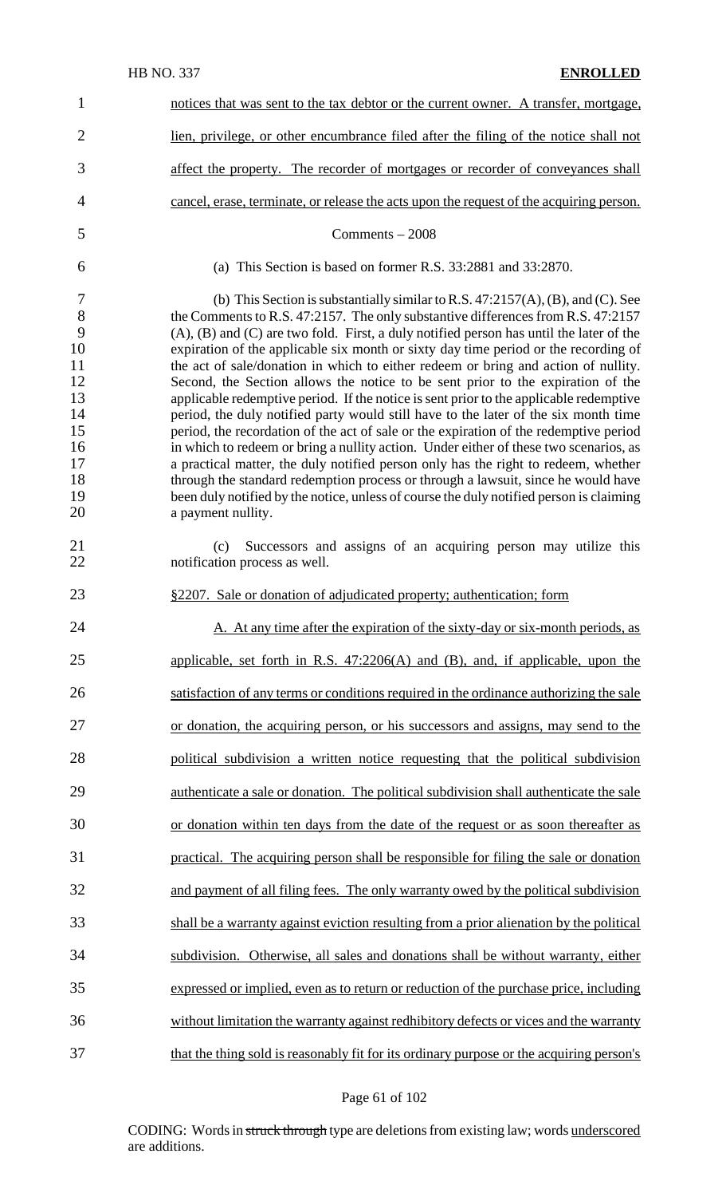notices that was sent to the tax debtor or the current owner. A transfer, mortgage, lien, privilege, or other encumbrance filed after the filing of the notice shall not affect the property. The recorder of mortgages or recorder of conveyances shall cancel, erase, terminate, or release the acts upon the request of the acquiring person.

Comments – 2008

(a) This Section is based on former R.S. 33:2881 and 33:2870.

(b) This Section is substantially similar to R.S. 47:2157(A), (B), and (C). See the Comments to R.S. 47:2157. The only substantive differences from R.S. 47:2157 (A), (B) and (C) are two fold. First, a duly notified person has until the later of the expiration of the applicable six month or sixty day time period or the recording of the act of sale/donation in which to either redeem or bring and action of nullity. Second, the Section allows the notice to be sent prior to the expiration of the applicable redemptive period. If the notice is sent prior to the applicable redemptive period, the duly notified party would still have to the later of the six month time period, the recordation of the act of sale or the expiration of the redemptive period in which to redeem or bring a nullity action. Under either of these two scenarios, as a practical matter, the duly notified person only has the right to redeem, whether through the standard redemption process or through a lawsuit, since he would have been duly notified by the notice, unless of course the duly notified person is claiming a payment nullity.

(c) Successors and assigns of an acquiring person may utilize this notification process as well.

§2207. Sale or donation of adjudicated property; authentication; form

A. At any time after the expiration of the sixty-day or six-month periods, as applicable, set forth in R.S. 47:2206(A) and (B), and, if applicable, upon the satisfaction of any terms or conditions required in the ordinance authorizing the sale or donation, the acquiring person, or his successors and assigns, may send to the political subdivision a written notice requesting that the political subdivision authenticate a sale or donation. The political subdivision shall authenticate the sale or donation within ten days from the date of the request or as soon thereafter as practical. The acquiring person shall be responsible for filing the sale or donation and payment of all filing fees. The only warranty owed by the political subdivision shall be a warranty against eviction resulting from a prior alienation by the political subdivision. Otherwise, all sales and donations shall be without warranty, either expressed or implied, even as to return or reduction of the purchase price, including without limitation the warranty against redhibitory defects or vices and the warranty that the thing sold is reasonably fit for its ordinary purpose or the acquiring person's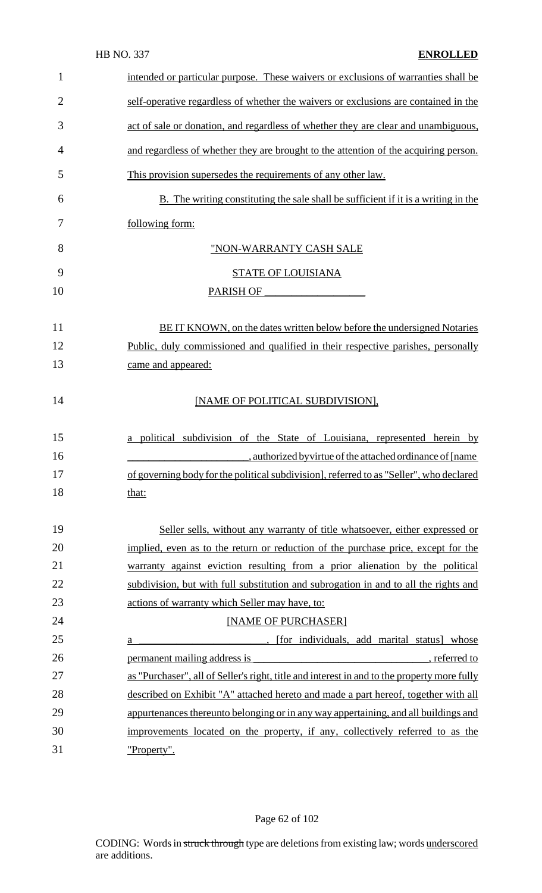intended or particular purpose. These waivers or exclusions of warranties shall be self-operative regardless of whether the waivers or exclusions are contained in the act of sale or donation, and regardless of whether they are clear and unambiguous, and regardless of whether they are brought to the attention of the acquiring person. This provision supersedes the requirements of any other law.

B. The writing constituting the sale shall be sufficient if it is a writing in the following form:

"NON-WARRANTY CASH SALE

STATE OF LOUISIANA

PARISH OF ___________________

BE IT KNOWN, on the dates written below before the undersigned Notaries Public, duly commissioned and qualified in their respective parishes, personally came and appeared:

[NAME OF POLITICAL SUBDIVISION],

a political subdivision of the State of Louisiana, represented herein by _______________________, authorized by virtue of the attached ordinance of [name of governing body for the political subdivision], referred to as "Seller", who declared that:

Seller sells, without any warranty of title whatsoever, either expressed or implied, even as to the return or reduction of the purchase price, except for the warranty against eviction resulting from a prior alienation by the political subdivision, but with full substitution and subrogation in and to all the rights and actions of warranty which Seller may have, to:

[NAME OF PURCHASER]

a _______________________, [for individuals, add marital status] whose permanent mailing address is _________________________________, referred to as "Purchaser", all of Seller's right, title and interest in and to the property more fully described on Exhibit "A" attached hereto and made a part hereof, together with all appurtenances thereunto belonging or in any way appertaining, and all buildings and improvements located on the property, if any, collectively referred to as the "Property".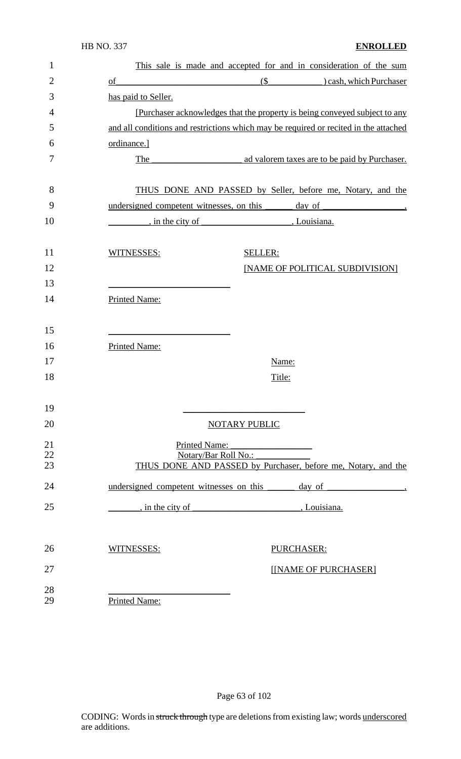This sale is made and accepted for and in consideration of the sum of ______________________________ ($____________) cash, which Purchaser has paid to Seller.

[Purchaser acknowledges that the property is being conveyed subject to any and all conditions and restrictions which may be required or recited in the attached ordinance.]

The ____________________ ad valorem taxes are to be paid by Purchaser.

THUS DONE AND PASSED by Seller, before me, Notary, and the undersigned competent witnesses, on this ______ day of __________________, ________, in the city of ____________________, Louisiana.

WITNESSES: SELLER:

[NAME OF POLITICAL SUBDIVISION]

__________________________

Printed Name:

__________________________

Printed Name:

Name:

Title:

__________________________

NOTARY PUBLIC

Printed Name: __________________

Notary/Bar Roll No.: ____________

THUS DONE AND PASSED by Purchaser, before me, Notary, and the undersigned competent witnesses on this ______ day of _________________, _______, in the city of ________________________, Louisiana.

WITNESSES: PURCHASER:

[[NAME OF PURCHASER]

__________________________

Printed Name: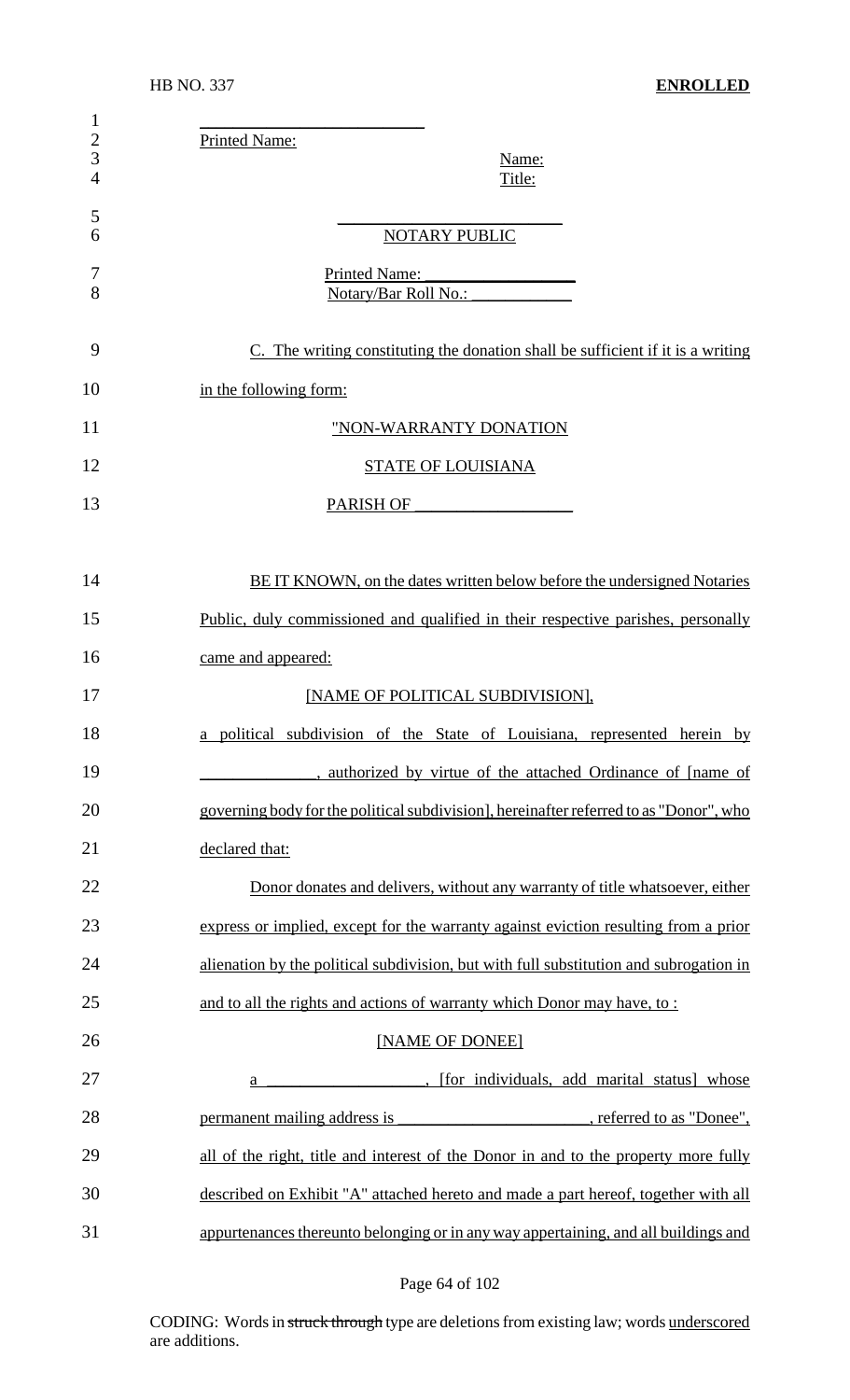\_\_\_\_\_\_\_\_\_\_\_\_\_\_\_\_\_\_\_\_\_\_\_\_\_\_
Printed Name:

Name:
Title:

\_\_\_\_\_\_\_\_\_\_\_\_\_\_\_\_\_\_\_\_\_\_\_\_
NOTARY PUBLIC

Printed Name: \_\_\_\_\_\_\_\_\_\_\_\_\_\_\_\_\_\_
Notary/Bar Roll No.: \_\_\_\_\_\_\_\_\_\_\_\_

C. The writing constituting the donation shall be sufficient if it is a writing in the following form:

"NON-WARRANTY DONATION

STATE OF LOUISIANA

PARISH OF \_\_\_\_\_\_\_\_\_\_\_\_\_\_\_\_\_\_

BE IT KNOWN, on the dates written below before the undersigned Notaries Public, duly commissioned and qualified in their respective parishes, personally came and appeared:

[NAME OF POLITICAL SUBDIVISION],

a political subdivision of the State of Louisiana, represented herein by \_\_\_\_\_\_\_\_\_\_\_\_\_\_, authorized by virtue of the attached Ordinance of [name of governing body for the political subdivision], hereinafter referred to as "Donor", who declared that:

Donor donates and delivers, without any warranty of title whatsoever, either express or implied, except for the warranty against eviction resulting from a prior alienation by the political subdivision, but with full substitution and subrogation in and to all the rights and actions of warranty which Donor may have, to :

[NAME OF DONEE]

a \_\_\_\_\_\_\_\_\_\_\_\_\_\_\_\_\_\_\_, [for individuals, add marital status] whose permanent mailing address is \_\_\_\_\_\_\_\_\_\_\_\_\_\_\_\_\_\_\_\_\_\_\_, referred to as "Donee", all of the right, title and interest of the Donor in and to the property more fully described on Exhibit "A" attached hereto and made a part hereof, together with all appurtenances thereunto belonging or in any way appertaining, and all buildings and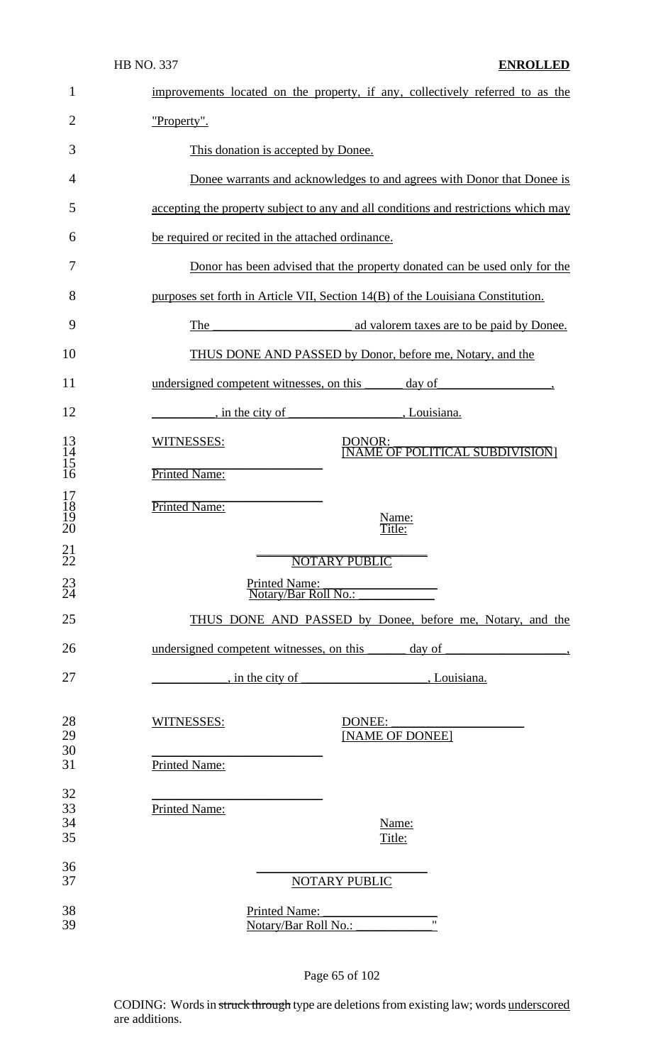improvements located on the property, if any, collectively referred to as the "Property".

This donation is accepted by Donee.

Donee warrants and acknowledges to and agrees with Donor that Donee is accepting the property subject to any and all conditions and restrictions which may be required or recited in the attached ordinance.

Donor has been advised that the property donated can be used only for the purposes set forth in Article VII, Section 14(B) of the Louisiana Constitution.

The ______________________ ad valorem taxes are to be paid by Donee.

THUS DONE AND PASSED by Donor, before me, Notary, and the undersigned competent witnesses, on this ______ day of__________________, __________, in the city of __________________, Louisiana.

WITNESSES: DONOR: ____________________
[NAME OF POLITICAL SUBDIVISION]

__________________________
Printed Name:

__________________________
Printed Name:

Name:
Title:

__________________________
NOTARY PUBLIC

Printed Name: ___________________
Notary/Bar Roll No.: ____________

THUS DONE AND PASSED by Donee, before me, Notary, and the undersigned competent witnesses, on this ______ day of ___________________, ___________, in the city of ___________________, Louisiana.

WITNESSES: DONEE: ____________________
[NAME OF DONEE]

__________________________
Printed Name:

__________________________
Printed Name:

Name:
Title:

__________________________
NOTARY PUBLIC

Printed Name: ___________________
Notary/Bar Roll No.: ____________"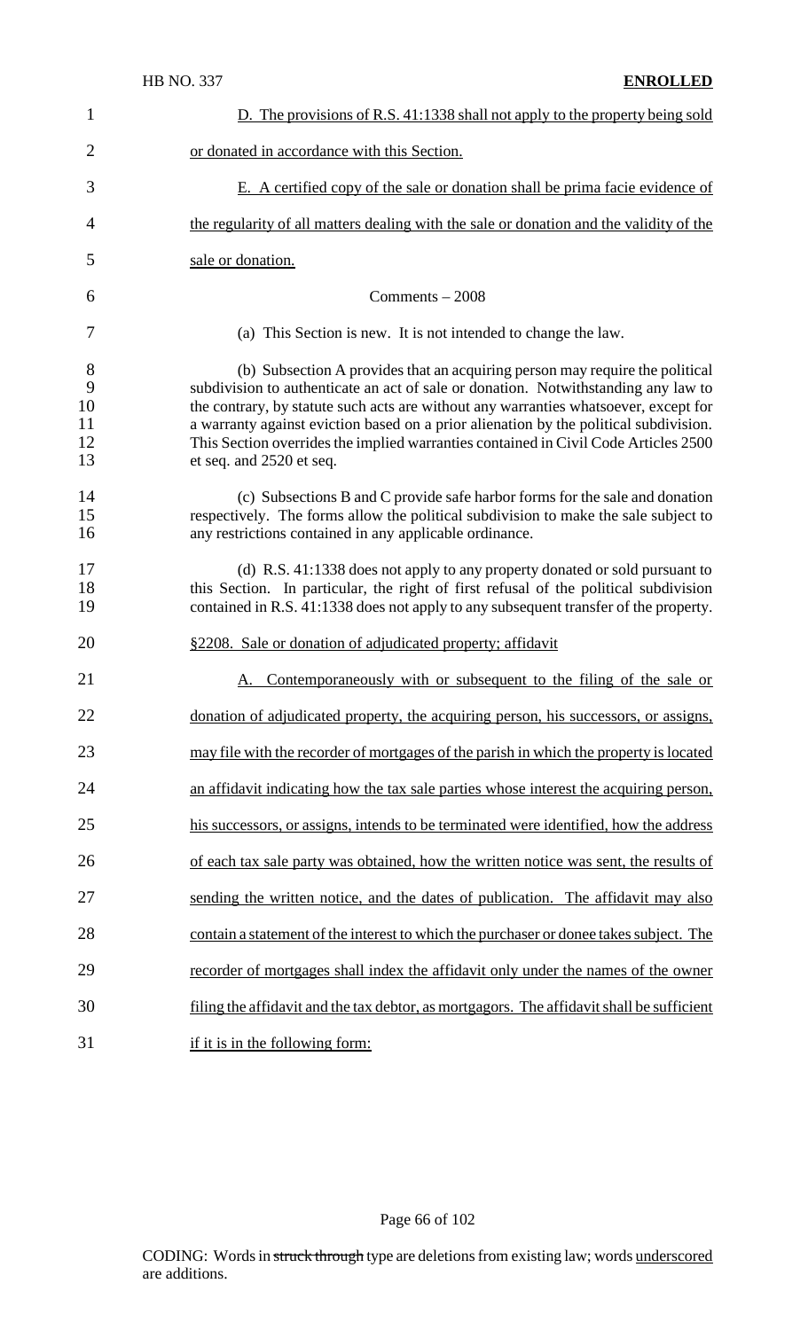D. The provisions of R.S. 41:1338 shall not apply to the property being sold or donated in accordance with this Section.

E. A certified copy of the sale or donation shall be prima facie evidence of the regularity of all matters dealing with the sale or donation and the validity of the sale or donation.

Comments – 2008

(a) This Section is new. It is not intended to change the law.

(b) Subsection A provides that an acquiring person may require the political subdivision to authenticate an act of sale or donation. Notwithstanding any law to the contrary, by statute such acts are without any warranties whatsoever, except for a warranty against eviction based on a prior alienation by the political subdivision. This Section overrides the implied warranties contained in Civil Code Articles 2500 et seq. and 2520 et seq.

(c) Subsections B and C provide safe harbor forms for the sale and donation respectively. The forms allow the political subdivision to make the sale subject to any restrictions contained in any applicable ordinance.

(d) R.S. 41:1338 does not apply to any property donated or sold pursuant to this Section. In particular, the right of first refusal of the political subdivision contained in R.S. 41:1338 does not apply to any subsequent transfer of the property.

§2208. Sale or donation of adjudicated property; affidavit

A. Contemporaneously with or subsequent to the filing of the sale or donation of adjudicated property, the acquiring person, his successors, or assigns, may file with the recorder of mortgages of the parish in which the property is located an affidavit indicating how the tax sale parties whose interest the acquiring person, his successors, or assigns, intends to be terminated were identified, how the address of each tax sale party was obtained, how the written notice was sent, the results of sending the written notice, and the dates of publication. The affidavit may also contain a statement of the interest to which the purchaser or donee takes subject. The recorder of mortgages shall index the affidavit only under the names of the owner filing the affidavit and the tax debtor, as mortgagors. The affidavit shall be sufficient if it is in the following form: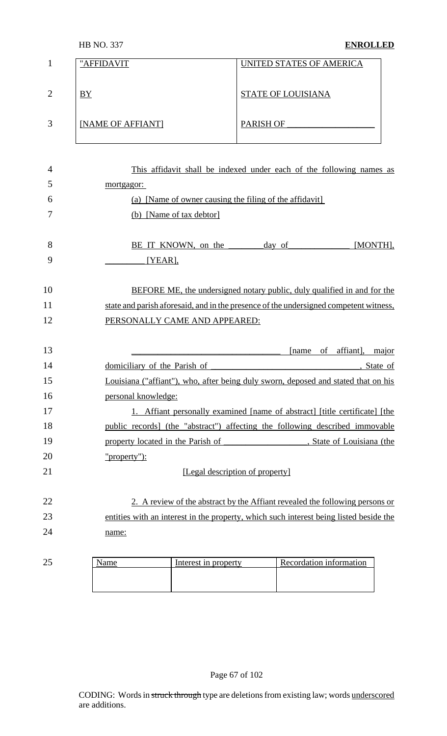| "AFFIDAVIT | UNITED STATES OF AMERICA |
|---|---|
| BY | STATE OF LOUISIANA |
| [NAME OF AFFIANT] | PARISH OF ___________________ |

This affidavit shall be indexed under each of the following names as mortgagor:

(a) [Name of owner causing the filing of the affidavit]

(b) [Name of tax debtor]

BE IT KNOWN, on the ________ day of ______________ [MONTH], _________ [YEAR],

BEFORE ME, the undersigned notary public, duly qualified in and for the state and parish aforesaid, and in the presence of the undersigned competent witness, PERSONALLY CAME AND APPEARED:

__________________________________ [name of affiant], major domiciliary of the Parish of __________________________________, State of Louisiana ("affiant"), who, after being duly sworn, deposed and stated that on his personal knowledge:

1. Affiant personally examined [name of abstract] [title certificate] [the public records] (the "abstract") affecting the following described immovable property located in the Parish of ___________________, State of Louisiana (the "property"):

[Legal description of property]

2. A review of the abstract by the Affiant revealed the following persons or entities with an interest in the property, which such interest being listed beside the name:

| Name | Interest in property | Recordation information |
|---|---|---|
| | | |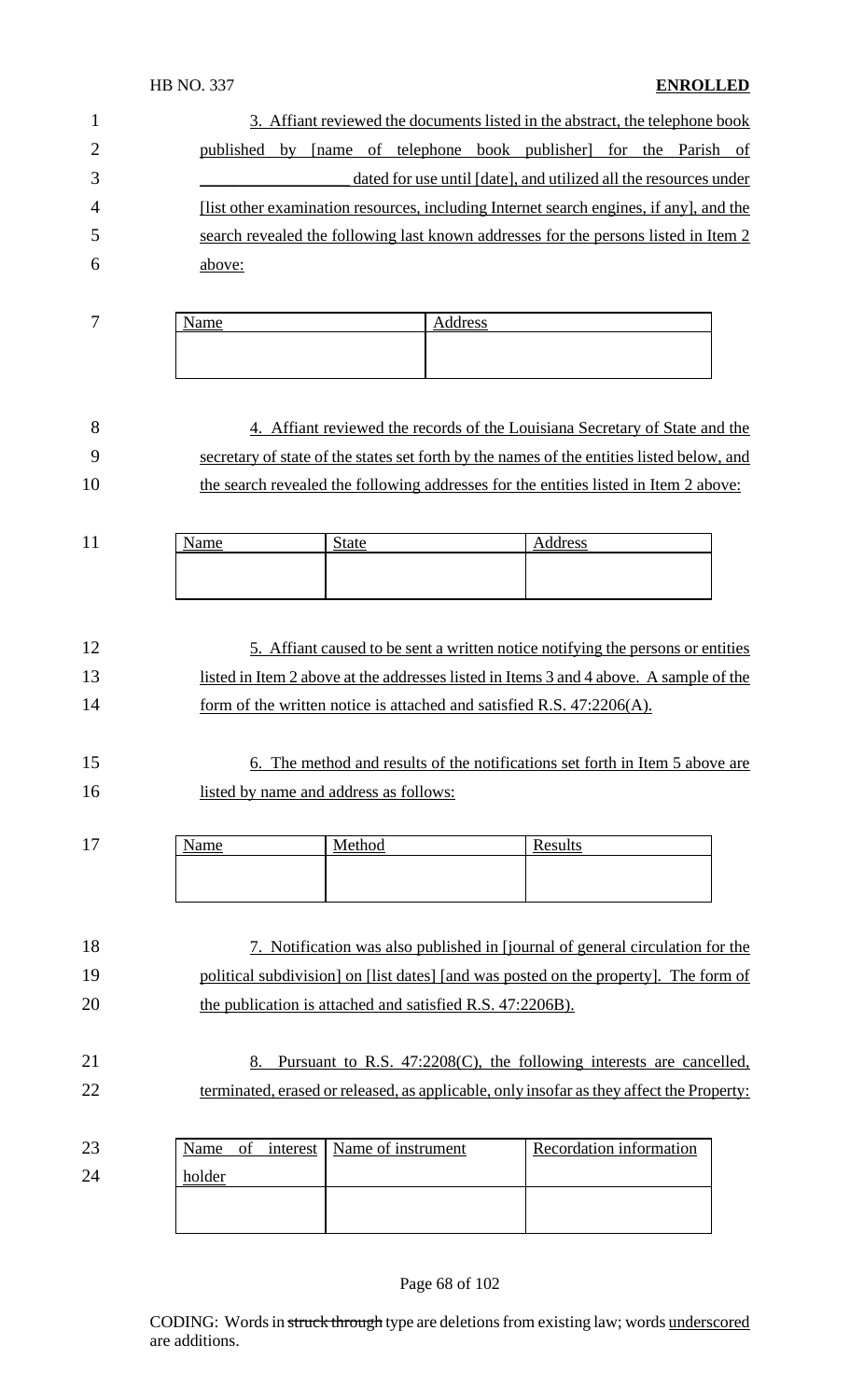3. Affiant reviewed the documents listed in the abstract, the telephone book published by [name of telephone book publisher] for the Parish of ________________ dated for use until [date], and utilized all the resources under [list other examination resources, including Internet search engines, if any], and the search revealed the following last known addresses for the persons listed in Item 2 above:

| Name | Address |
|---|---|
| | |

4. Affiant reviewed the records of the Louisiana Secretary of State and the secretary of state of the states set forth by the names of the entities listed below, and the search revealed the following addresses for the entities listed in Item 2 above:

| Name | State | Address |
|---|---|---|
| | | |

5. Affiant caused to be sent a written notice notifying the persons or entities listed in Item 2 above at the addresses listed in Items 3 and 4 above. A sample of the form of the written notice is attached and satisfied R.S. 47:2206(A).

6. The method and results of the notifications set forth in Item 5 above are listed by name and address as follows:

| Name | Method | Results |
|---|---|---|
| | | |

7. Notification was also published in [journal of general circulation for the political subdivision] on [list dates] [and was posted on the property]. The form of the publication is attached and satisfied R.S. 47:2206B).

8. Pursuant to R.S. 47:2208(C), the following interests are cancelled, terminated, erased or released, as applicable, only insofar as they affect the Property:

| Name of interest holder | Name of instrument | Recordation information |
|---|---|---|
| | | |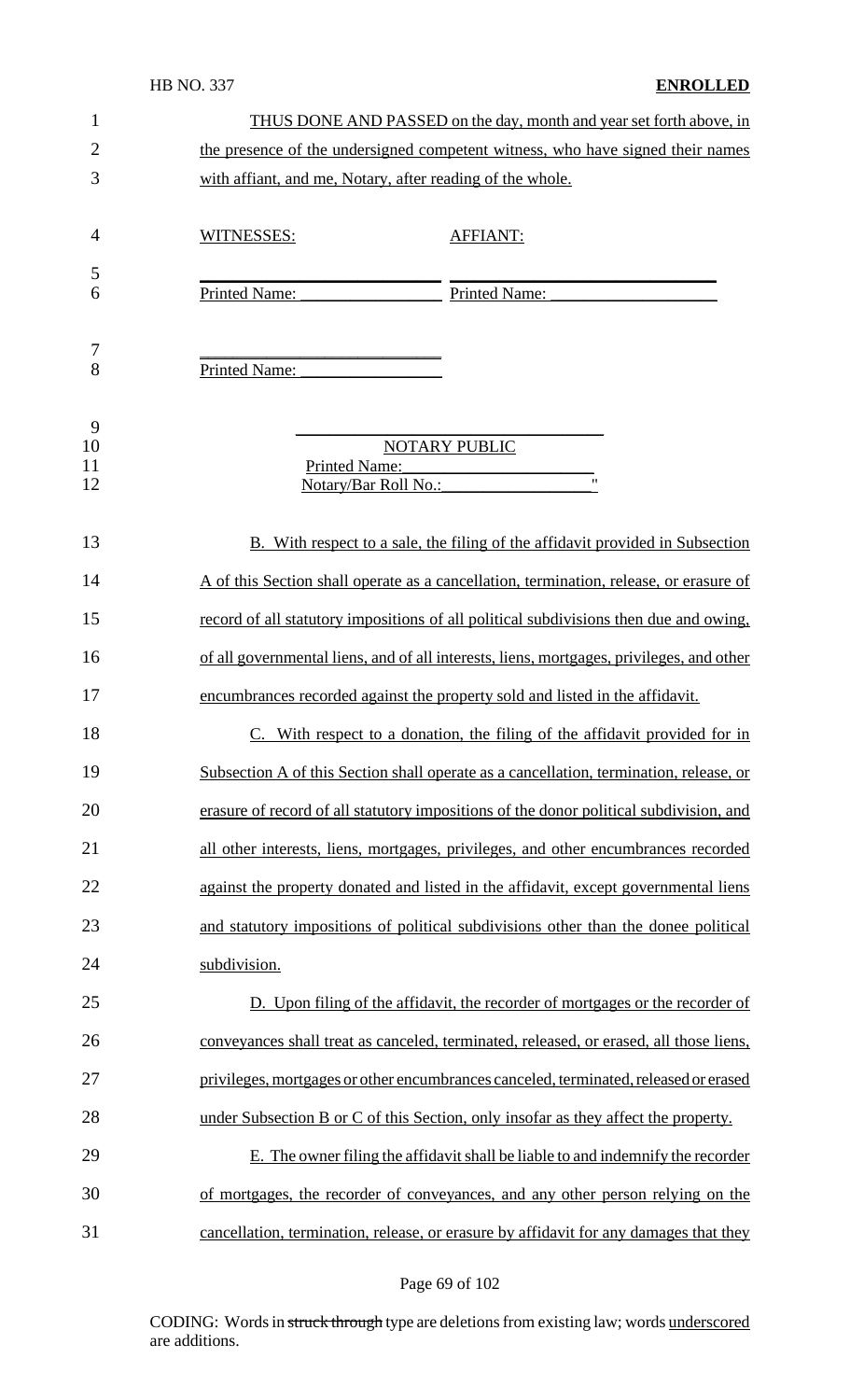THUS DONE AND PASSED on the day, month and year set forth above, in the presence of the undersigned competent witness, who have signed their names with affiant, and me, Notary, after reading of the whole.

| WITNESSES: | AFFIANT: |
|---|---|
| ______________________ | ______________________ |
| Printed Name: __________ | Printed Name: __________ |
| ______________________ | |
| Printed Name: __________ | |

______________________________
NOTARY PUBLIC
Printed Name: ____________________
Notary/Bar Roll No.: ______________"

B. With respect to a sale, the filing of the affidavit provided in Subsection A of this Section shall operate as a cancellation, termination, release, or erasure of record of all statutory impositions of all political subdivisions then due and owing, of all governmental liens, and of all interests, liens, mortgages, privileges, and other encumbrances recorded against the property sold and listed in the affidavit.

C. With respect to a donation, the filing of the affidavit provided for in Subsection A of this Section shall operate as a cancellation, termination, release, or erasure of record of all statutory impositions of the donor political subdivision, and all other interests, liens, mortgages, privileges, and other encumbrances recorded against the property donated and listed in the affidavit, except governmental liens and statutory impositions of political subdivisions other than the donee political subdivision.

D. Upon filing of the affidavit, the recorder of mortgages or the recorder of conveyances shall treat as canceled, terminated, released, or erased, all those liens, privileges, mortgages or other encumbrances canceled, terminated, released or erased under Subsection B or C of this Section, only insofar as they affect the property.

E. The owner filing the affidavit shall be liable to and indemnify the recorder of mortgages, the recorder of conveyances, and any other person relying on the cancellation, termination, release, or erasure by affidavit for any damages that they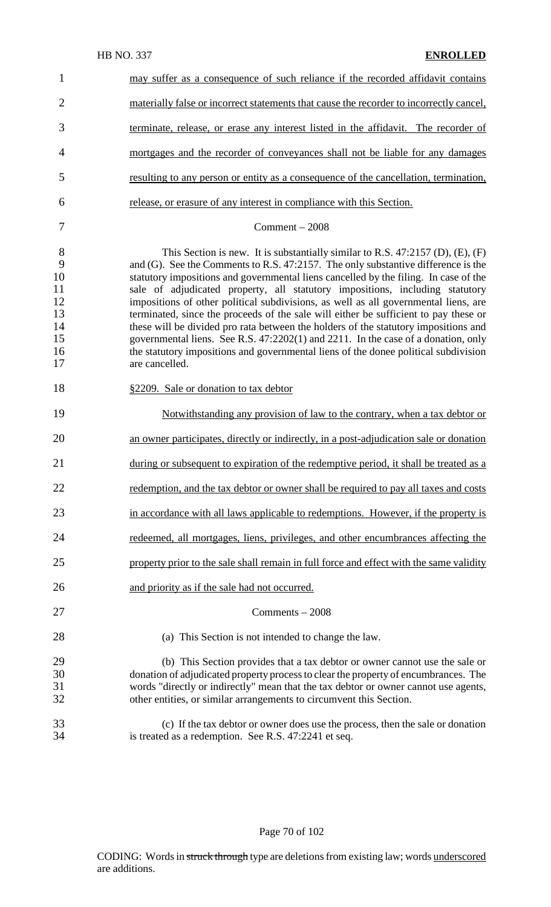may suffer as a consequence of such reliance if the recorded affidavit contains materially false or incorrect statements that cause the recorder to incorrectly cancel, terminate, release, or erase any interest listed in the affidavit. The recorder of mortgages and the recorder of conveyances shall not be liable for any damages resulting to any person or entity as a consequence of the cancellation, termination, release, or erasure of any interest in compliance with this Section.

Comment – 2008

This Section is new. It is substantially similar to R.S. 47:2157 (D), (E), (F) and (G). See the Comments to R.S. 47:2157. The only substantive difference is the statutory impositions and governmental liens cancelled by the filing. In case of the sale of adjudicated property, all statutory impositions, including statutory impositions of other political subdivisions, as well as all governmental liens, are terminated, since the proceeds of the sale will either be sufficient to pay these or these will be divided pro rata between the holders of the statutory impositions and governmental liens. See R.S. 47:2202(1) and 2211. In the case of a donation, only the statutory impositions and governmental liens of the donee political subdivision are cancelled.

§2209. Sale or donation to tax debtor

Notwithstanding any provision of law to the contrary, when a tax debtor or an owner participates, directly or indirectly, in a post-adjudication sale or donation during or subsequent to expiration of the redemptive period, it shall be treated as a redemption, and the tax debtor or owner shall be required to pay all taxes and costs in accordance with all laws applicable to redemptions. However, if the property is redeemed, all mortgages, liens, privileges, and other encumbrances affecting the property prior to the sale shall remain in full force and effect with the same validity and priority as if the sale had not occurred.

Comments – 2008

(a) This Section is not intended to change the law.

(b) This Section provides that a tax debtor or owner cannot use the sale or donation of adjudicated property process to clear the property of encumbrances. The words "directly or indirectly" mean that the tax debtor or owner cannot use agents, other entities, or similar arrangements to circumvent this Section.

(c) If the tax debtor or owner does use the process, then the sale or donation is treated as a redemption. See R.S. 47:2241 et seq.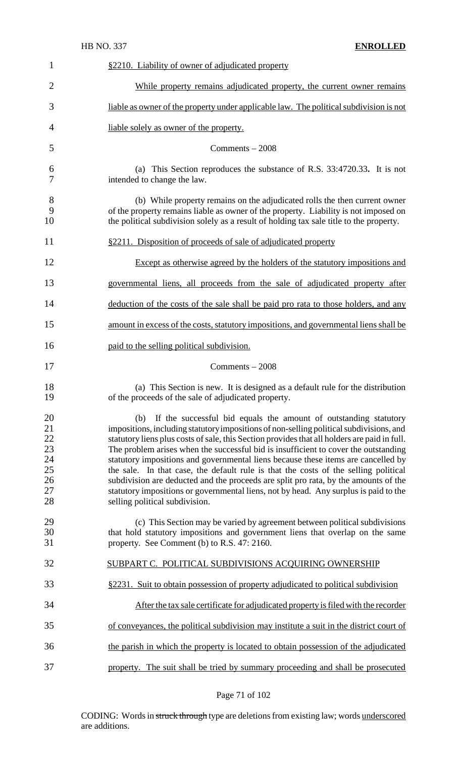§2210. Liability of owner of adjudicated property

While property remains adjudicated property, the current owner remains liable as owner of the property under applicable law. The political subdivision is not liable solely as owner of the property.

Comments – 2008

(a) This Section reproduces the substance of R.S. 33:4720.33**.** It is not intended to change the law.

(b) While property remains on the adjudicated rolls the then current owner of the property remains liable as owner of the property. Liability is not imposed on the political subdivision solely as a result of holding tax sale title to the property.

§2211. Disposition of proceeds of sale of adjudicated property

Except as otherwise agreed by the holders of the statutory impositions and governmental liens, all proceeds from the sale of adjudicated property after deduction of the costs of the sale shall be paid pro rata to those holders, and any amount in excess of the costs, statutory impositions, and governmental liens shall be paid to the selling political subdivision.

Comments – 2008

(a) This Section is new. It is designed as a default rule for the distribution of the proceeds of the sale of adjudicated property.

(b) If the successful bid equals the amount of outstanding statutory impositions, including statutory impositions of non-selling political subdivisions, and statutory liens plus costs of sale, this Section provides that all holders are paid in full. The problem arises when the successful bid is insufficient to cover the outstanding statutory impositions and governmental liens because these items are cancelled by the sale. In that case, the default rule is that the costs of the selling political subdivision are deducted and the proceeds are split pro rata, by the amounts of the statutory impositions or governmental liens, not by head. Any surplus is paid to the selling political subdivision.

(c) This Section may be varied by agreement between political subdivisions that hold statutory impositions and government liens that overlap on the same property. See Comment (b) to R.S. 47: 2160.

SUBPART C. POLITICAL SUBDIVISIONS ACQUIRING OWNERSHIP

§2231. Suit to obtain possession of property adjudicated to political subdivision

After the tax sale certificate for adjudicated property is filed with the recorder of conveyances, the political subdivision may institute a suit in the district court of the parish in which the property is located to obtain possession of the adjudicated property. The suit shall be tried by summary proceeding and shall be prosecuted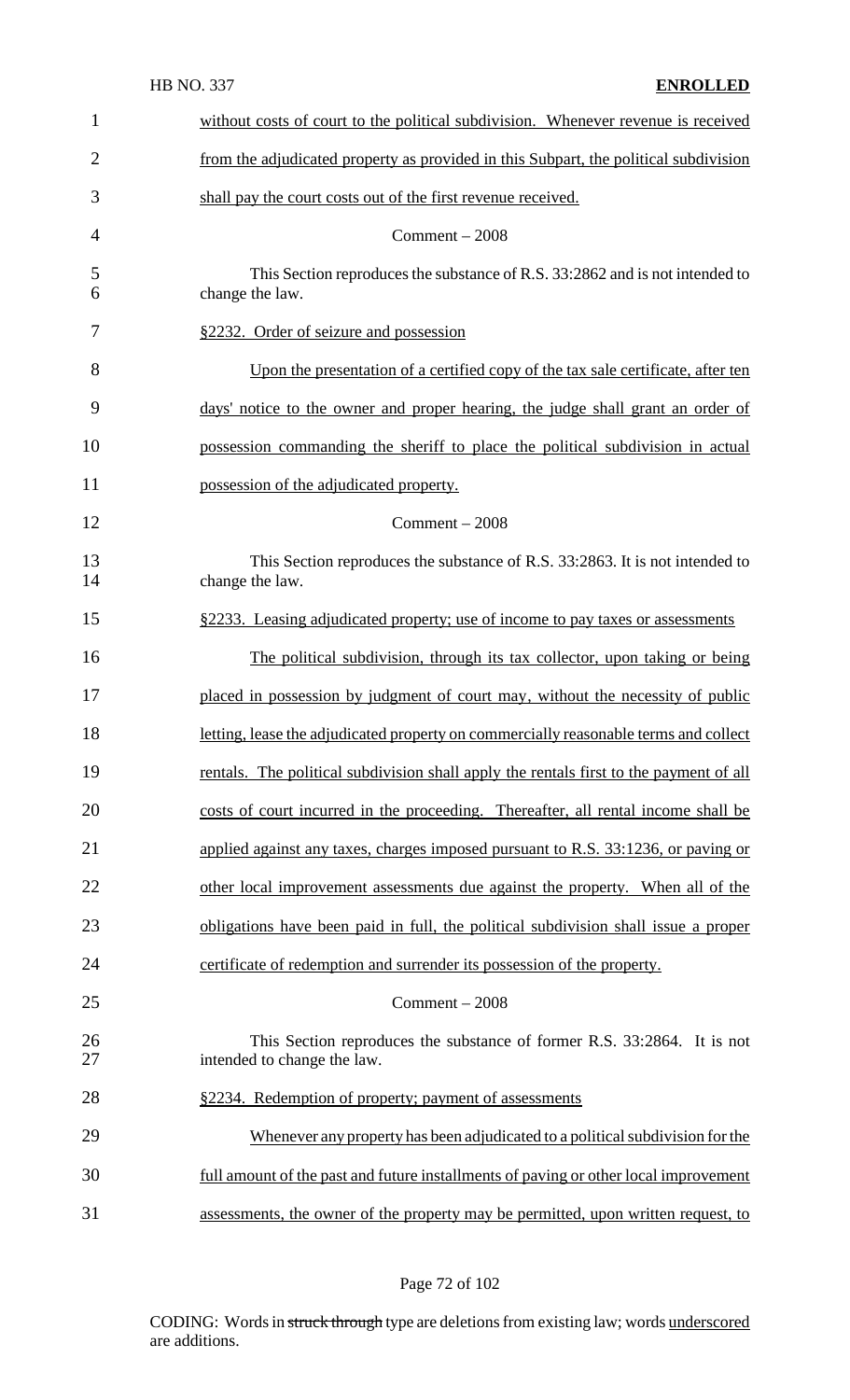without costs of court to the political subdivision. Whenever revenue is received from the adjudicated property as provided in this Subpart, the political subdivision shall pay the court costs out of the first revenue received.

Comment – 2008

This Section reproduces the substance of R.S. 33:2862 and is not intended to change the law.

§2232. Order of seizure and possession

Upon the presentation of a certified copy of the tax sale certificate, after ten days' notice to the owner and proper hearing, the judge shall grant an order of possession commanding the sheriff to place the political subdivision in actual possession of the adjudicated property.

Comment – 2008

This Section reproduces the substance of R.S. 33:2863. It is not intended to change the law.

§2233. Leasing adjudicated property; use of income to pay taxes or assessments

The political subdivision, through its tax collector, upon taking or being placed in possession by judgment of court may, without the necessity of public letting, lease the adjudicated property on commercially reasonable terms and collect rentals. The political subdivision shall apply the rentals first to the payment of all costs of court incurred in the proceeding. Thereafter, all rental income shall be applied against any taxes, charges imposed pursuant to R.S. 33:1236, or paving or other local improvement assessments due against the property. When all of the obligations have been paid in full, the political subdivision shall issue a proper certificate of redemption and surrender its possession of the property.

Comment – 2008

This Section reproduces the substance of former R.S. 33:2864. It is not intended to change the law.

§2234. Redemption of property; payment of assessments

Whenever any property has been adjudicated to a political subdivision for the full amount of the past and future installments of paving or other local improvement assessments, the owner of the property may be permitted, upon written request, to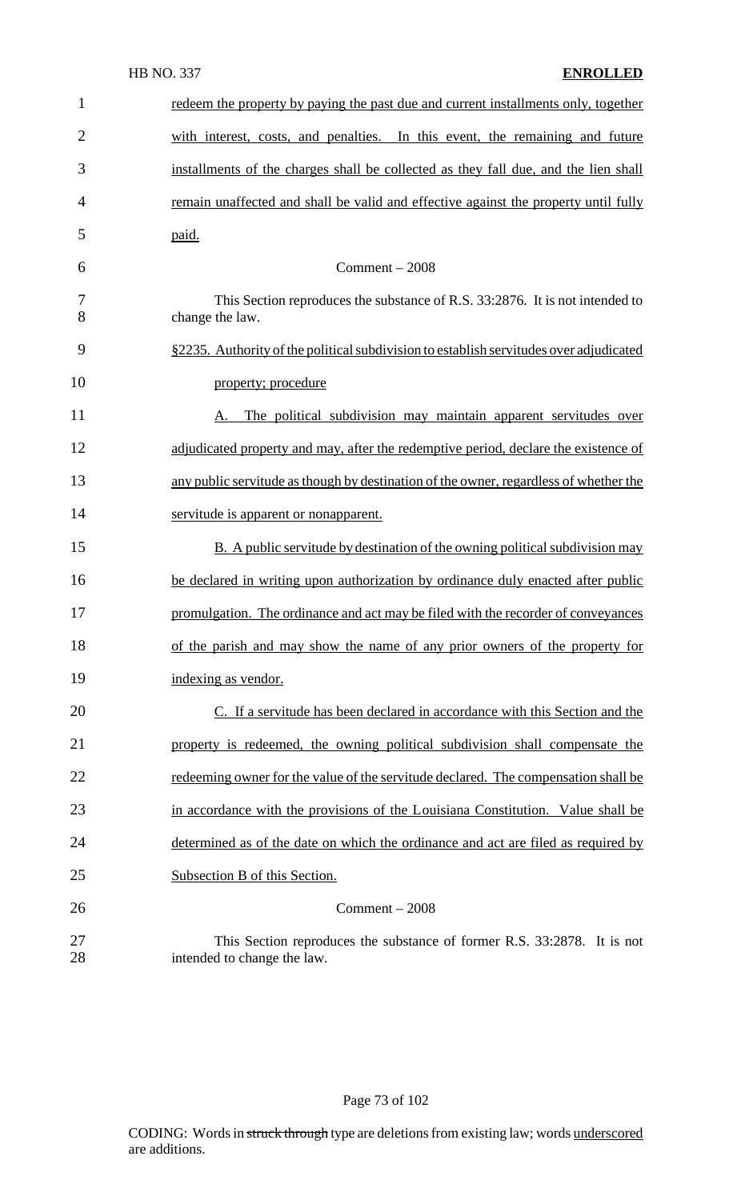redeem the property by paying the past due and current installments only, together with interest, costs, and penalties. In this event, the remaining and future installments of the charges shall be collected as they fall due, and the lien shall remain unaffected and shall be valid and effective against the property until fully paid.

Comment – 2008

This Section reproduces the substance of R.S. 33:2876. It is not intended to change the law.

§2235. Authority of the political subdivision to establish servitudes over adjudicated property; procedure

A. The political subdivision may maintain apparent servitudes over adjudicated property and may, after the redemptive period, declare the existence of any public servitude as though by destination of the owner, regardless of whether the servitude is apparent or nonapparent.

B. A public servitude by destination of the owning political subdivision may be declared in writing upon authorization by ordinance duly enacted after public promulgation. The ordinance and act may be filed with the recorder of conveyances of the parish and may show the name of any prior owners of the property for indexing as vendor.

C. If a servitude has been declared in accordance with this Section and the property is redeemed, the owning political subdivision shall compensate the redeeming owner for the value of the servitude declared. The compensation shall be in accordance with the provisions of the Louisiana Constitution. Value shall be determined as of the date on which the ordinance and act are filed as required by Subsection B of this Section.

Comment – 2008

This Section reproduces the substance of former R.S. 33:2878. It is not intended to change the law.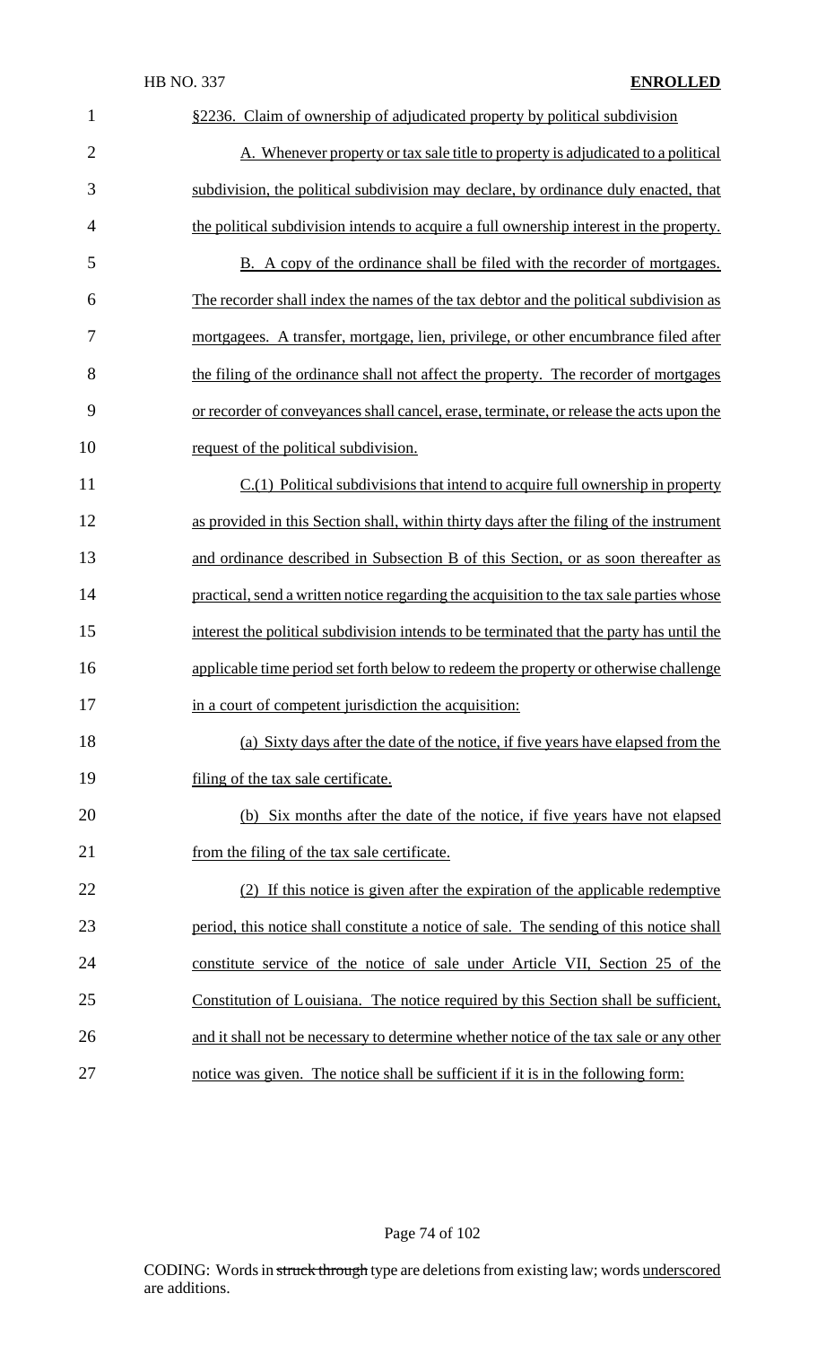§2236. Claim of ownership of adjudicated property by political subdivision

A. Whenever property or tax sale title to property is adjudicated to a political subdivision, the political subdivision may declare, by ordinance duly enacted, that the political subdivision intends to acquire a full ownership interest in the property.

B. A copy of the ordinance shall be filed with the recorder of mortgages. The recorder shall index the names of the tax debtor and the political subdivision as mortgagees. A transfer, mortgage, lien, privilege, or other encumbrance filed after the filing of the ordinance shall not affect the property. The recorder of mortgages or recorder of conveyances shall cancel, erase, terminate, or release the acts upon the request of the political subdivision.

C.(1) Political subdivisions that intend to acquire full ownership in property as provided in this Section shall, within thirty days after the filing of the instrument and ordinance described in Subsection B of this Section, or as soon thereafter as practical, send a written notice regarding the acquisition to the tax sale parties whose interest the political subdivision intends to be terminated that the party has until the applicable time period set forth below to redeem the property or otherwise challenge in a court of competent jurisdiction the acquisition:

(a) Sixty days after the date of the notice, if five years have elapsed from the filing of the tax sale certificate.

(b) Six months after the date of the notice, if five years have not elapsed from the filing of the tax sale certificate.

(2) If this notice is given after the expiration of the applicable redemptive period, this notice shall constitute a notice of sale. The sending of this notice shall constitute service of the notice of sale under Article VII, Section 25 of the Constitution of Louisiana. The notice required by this Section shall be sufficient, and it shall not be necessary to determine whether notice of the tax sale or any other notice was given. The notice shall be sufficient if it is in the following form: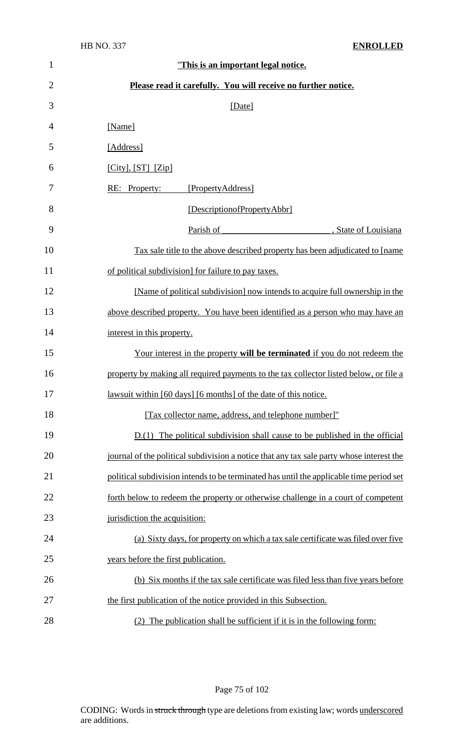"**This is an important legal notice.**

**Please read it carefully. You will receive no further notice.**

[Date]

[Name]

[Address]

[City], [ST] [Zip]

RE: Property: [PropertyAddress]

[DescriptionofPropertyAbbr]

Parish of \_\_\_\_\_\_\_\_\_\_\_\_\_\_\_\_\_\_\_\_\_\_\_\_, State of Louisiana

Tax sale title to the above described property has been adjudicated to [name of political subdivision] for failure to pay taxes.

[Name of political subdivision] now intends to acquire full ownership in the above described property. You have been identified as a person who may have an interest in this property.

Your interest in the property **will be terminated** if you do not redeem the property by making all required payments to the tax collector listed below, or file a lawsuit within [60 days] [6 months] of the date of this notice.

[Tax collector name, address, and telephone number]"

D.(1) The political subdivision shall cause to be published in the official journal of the political subdivision a notice that any tax sale party whose interest the political subdivision intends to be terminated has until the applicable time period set forth below to redeem the property or otherwise challenge in a court of competent jurisdiction the acquisition:

(a) Sixty days, for property on which a tax sale certificate was filed over five years before the first publication.

(b) Six months if the tax sale certificate was filed less than five years before the first publication of the notice provided in this Subsection.

(2) The publication shall be sufficient if it is in the following form: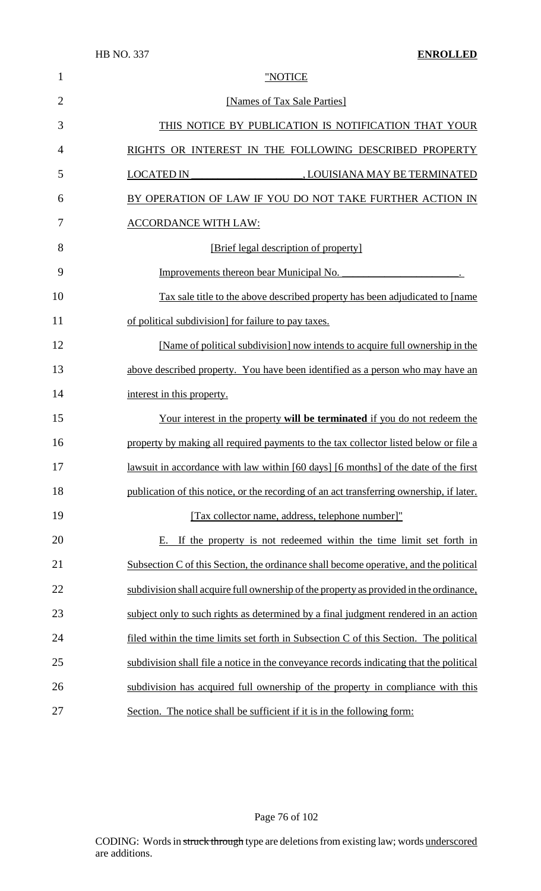"NOTICE

[Names of Tax Sale Parties]

THIS NOTICE BY PUBLICATION IS NOTIFICATION THAT YOUR RIGHTS OR INTEREST IN THE FOLLOWING DESCRIBED PROPERTY LOCATED IN \_\_\_\_\_\_\_\_\_\_\_\_\_\_\_\_\_\_\_\_, LOUISIANA MAY BE TERMINATED BY OPERATION OF LAW IF YOU DO NOT TAKE FURTHER ACTION IN ACCORDANCE WITH LAW:

[Brief legal description of property]

Improvements thereon bear Municipal No. \_\_\_\_\_\_\_\_\_\_\_\_\_\_\_\_\_\_\_\_\_\_.

Tax sale title to the above described property has been adjudicated to [name of political subdivision] for failure to pay taxes.

[Name of political subdivision] now intends to acquire full ownership in the above described property. You have been identified as a person who may have an interest in this property.

Your interest in the property **will be terminated** if you do not redeem the property by making all required payments to the tax collector listed below or file a lawsuit in accordance with law within [60 days] [6 months] of the date of the first publication of this notice, or the recording of an act transferring ownership, if later.

[Tax collector name, address, telephone number]"

E. If the property is not redeemed within the time limit set forth in Subsection C of this Section, the ordinance shall become operative, and the political subdivision shall acquire full ownership of the property as provided in the ordinance, subject only to such rights as determined by a final judgment rendered in an action filed within the time limits set forth in Subsection C of this Section. The political subdivision shall file a notice in the conveyance records indicating that the political subdivision has acquired full ownership of the property in compliance with this Section. The notice shall be sufficient if it is in the following form: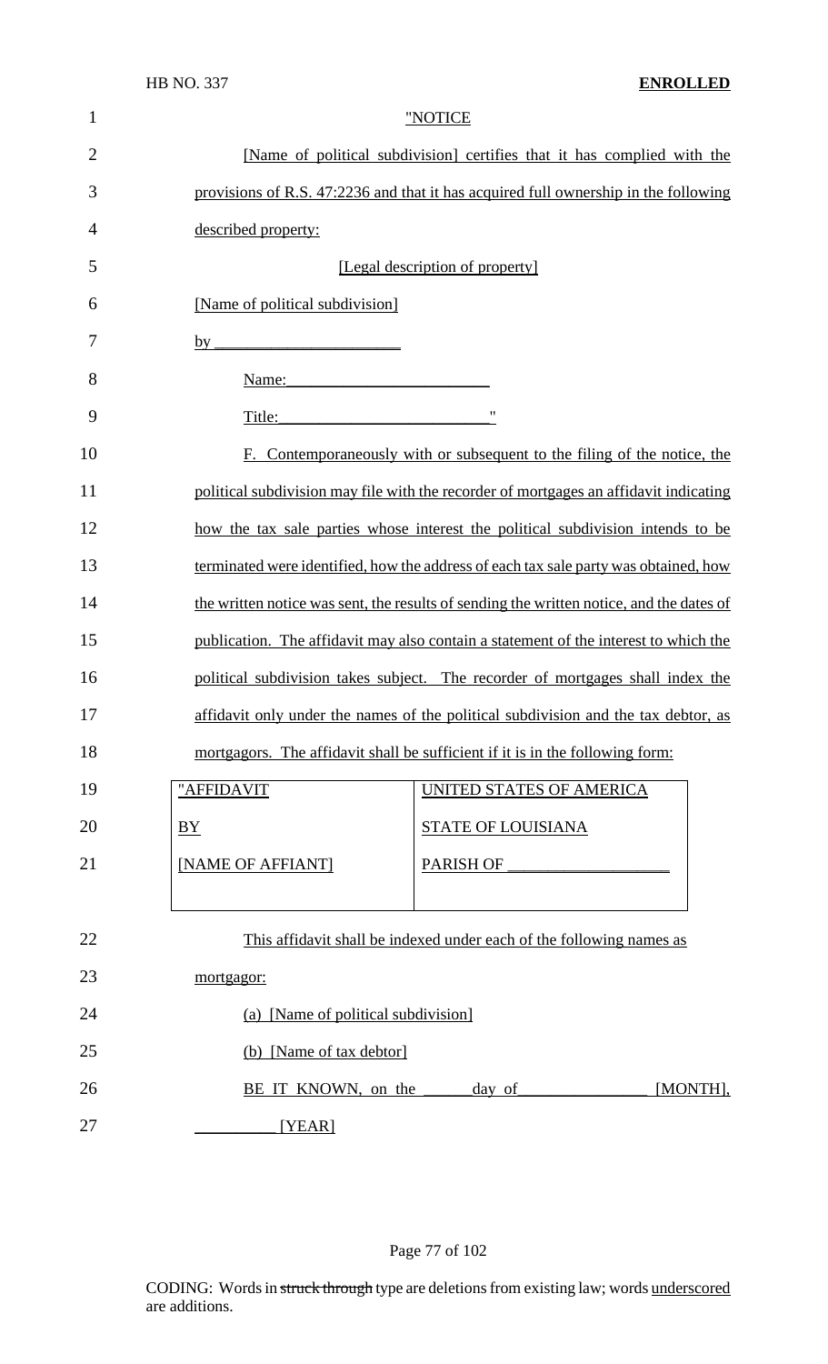"NOTICE

[Name of political subdivision] certifies that it has complied with the provisions of R.S. 47:2236 and that it has acquired full ownership in the following described property:

[Legal description of property]

[Name of political subdivision]

by \_\_\_\_\_\_\_\_\_\_\_\_\_\_\_\_\_\_\_\_\_\_

Name:\_\_\_\_\_\_\_\_\_\_\_\_\_\_\_\_\_\_\_\_\_\_\_\_

Title:\_\_\_\_\_\_\_\_\_\_\_\_\_\_\_\_\_\_\_\_\_\_\_\_\_"

F. Contemporaneously with or subsequent to the filing of the notice, the political subdivision may file with the recorder of mortgages an affidavit indicating how the tax sale parties whose interest the political subdivision intends to be terminated were identified, how the address of each tax sale party was obtained, how the written notice was sent, the results of sending the written notice, and the dates of publication. The affidavit may also contain a statement of the interest to which the political subdivision takes subject. The recorder of mortgages shall index the affidavit only under the names of the political subdivision and the tax debtor, as mortgagors. The affidavit shall be sufficient if it is in the following form:

| "AFFIDAVIT | UNITED STATES OF AMERICA |
|---|---|
| BY | STATE OF LOUISIANA |
| [NAME OF AFFIANT] | PARISH OF \_\_\_\_\_\_\_\_\_\_\_\_\_\_\_\_\_\_\_ |

This affidavit shall be indexed under each of the following names as mortgagor:

(a) [Name of political subdivision]

(b) [Name of tax debtor]

BE IT KNOWN, on the \_\_\_\_\_\_ day of\_\_\_\_\_\_\_\_\_\_\_\_\_\_\_\_ [MONTH], \_\_\_\_\_\_\_\_\_\_ [YEAR]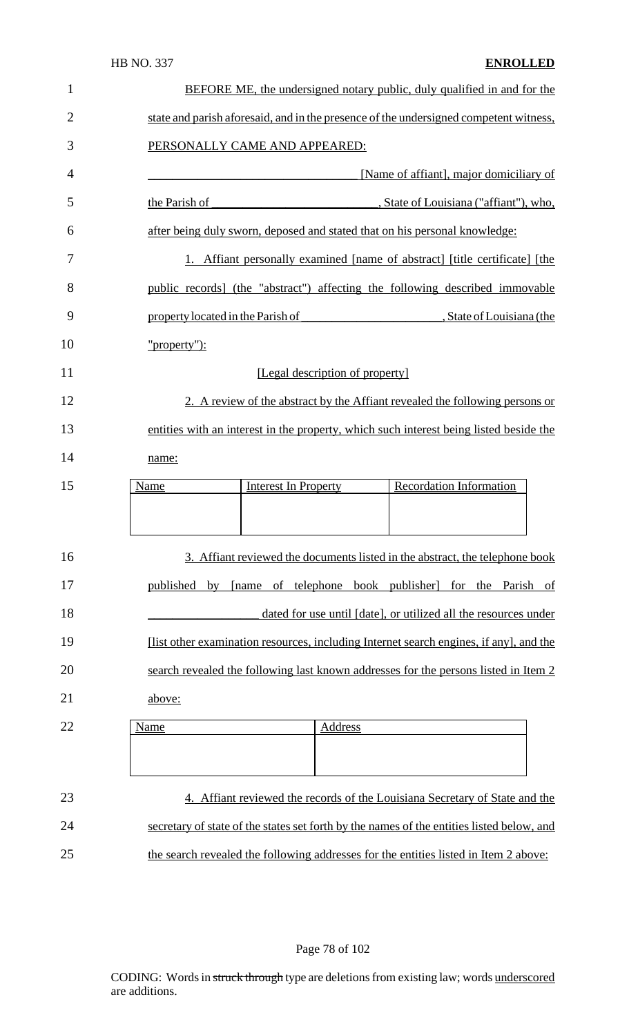BEFORE ME, the undersigned notary public, duly qualified in and for the state and parish aforesaid, and in the presence of the undersigned competent witness, PERSONALLY CAME AND APPEARED:

________________________________ [Name of affiant], major domiciliary of the Parish of ___________________________, State of Louisiana ("affiant"), who, after being duly sworn, deposed and stated that on his personal knowledge:

1. Affiant personally examined [name of abstract] [title certificate] [the public records] (the "abstract") affecting the following described immovable property located in the Parish of ______________________, State of Louisiana (the "property"):

[Legal description of property]

2. A review of the abstract by the Affiant revealed the following persons or entities with an interest in the property, which such interest being listed beside the name:

| Name | Interest In Property | Recordation Information |
| --- | --- | --- |
| | | |

3. Affiant reviewed the documents listed in the abstract, the telephone book published by [name of telephone book publisher] for the Parish of __________________ dated for use until [date], or utilized all the resources under [list other examination resources, including Internet search engines, if any], and the search revealed the following last known addresses for the persons listed in Item 2 above:

| Name | Address |
| --- | --- |
| | |

4. Affiant reviewed the records of the Louisiana Secretary of State and the secretary of state of the states set forth by the names of the entities listed below, and the search revealed the following addresses for the entities listed in Item 2 above: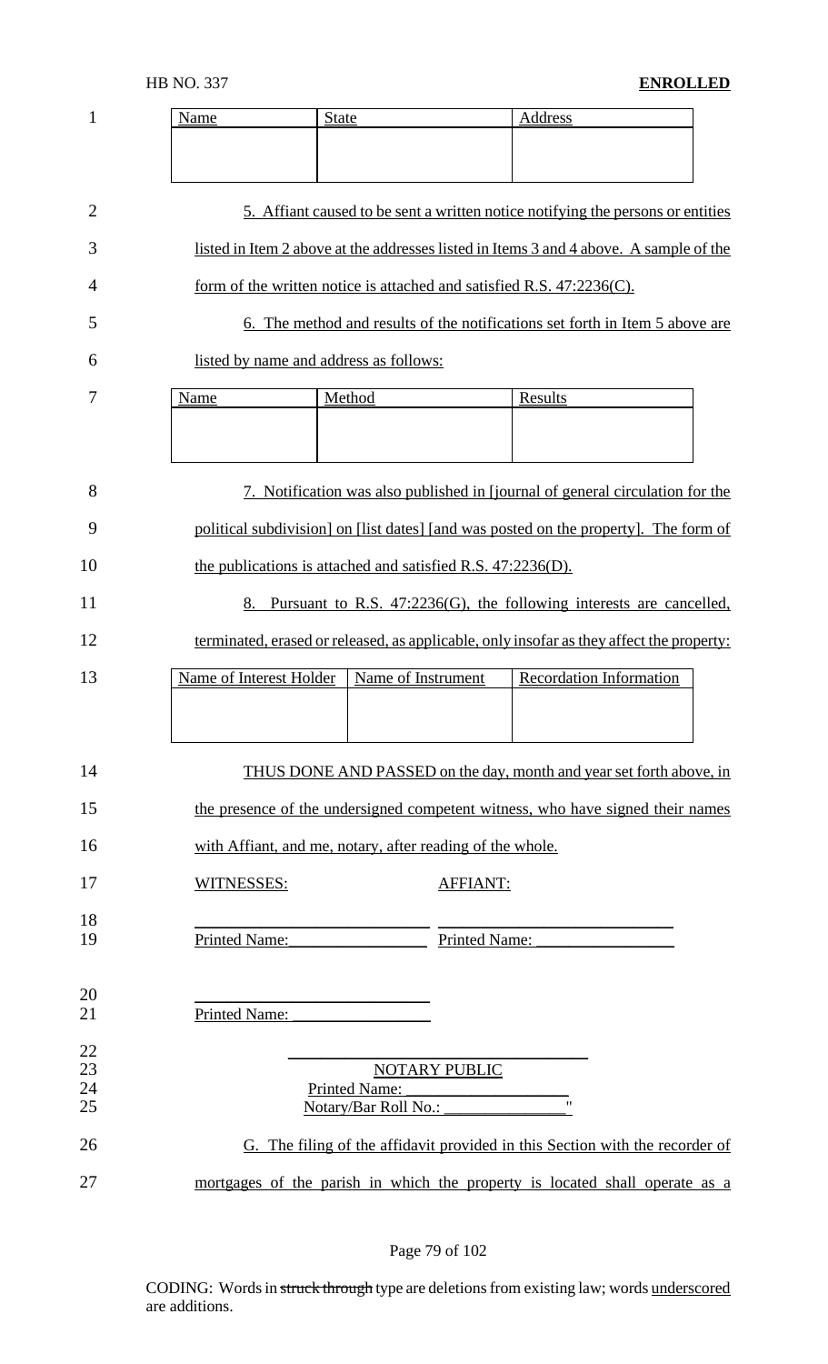| Name | State | Address |
| --- | --- | --- |
| | | |

5. Affiant caused to be sent a written notice notifying the persons or entities listed in Item 2 above at the addresses listed in Items 3 and 4 above. A sample of the form of the written notice is attached and satisfied R.S. 47:2236(C).

6. The method and results of the notifications set forth in Item 5 above are listed by name and address as follows:

| Name | Method | Results |
| --- | --- | --- |
| | | |

7. Notification was also published in [journal of general circulation for the political subdivision] on [list dates] [and was posted on the property]. The form of the publications is attached and satisfied R.S. 47:2236(D).

8. Pursuant to R.S. 47:2236(G), the following interests are cancelled, terminated, erased or released, as applicable, only insofar as they affect the property:

| Name of Interest Holder | Name of Instrument | Recordation Information |
| --- | --- | --- |
| | | |

THUS DONE AND PASSED on the day, month and year set forth above, in the presence of the undersigned competent witness, who have signed their names with Affiant, and me, notary, after reading of the whole.

WITNESSES: AFFIANT:

______________________ ______________________
Printed Name:________________ Printed Name: ________________

______________________
Printed Name: ________________

______________________
NOTARY PUBLIC
Printed Name: ________________
Notary/Bar Roll No.: ______________"

G. The filing of the affidavit provided in this Section with the recorder of mortgages of the parish in which the property is located shall operate as a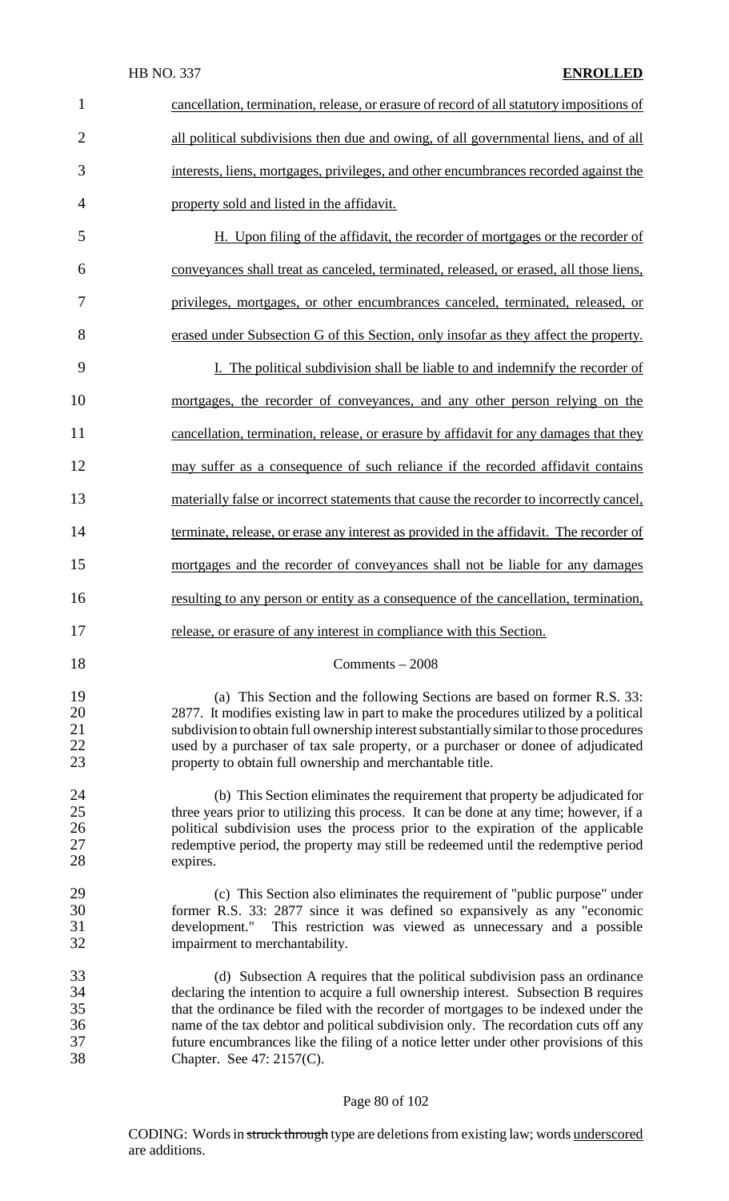cancellation, termination, release, or erasure of record of all statutory impositions of all political subdivisions then due and owing, of all governmental liens, and of all interests, liens, mortgages, privileges, and other encumbrances recorded against the property sold and listed in the affidavit.

H. Upon filing of the affidavit, the recorder of mortgages or the recorder of conveyances shall treat as canceled, terminated, released, or erased, all those liens, privileges, mortgages, or other encumbrances canceled, terminated, released, or erased under Subsection G of this Section, only insofar as they affect the property.

I. The political subdivision shall be liable to and indemnify the recorder of mortgages, the recorder of conveyances, and any other person relying on the cancellation, termination, release, or erasure by affidavit for any damages that they may suffer as a consequence of such reliance if the recorded affidavit contains materially false or incorrect statements that cause the recorder to incorrectly cancel, terminate, release, or erase any interest as provided in the affidavit. The recorder of mortgages and the recorder of conveyances shall not be liable for any damages resulting to any person or entity as a consequence of the cancellation, termination, release, or erasure of any interest in compliance with this Section.

Comments – 2008

(a) This Section and the following Sections are based on former R.S. 33: 2877. It modifies existing law in part to make the procedures utilized by a political subdivision to obtain full ownership interest substantially similar to those procedures used by a purchaser of tax sale property, or a purchaser or donee of adjudicated property to obtain full ownership and merchantable title.

(b) This Section eliminates the requirement that property be adjudicated for three years prior to utilizing this process. It can be done at any time; however, if a political subdivision uses the process prior to the expiration of the applicable redemptive period, the property may still be redeemed until the redemptive period expires.

(c) This Section also eliminates the requirement of "public purpose" under former R.S. 33: 2877 since it was defined so expansively as any "economic development." This restriction was viewed as unnecessary and a possible impairment to merchantability.

(d) Subsection A requires that the political subdivision pass an ordinance declaring the intention to acquire a full ownership interest. Subsection B requires that the ordinance be filed with the recorder of mortgages to be indexed under the name of the tax debtor and political subdivision only. The recordation cuts off any future encumbrances like the filing of a notice letter under other provisions of this Chapter. See 47: 2157(C).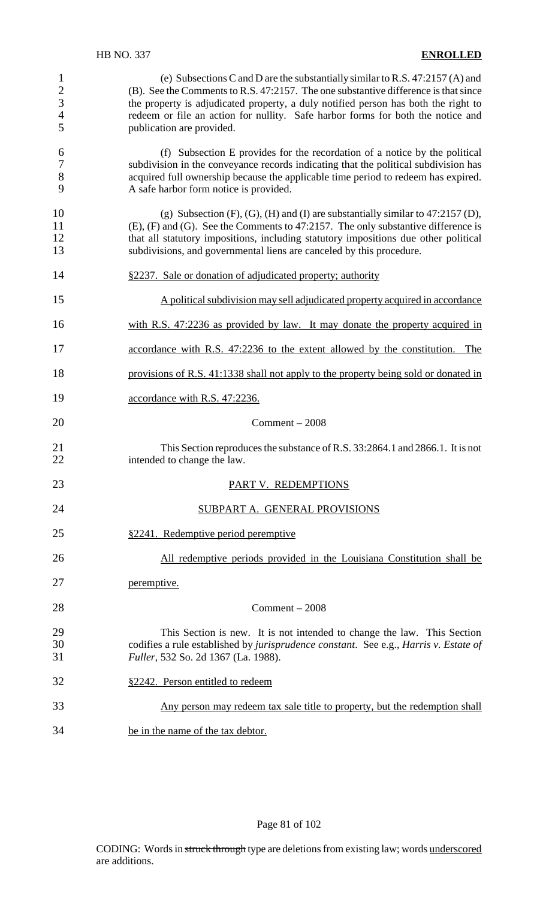(e) Subsections C and D are the substantially similar to R.S. 47:2157 (A) and (B). See the Comments to R.S. 47:2157. The one substantive difference is that since the property is adjudicated property, a duly notified person has both the right to redeem or file an action for nullity. Safe harbor forms for both the notice and publication are provided.

(f) Subsection E provides for the recordation of a notice by the political subdivision in the conveyance records indicating that the political subdivision has acquired full ownership because the applicable time period to redeem has expired. A safe harbor form notice is provided.

(g) Subsection (F), (G), (H) and (I) are substantially similar to 47:2157 (D), (E), (F) and (G). See the Comments to 47:2157. The only substantive difference is that all statutory impositions, including statutory impositions due other political subdivisions, and governmental liens are canceled by this procedure.

§2237. Sale or donation of adjudicated property; authority

A political subdivision may sell adjudicated property acquired in accordance with R.S. 47:2236 as provided by law. It may donate the property acquired in accordance with R.S. 47:2236 to the extent allowed by the constitution. The provisions of R.S. 41:1338 shall not apply to the property being sold or donated in accordance with R.S. 47:2236.

Comment – 2008

This Section reproduces the substance of R.S. 33:2864.1 and 2866.1. It is not intended to change the law.

## PART V. REDEMPTIONS

### SUBPART A. GENERAL PROVISIONS

§2241. Redemptive period peremptive

All redemptive periods provided in the Louisiana Constitution shall be peremptive.

Comment – 2008

This Section is new. It is not intended to change the law. This Section codifies a rule established by *jurisprudence constant*. See e.g., *Harris v. Estate of Fuller*, 532 So. 2d 1367 (La. 1988).

§2242. Person entitled to redeem

Any person may redeem tax sale title to property, but the redemption shall be in the name of the tax debtor.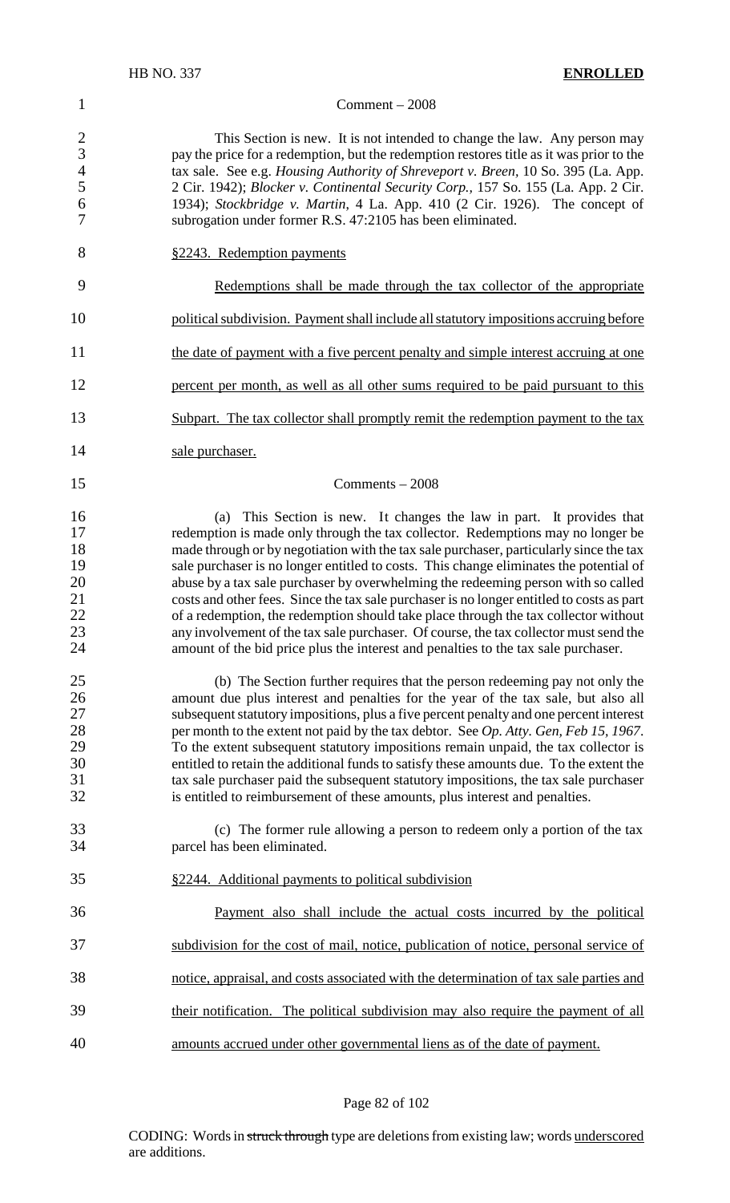Comment – 2008

This Section is new. It is not intended to change the law. Any person may pay the price for a redemption, but the redemption restores title as it was prior to the tax sale. See e.g. *Housing Authority of Shreveport v. Breen,* 10 So. 395 (La. App. 2 Cir. 1942); *Blocker v. Continental Security Corp.,* 157 So. 155 (La. App. 2 Cir. 1934); *Stockbridge v. Martin,* 4 La. App. 410 (2 Cir. 1926). The concept of subrogation under former R.S. 47:2105 has been eliminated.

§2243. Redemption payments

Redemptions shall be made through the tax collector of the appropriate political subdivision. Payment shall include all statutory impositions accruing before the date of payment with a five percent penalty and simple interest accruing at one percent per month, as well as all other sums required to be paid pursuant to this Subpart. The tax collector shall promptly remit the redemption payment to the tax sale purchaser.

Comments – 2008

(a) This Section is new. It changes the law in part. It provides that redemption is made only through the tax collector. Redemptions may no longer be made through or by negotiation with the tax sale purchaser, particularly since the tax sale purchaser is no longer entitled to costs. This change eliminates the potential of abuse by a tax sale purchaser by overwhelming the redeeming person with so called costs and other fees. Since the tax sale purchaser is no longer entitled to costs as part of a redemption, the redemption should take place through the tax collector without any involvement of the tax sale purchaser. Of course, the tax collector must send the amount of the bid price plus the interest and penalties to the tax sale purchaser.

(b) The Section further requires that the person redeeming pay not only the amount due plus interest and penalties for the year of the tax sale, but also all subsequent statutory impositions, plus a five percent penalty and one percent interest per month to the extent not paid by the tax debtor. See *Op. Atty. Gen, Feb 15, 1967*. To the extent subsequent statutory impositions remain unpaid, the tax collector is entitled to retain the additional funds to satisfy these amounts due. To the extent the tax sale purchaser paid the subsequent statutory impositions, the tax sale purchaser is entitled to reimbursement of these amounts, plus interest and penalties.

(c) The former rule allowing a person to redeem only a portion of the tax parcel has been eliminated.

§2244. Additional payments to political subdivision

Payment also shall include the actual costs incurred by the political subdivision for the cost of mail, notice, publication of notice, personal service of notice, appraisal, and costs associated with the determination of tax sale parties and their notification. The political subdivision may also require the payment of all amounts accrued under other governmental liens as of the date of payment.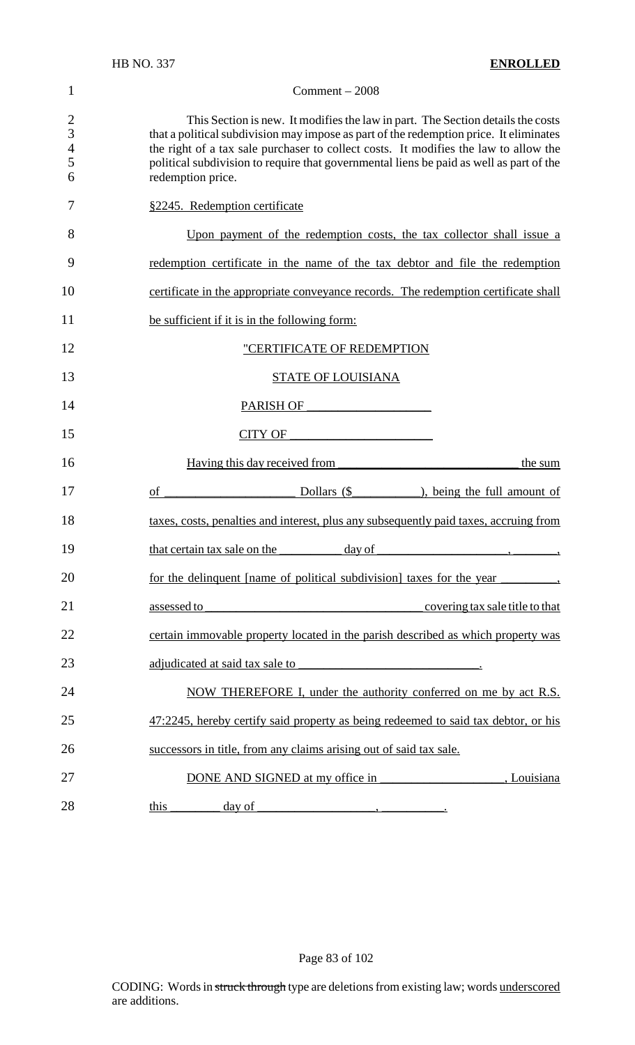Comment – 2008

This Section is new. It modifies the law in part. The Section details the costs that a political subdivision may impose as part of the redemption price. It eliminates the right of a tax sale purchaser to collect costs. It modifies the law to allow the political subdivision to require that governmental liens be paid as well as part of the redemption price.

§2245. Redemption certificate

Upon payment of the redemption costs, the tax collector shall issue a redemption certificate in the name of the tax debtor and file the redemption certificate in the appropriate conveyance records. The redemption certificate shall be sufficient if it is in the following form:

"CERTIFICATE OF REDEMPTION

STATE OF LOUISIANA

PARISH OF ____________________

CITY OF ______________________

Having this day received from ____________________________ the sum of ____________________ Dollars ($__________), being the full amount of taxes, costs, penalties and interest, plus any subsequently paid taxes, accruing from that certain tax sale on the __________ day of ____________________, _______, for the delinquent [name of political subdivision] taxes for the year _________, assessed to __________________________________ covering tax sale title to that certain immovable property located in the parish described as which property was adjudicated at said tax sale to ____________________________.

NOW THEREFORE I, under the authority conferred on me by act R.S. 47:2245, hereby certify said property as being redeemed to said tax debtor, or his successors in title, from any claims arising out of said tax sale.

DONE AND SIGNED at my office in ____________________, Louisiana this ________ day of ___________________, __________.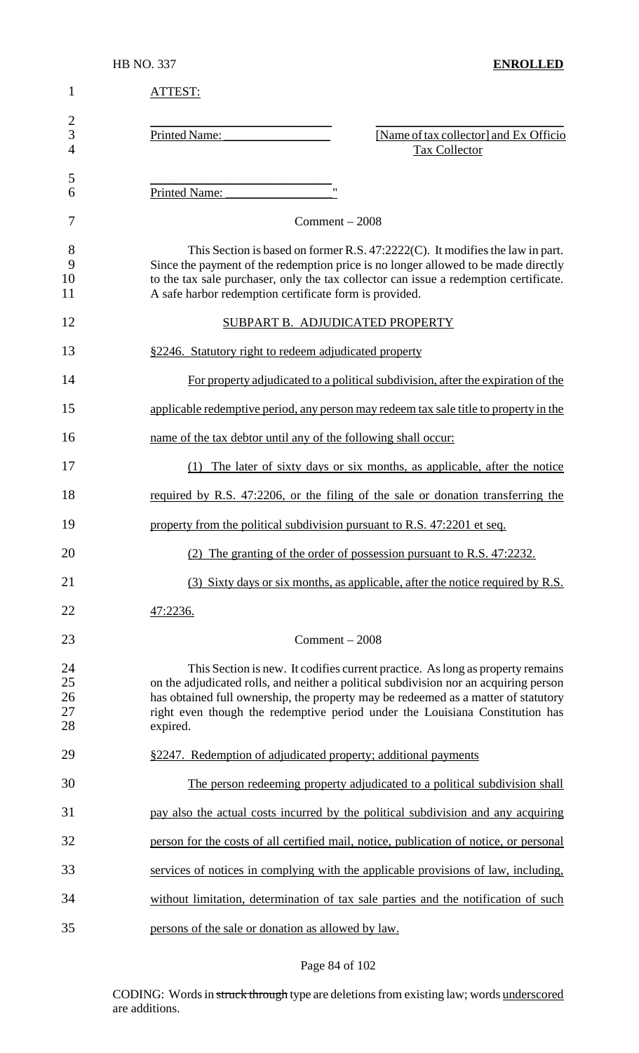ATTEST:

\_\_\_\_\_\_\_\_\_\_\_\_\_\_\_\_\_\_\_\_\_\_\_\_\_\_\_\_\_ \_\_\_\_\_\_\_\_\_\_\_\_\_\_\_\_\_\_\_\_\_\_\_\_\_\_\_\_\_\_\_

Printed Name: \_\_\_\_\_\_\_\_\_\_\_\_\_\_\_\_\_ [Name of tax collector] and Ex Officio Tax Collector

\_\_\_\_\_\_\_\_\_\_\_\_\_\_\_\_\_\_\_\_\_\_\_\_\_\_\_\_\_

Printed Name: \_\_\_\_\_\_\_\_\_\_\_\_\_\_\_\_\_"

Comment – 2008

This Section is based on former R.S. 47:2222(C). It modifies the law in part. Since the payment of the redemption price is no longer allowed to be made directly to the tax sale purchaser, only the tax collector can issue a redemption certificate. A safe harbor redemption certificate form is provided.

SUBPART B. ADJUDICATED PROPERTY

§2246. Statutory right to redeem adjudicated property

For property adjudicated to a political subdivision, after the expiration of the applicable redemptive period, any person may redeem tax sale title to property in the name of the tax debtor until any of the following shall occur:

(1) The later of sixty days or six months, as applicable, after the notice required by R.S. 47:2206, or the filing of the sale or donation transferring the property from the political subdivision pursuant to R.S. 47:2201 et seq.

(2) The granting of the order of possession pursuant to R.S. 47:2232.

(3) Sixty days or six months, as applicable, after the notice required by R.S. 47:2236.

Comment – 2008

This Section is new. It codifies current practice. As long as property remains on the adjudicated rolls, and neither a political subdivision nor an acquiring person has obtained full ownership, the property may be redeemed as a matter of statutory right even though the redemptive period under the Louisiana Constitution has expired.

§2247. Redemption of adjudicated property; additional payments

The person redeeming property adjudicated to a political subdivision shall pay also the actual costs incurred by the political subdivision and any acquiring person for the costs of all certified mail, notice, publication of notice, or personal services of notices in complying with the applicable provisions of law, including, without limitation, determination of tax sale parties and the notification of such persons of the sale or donation as allowed by law.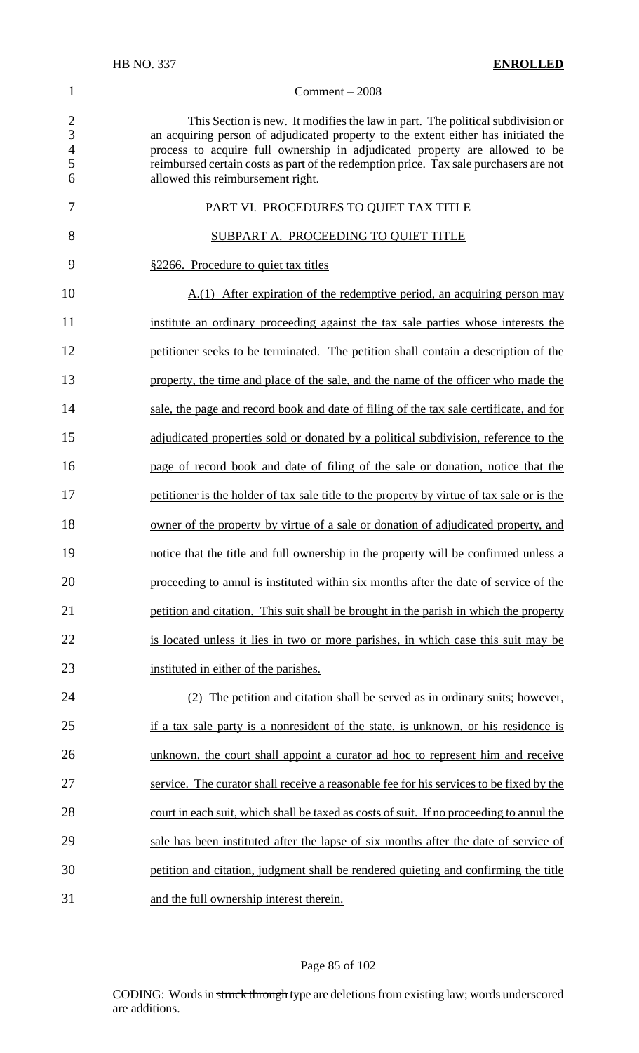Comment – 2008

This Section is new. It modifies the law in part. The political subdivision or an acquiring person of adjudicated property to the extent either has initiated the process to acquire full ownership in adjudicated property are allowed to be reimbursed certain costs as part of the redemption price. Tax sale purchasers are not allowed this reimbursement right.

PART VI. PROCEDURES TO QUIET TAX TITLE

SUBPART A. PROCEEDING TO QUIET TITLE

§2266. Procedure to quiet tax titles

A.(1) After expiration of the redemptive period, an acquiring person may institute an ordinary proceeding against the tax sale parties whose interests the petitioner seeks to be terminated. The petition shall contain a description of the property, the time and place of the sale, and the name of the officer who made the sale, the page and record book and date of filing of the tax sale certificate, and for adjudicated properties sold or donated by a political subdivision, reference to the page of record book and date of filing of the sale or donation, notice that the petitioner is the holder of tax sale title to the property by virtue of tax sale or is the owner of the property by virtue of a sale or donation of adjudicated property, and notice that the title and full ownership in the property will be confirmed unless a proceeding to annul is instituted within six months after the date of service of the petition and citation. This suit shall be brought in the parish in which the property is located unless it lies in two or more parishes, in which case this suit may be instituted in either of the parishes.

(2) The petition and citation shall be served as in ordinary suits; however, if a tax sale party is a nonresident of the state, is unknown, or his residence is unknown, the court shall appoint a curator ad hoc to represent him and receive service. The curator shall receive a reasonable fee for his services to be fixed by the court in each suit, which shall be taxed as costs of suit. If no proceeding to annul the sale has been instituted after the lapse of six months after the date of service of petition and citation, judgment shall be rendered quieting and confirming the title and the full ownership interest therein.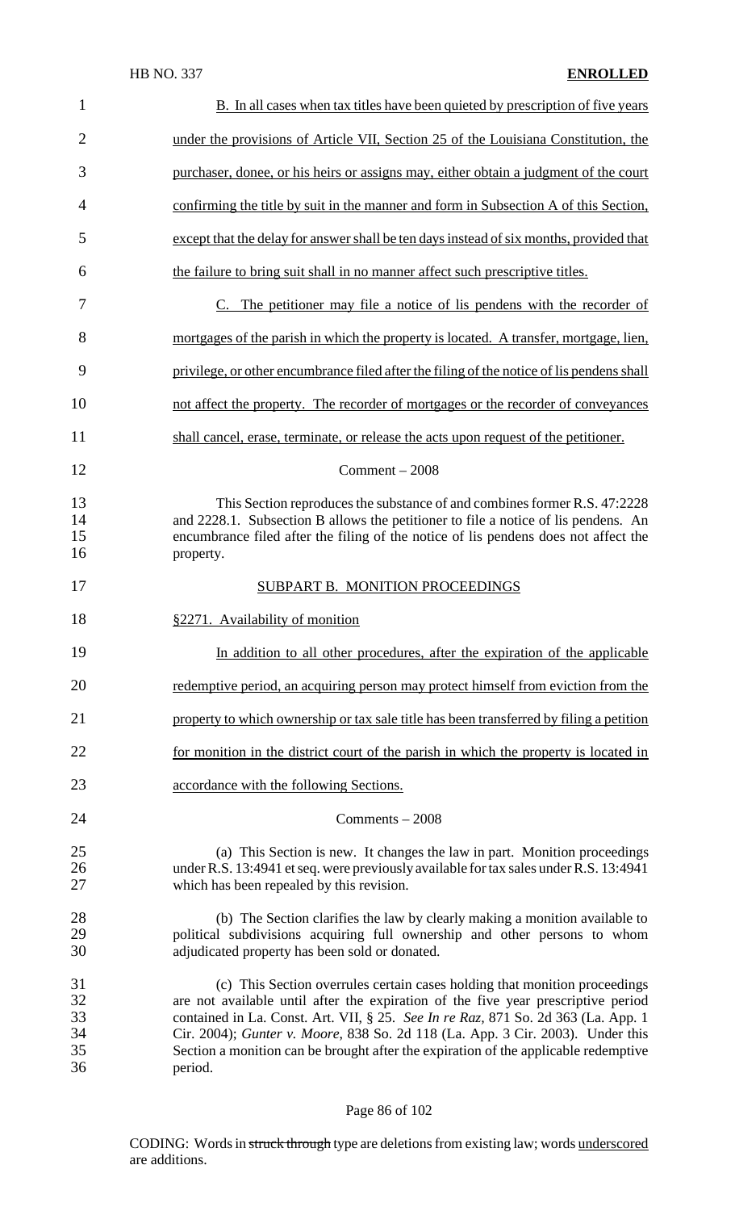B. In all cases when tax titles have been quieted by prescription of five years under the provisions of Article VII, Section 25 of the Louisiana Constitution, the purchaser, donee, or his heirs or assigns may, either obtain a judgment of the court confirming the title by suit in the manner and form in Subsection A of this Section, except that the delay for answer shall be ten days instead of six months, provided that the failure to bring suit shall in no manner affect such prescriptive titles.

C. The petitioner may file a notice of lis pendens with the recorder of mortgages of the parish in which the property is located. A transfer, mortgage, lien, privilege, or other encumbrance filed after the filing of the notice of lis pendens shall not affect the property. The recorder of mortgages or the recorder of conveyances shall cancel, erase, terminate, or release the acts upon request of the petitioner.

Comment – 2008

This Section reproduces the substance of and combines former R.S. 47:2228 and 2228.1. Subsection B allows the petitioner to file a notice of lis pendens. An encumbrance filed after the filing of the notice of lis pendens does not affect the property.

SUBPART B. MONITION PROCEEDINGS

§2271. Availability of monition

In addition to all other procedures, after the expiration of the applicable redemptive period, an acquiring person may protect himself from eviction from the property to which ownership or tax sale title has been transferred by filing a petition for monition in the district court of the parish in which the property is located in accordance with the following Sections.

Comments – 2008

(a) This Section is new. It changes the law in part. Monition proceedings under R.S. 13:4941 et seq. were previously available for tax sales under R.S. 13:4941 which has been repealed by this revision.

(b) The Section clarifies the law by clearly making a monition available to political subdivisions acquiring full ownership and other persons to whom adjudicated property has been sold or donated.

(c) This Section overrules certain cases holding that monition proceedings are not available until after the expiration of the five year prescriptive period contained in La. Const. Art. VII, § 25. *See In re Raz*, 871 So. 2d 363 (La. App. 1 Cir. 2004); *Gunter v. Moore*, 838 So. 2d 118 (La. App. 3 Cir. 2003). Under this Section a monition can be brought after the expiration of the applicable redemptive period.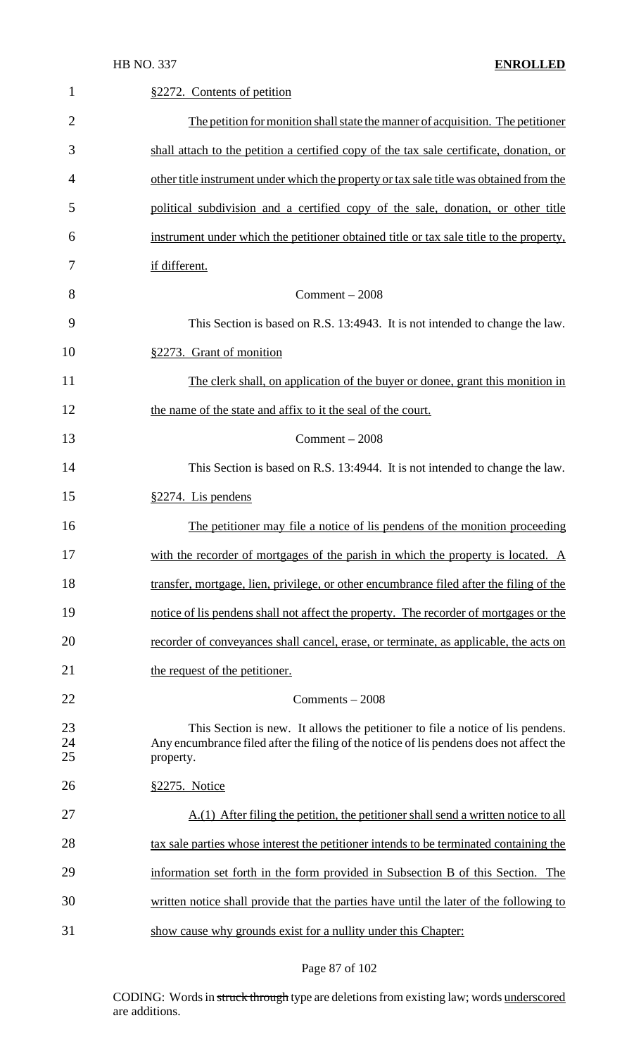§2272. Contents of petition

The petition for monition shall state the manner of acquisition. The petitioner shall attach to the petition a certified copy of the tax sale certificate, donation, or other title instrument under which the property or tax sale title was obtained from the political subdivision and a certified copy of the sale, donation, or other title instrument under which the petitioner obtained title or tax sale title to the property, if different.

Comment – 2008

This Section is based on R.S. 13:4943. It is not intended to change the law.

§2273. Grant of monition

The clerk shall, on application of the buyer or donee, grant this monition in the name of the state and affix to it the seal of the court.

Comment – 2008

This Section is based on R.S. 13:4944. It is not intended to change the law.

§2274. Lis pendens

The petitioner may file a notice of lis pendens of the monition proceeding with the recorder of mortgages of the parish in which the property is located. A transfer, mortgage, lien, privilege, or other encumbrance filed after the filing of the notice of lis pendens shall not affect the property. The recorder of mortgages or the recorder of conveyances shall cancel, erase, or terminate, as applicable, the acts on the request of the petitioner.

Comments – 2008

This Section is new. It allows the petitioner to file a notice of lis pendens. Any encumbrance filed after the filing of the notice of lis pendens does not affect the property.

§2275. Notice

A.(1) After filing the petition, the petitioner shall send a written notice to all tax sale parties whose interest the petitioner intends to be terminated containing the information set forth in the form provided in Subsection B of this Section. The written notice shall provide that the parties have until the later of the following to show cause why grounds exist for a nullity under this Chapter: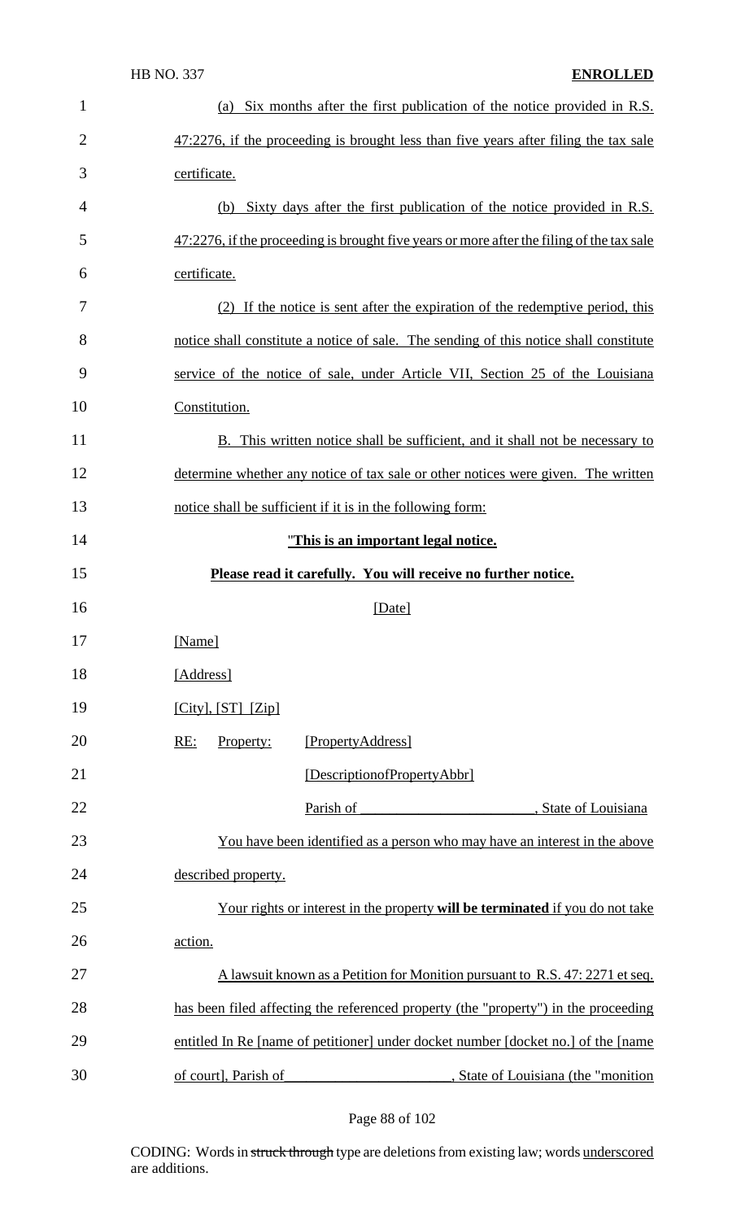(a) Six months after the first publication of the notice provided in R.S. 47:2276, if the proceeding is brought less than five years after filing the tax sale certificate.

(b) Sixty days after the first publication of the notice provided in R.S. 47:2276, if the proceeding is brought five years or more after the filing of the tax sale certificate.

(2) If the notice is sent after the expiration of the redemptive period, this notice shall constitute a notice of sale. The sending of this notice shall constitute service of the notice of sale, under Article VII, Section 25 of the Louisiana Constitution.

B. This written notice shall be sufficient, and it shall not be necessary to determine whether any notice of tax sale or other notices were given. The written notice shall be sufficient if it is in the following form:

"**This is an important legal notice.**

**Please read it carefully. You will receive no further notice.**

[Date]

[Name]

[Address]

[City], [ST] [Zip]

RE: Property: [PropertyAddress]

[DescriptionofPropertyAbbr]

Parish of ________________________, State of Louisiana

You have been identified as a person who may have an interest in the above described property.

Your rights or interest in the property **will be terminated** if you do not take action.

A lawsuit known as a Petition for Monition pursuant to R.S. 47: 2271 et seq. has been filed affecting the referenced property (the "property") in the proceeding entitled In Re [name of petitioner] under docket number [docket no.] of the [name of court], Parish of______________________, State of Louisiana (the "monition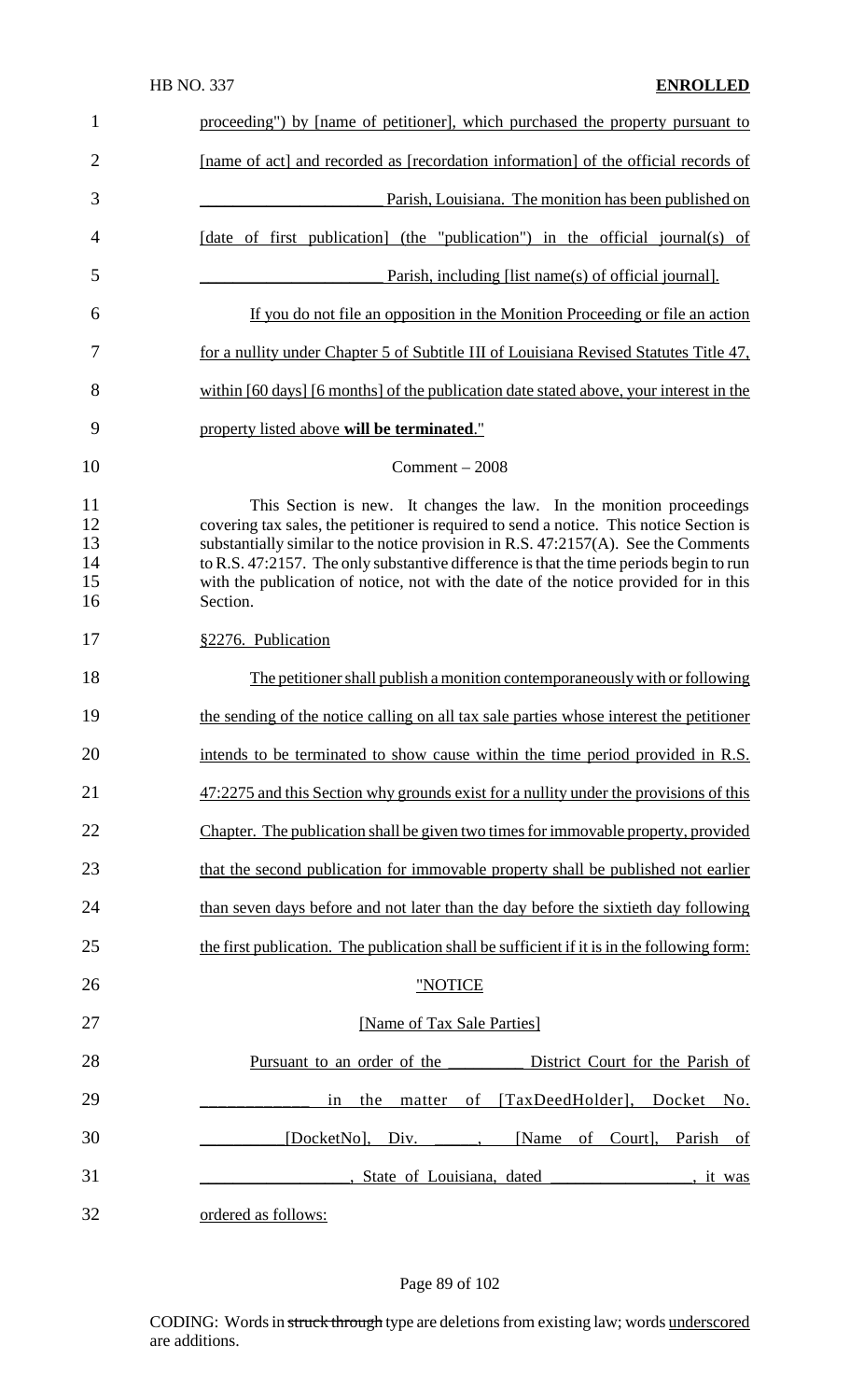proceeding") by [name of petitioner], which purchased the property pursuant to [name of act] and recorded as [recordation information] of the official records of ______________________ Parish, Louisiana. The monition has been published on [date of first publication] (the "publication") in the official journal(s) of ______________________ Parish, including [list name(s) of official journal].

If you do not file an opposition in the Monition Proceeding or file an action for a nullity under Chapter 5 of Subtitle III of Louisiana Revised Statutes Title 47, within [60 days] [6 months] of the publication date stated above, your interest in the property listed above **will be terminated**."

Comment – 2008

This Section is new. It changes the law. In the monition proceedings covering tax sales, the petitioner is required to send a notice. This notice Section is substantially similar to the notice provision in R.S. 47:2157(A). See the Comments to R.S. 47:2157. The only substantive difference is that the time periods begin to run with the publication of notice, not with the date of the notice provided for in this Section.

§2276. Publication

The petitioner shall publish a monition contemporaneously with or following the sending of the notice calling on all tax sale parties whose interest the petitioner intends to be terminated to show cause within the time period provided in R.S. 47:2275 and this Section why grounds exist for a nullity under the provisions of this Chapter. The publication shall be given two times for immovable property, provided that the second publication for immovable property shall be published not earlier than seven days before and not later than the day before the sixtieth day following the first publication. The publication shall be sufficient if it is in the following form:

"NOTICE

[Name of Tax Sale Parties]

Pursuant to an order of the _________ District Court for the Parish of _____________ in the matter of [TaxDeedHolder], Docket No. __________[DocketNo], Div. _____, [Name of Court], Parish of __________________, State of Louisiana, dated _________________, it was ordered as follows: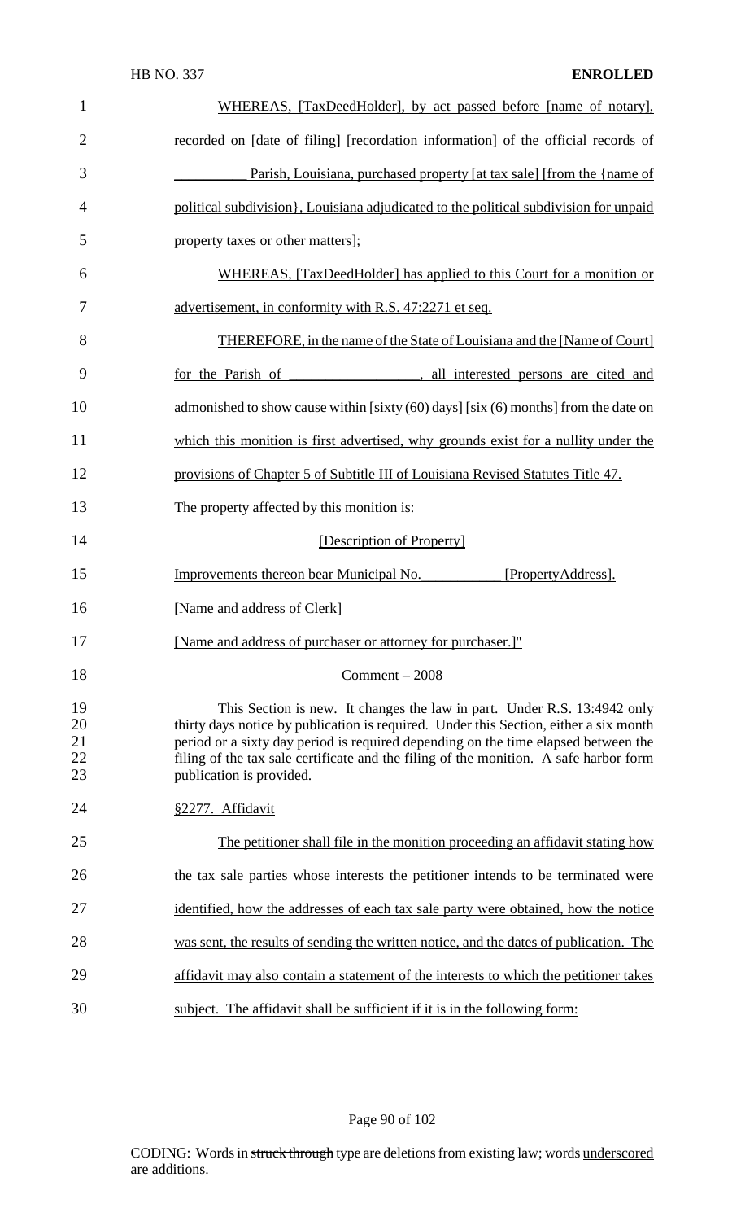WHEREAS, [TaxDeedHolder], by act passed before [name of notary], recorded on [date of filing] [recordation information] of the official records of __________ Parish, Louisiana, purchased property [at tax sale] [from the {name of political subdivision}, Louisiana adjudicated to the political subdivision for unpaid property taxes or other matters];

WHEREAS, [TaxDeedHolder] has applied to this Court for a monition or advertisement, in conformity with R.S. 47:2271 et seq.

THEREFORE, in the name of the State of Louisiana and the [Name of Court] for the Parish of __________________, all interested persons are cited and admonished to show cause within [sixty (60) days] [six (6) months] from the date on which this monition is first advertised, why grounds exist for a nullity under the provisions of Chapter 5 of Subtitle III of Louisiana Revised Statutes Title 47.

The property affected by this monition is:

[Description of Property]

Improvements thereon bear Municipal No.___________ [PropertyAddress].

[Name and address of Clerk]

[Name and address of purchaser or attorney for purchaser.]"

Comment – 2008

This Section is new. It changes the law in part. Under R.S. 13:4942 only thirty days notice by publication is required. Under this Section, either a six month period or a sixty day period is required depending on the time elapsed between the filing of the tax sale certificate and the filing of the monition. A safe harbor form publication is provided.

§2277. Affidavit

The petitioner shall file in the monition proceeding an affidavit stating how the tax sale parties whose interests the petitioner intends to be terminated were identified, how the addresses of each tax sale party were obtained, how the notice was sent, the results of sending the written notice, and the dates of publication. The affidavit may also contain a statement of the interests to which the petitioner takes subject. The affidavit shall be sufficient if it is in the following form: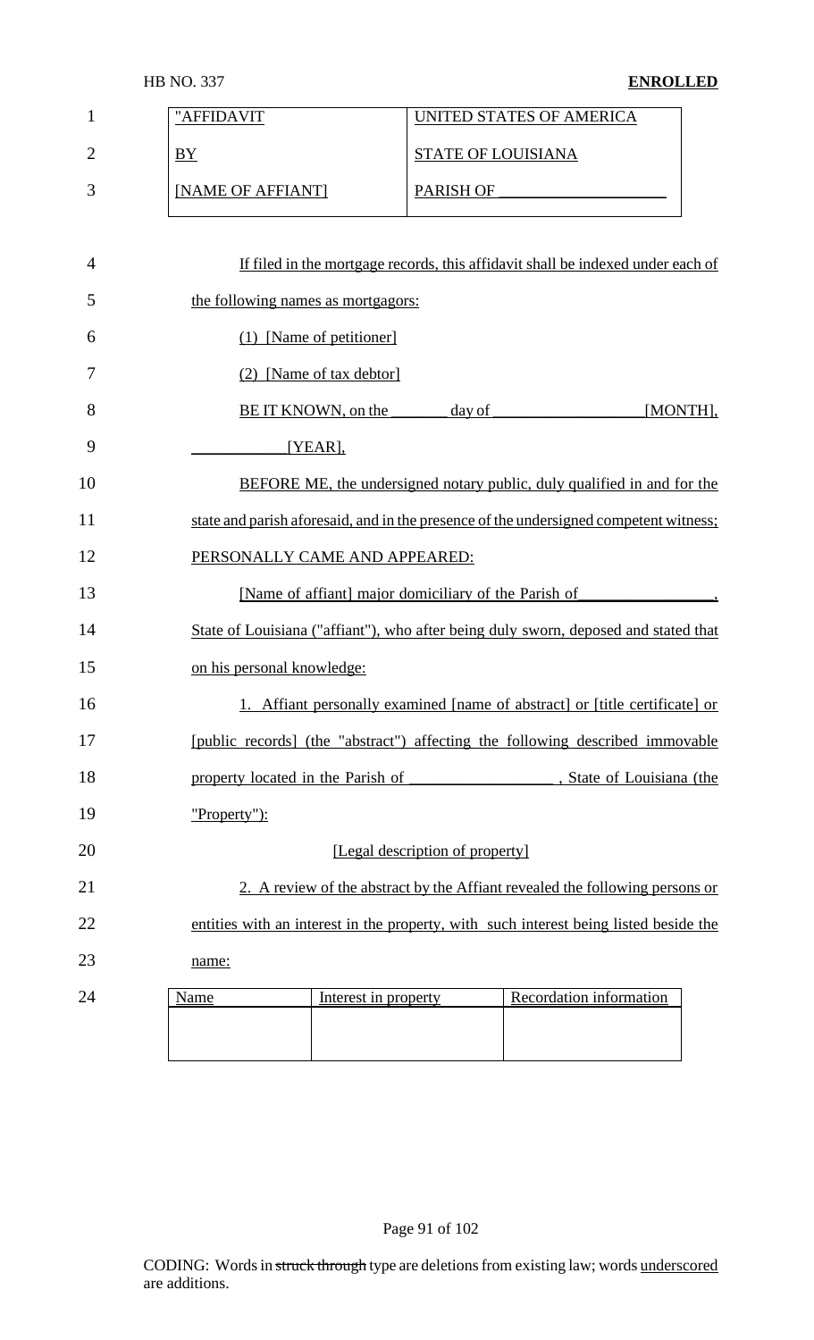| "AFFIDAVIT | UNITED STATES OF AMERICA |
|---|---|
| BY | STATE OF LOUISIANA |
| [NAME OF AFFIANT] | PARISH OF ____________________ |

If filed in the mortgage records, this affidavit shall be indexed under each of the following names as mortgagors:

(1) [Name of petitioner]

(2) [Name of tax debtor]

BE IT KNOWN, on the _______ day of __________________ [MONTH], ___________ [YEAR],

BEFORE ME, the undersigned notary public, duly qualified in and for the state and parish aforesaid, and in the presence of the undersigned competent witness;

PERSONALLY CAME AND APPEARED:

[Name of affiant] major domiciliary of the Parish of ________________, State of Louisiana ("affiant"), who after being duly sworn, deposed and stated that on his personal knowledge:

1. Affiant personally examined [name of abstract] or [title certificate] or [public records] (the "abstract") affecting the following described immovable property located in the Parish of __________________, State of Louisiana (the "Property"):

[Legal description of property]

2. A review of the abstract by the Affiant revealed the following persons or entities with an interest in the property, with such interest being listed beside the name:

| Name | Interest in property | Recordation information |
|---|---|---|
| | | |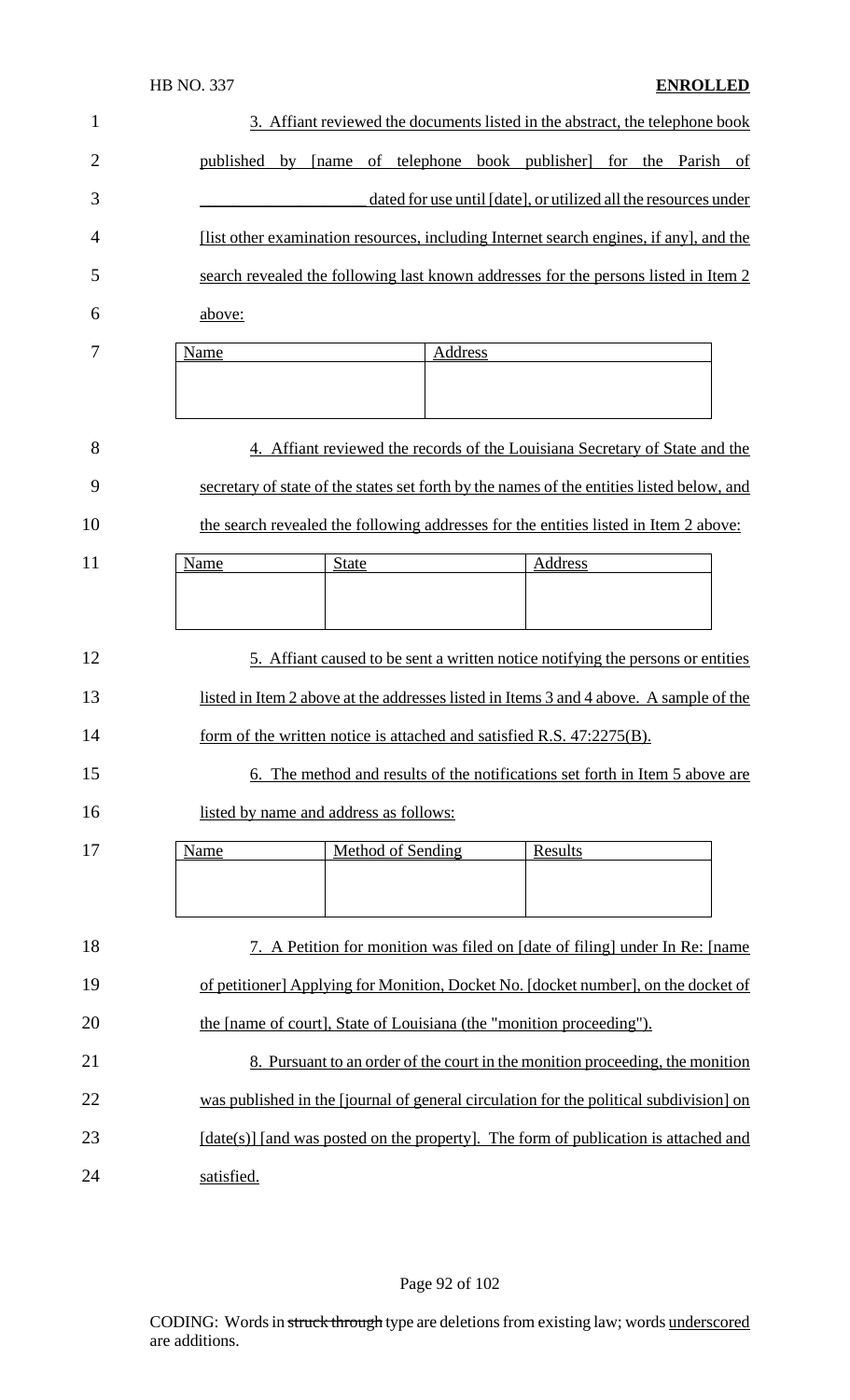3. Affiant reviewed the documents listed in the abstract, the telephone book published by [name of telephone book publisher] for the Parish of ____________________ dated for use until [date], or utilized all the resources under [list other examination resources, including Internet search engines, if any], and the search revealed the following last known addresses for the persons listed in Item 2 above:

| Name | Address |
|---|---|
| | |

4. Affiant reviewed the records of the Louisiana Secretary of State and the secretary of state of the states set forth by the names of the entities listed below, and the search revealed the following addresses for the entities listed in Item 2 above:

| Name | State | Address |
|---|---|---|
| | | |

5. Affiant caused to be sent a written notice notifying the persons or entities listed in Item 2 above at the addresses listed in Items 3 and 4 above. A sample of the form of the written notice is attached and satisfied R.S. 47:2275(B).

6. The method and results of the notifications set forth in Item 5 above are listed by name and address as follows:

| Name | Method of Sending | Results |
|---|---|---|
| | | |

7. A Petition for monition was filed on [date of filing] under In Re: [name of petitioner] Applying for Monition, Docket No. [docket number], on the docket of the [name of court], State of Louisiana (the "monition proceeding").

8. Pursuant to an order of the court in the monition proceeding, the monition was published in the [journal of general circulation for the political subdivision] on [date(s)] [and was posted on the property]. The form of publication is attached and satisfied.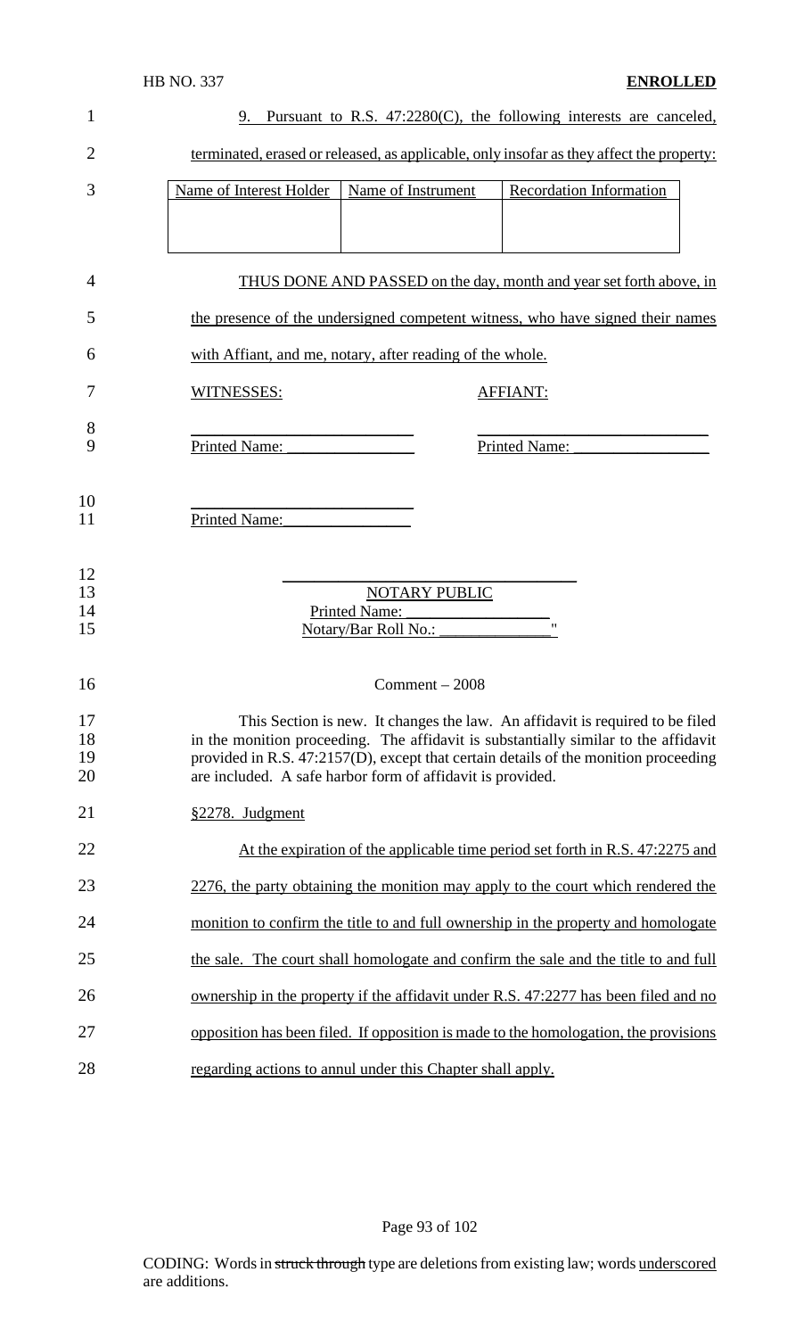9. Pursuant to R.S. 47:2280(C), the following interests are canceled, terminated, erased or released, as applicable, only insofar as they affect the property:

| Name of Interest Holder | Name of Instrument | Recordation Information |
| --- | --- | --- |
| | | |

THUS DONE AND PASSED on the day, month and year set forth above, in the presence of the undersigned competent witness, who have signed their names with Affiant, and me, notary, after reading of the whole.

WITNESSES: AFFIANT:

\_\_\_\_\_\_\_\_\_\_\_\_\_\_\_\_\_\_\_\_\_\_\_\_\_\_ \_\_\_\_\_\_\_\_\_\_\_\_\_\_\_\_\_\_\_\_\_\_\_\_\_\_\_\_

Printed Name:\_\_\_\_\_\_\_\_\_\_\_\_\_\_\_\_ Printed Name:\_\_\_\_\_\_\_\_\_\_\_\_\_\_\_\_\_

\_\_\_\_\_\_\_\_\_\_\_\_\_\_\_\_\_\_\_\_\_\_\_\_\_\_

Printed Name:\_\_\_\_\_\_\_\_\_\_\_\_\_\_\_\_

\_\_\_\_\_\_\_\_\_\_\_\_\_\_\_\_\_\_\_\_\_\_\_\_\_\_\_\_\_\_\_\_\_

NOTARY PUBLIC

Printed Name:\_\_\_\_\_\_\_\_\_\_\_\_\_\_\_\_\_\_

Notary/Bar Roll No.: \_\_\_\_\_\_\_\_\_\_\_\_\_\_"

Comment – 2008

This Section is new. It changes the law. An affidavit is required to be filed in the monition proceeding. The affidavit is substantially similar to the affidavit provided in R.S. 47:2157(D), except that certain details of the monition proceeding are included. A safe harbor form of affidavit is provided.

§2278. Judgment

At the expiration of the applicable time period set forth in R.S. 47:2275 and 2276, the party obtaining the monition may apply to the court which rendered the monition to confirm the title to and full ownership in the property and homologate the sale. The court shall homologate and confirm the sale and the title to and full ownership in the property if the affidavit under R.S. 47:2277 has been filed and no opposition has been filed. If opposition is made to the homologation, the provisions regarding actions to annul under this Chapter shall apply.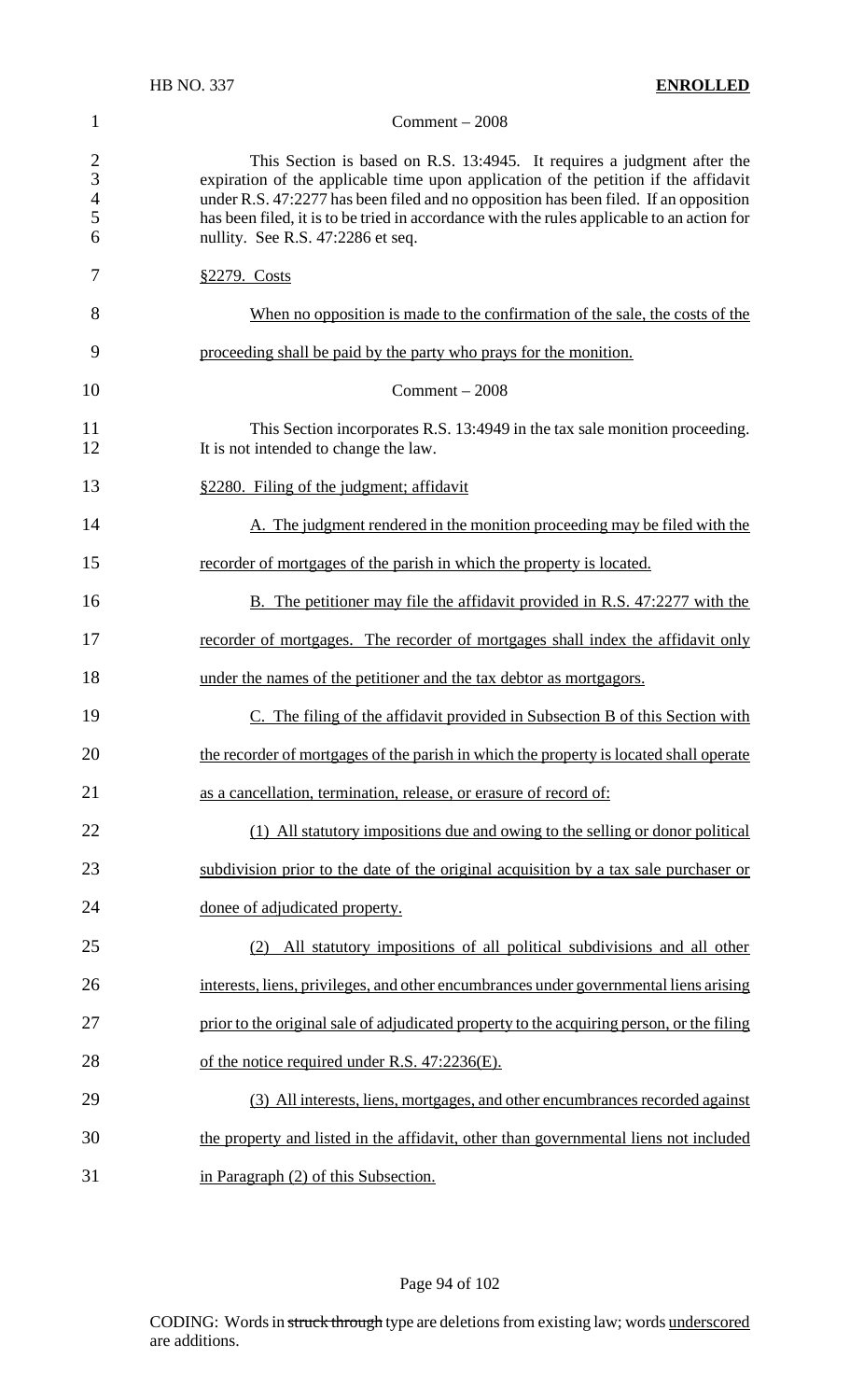Comment – 2008

This Section is based on R.S. 13:4945. It requires a judgment after the expiration of the applicable time upon application of the petition if the affidavit under R.S. 47:2277 has been filed and no opposition has been filed. If an opposition has been filed, it is to be tried in accordance with the rules applicable to an action for nullity. See R.S. 47:2286 et seq.

§2279. Costs

When no opposition is made to the confirmation of the sale, the costs of the proceeding shall be paid by the party who prays for the monition.

Comment – 2008

This Section incorporates R.S. 13:4949 in the tax sale monition proceeding. It is not intended to change the law.

§2280. Filing of the judgment; affidavit

A. The judgment rendered in the monition proceeding may be filed with the recorder of mortgages of the parish in which the property is located.

B. The petitioner may file the affidavit provided in R.S. 47:2277 with the recorder of mortgages. The recorder of mortgages shall index the affidavit only under the names of the petitioner and the tax debtor as mortgagors.

C. The filing of the affidavit provided in Subsection B of this Section with the recorder of mortgages of the parish in which the property is located shall operate as a cancellation, termination, release, or erasure of record of:

(1) All statutory impositions due and owing to the selling or donor political subdivision prior to the date of the original acquisition by a tax sale purchaser or donee of adjudicated property.

(2) All statutory impositions of all political subdivisions and all other interests, liens, privileges, and other encumbrances under governmental liens arising prior to the original sale of adjudicated property to the acquiring person, or the filing of the notice required under R.S. 47:2236(E).

(3) All interests, liens, mortgages, and other encumbrances recorded against the property and listed in the affidavit, other than governmental liens not included in Paragraph (2) of this Subsection.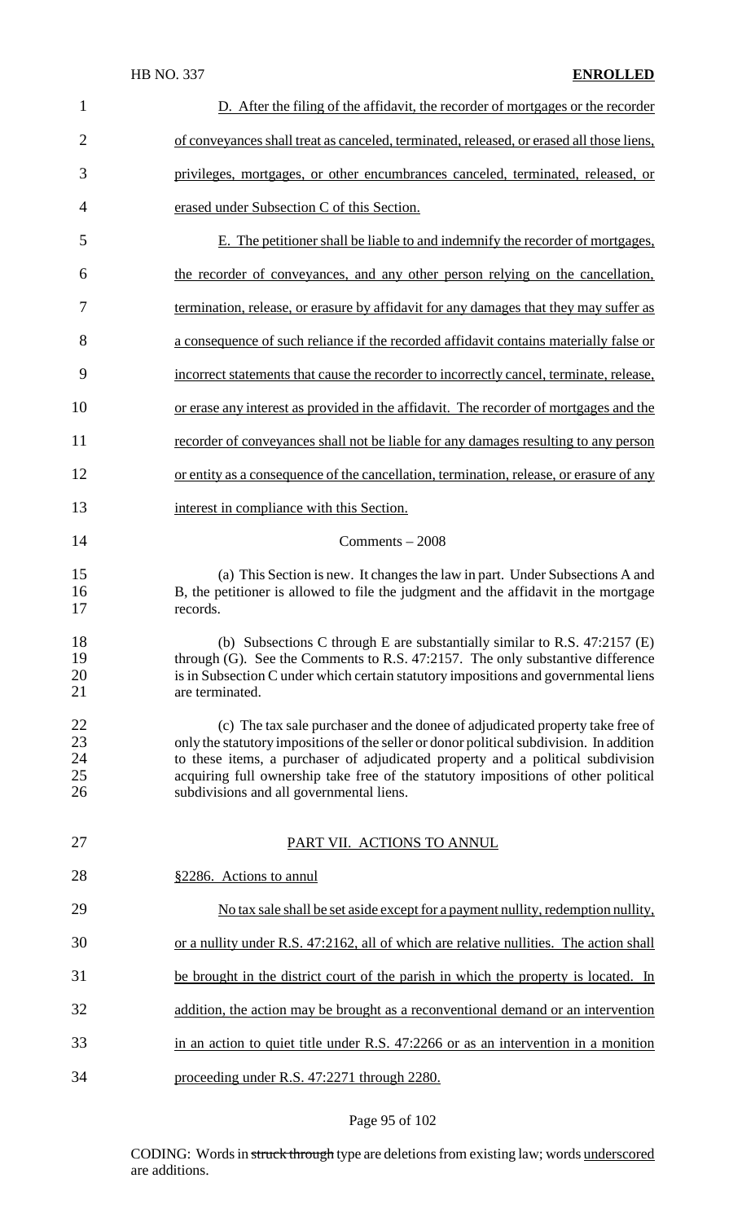D. After the filing of the affidavit, the recorder of mortgages or the recorder of conveyances shall treat as canceled, terminated, released, or erased all those liens, privileges, mortgages, or other encumbrances canceled, terminated, released, or erased under Subsection C of this Section.

E. The petitioner shall be liable to and indemnify the recorder of mortgages, the recorder of conveyances, and any other person relying on the cancellation, termination, release, or erasure by affidavit for any damages that they may suffer as a consequence of such reliance if the recorded affidavit contains materially false or incorrect statements that cause the recorder to incorrectly cancel, terminate, release, or erase any interest as provided in the affidavit. The recorder of mortgages and the recorder of conveyances shall not be liable for any damages resulting to any person or entity as a consequence of the cancellation, termination, release, or erasure of any interest in compliance with this Section.

Comments – 2008

(a) This Section is new. It changes the law in part. Under Subsections A and B, the petitioner is allowed to file the judgment and the affidavit in the mortgage records.

(b) Subsections C through E are substantially similar to R.S. 47:2157 (E) through (G). See the Comments to R.S. 47:2157. The only substantive difference is in Subsection C under which certain statutory impositions and governmental liens are terminated.

(c) The tax sale purchaser and the donee of adjudicated property take free of only the statutory impositions of the seller or donor political subdivision. In addition to these items, a purchaser of adjudicated property and a political subdivision acquiring full ownership take free of the statutory impositions of other political subdivisions and all governmental liens.

PART VII. ACTIONS TO ANNUL

§2286. Actions to annul

No tax sale shall be set aside except for a payment nullity, redemption nullity, or a nullity under R.S. 47:2162, all of which are relative nullities. The action shall be brought in the district court of the parish in which the property is located. In addition, the action may be brought as a reconventional demand or an intervention in an action to quiet title under R.S. 47:2266 or as an intervention in a monition proceeding under R.S. 47:2271 through 2280.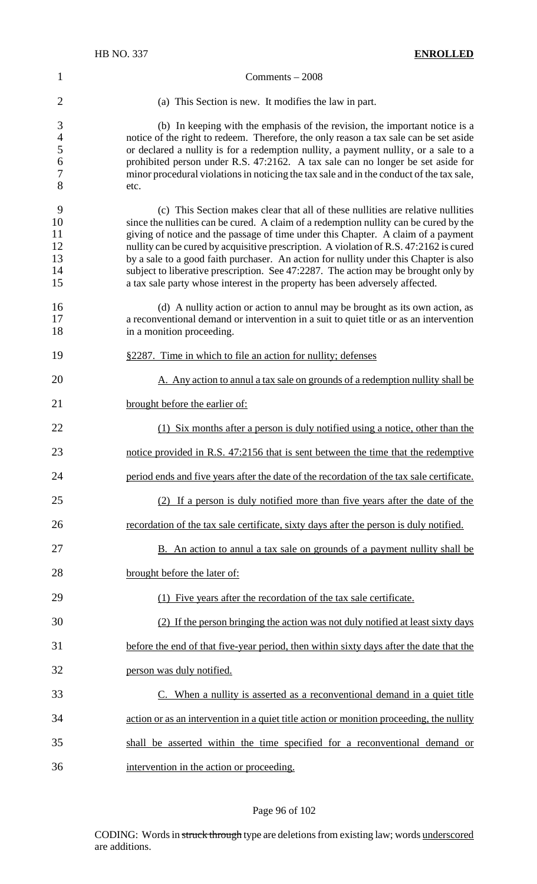Comments – 2008

(a) This Section is new. It modifies the law in part.

(b) In keeping with the emphasis of the revision, the important notice is a notice of the right to redeem. Therefore, the only reason a tax sale can be set aside or declared a nullity is for a redemption nullity, a payment nullity, or a sale to a prohibited person under R.S. 47:2162. A tax sale can no longer be set aside for minor procedural violations in noticing the tax sale and in the conduct of the tax sale, etc.

(c) This Section makes clear that all of these nullities are relative nullities since the nullities can be cured. A claim of a redemption nullity can be cured by the giving of notice and the passage of time under this Chapter. A claim of a payment nullity can be cured by acquisitive prescription. A violation of R.S. 47:2162 is cured by a sale to a good faith purchaser. An action for nullity under this Chapter is also subject to liberative prescription. See 47:2287. The action may be brought only by a tax sale party whose interest in the property has been adversely affected.

(d) A nullity action or action to annul may be brought as its own action, as a reconventional demand or intervention in a suit to quiet title or as an intervention in a monition proceeding.

§2287. Time in which to file an action for nullity; defenses

A. Any action to annul a tax sale on grounds of a redemption nullity shall be brought before the earlier of:

(1) Six months after a person is duly notified using a notice, other than the notice provided in R.S. 47:2156 that is sent between the time that the redemptive period ends and five years after the date of the recordation of the tax sale certificate.

(2) If a person is duly notified more than five years after the date of the recordation of the tax sale certificate, sixty days after the person is duly notified.

B. An action to annul a tax sale on grounds of a payment nullity shall be brought before the later of:

(1) Five years after the recordation of the tax sale certificate.

(2) If the person bringing the action was not duly notified at least sixty days before the end of that five-year period, then within sixty days after the date that the person was duly notified.

C. When a nullity is asserted as a reconventional demand in a quiet title action or as an intervention in a quiet title action or monition proceeding, the nullity shall be asserted within the time specified for a reconventional demand or intervention in the action or proceeding.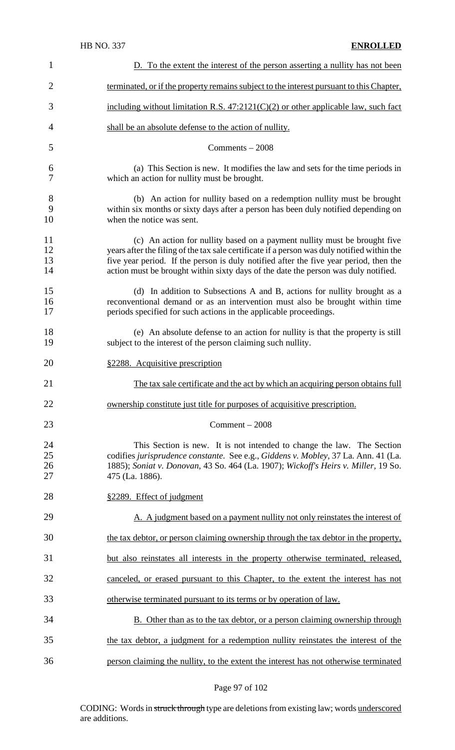D. To the extent the interest of the person asserting a nullity has not been terminated, or if the property remains subject to the interest pursuant to this Chapter, including without limitation R.S. 47:2121(C)(2) or other applicable law, such fact shall be an absolute defense to the action of nullity.

Comments – 2008

(a) This Section is new. It modifies the law and sets for the time periods in which an action for nullity must be brought.

(b) An action for nullity based on a redemption nullity must be brought within six months or sixty days after a person has been duly notified depending on when the notice was sent.

(c) An action for nullity based on a payment nullity must be brought five years after the filing of the tax sale certificate if a person was duly notified within the five year period. If the person is duly notified after the five year period, then the action must be brought within sixty days of the date the person was duly notified.

(d) In addition to Subsections A and B, actions for nullity brought as a reconventional demand or as an intervention must also be brought within time periods specified for such actions in the applicable proceedings.

(e) An absolute defense to an action for nullity is that the property is still subject to the interest of the person claiming such nullity.

§2288. Acquisitive prescription

The tax sale certificate and the act by which an acquiring person obtains full ownership constitute just title for purposes of acquisitive prescription.

Comment – 2008

This Section is new. It is not intended to change the law. The Section codifies *jurisprudence constante*. See e.g., *Giddens v. Mobley*, 37 La. Ann. 41 (La. 1885); *Soniat v. Donovan*, 43 So. 464 (La. 1907); *Wickoff's Heirs v. Miller*, 19 So. 475 (La. 1886).

§2289. Effect of judgment

A. A judgment based on a payment nullity not only reinstates the interest of the tax debtor, or person claiming ownership through the tax debtor in the property, but also reinstates all interests in the property otherwise terminated, released, canceled, or erased pursuant to this Chapter, to the extent the interest has not otherwise terminated pursuant to its terms or by operation of law.

B. Other than as to the tax debtor, or a person claiming ownership through the tax debtor, a judgment for a redemption nullity reinstates the interest of the person claiming the nullity, to the extent the interest has not otherwise terminated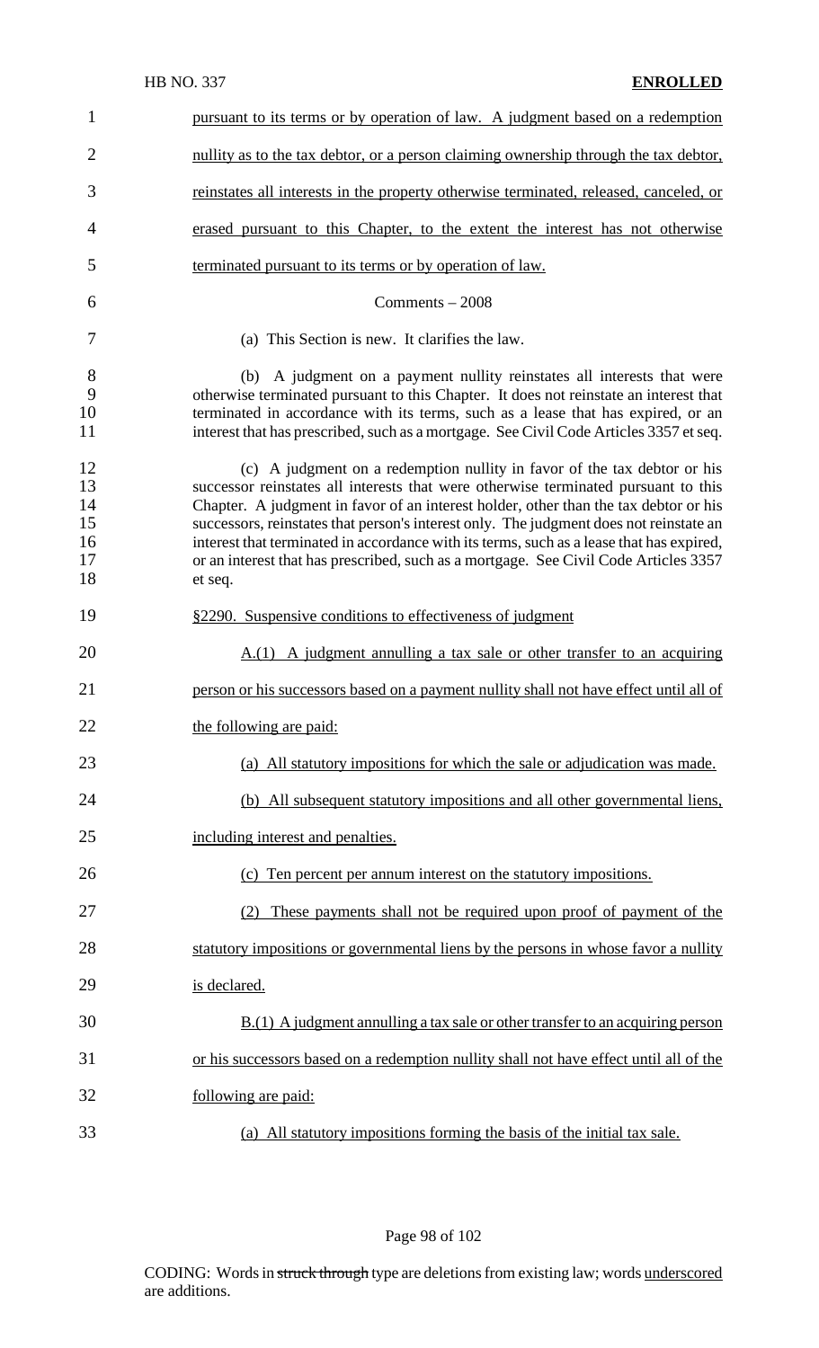pursuant to its terms or by operation of law. A judgment based on a redemption nullity as to the tax debtor, or a person claiming ownership through the tax debtor, reinstates all interests in the property otherwise terminated, released, canceled, or erased pursuant to this Chapter, to the extent the interest has not otherwise terminated pursuant to its terms or by operation of law.

Comments – 2008

(a) This Section is new. It clarifies the law.

(b) A judgment on a payment nullity reinstates all interests that were otherwise terminated pursuant to this Chapter. It does not reinstate an interest that terminated in accordance with its terms, such as a lease that has expired, or an interest that has prescribed, such as a mortgage. See Civil Code Articles 3357 et seq.

(c) A judgment on a redemption nullity in favor of the tax debtor or his successor reinstates all interests that were otherwise terminated pursuant to this Chapter. A judgment in favor of an interest holder, other than the tax debtor or his successors, reinstates that person's interest only. The judgment does not reinstate an interest that terminated in accordance with its terms, such as a lease that has expired, or an interest that has prescribed, such as a mortgage. See Civil Code Articles 3357 et seq.

§2290. Suspensive conditions to effectiveness of judgment

A.(1) A judgment annulling a tax sale or other transfer to an acquiring person or his successors based on a payment nullity shall not have effect until all of the following are paid:

(a) All statutory impositions for which the sale or adjudication was made.

(b) All subsequent statutory impositions and all other governmental liens, including interest and penalties.

(c) Ten percent per annum interest on the statutory impositions.

(2) These payments shall not be required upon proof of payment of the statutory impositions or governmental liens by the persons in whose favor a nullity is declared.

B.(1) A judgment annulling a tax sale or other transfer to an acquiring person or his successors based on a redemption nullity shall not have effect until all of the following are paid:

(a) All statutory impositions forming the basis of the initial tax sale.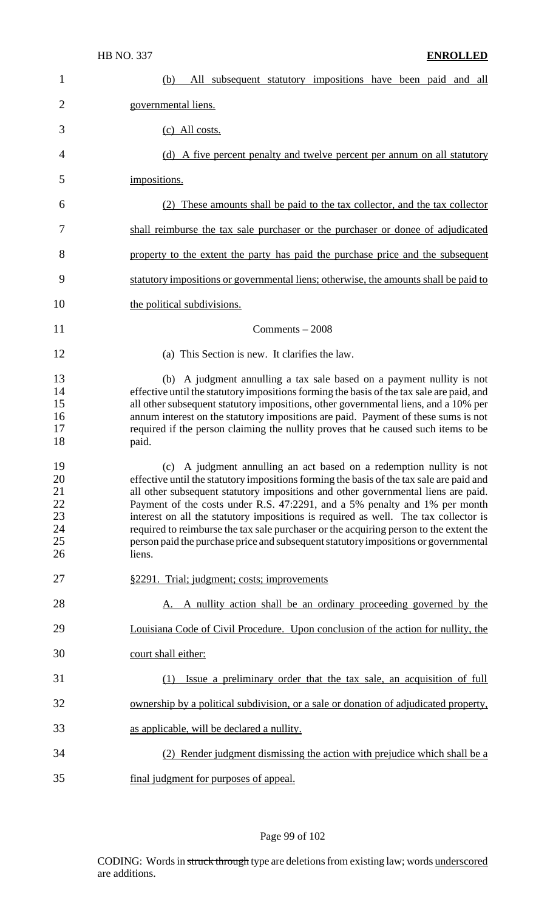(b) All subsequent statutory impositions have been paid and all governmental liens.

(c) All costs.

(d) A five percent penalty and twelve percent per annum on all statutory impositions.

(2) These amounts shall be paid to the tax collector, and the tax collector shall reimburse the tax sale purchaser or the purchaser or donee of adjudicated property to the extent the party has paid the purchase price and the subsequent statutory impositions or governmental liens; otherwise, the amounts shall be paid to the political subdivisions.

Comments – 2008

(a) This Section is new. It clarifies the law.

(b) A judgment annulling a tax sale based on a payment nullity is not effective until the statutory impositions forming the basis of the tax sale are paid, and all other subsequent statutory impositions, other governmental liens, and a 10% per annum interest on the statutory impositions are paid. Payment of these sums is not required if the person claiming the nullity proves that he caused such items to be paid.

(c) A judgment annulling an act based on a redemption nullity is not effective until the statutory impositions forming the basis of the tax sale are paid and all other subsequent statutory impositions and other governmental liens are paid. Payment of the costs under R.S. 47:2291, and a 5% penalty and 1% per month interest on all the statutory impositions is required as well. The tax collector is required to reimburse the tax sale purchaser or the acquiring person to the extent the person paid the purchase price and subsequent statutory impositions or governmental liens.

§2291. Trial; judgment; costs; improvements

A. A nullity action shall be an ordinary proceeding governed by the Louisiana Code of Civil Procedure. Upon conclusion of the action for nullity, the court shall either:

(1) Issue a preliminary order that the tax sale, an acquisition of full ownership by a political subdivision, or a sale or donation of adjudicated property, as applicable, will be declared a nullity.

(2) Render judgment dismissing the action with prejudice which shall be a final judgment for purposes of appeal.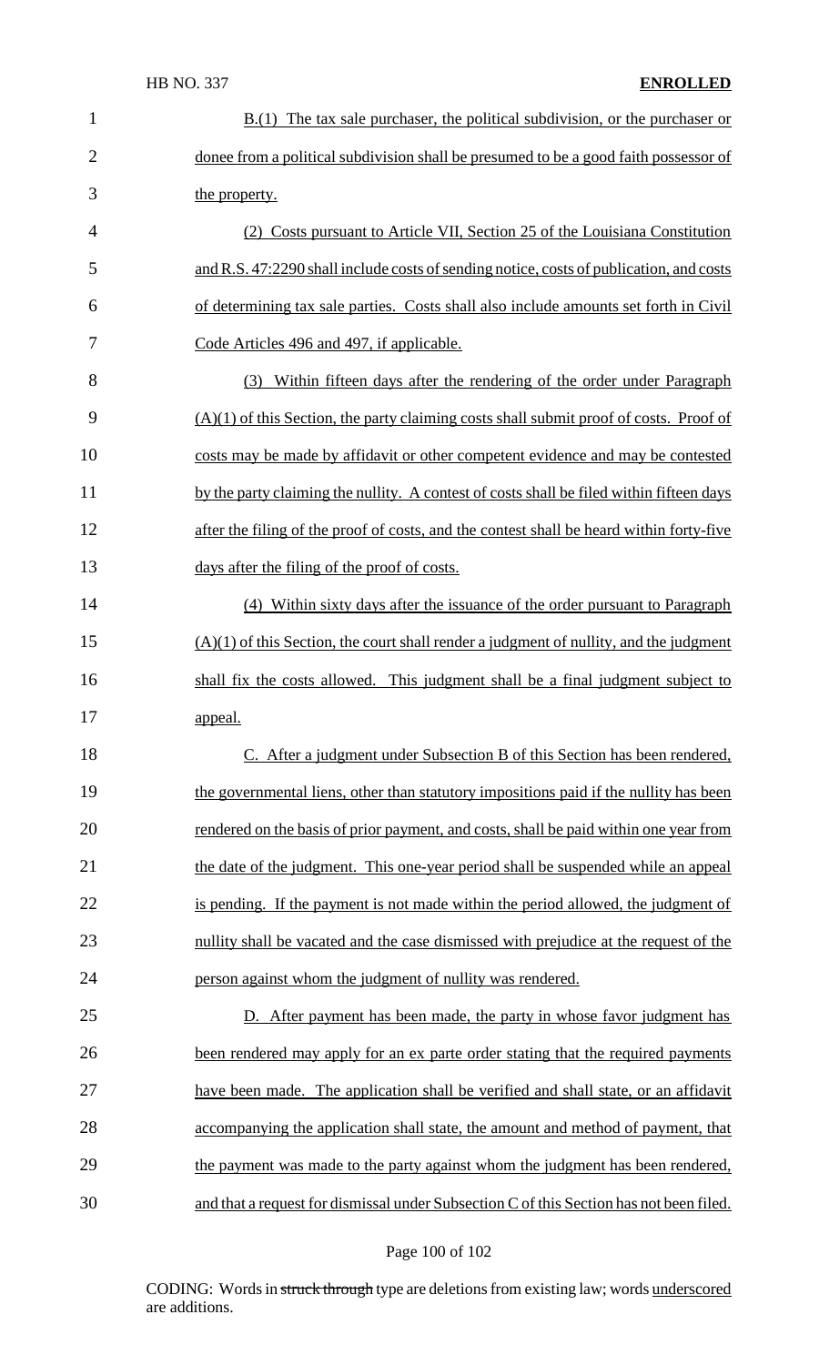B.(1) The tax sale purchaser, the political subdivision, or the purchaser or donee from a political subdivision shall be presumed to be a good faith possessor of the property.

(2) Costs pursuant to Article VII, Section 25 of the Louisiana Constitution and R.S. 47:2290 shall include costs of sending notice, costs of publication, and costs of determining tax sale parties. Costs shall also include amounts set forth in Civil Code Articles 496 and 497, if applicable.

(3) Within fifteen days after the rendering of the order under Paragraph (A)(1) of this Section, the party claiming costs shall submit proof of costs. Proof of costs may be made by affidavit or other competent evidence and may be contested by the party claiming the nullity. A contest of costs shall be filed within fifteen days after the filing of the proof of costs, and the contest shall be heard within forty-five days after the filing of the proof of costs.

(4) Within sixty days after the issuance of the order pursuant to Paragraph (A)(1) of this Section, the court shall render a judgment of nullity, and the judgment shall fix the costs allowed. This judgment shall be a final judgment subject to appeal.

C. After a judgment under Subsection B of this Section has been rendered, the governmental liens, other than statutory impositions paid if the nullity has been rendered on the basis of prior payment, and costs, shall be paid within one year from the date of the judgment. This one-year period shall be suspended while an appeal is pending. If the payment is not made within the period allowed, the judgment of nullity shall be vacated and the case dismissed with prejudice at the request of the person against whom the judgment of nullity was rendered.

D. After payment has been made, the party in whose favor judgment has been rendered may apply for an ex parte order stating that the required payments have been made. The application shall be verified and shall state, or an affidavit accompanying the application shall state, the amount and method of payment, that the payment was made to the party against whom the judgment has been rendered, and that a request for dismissal under Subsection C of this Section has not been filed.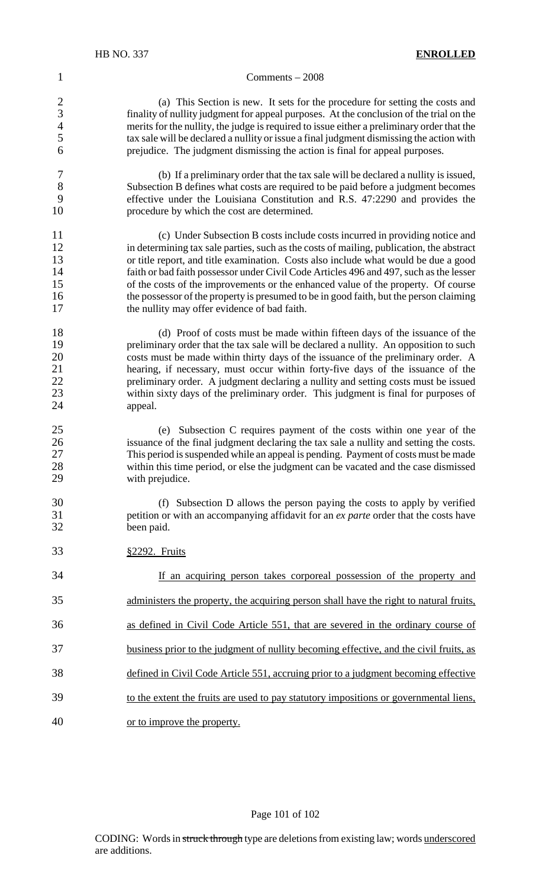Comments – 2008

(a) This Section is new. It sets for the procedure for setting the costs and finality of nullity judgment for appeal purposes. At the conclusion of the trial on the merits for the nullity, the judge is required to issue either a preliminary order that the tax sale will be declared a nullity or issue a final judgment dismissing the action with prejudice. The judgment dismissing the action is final for appeal purposes.

(b) If a preliminary order that the tax sale will be declared a nullity is issued, Subsection B defines what costs are required to be paid before a judgment becomes effective under the Louisiana Constitution and R.S. 47:2290 and provides the procedure by which the cost are determined.

(c) Under Subsection B costs include costs incurred in providing notice and in determining tax sale parties, such as the costs of mailing, publication, the abstract or title report, and title examination. Costs also include what would be due a good faith or bad faith possessor under Civil Code Articles 496 and 497, such as the lesser of the costs of the improvements or the enhanced value of the property. Of course the possessor of the property is presumed to be in good faith, but the person claiming the nullity may offer evidence of bad faith.

(d) Proof of costs must be made within fifteen days of the issuance of the preliminary order that the tax sale will be declared a nullity. An opposition to such costs must be made within thirty days of the issuance of the preliminary order. A hearing, if necessary, must occur within forty-five days of the issuance of the preliminary order. A judgment declaring a nullity and setting costs must be issued within sixty days of the preliminary order. This judgment is final for purposes of appeal.

(e) Subsection C requires payment of the costs within one year of the issuance of the final judgment declaring the tax sale a nullity and setting the costs. This period is suspended while an appeal is pending. Payment of costs must be made within this time period, or else the judgment can be vacated and the case dismissed with prejudice.

(f) Subsection D allows the person paying the costs to apply by verified petition or with an accompanying affidavit for an *ex parte* order that the costs have been paid.

§2292. Fruits

If an acquiring person takes corporeal possession of the property and administers the property, the acquiring person shall have the right to natural fruits, as defined in Civil Code Article 551, that are severed in the ordinary course of business prior to the judgment of nullity becoming effective, and the civil fruits, as defined in Civil Code Article 551, accruing prior to a judgment becoming effective to the extent the fruits are used to pay statutory impositions or governmental liens, or to improve the property.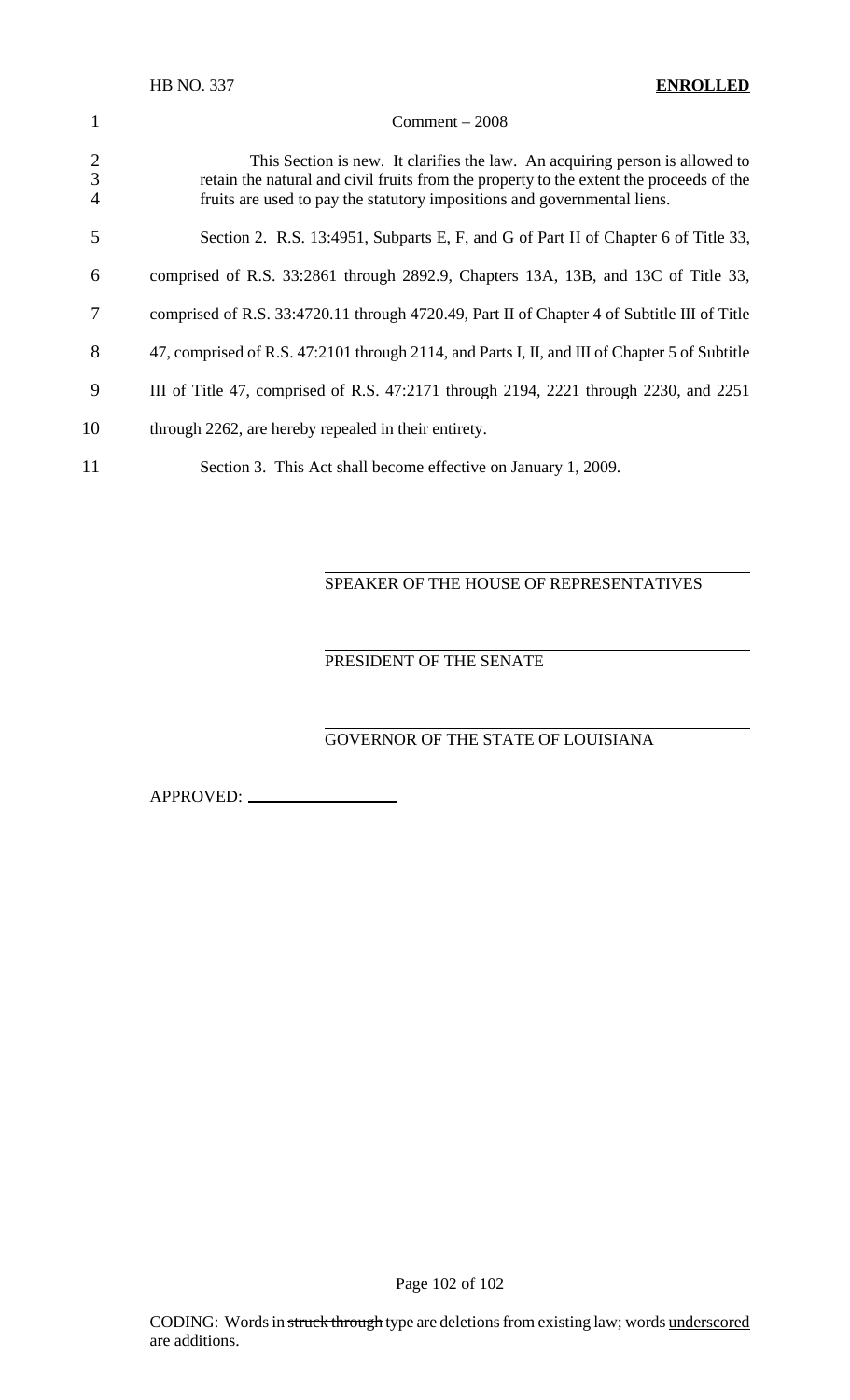Comment – 2008

This Section is new. It clarifies the law. An acquiring person is allowed to retain the natural and civil fruits from the property to the extent the proceeds of the fruits are used to pay the statutory impositions and governmental liens.

Section 2. R.S. 13:4951, Subparts E, F, and G of Part II of Chapter 6 of Title 33, comprised of R.S. 33:2861 through 2892.9, Chapters 13A, 13B, and 13C of Title 33, comprised of R.S. 33:4720.11 through 4720.49, Part II of Chapter 4 of Subtitle III of Title 47, comprised of R.S. 47:2101 through 2114, and Parts I, II, and III of Chapter 5 of Subtitle III of Title 47, comprised of R.S. 47:2171 through 2194, 2221 through 2230, and 2251 through 2262, are hereby repealed in their entirety.

Section 3. This Act shall become effective on January 1, 2009.

SPEAKER OF THE HOUSE OF REPRESENTATIVES

PRESIDENT OF THE SENATE

GOVERNOR OF THE STATE OF LOUISIANA

APPROVED: ____________________